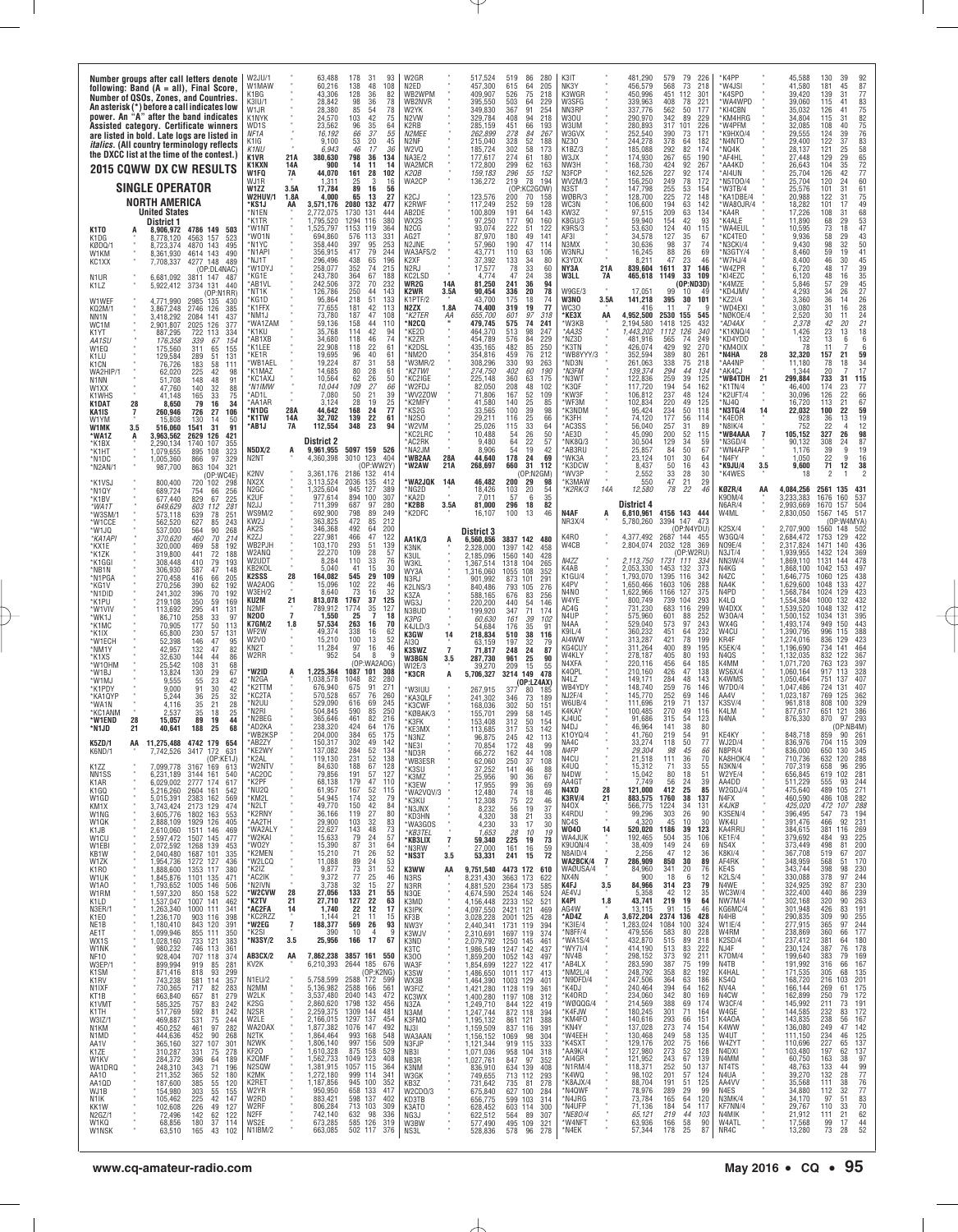Number groups after call letters denote following: Band (A = all), Final Score, Number of QSOs, Zones, and Countries. An asterisk (*) before a call indicates low power. An "A" after the band indicates Assisted category. Certificate winners are listed in bold. Late logs are listed in *italics*. (All country terminology reflects the DXCC list at the time of the contest.)

# 2015 CQWW DX CW RESULTS

## SINGLE OPERATOR

### NORTH AMERICA

#### United States

##### District 1

**K1TO** A 8,906,972 4786 149 503
K1DG 8,778,120 4563 157 523
KØDQ/1 8,723,374 4870 143 495
W1KM 8,361,930 4614 143 490
KC1XX 7,708,337 4277 148 489 (OP:DL4NAC)
N1UR 6,681,092 3811 147 487
K1LZ 5,922,412 3734 131 440 (OP:N1RR)
W1WEF 4,771,990 2985 135 430
KQ2M/1 3,867,248 2746 126 385
NN1N 3,418,292 2084 141 437
WC1M 2,901,807 2025 126 377
K1YT 887,295 722 113 334
*AA1SU* 176,358 339 67 154
W1EQ 175,560 311 65 155
K1LLI 129,584 289 51 131
K1CN 76,726 183 58 111
WA2HIP/1 62,020 225 42 98
N1NN 51,708 148 48 91
W1XX 47,760 140 32 88
K1WHS 41,148 165 33 75
**K1DAT** 28 8,650 79 16 34
**KA1IS** 7 260,946 726 27 106
W1YM 15,808 130 14 50
**W1MK** 3.5 516,060 1541 31 91
***WA1Z** A 3,963,562 2629 126 421
*K1BX 2,290,134 1740 107 355
*K1HT 1,079,655 895 108 323
*N1DC 1,005,360 866 97 329
*N2AN/1 987,700 863 104 321 (OP:WC4E)
*K1VSJ 800,400 720 102 298
*N1QY 689,724 754 66 256
*K1BV 677,440 829 67 225
**WA1T* 649,629 603 112 281
*W3SM/1 573,118 639 78 251
*W1CCE 562,520 627 85 243
*W1JQ 537,000 564 90 268
**KA1API* 370,620 460 70 214
*KX1E 320,000 469 58 192
*K1RV 319,800 441 72 188
*K1GGI 308,448 410 79 193
*NB1N 306,930 587 47 148
*NQ1S 270,458 416 66 205
*KG1V 270,256 396 62 192
*N1DID 241,302 396 70 192
*K1PU 219,108 350 59 169
*W1VIV 113,692 295 41 131
*WK1J 86,710 258 33 97
*K1MC 70,905 177 50 113
*K1IX 65,800 230 57 131
*W1ECH 52,398 146 47 95
*NM1Y 42,957 132 47 82
*K1XS 32,630 144 44 86
*W1OHM 25,542 108 31 68
*W1BJ 13,824 130 29 67
*W1MJ 9,555 55 23 42
*K1PDY 9,000 59 26 32
*KA1QYP 5,244 36 25 32
*WA1N 4,116 35 21 28
*KC1ANM 2,537 35 18 25
***W1END** 28 15,057 89 19 44
***N1JD** 21 40,641 188 25 68
**K5ZD/1** AA 11,275,488 4742 179 654
K6ND/1 7,742,526 3417 172 631 (OP:KE1J)
K1ZZ 7,099,778 3167 169 613
NN1SS 6,231,189 3144 161 540
K1AR 6,029,002 2777 174 617
K1GQ 5,216,260 2604 161 542
W1GD 5,015,391 2383 162 569
KM1X 3,743,424 2173 129 474
W1NG 3,605,776 1802 163 553
W1QK 2,888,109 1929 126 405
K1JB 2,610,060 1511 146 469
W1CU 2,597,472 1507 145 477
W1EBI 2,072,592 1268 139 453
KB1W 2,040,480 1687 101 335
W1ZK 1,954,136 1272 127 436
K1RO 1,888,600 1353 117 380
W1UK 1,845,876 1101 135 471
W1KO 1,793,652 1005 146 506
W1RM 1,597,320 850 158 522
K1LD 1,537,047 1007 141 462
N3ER/1 1,263,340 1000 111 341
K1EO 1,236,170 903 116 398
NE1B 1,180,410 843 120 391
AE1T 1,099,956 855 111 350
WX1S 1,028,160 733 121 443
W1NK 980,232 746 113 361
NF1O 928,404 707 118 374
W3EP/1 899,994 919 85 288
K1SM 871,416 818 93 299
K1RV 743,238 581 114 357
N1IXF 730,365 717 82 283
K1TR 663,840 657 81 279
K1VMT 585,325 757 83 242
K1TH 517,769 592 81 242
W3IZ/1 469,887 531 75 244
N1KM 450,252 461 97 282
N1MD 444,636 452 90 268
AA1V 365,160 327 107 301
K1ZE 310,287 331 75 278
W1KV 284,372 396 64 189
WA1DRQ 248,310 343 71 196
AA1O 211,352 365 52 180
AA1QD 187,600 385 55 120
WJ1B 154,980 303 55 155
N1IK 105,462 225 42 147
KK1W 102,608 226 49 127
N2GZ/1 72,496 142 62 122
W1KQ 68,856 180 37 114
W1NSK 63,510 165 43 102
W2JU/1 63,488 178 31 93
W1MAW 60,216 138 48 108
K1BG 43,306 128 36 82
K3IU/1 28,842 98 36 78
W1JR 28,380 85 54 78
K1NYK 24,570 103 42 75
WD1S 23,562 96 35 64
*NF1A* 16,192 66 37 55
K1IG 9,100 53 20 45
*K1NU* 6,943 46 17 36
**K1VR** 21A 380,630 798 36 134
**K1KXN** 14A 900 14 11 14
**W1FQ** 7A 44,070 161 28 102
WU1R 1,311 25 3 16
**W1ZZ** 3.5A 17,784 89 16 56
**W2HUV/1** 1.8A 4,000 65 13 27
***KS1J** AA 3,571,176 2080 132 477
*N1EN 2,772,075 1730 131 444
*K1TR 1,795,520 1294 116 380
*W1NT 1,525,797 1153 119 364
*WO1N 694,860 576 113 331
*N1YC 358,440 397 95 253
*N1API 356,915 417 79 244
*NJ1T 296,496 438 65 196
*W1DYJ 258,077 352 74 215
*KG1E 243,780 364 67 188
*AB1VL 242,506 372 70 232
*NT1K 126,786 250 44 143
*KG1D 95,864 218 51 133
*K1FPX 77,655 181 42 113
*NM1J 73,780 187 47 108
*WA1ZAM 59,136 158 44 110
*K1KU 35,768 114 42 94
*AB1XB 34,680 118 46 74
*K1LEE 22,908 118 22 61
*KE1R 19,695 96 40 61
*WB1AEL 19,224 87 31 58
*K1MAZ 14,685 80 28 61
*KC1AXJ 10,564 62 26 50
**N1IMW* 10,044 109 27 66
*AD1L 7,080 50 21 39
*AA1AR 3,124 28 19 25
***N1DG** 28A 44,642 168 24 77
***K1TW** 14A 32,702 139 22 61
***AB1J** 7A 112,554 348 23 94

##### District 2

**N5DX/2** A 9,961,955 5097 159 526
N2NT 4,360,398 (OP:WW2Y)
K2NV 3,361,176 2186 132 414
NX2X 3,113,524 2036 135 412
N2GC 1,325,604 945 127 389
K2UF 977,614 894 100 307
N2JJ 711,399 687 97 280
WS9M/2 692,900 798 89 249
KW2J 363,825 472 85 212
AK2S 346,368 492 64 200
K2ZJ 227,981 466 47 122
WB2PJH 103,170 293 51 139
W2ANQ 22,270 109 28 57
W2UDT 8,284 110 33 76
KB2KOL 5,040 41 15 30
**K2SSS** 28 164,082 545 29 109
WA2AOG 15,096 102 22 46
W3EH/2 8,640 73 16 32
**KU2M** 21 813,078 1767 37 125
N2MF 789,912 1774 35 127
**N2OO** 7 1,550 25 7 18
**K7GM/2** 1.8 57,534 263 16 70
WF2W 49,374 338 16 62
W2VO 15,210 100 13 52
KN2T 11,284 97 16 46
W2RR 952 54 8 9 (OP:WA2AOG)
***W2ID** A 1,225,364 1087 101 308
*N2GA 1,038,578 1048 82 280
*K2TTM 676,940 675 91 271
*KC2TA 570,528 657 76 260
*N2UU 529,090 616 69 245
*N2RI 504,945 590 85 250
*N2BEG 365,646 461 82 216
*AD2KA 238,320 424 64 176
*WB2KSP 204,000 384 65 175
*AB2ZY 150,317 302 49 142
*KE2WY 137,082 284 52 134
*K2AL 119,130 231 52 138
*W2NTV 84,630 168 67 128
*AC2OC 79,856 191 57 127
*K2PF 68,138 179 47 110
*NU2Q 61,957 167 52 115
*KM2L 54,945 174 32 79
*N2LT 49,770 150 42 84
*K2RNY 36,166 119 27 80
*AA2TH 29,900 103 32 83
*WA2ALY 22,627 143 48 73
*W2KAI 15,633 79 24 57
*WO2Y 15,390 87 31 64
*K2MEN 15,210 71 26 52
*W2LCQ 11,088 89 24 53
*K2IZ 9,877 73 31 52
*AC2IK 9,372 77 25 46
*N2IVN 3,738 32 15 27
***W2CVW** 28 27,056 133 21 55
***K2TV** 21 27,710 127 22 63
***AC2FA** 14 1,740 22 12 17
*KC2HZZ 1,144 21 11 15
***W2EG** 7 188,377 569 26 93
*K2SI 390 10 4 9
***N3SY/2** 3.5 25,956 166 17 67
**AB3CX/2** AA 7,862,238 3857 161 550
KV2K 6,210,393 2644 185 676 (OP:K2NG)
N1EU/2 5,758,599 2588 172 599
N2MM 5,136,982 2588 166 561
W2LK 3,537,480 2040 143 472
K2SG 2,860,620 1798 132 456
N2SR 2,259,375 1309 144 481
W2RE 1,381,915 1057 115 364
K2MK 1,272,180 999 114 341
K2RET 1,187,856 945 100 352
W2YR 950,950 658 133 417
W2RD 883,421 598 137 402
N2RF 806,284 713 103 309
N2FF 742,140 632 98 336
WS2E 673,285 585 126 319
N1IBM/2 663,085 502 117 376
W2GR 517,524 519 86 280
N2ED 457,300 615 64 205
WB2WPM 409,907 526 75 218
WB2NVR 395,550 503 64 229
W2YK 349,830 367 91 254
N2VW 329,784 408 94 218
K2RB 285,159 451 66 193
*N2MEE* 262,899 278 84 267
N2NF 215,040 328 52 188
W2VQ 185,724 302 58 173
NA3E/2 177,617 274 61 180
WA2MCR 172,800 299 62 163
*K2QB* 159,183 296 55 152
WA2CP 136,272 219 78 194 (OP:KC2GOW)
K2CJ 123,576 200 70 158
K2RWF 117,249 252 59 128
AB2DE 100,809 191 64 143
WX2S 97,250 177 90 160
N2CG 93,074 222 51 122
AG2T 87,970 180 49 141
N2JNE 57,960 190 47 114
WA3AFS/2 43,771 110 63 106
K2XF 37,392 133 34 80
N2RJ 17,577 78 33 60
KC2LSD 4,774 47 24 38
**WR2G** 14A 81,250 241 36 94
**K2WR** 3.5A 90,454 336 20 78
K1PTF/2 43,700 175 18 74
**N2ZX** 1.8A 74,400 319 19 77
**K2TER* AA 655,700 601 97 319
***N2CQ** 479,745 575 74 241
*KE2D 464,370 513 98 247
*K2ZR 454,789 576 84 229
*K2DSL 435,165 482 85 250
*NM2O 354,816 459 76 212
*W3MR/2 308,296 330 93 263
**K2TWI* 274,750 402 60 190
*KC2IGE 225,148 360 63 175
*W2FDJ 82,050 208 48 102
*WV2ZOW 71,806 167 52 109
*K2MFY 41,580 140 25 85
*KS2G 33,565 100 39 86
*N2SO 29,211 116 25 66
*W2VM 25,026 115 33 64
*KC2LRC 10,488 54 26 50
*AC2RK 9,480 64 22 57
*NA2JM 8,906 54 19 42
***WB2NA** 28A 44,640 178 24 69
***W2AW** 21A 268,697 660 31 112 (OP:N2GM)
***WA2JQK** 14A 46,482 200 29 98
*NG2D 18,426 103 20 54
*KA2D 7,011 57 6 35
***K2BB** 3.5A 81,000 296 18 82
*K2DFC 16,107 100 13 46

##### District 3

**AA1K/3** A 6,560,856 3837 142 480
K3NK 2,328,000 1397 142 458
K3UL 2,185,096 1560 140 428
W3KL 1,367,514 1318 104 265
N3SD 1,316,060 1055 108 352
WY3A 901,992 873 101 291
N3RJ 840,486 793 105 276
K2LNS/3 588,165 676 83 256
K3ZA 220,200 440 54 146
WG3J 199,920 347 71 174
N3BUD
*K3PQ* 60,630 161 39 102
K4JLD/3 54,684 176 35 91
**K3GW** 14 218,834 510 38 116
AI3Q 63,159 197 32 79
**K3SWZ** 7 71,817 248 24 87
**W3BGN** 3.5 287,730 961 25 90
WI2E/3 39,270 209 15 55
***K3CR** A 5,706,327 3214 149 478 (OP:LZ4AX)
*W3IUU 267,975 377 80 185
*KA3QLF 241,302 346 73 189
*K3CWF 168,036 302 50 151
*KØBAK/3 155,701 299 58 145
*K3FK 153,408 312 50 154
*KE3MX 113,685 317 53 142
*N3NZ 96,875 245 42 113
*NE3I 70,854 172 48 99
*ND3R 66,272 162 44 108
*WB3ESR 62,060 250 37 108
*K3TPD 37,252 141 46 88
*K3MZ 25,956 90 36 67
*K3EW 17,955 99 36 69
*WA2VQV/3 12,480 74 18 46
*K3KU 12,308 75 22 46
*N3JNX 8,232 56 19 37
*KD3HN 4,320 38 21 33
*WA3GOS 4,230 37 17 30
**KB3TEL* 1,653 28 10 19
***KB3LIX** 7 59,340 225 19 73
*N3RW 27,000 161 16 59
***NS3T** 3.5 53,331 241 15 72
**K3WW** AA 9,751,540 4473 172 610
N3RS 8,231,430 3663 173 622
N3RR 4,881,520 2364 173 585
N3QE 4,674,590 2524 146 524
K3MD 4,156,443 2233 152 521
K3IPK 4,097,550 2421 121 469
KF3B 3,028,228 2001 125 428
NW3Y 2,440,341 1731 119 394
K3WJV 2,310,691 1697 119 374
K3ND 2,079,792 1250 145 461
K3TC 1,986,549 1247 142 437
K3OO 1,859,200 1052 143 497
WA3F 1,854,699 1227 127 416
K3SW 1,486,650 1011 117 413
WX3B 1,464,390 1003 129 401
W3FIZ 1,421,280 1128 119 361
KC3WX 1,400,280 1197 108 312
N3ZA 1,249,710 844 122 419
N3AM 1,247,744 872 118 394
NJ3I 1,159,509 837 116 391
WA3AAN 1,156,152 1069 98 304
N3FJP 1,121,344 919 115 333
NB3I 1,071,036 958 104 318
NB3R 1,027,861 847 97 352
K3NM 836,910 634 139 408
W3GK 749,655 713 112 293
KB3Z 731,642 735 81 278
W2CDO/3 675,840 627 100 284
KD3TB 675,777 599 103 314
K3ATO 628,452 603 114 300
NG3J 622,512 564 89 307
W3BW 577,490 495 109 321
NS3L 528,836 578 96 278
K3IT 481,290 579 79 226
NK3Y 456,579 568 73 218
K3WGR 450,996 451 112 301
K3SFG 339,963 408 78 221
NN3RP 337,776 562 50 177
W3OU 290,970 342 89 229
W3UM 280,893 317 101 226
W3GVX 252,540 390 73 171
NZ3O 244,278 378 64 182
K1BZ/3 185,088 292 82 174
KX3X 174,930 267 65 180
NW3H 168,730 424 92 267
N3FCP 162,526 227 92 174
WV2M/3 156,250 249 78 172
N3ST 147,798 255 53 154
WØBR/3 128,700 225 72 148
WC3N 106,600 194 63 142
KW3Z 97,515 209 63 134
K8GU/3 59,940 154 42 93
K9RS/3 53,630 124 40 115
AF3I 34,578 127 35 67
N3MX 30,636 98 37 74
W3NRJ 16,245 88 26 69
K3YDX 8,211 47 23 46
**NY3A** 21A 839,604 1611 37 146
**W3LL** 7A 465,618 1149 33 109 (OP:ND3D)
W9GE/3 17,051 99 10 49
**W3NO** 3.5A 141,218 395 30 101
WC3O 416 11 7 9
***KE3X** AA 4,952,500 2530 155 545
*W3KB 2,194,580 1418 125 432
**AA3S* 1,443,202 1112 126 340
*NZ3D 481,916 565 74 249
*K3TN 426,074 429 92 270
*WB8YYY/3 352,594 389 80 261
*ND3N 261,063 338 75 218
**N3FM* 139,374 294 44 134
*N3WT 122,836 259 39 125
*K3QF 117,720 194 54 162
*KW3F 106,812 237 48 124
*WF3M 102,834 220 49 125
*K3NDM 95,424 234 50 118
*K3FH 74,120 177 56 114
*AC3SS 56,040 257 31 89
*AE3D 45,090 200 52 115
*NK8Q/3 30,504 129 34 59
*AB3RU 25,857 84 50 67
*WK3A 23,124 101 30 64
*K3DCW 8,437 50 16 43
*WV3P 2,552 33 28 30
*K3MAW 550 47 21 29
**K2RK/3* 14A 12,580 78 22 46

##### District 4

**N4AF** A 6,810,961 4156 143 444
NR3X/4 5,780,260 3394 147 473 (OP:N4YDU)
K4RO 4,377,492 2687 144 455
W4CB 2,804,074 2032 128 369 (OP:W2RU)
*N4ZZ* 2,113,750 1731 111 334
K4AB 2,053,330 1453 132 373
K1GU/4 1,793,070 1395 116 342
K4PV 1,650,466 1603 106 288
N4NO 1,622,966 1166 127 375
W4YE 800,649 739 104 293
AC4G 731,230 683 116 299
N4UP 575,960 601 88 252
N4AA 529,040 573 97 243
K9IL/4 360,232 451 64 232
AI4WW 313,287 421 78 199
KG4CUY 311,264 400 89 195
W4KLY 278,187 405 80 193
NX4FA 220,116 456 64 185
K1OYQ/4 210,160 426 47 138
K4OPL 149,171 284 48 143
N4LZ 148,740 259 76 146
WB4YDY 145,770 252 69 146
NJ2F/4 111,696 219 71 127
W6UB/4 100,485 270 49 116
K4KAY 91,686 315 54 123
KJ4UC 46,964 141 38 80
N4DJ 41,760 219 54 91
NA4C 33,274 118 38 60
*N4FP* 29,304 98 45 66
N4CU 21,518 111 36 76
K4UQ 15,312 71 33 55
N4DW 15,042 80 18 51
AA4GT 7,546 59 24 39
**N4XD** 28 121,000 412 25 85
**K3RV/4** 21 883,575 1760 38 137
N4OX 566,775 1224 34 131
K4RDU 99,296 303 26 90
NC4S 4,320 45 10 30
**WO4O** 14 520,020 1186 39 123
WA4JUK 192,465 504 35 106
K9UQN/4 38,409 149 24 69
N8AID/4 2,256 47 12 36
**WA2BCK/4** 7 286,909 850 30 89
WAØUSA/4 84,960 341 20 76
NX4N 900 18 6 12
**K4FJ** 3.5 84,966 314 23 79
AE4VJ 5,358 42 12 35
**K4PI** 1.8 43,741 219 19 64
AG4W 13,115 91 15 46
***AD4Z** A 3,672,204 2374 136 428
*K3IE/4 1,283,024 1084 100 324
*N8FF/4 479,556 583 80 228
*WA1S/4 432,810 519 85 218
*WY7I/4 414,190 513 82 223
*NV4B 298,152 373 92 211
*AB4LX 283,590 387 75 199
*NM2L/4 248,892 358 82 192
*N9DFD/4 247,506 364 63 186
*K4DJ 240,464 394 64 160
*K4DRD 234,060 362 80 172
*WØQQG/4 214,569 388 69 174
*K4FJW 180,245 301 60 137
*K4SXT 178,676 323 63 149
*K4MFA 150,480 269 62 128
*N4KY 137,028 273 74 154
*W4EEH 130,468 249 58 135
*KA9K/4 127,980 273 52 128
*AI4GR 121,952 268 52 126
*N1RM/4 118,371 252 50 127
*K4WQ 98,102 201 57 124
*K8AJX/4 88,704 191 51 125
*N4QWF 78,976 289 29 99
*N4JRG 73,784 165 64 120
*N4UFP 71,136 184 52 122
**NE8O/4* 65,121 219 44 103
*W4NFT 63,936 166 58 90
*N4EK 57,344 178 25 87
*K4PP 45,588 130 39 92
*W4JSI 41,580 181 45 87
*K4SPO 39,420 139 31 77
*WA4WPD 39,060 115 41 83
*KI4CBN 35,032 126 41 75
*KM4HRG 34,804 115 31 82
*W4PFM 32,085 108 40 75
*K9HXO/4 29,555 124 39 76
*N4NTO 29,400 122 37 83
*NO4K 28,137 121 25 58
*AF4HL 27,448 129 29 65
*AA4KD 26,643 104 35 72
*AI4UN 25,704 126 42 77
*N5TOO/4 25,704 120 24 60
*W3TB/4 25,576 101 31 61
*KA1DBE/4 20,988 122 31 75
*WA8OJR/4 18,282 101 17 49
*KA4R 17,226 108 31 68
*K4ALE 11,890 68 29 53
*WA4EUL 10,595 73 18 47
*KC4TEO 9,936 58 29 43
*N3CKI/4 9,430 98 32 50
*N3GTY/4 8,460 59 19 41
*W7HJ/4 8,400 46 30 45
*W4ZPR 6,720 48 17 39
*KI4EZC 6,120 48 16 35
*K4MZE 5,846 57 29 45
*KD4JMV 4,293 34 26 27
*KZ2I/4 3,360 36 14 26
*WD4EXI 3,080 37 15 29
*NØKOE/4 2,520 30 11 24
**AD4AX* 2,378 42 20 21
*K1KNQ/4 1,426 23 13 18
*KD4YDD 132 13 6 6
*KM4OIX 18 11 7 6
***N4HA** 28 32,320 157 21 59
*AA4PN 11,180 78 18 34
*AK4CJ 1,344 20 7 17
***WB4TDH** 21 299,884 733 31 115
*K1TN/4 46,400 174 23 77
*K2UFT/4 30,096 126 22 66
*NJ4Q 16,720 113 21 67
***N3TG/4** 14 22,032 100 22 59
*K4EOR 928 36 13 19
*N8IK/4 752 22 4 12
***WB4AAA** 7 105,152 327 26 98
*N3GD/4 90,132 308 24 87
*WN4AFP 1,176 39 9 19
*N4FY 1,050 22 9 16
***K9JU/4** 3.5 9,600 71 12 38
*K4WES 18 2 1 2
**KØZR/4** AA 4,084,256 2561 135 431
K9OM/4 3,233,383 1676 160 537
N6AR/4 2,993,669 1670 157 504
W4ML 2,830,050 1567 145 517 (OP:W4MYA)
K2SX/4 2,707,900 1560 149 502
W3GQ/4 2,684,472 1753 129 422
NO9E/4 2,317,824 1471 140 436
N3JT/4 1,939,955 1432 124 369
NN3W/4 1,869,110 1131 144 478
N4KG 1,868,100 1042 153 497
N4ZC 1,646,775 1060 125 438
NA4K 1,629,600 1048 133 427
N4PD 1,568,784 1024 129 423
K4LQ 1,554,384 1000 132 432
W4DXX 1,539,520 1048 132 412
W3OA/4 1,500,152 1034 131 395
WX4G 1,493,174 949 150 443
W4CU 1,390,795 996 115 388
KR4F 1,274,016 836 129 423
K5EK/4 1,196,690 734 141 464
W4SO 1,132,035 832 122 367
K4MM 1,071,720 763 123 397
WS6X/4 1,060,164 917 113 328
K4WMS 1,050,464 751 137 407
W7DO/4 1,047,486 724 131 407
AA4V 1,023,187 769 125 362
K3SV/4 961,818 808 100 329
K4LM 877,617 651 121 386
N4NA 876,330 870 97 293 (OP:NB4M)
KE4KY 848,718 859 90 261
WJ2D/4 836,976 704 115 309
N8PR/4 836,000 650 130 345
KA8HOK/4 710,736 632 120 288
N3KN/4 707,319 658 96 295
W2YE/4 656,845 619 102 281
AA4DD 511,229 555 93 244
W2GDJ/4 479,604 489 105 271
N4FX 460,590 486 108 282
*K4JKB* 425,020 472 107 288
K3SEN/4 396,495 547 73 194
WK4U 391,476 466 92 231
KA4RRU 384,615 381 116 269
KE1F/4 379,692 484 93 225
NS4X 373,449 498 81 200
K8KI/4 367,708 519 67 207
AF4RK 348,959 568 71 170
KE4S 343,744 398 98 230
K2LS/4 330,088 378 97 234
N4WE 324,925 392 87 230
WC3W/4 322,400 440 86 239
NW7M/4 302,168 320 90 263
KG6MC/4 301,948 426 83 191
N4HB 290,835 309 90 255
WT1E/4 277,915 365 97 244
W4RM 238,869 360 66 177
K2SD/4 237,412 381 64 180
N4TB 230,124 387 76 178
K7OM/4 199,640 383 79 169
N4BAA 191,991 316 66 177
KE4LKQ 171,535 305 68 135
KS4Q 168,720 216 103 201
NV4A 166,144 269 61 175
N4CW 162,899 250 79 172
NT4TS 145,992 211 73 191
W4GE 144,585 232 83 172
KA4OA 143,853 238 66 137
K4WW 136,080 249 47 142
W4UT 111,150 234 46 125
W4ZYT 110,696 227 65 137
N4DXI 103,480 197 62 137
N4MM 60,750 163 38 97
NT4TS 48,763 133 44 99
NU4A 39,270 132 28 77
AA4VV 35,568 111 38 76
N4ES 34,170 97 51 83
K3MK/4 34,050 113 51 86
KF7NN/4 21,912 111 37 77
N4MIK 17,568 99 17 44
NR4C 13,280 73 28 52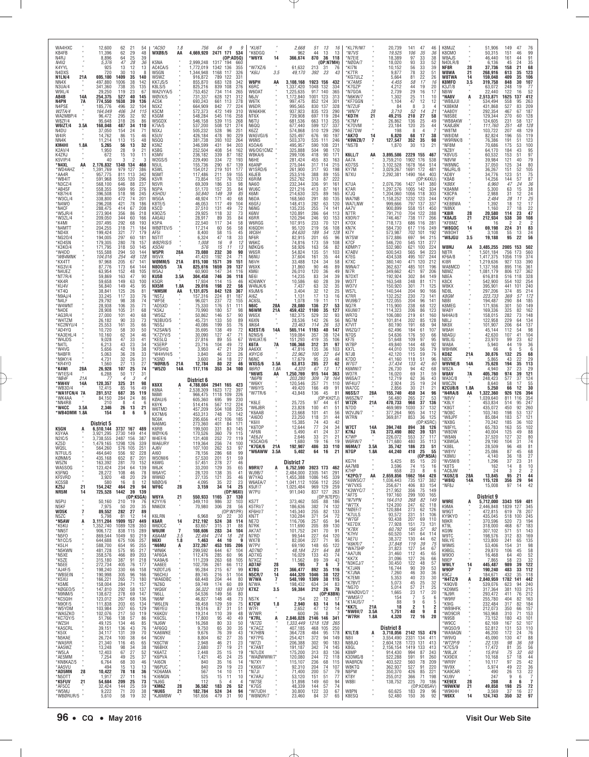WA4HXC 12,600 62 21 54
KB4FB 11,396 62 29 48
N4RJ 8,896 64 25 39
*N4IQ* *5,376* *47* *28* *36*
K4YYL 925 13 12 13
N4DXS 720 30 10 8
N1LN/4 21A 695,100 1409 35 140
NN4X 497,880 1006 38 142
N3UA/4 341,360 738 35 135
W9IL/4 29,250 119 23 67
AB4B 14A 254,375 527 40 145
N4PN 7A 774,550 1638 39 136
N4PSE 185,776 496 32 104
*W2TA/4* *164,049* *406* *34* *115*
WA2MBP/4 96,472 295 32 92
W8ZF/4 95,648 318 26 86
W6IZT/4 3.5A 168,048 487 34 110
N4DU 37,050 154 24 71
W4IR 14,762 86 15 46
NN4K 11,214 113 15 48
KM4HI 1.8A 5,265 56 13 32
K2AV/4 1,950 28 9 21
K4ZRJ 672 15 10 11
K5VIP/4 40 3 2 3
*N4XL AA 2,176,832 1348 134 468
*WD4AHZ 1,391,769 979 127 386
*AA4R 957,775 811 113 342
*WB4IT 591,968 555 120 296
*N3CZ/4 568,100 646 88 237
*AB4SF 558,355 569 95 276
*KB7H/4 396,508 518 98 245
*W3CL/4 338,800 472 74 201
*N4WO 296,208 421 78 186
*N4CF 288,475 414 67 208
*W5JR/4 273,904 356 86 218
*W3ZL/4 209,050 344 60 166
*K4MI 207,495 292 68 193
*N4MTT 204,255 318 71 184
*ND4X 199,424 321 77 179
*NG20/4 194,005 297 60 181
*KD4SN 179,305 280 78 157
*K3KO/4 171,795 318 50 145
*W4DD 155,588 294 50 144
*WB4MNK* *104,016* *254* *48* *128*
*KX4TT 97,968 205 67 141
*KG3V/4 87,776 173 64 144
*N4UEZ 63,954 152 48 105
*NT7R/4 59,869 163 47 90
*KK4R 59,658 149 63 100
*KU4V 56,840 149 45 95
*KT4Q 38,841 125 26 81
*N9AJ/4 33,245 117 33 76
*N4LF 29,792 98 38 74
*W4WNT 28,938 106 35 71
*N4DE 28,908 105 31 68
*AG3R/4 27,000 101 40 68
*W4TZM 26,182 90 33 73
*KC2NYU/4 25,553 161 35 66
*AD4YQ 10,720 58 30 50
*KA3EHL/4 10,160 62 34 46
*W4JDS 9,028 47 33 41
*N4TL 6,213 43 23 34
*W4VG 5,656 42 18 38
*N4BFR 5,063 36 28 33
*N9KY/4 4,731 32 26 31
*KR4YO 1,560 27 13 27
*K4WI 28A 26,928 107 25 74
*W1ES/4 6,288 50 17 31
*NB4F* *21A* *77* *4* *3* *4*
*NW4V 14A 120,357 325 31 98
*WB3D/4 12,415 85 16 49
*WA1FCN/4 7A 281,512 687 35 119
*WK4AA 84,150 284 24 86
*NM4RB 210 8 4 6
*W4CC 3.5A 2,346 26 13 21
*WB4OMM 1.8A 154 8 6 5

**District 5**

K5GN A 6,510,144 3737 167 489
K5YAA 3,921,295 2730 149 414
N2IC/5 3,738,555 2487 156 387
KZ5D 1,479,165 1298 126 339
WQ5L 564,260 576 105 251
N7FUL/5 464,640 556 92 228
K0NM/5 435,168 652 87 201
W5ZN 163,392 281 70 152
WA5SOG 123,424 234 64 139
K5FNQ 28,272 108 46 78
KF5VRD 3,920 48 20 29
KC5SB 580 16 8 12
KZ5J 21 154,242 464 29 94
NR5M 14 725,528 1442 39 139
(OP:K5GA)
N5PU 50,160 210 19 76
N5KF 7,975 50 20 35
WD5K 7 89,552 282 27 89
N5ZC 5,798 81 12 14
*N5AW A 3,111,204 1909 157 449
*K5KU 1,352,740 1089 128 350
*NN5T 906,172 838 115 289
*N5FO 869,544 1049 93 219
*N1CC/5 644,688 675 106 257
*K5LH 588,700 654 95 255
*N5KWN 481,728 575 95 217
*N5XE 358,576 466 89 203
*K5ZE 315,180 387 91 218
*N5EE 272,734 405 76 171
*AJ4F/5 198,240 330 66 158
*WB5EIN 190,998 305 96 166
*K5KU 166,221 265 73 180
*K5ME 158,004 284 71 157
*K0GEO/5 147,810 292 58 137
*N9NM/5 138,672 278 69 147
*KC5QIH 123,012 267 68 136
*N9OF/5 111,838 203 65 134
*W5YDM 103,984 207 65 129
*WA5ZKO 102,076 217 50 119
*KC7QY/5 51,766 138 57 86
*WZ5H 49,125 134 46 85
*KA5CRL 39,151 136 43 78
*K5IX 34,117 131 39 70
*N5KAE 26,724 100 38 64
*WA5RR 21,340 116 45 65
*AA5WZ 13,248 98 34 38
*W5LA 12,403 67 27 52
*AE5MM 7,254 49 25 37
*KN8KAZ/5 6,764 68 30 46
*AA5VU 494 15 13 13
*AD5MN 28 10,422 78 18 36
*N5DTT 1,917 27 11 16
*K5FUV 21 54,684 209 25 73
*AF5CC 32,424 144 25 59
*W5MJ 9,222 71 20 38
*WB0RUR/5 5,610 58 19 32

*AC5O 1.8 756 64 9 9
WX0B/5 AA 4,669,920 2471 171 534
(OP:AD5Q)
K5NA 2,999,248 1317 194 660
AC4CA/5 1,772,019 1342 136 355
W5GN 1,344,948 1168 117 326
W5WZ 916,872 789 122 331
KK7JS/5 855,870 683 128 342
K8LS/5 825,216 839 108 276
WA2VYA/5 753,452 734 114 265
W0VX/5 731,337 828 121 312
AC5K 693,243 661 113 278
N5XZ 664,909 842 77 224
K5CM 572,373 472 149 310
K5GM 548,284 545 116 258
W5GDX 546,158 539 115 268
K7IA/5 537,200 508 121 274
N5XJ 505,232 528 96 251
K5UV 426,184 478 90 229
N5QQ 381,738 393 102 264
K5NZ 346,599 431 94 203
K5BG 252,504 408 54 162
K5MV 236,182 339 87 182
W2GS/5 229,490 334 72 193
N5UL 155,736 290 67 139
K5WL 154,012 219 101 177
N5MT 117,486 211 59 155
K5VR 73,854 157 76 122
N5VR 69,309 186 53 98
N5PA 51,170 157 35 80
*K5HDU* *50,840* *149* *39* *85*
W5GA 48,924 171 40 68
K5TE/5 46,053 117 49 104
K5CD 37,510 131 49 72
K9OZ/5 29,925 118 32 73
AA5AU 28,917 89 35 64
K5PA 22,540 117 34 58
WB0TEV/5 17,212 60 56 58
AI5I 8,400 58 15 34
N5TIT 6,324 47 18 33
*WB2RIS/5* *1,008* *16* *9* *12*
*K5OAI* *576* *15* *11* *13*
W5PR 28A 73,080 232 30 90
W5VX 41,420 192 24 71
W0MM/5 21A 815,100 1571 39 151
N5DO/5 7A 825,616 1659 39 137
W5AJ 60,900 147 34 116
KU5B 3.5A 304,458 746 36 118
K5QR 17,934 114 15 46
NX5M 1.8A 29,016 198 22 56
*NM5M AA 1,131,075 842 128 367
*N5TJ 157,316 224 81 187
*WF5E 96,021 237 72 155
*AD5XD 75,330 176 51 111
*K5KJ 70,990 180 57 98
*W5GZ 50,862 146 57 90
*N3BUO/5 45,731 133 50 89
*N5SJ 40,086 199 55 76
*K2SAN/5 35,695 138 49 72
*K7ZYV/5 30,090 127 47 71
*KE5LQ 27,816 89 55 67
*KG5RP 23,716 104 49 72
*KF5HIQ 3,950 47 21 29
*W4HVH/5 3,840 46 22 26
*K5ND 3,600 34 18 27
*N0RB/5 21A 12,784 80 22 46
*W5ZO 14A 117,116 353 34 100

**District 6**

K6XX A 4,788,084 2941 165 423
K6NA 2,538,309 1623 172 397
N6MI 966,475 1118 109 226
K0AU/6 605,360 695 99 230
K6YK 514,416 567 112 224
W6TMD 457,209 504 108 225
KX7M/6 453,313 748 75 142
NC6K 295,656 412 106 185
NA6MG 273,360 401 84 171
K6RB 199,500 331 83 145
W0YK/6 170,526 360 79 115
W4EF/6 131,408 252 72 119
WA6URY 119,364 256 74 100
AJ6V 107,100 262 53 97
AI6O 78,156 286 68 99
WSOM/6 57,530 201 51 59
K6WG 57,451 278 27 46
W6JK 33,200 129 35 65
W6AYC 28,120 138 35 41
WW6D 27,135 121 35 46
NB0O/6 4,095 35 22 23
WF6C 28 3,159 34 14 25
(OP:N6XI)
W6YA 21 550,933 1165 37 130
K2YY/6 349,110 986 32 103
NN6DX 70,980 306 28 56
(OP:W1PR)
K6LRN 6,968 50 22 30
K6AR 14 212,192 524 38 114
W6DCC 83,657 315 31 88
W6UM 7 108,606 283 34 104
*K6AAM* *3.5* *22,494* *274* *18* *28*
N6XI 1.8 1,463 44 10 9
*N6MU A 372,267 453 105 206
*WN6K 299,592 644 67 104
*AF6GA 112,476 285 60 96
*KA9A/6 111,239 263 68 105
*AA6EE 102,706 261 66 112
*K0DTJ/6 95,284 215 67 99
*N6CHU 89,745 216 51 104
*WA6DBC 68,448 204 44 80
*NZ6Q 59,749 167 57 80
*WQ6X* *56,322* *193* *69* *120*
*N6LL 54,536 149 56 80
*N6NF 46,827 148 47 72
*W6LEN 38,458 129 59 75
*N6YEU 19,516 87 31 51
*W7VR 19,314 110 39 48
*K6CSL 17,800 95 40 49
*NJ6W 16,268 80 33 50
*AF6GQ 9,750 65 30 35
*KA6WKE 9,676 76 39 43
*NC6V 8,804 62 27 35
*K6CTW 2,948 46 21 23
*N6BHX 2,680 27 19 21
*K6ATZ 2,448 25 15 19
*K6PVA 1,421 45 24 25
*AI6CN 840 35 16 14
*N6PUC 840 29 19 23
*KD6AMA 567 14 10 11
*KI6NGN 525 15 11 10
*NJ6G 112 5 4 4
*KM6Z 28 36,582 183 26 52
*NU6S 21 182,784 524 34 94
*KJ6MBW 161,656 479 31 90

*KU6T 2,668 51 13 16
*K6DGQ 962 44 13 13
*W6YX 14 366,674 870 36 118
(OP:N7MH)
*W7XZ/6 61,632 213 31 76
*K6IJ 3.5 49,170 392 23 43

W6PH AA 3,108,168 1923 156 432
K6RC 1,337,420 1048 132 334
W6OAT 1,225,635 917 140 365
N6JV 1,172,840 1001 123 313
W6TK 997,475 852 124 301
W6DR 995,565 830 137 328
WA6KHK 937,923 835 123 290
NT6X 739,908 697 119 284
N6TU 681,536 663 113 255
N6QQ 677,440 599 127 337
K6ZZ 574,868 510 129 290
WA5VGI/6 525,497 676 90 197
W6NS 503,370 535 111 246
K5OA/6 495,957 590 108 231
W6/DG1CMZ 325,888 504 98 170
W8KA/6 299,106 418 90 171
N6HE 281,424 455 83 163
K6ANP 275,044 317 114 215
W1SRD/6 261,900 317 93 198
K6JEB 253,516 388 89 155
K6RIM 252,762 313 87 222
NA6O 232,344 336 91 161
WU6C 221,216 413 87 161
K6MI 214,630 325 89 165
N6DA 168,560 291 80 135
K6GFJ 148,413 282 63 120
N6NG 135,235 255 74 141
K6NV 120,891 286 64 113
N6RR 120,294 246 93 153
W6RGG 107,915 233 70 121
KI6QDH 95,120 219 56 108
*WC6H* *84,630* *189* *54* *128*
NF6R 82,915 201 65 96
W6KC 74,816 173 59 108
N0KQ/6 58,926 163 56 82
W6SR 54,824 135 51 103
N6NU 37,604 161 35 44
N6VH 33,488 124 34 58
W6XK 31,860 90 46 89
KM6I 26,010 120 36 49
NE6I 14,235 83 34 39
KD6WKY 10,586 60 28 39
W4NJK/6 7,437 63 32 35
K9JM/6 3,404 32 12 25
AI6Z 1,131 17 13 16
AC6SL 1,078 19 11 11
N6IC 28A 28,080 136 27 53
N6WM 21A 459,432 1100 35 127
W6SX 182,375 529 32 93
K6XN 28,536 142 26 56
*NK6A* *23,463* *114* *26* *53*
K3EST/6 14A 565,114 1193 40 147
N2NS/6 159,084 357 38 124
W4UAT/6 151,293 419 35 106
K6TA 7A 106,368 312 31 97
AA6XX 47,816 135 36 103
*K9YC/6* *22,962* *100* *22* *64*
N6NC 17,679 95 23 48
WX5S/6 3.5A 63,813 285 27 62
*N6RO* *1.8A* *4,320* *67* *13* *17*
*N6WS AA 1,250,769 915 144 363
*N6PN* *203,280* *309* *78* *164*
*W6KY 120,546 257 71 110
*W6IYS 49,420 156 49 91
*W7TR/6 43,848 136 45 81
(OP:KH2TJ)
*K6LE 25,725 97 44 61
*W6JBR 23,828 100 41 51
*K6AAB 23,668 101 41 56
*AI6DO 23,250 118 31 44
*K6III 15,385 74 43 42
*K6TOP 12,644 77 24 34
*AF6N 5,490 41 24 37
*AE6JV 2,646 33 21 21
*K5CAO/6 1,680 19 16 19
*K7GK/6 21A 192,907 486 33 110
*W6AWW 3.5A 5,402 64 16 21

**District 7**

N9RV/7 A 6,752,590 3923 173 462
WJ9B/7 2,484,000 2305 141 291
W7YAQ 1,455,388 1086 145 339
W6AEA/7 1,041,112 1056 112 250
K9JF/7 1,025,484 969 129 259
W7PU 911,040 837 127 263
(OP:N7EPD)
KS7T 373,462 505 88 186
K5TRI/7 186,636 382 74 132
KF6HI/7 145,340 255 82 133
KN7T 130,284 371 54 72
NE7D 116,706 275 63 111
N7RK 111,690 205 89 130
AK7AT 101,752 241 70 91
N7VD 99,544 227 64 120
WX7B 82,004 227 71 95
W7PV 69,190 148 65 122
AD7ND 48,184 231 64 88
AD7XG 16,029 133 43 74
N7XCZ 11,562 89 39 43
AD7AF 28 195 7 6 7
K7BG 21 366,477 892 35 118
N5CR/7 14 444,320 1046 38 122
W7WA 7 548,199 1309 38 115
N7WA 198,432 634 33 83
K7XZ 3.5 59,384 212 26 78
(OP:K8BN)
NS7K 754 22 12 17
K7CW 1.8 2,940 63 14 14
W7FI 2,652 47 12 14
W7WR 600 26 8 7
*K7RL A 2,846,028 2146 146 341
*N7ZG* *1,333,449* *1218* *128* *265*
*K7ACZ 407,185 468 105 250
*K7HBN 364,728 484 95 178
*KF7PG 254,421 372 94 149
*W7ZI 206,388 302 90 183
*K7ANT 191,187 342 74 135
*N7LOX 175,000 313 74 126
*WA0WWW/7 120,080 244 72 118
*N7XY 115,107 236 68 115
*KX6X/7 92,310 204 74 107
*N7JI 71,400 200 57 79
*K7ARJ 53,120 131 51 77
*W7SE 51,898 149 60 94
*K7GS 48,339 144 57 74
*W7UDH 30,800 122 33 67
*W8NOR/7 23,460 84 37 65

*KL7R/W7 20,739 141 47 46
*N7VS* *19,525* *106* *35* *36*
*N7EIE 18,389 97 33 38
*N0DA/7 18,020 93 33 52
*KI7N 10,152 56 33 39
*K7TR 9,877 78 32 51
*KG7ULZ 5,664 81 22 26
*K7AMS* *4,455* *58* *17* *16*
*K7GZP 4,212 44 19 20
*N7SOA 2,739 29 16 17
*N6KW/7 1,302 25 11 10
*KF7GGN 1,104 47 12 12
*N7ZUF 84 8 3 4
*WN7Y* *28* *3,710* *52* *14* *21*
*KD7H 21 49,215 210 27 58
*K7MY 26,862 136 25 49
*K7OVM 23,184 120 25 44
*AE7DW 198 8 4 7
*AK7O 14 6,820 68 17 38
*K9WZB/7 7 127,547 352 35 98
*NS7B 1,870 30 13 21

K6LL/7 AA 3,895,586 2229 155 467
AA7A 3,759,210 1902 176 538
KO7SS 3,102,528 1678 164 514
KY7M 3,029,267 1691 172 481
N7XU 2,292,381 1490 164 403
(OP:K4XU)
K7UA 2,076,706 1427 141 380
K7AR 1,297,576 1005 142 334
K7JQ 1,204,060 1056 118 303
WA7NB 1,158,252 1232 123 244
WA7LNW 999,666 797 137 337
AA7V 900,899 558 151 450
N7TR 791,710 704 122 288
K9DR/7 746,467 738 117 266
K7OX 718,173 686 116 281
KN7K 584,730 617 116 249
KI7Y 573,987 702 101 192
W7SW 572,886 697 94 215
K7CF 546,720 545 131 277
K0MP/7 532,980 621 100 224
K7ABV 500,543 565 94 223
K7EG 434,538 495 107 244
K7XC 380,140 471 120 212
N9NA/7 362,637 485 101 196
NI7R 349,662 421 97 206
N7DXT 192,924 302 84 149
WO7T 163,548 248 81 171
WO7V 150,920 301 71 125
WS7L 140,544 204 90 166
K7RR 132,252 230 73 141
WU9B/7 122,055 204 96 141
NQ7R 115,900 238 68 122
K6UM/7 114,323 206 86 123
WR7Q 106,080 219 61 160
NG7M 101,814 202 85 128
K7VIT 80,190 191 68 94
W6ZQ/7 62,496 184 61 107
N7QS 54,636 176 50 66
KF7E 51,648 109 97 95
W7BP 49,840 144 48 92
KX7L 44,010 120 56 79
N7JB 42,120 115 59 76
K7DO 41,160 118 51 96
*W7GT* *37,434* *133* *42* *60*
K6MW/7 26,730 94 42 68
WO7R 16,020 69 31 59
W6SA/7 12,719 62 36 43
WF4U/7 2,924 25 19 24
WA7CC 2,856 30 21 21
N6SS/7 28A 155,740 450 34 96
W6SZN/7 56,480 265 27 53
W7ZR 21A 470,733 968 37 136
N7DD 469,989 1030 37 132
W2VJN/7 377,264 905 34 112
W7RN 369,817 853 36 125
(OP:K5RC)
W7CT 14A 394,748 894 38 126
K7NJ 7A 373,490 802 39 131
K7WP 26,072 553 37 117
W6RW/7 171,680 480 35 113
N6MA/7 3.5A 35,742 186 23 51
N7GP 1.8A 44,240 410 25 55
(OP:N5IA)
KG7H 5,425 85 15 20
AA7MB 3,596 74 15 16
K7HP 658 23 8 6
*K2PO/7 AA 2,659,856 1662 164 428
*K6WSC/7 1,036,443 735 137 382
*W7VXS 256,671 406 83 154
*K3WYC/7 217,952 356 75 149
*AF7S 197,160 299 100 165
*N7VPN* *164,010* *268* *82* *149*
*W7TX 124,200 247 62 118
*N0EF/7 120,884 273 62 126
*K7ULS 93,572 231 51 106
*W7GF 93,438 207 69 110
*KE7DX 77,928 151 73 131
*K7BX 60,792 156 57 92
*K7HV 60,520 141 64 114
*AE7U 38,372 130 44 62
*K6KR/7* *37,848* *119* *39* *75*
*WA7SHP 31,823 127 54 67
*AA7UN 31,460 112 45 65
*KK7X 31,096 127 26 66
*N3KCJ/7 30,450 122 48 57
*K7JAN 16,744 90 39 53
*K7JNA 7,260 46 30 36
*K7EMI 5,353 40 23 30
*K7BVT 5,073 45 25 32
*NG7O 5,014 57 21 25
*WA0OVC/7 1,665 23 17 20
*WM5F/7 154 7 5 6
*K1AUS/7 88 9 6 5
*KK7L 21A 18 2 1 2
*NW6V/7 3.5A 1,751 40 9 8
*W7RH 1.8A 4,320 72 16 20

**District 8**

K1LT/8 A 3,718,056 2142 153 479
N8IW 3,554,490 2331 134 411
N8BJQ 2,604,128 1723 131 413
K8GL 2,156,154 1419 133 414
K8MP 914,430 994 87 243
K8DMG/8 522,288 591 91 260
WA8RCN 403,522 560 78 209
W8KTQ 362,937 527 91 200
N8PW 350,370 426 85 221
KT8W 255,012 366 71 198
W8BI 138,752 225 70 186
(OP:KD8SAV)
W8PN 60,625 183 29 96
K8ESQ 52,480 156 38 92

K8MJZ 51,906 149 47 76
K8CMO 50,315 151 46 99
W8AJS 46,440 161 44 91
N4DLR/8 6,136 45 24 35
NF8R 28 37,736 158 21 68
W8WA 21 268,916 613 35 123
W8TWA 14 159,048 409 35 106
K8MFO 3.5 319,758 848 30 107
K3JT/8 63,072 248 19 77
N8IW 22,440 122 16 52
*NA8V A 2,513,871 1625 137 412
*WB8JUI 534,494 558 95 263
*K8BKM 431,868 527 83 209
*AA8OY 292,354 467 67 187
*N8SBE 129,344 270 60 128
*WB8AKW 124,605 231 58 137
*KA8JBK* *111,760* *251* *48* *128*
*W8TM 103,722 207 48 129
*W8IDM 82,824 196 55 119
*W9RNK/8 76,386 191 51 123
*NF8M 70,686 175 53 100
*NZ8Y 64,170 184 43 95
*K8VUS 60,532 153 51 97
*N8VW 39,984 121 40 79
*W8NNC 37,050 125 34 80
*N6JRL/8 36,267 151 52 105
*AD8Y 34,776 123 51 75
*K8AB 14,256 144 57 87
*KB8X* *6,960* *47* *24* *36*
*K8ANM 5,300 63 15 38
*K8CPA 2,988 31 12 24
*K8VE* *2,484* *28* *20* *26*
*KE8BWA 1,392 18 12 17
*N8NX 1,160 27 18 22
*K8IR 28 20,580 114 23 47
*K8AJS 21 212,934 538 30 108
*KF8MZ 16 2 2 2
*W8GOC 14 69,198 224 31 83
*W8OHT 3,108 55 13 24
*W8JGU 3.5 19,188 95 22 56

W8MJ AA 3,485,255 2005 153 502
N8TR 1,501,184 756 173 560
KF6A/8 1,417,375 1056 119 374
KI8R 1,219,636 927 133 390
WA8MCD 1,137,168 895 116 361
N8MZ 1,081,179 806 127 362
N8EA 616,818 516 118 328
K8CX 542,900 554 102 254
W8KX 395,901 441 101 200
ND8L 297,206 374 85 214
*K8GM* *223,733* *369* *57* *172*
N8BI 194,487 290 84 185
K8MEG 171,936 301 50 149
WA8Y 169,336 325 82 162
N4HAI/8 158,015 282 73 148
N8LJ 122,958 229 64 134
NK8X 101,907 206 64 137
W8AH 45,144 112 54 98
N8AGU 42,630 107 41 104
W8LIG 23,970 99 23 62
WA8A 5,940 44 19 36
W8HMK 66 6 5 6
K08Z 21A 30,876 132 25 68
N8DE 5,865 43 22 29
W9VNE/8 14A 75,628 194 35 113
N8ZA 4,940 37 23 29
W8AV 7A 405,780 974 39 121
WA3C/8 248,423 577 37 124
W8CZN 8,640 58 17 55
K2CUB/8 1.8A 5,250 66 12 30
*N4RA/8 AA 1,322,360 926 126 394
*N8VV 1,039,640 811 116 354
*K8LY 453,834 514 95 247
*K8GT 435,072 450 92 260
*NO8C 103,740 198 53 137
*W8JPF 85,084 183 57 121
*NX8G 70,242 185 36 102
*N8FYL 65,783 163 55 102
*W8DW 40,004 125 49 88
*W8AN 37,520 127 32 80
*K8WGA 29,190 104 31 74
*K8BL 28,509 96 48 81
*W8YV 25,086 87 45 68
*K8MU 4,140 36 18 27
*NV5M/8 1,296 37 23 31
*K8TS 162 14 8 10
*AC8JW 24 3 2 2
*KG9Z/8 28A 13,845 95 21 44
*W8IQ 14A 115,128 356 29 94
*NF8J 15,008 97 14 42

**District 9**

W9RE A 5,712,000 3343 159 481
K9MA 2,446,848 1839 127 345
W9GT 472,815 619 78 207
KY9KYO 435,045 518 100 245
K9KR 370,596 520 72 194
KT9L 318,000 468 67 183
KG9N 307,102 571 51 143
W9TC 198,576 312 83 169
N9LYE 123,800 241 65 135
W9MS 53,406 154 31 98
K9BGL 29,870 106 45 58
W9OO 16,468 64 40 52
N9EP 7,865 58 23 32
W9ILY 14 445,487 989 39 122
W9OP 7 190,240 483 33 112
K9CJ 184,671 432 35 118
*N4TZ/9 A 2,840,959 1782 141 442
*K9OVB 539,076 623 94 240
*KD9MS 317,364 381 103 215
*NJ9R 293,472 411 76 212
*K9IG 232,484 317 82 184
*WB9HFK 212,073 350 66 157
*WD9CIR 163,968 310 71 153
*N9SB 73,152 180 43 101
*W9CC 62,169 167 52 107
*WQ50/9 52,812 131 53 110
*WA9AQN 46,200 172 24 76
*W9VQ 45,090 137 42 48
*WT2P/9 22,135 98 36 59
*K7CS/9 17,472 81 35 56
*N9LJX* *15,916* *75* *32* *60*
*KX9DX 10,168 57 18 44
*AC9AU 8,968 54 31 28
*NV9X 5,974 49 22 36
*KA9CAR 490 26 13 22
*KU9V 247 9 8 5
*KE9EX 28 208 8 6 7
*N9WKW 21 49,858 198 25 72
*K9TM 3,569 37 16 27
*N9XX 14 124,743 350 32 97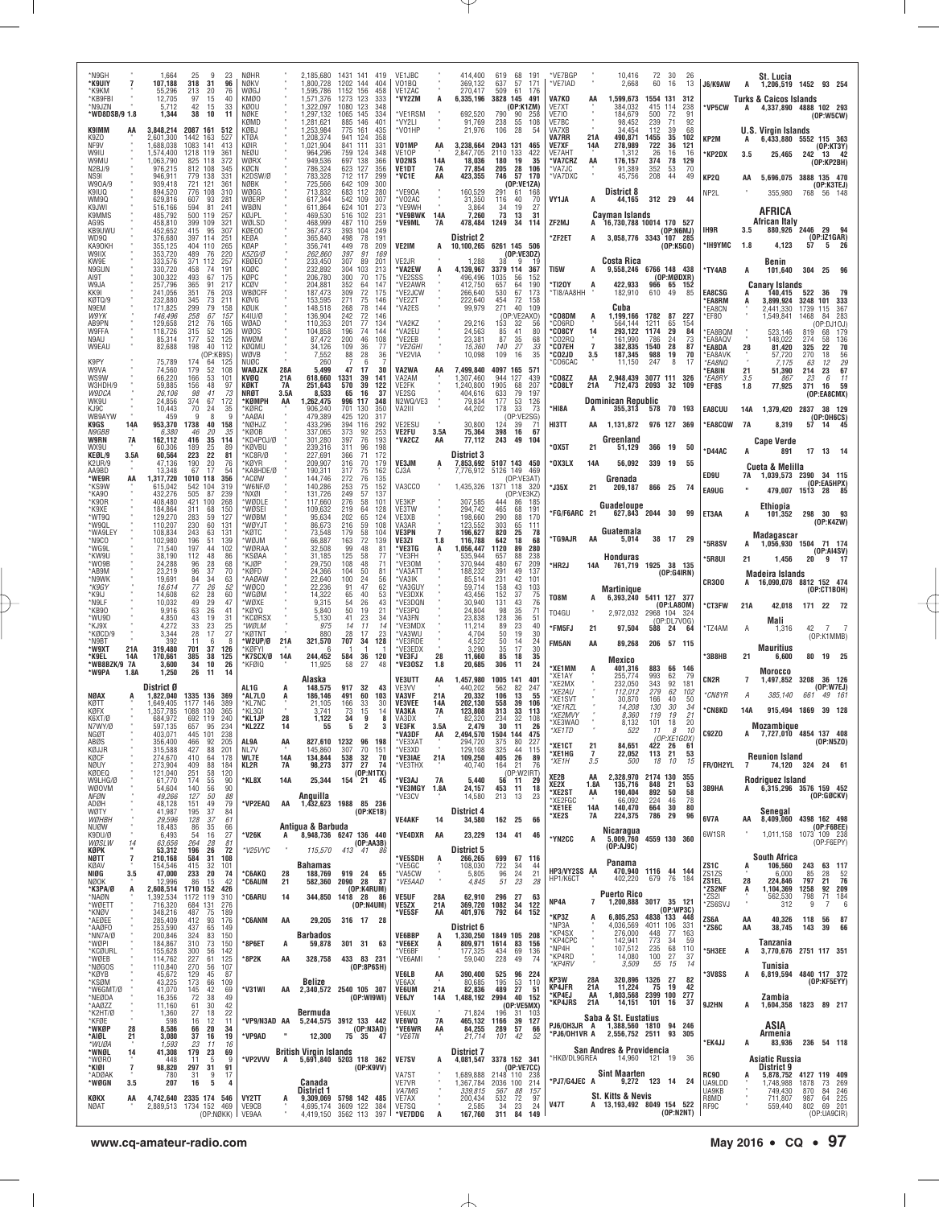| Call | Class | Score | QSOs | Zones | Countries |
|---|---|---|---|---|---|
| *N9GH | " | 1,664 | 25 | 9 | 23 |
| *K9UIY | 7 | 107,188 | 318 | 31 | 96 |
| *K9KM | " | 55,296 | 213 | 20 | 76 |
| *KB9FBI | " | 12,705 | 97 | 15 | 40 |
| *N9JZN | " | 5,712 | 42 | 15 | 33 |
| *WD8DSB/9 | 1.8 | 1,344 | 38 | 10 | 11 |
| K9IMM | AA | 3,848,214 | 2087 | 161 | 512 |
| K9ZO | " | 2,601,300 | 1442 | 163 | 527 |
| NF9V | " | 1,688,038 | 1083 | 141 | 413 |
| W9IU | " | 1,574,400 | 1218 | 119 | 361 |
| W9MU | " | 1,063,790 | 825 | 118 | 372 |
| N2BJ/9 | " | 976,215 | 812 | 108 | 345 |
| NS9I | " | 946,911 | 779 | 138 | 331 |
| W9OA/9 | " | 939,418 | 721 | 121 | 361 |
| K9IUQ | " | 894,520 | 776 | 108 | 310 |
| WM9Q | " | 629,816 | 607 | 93 | 281 |
| K9JWI | " | 516,166 | 594 | 81 | 241 |
| K9MMS | " | 485,792 | 500 | 119 | 257 |
| AG9S | " | 458,810 | 399 | 109 | 321 |
| KB9UWU | " | 452,652 | 415 | 95 | 307 |
| WD9Q | " | 376,680 | 397 | 114 | 251 |
| KA9OKH | " | 355,125 | 404 | 110 | 265 |
| W9IIX | " | 353,720 | 489 | 76 | 220 |
| KW9E | " | 333,576 | 371 | 112 | 257 |
| N9GUN | " | 330,720 | 458 | 74 | 191 |
| AI9T | " | 300,322 | 493 | 67 | 175 |
| W9JA | " | 257,796 | 365 | 91 | 217 |
| KK9I | " | 241,056 | 351 | 76 | 203 |
| KØTQ/9 | " | 232,880 | 345 | 73 | 211 |
| N9EM | " | 171,825 | 299 | 79 | 158 |
| W9YK | " | 146,496 | 258 | 67 | 157 |
| AB9PN | " | 129,658 | 212 | 76 | 165 |
| W9FFA | " | 118,726 | 315 | 52 | 126 |
| N9AU | " | 85,314 | 177 | 52 | 125 |
| W9EAU | " | 82,688 | 198 | 40 | 112 |
| (OP:KB9S) | | | | | |
| K9PY | " | 75,789 | 174 | 64 | 125 |
| W9VA | " | 74,560 | 179 | 52 | 108 |
| WS9W | " | 66,220 | 166 | 53 | 101 |
| W3HDH/9 | " | 59,885 | 156 | 48 | 97 |
| W9DCA | " | 26,106 | 98 | 41 | 73 |
| WK9U | " | 24,856 | 374 | 67 | 172 |
| KJ9C | " | 10,443 | 70 | 24 | 35 |
| WB9AYW | " | 459 | 9 | 8 | 9 |
| K9GS | 14A | 953,370 | 1738 | 40 | 158 |
| N9GBB | " | 6,380 | 46 | 20 | 35 |
| W9RN | 7A | 162,112 | 416 | 35 | 114 |
| WX9U | " | 60,306 | 189 | 25 | 89 |
| KEØL/9 | 3.5A | 60,564 | 223 | 22 | 81 |
| K2UR/9 | " | 47,136 | 190 | 20 | 76 |
| AA9BD | " | 13,348 | 67 | 17 | 54 |
| *WE9R | AA | 1,317,720 | 1010 | 118 | 356 |
| *KS9W | " | 615,042 | 542 | 104 | 319 |
| *KA9O | " | 432,276 | 505 | 87 | 239 |
| *K9OR | " | 408,480 | 421 | 100 | 268 |
| *K9XE | " | 184,864 | 311 | 68 | 150 |
| *WT9Q | " | 129,270 | 283 | 59 | 127 |
| *W9QL | " | 110,207 | 230 | 60 | 131 |
| *WA9LEY | " | 108,834 | 243 | 63 | 131 |
| *N9CO | " | 102,980 | 196 | 51 | 139 |
| *WG9L | " | 71,540 | 197 | 44 | 102 |
| *KW9U | " | 38,190 | 112 | 48 | 86 |
| *WO9B | " | 24,288 | 96 | 28 | 68 |
| *AB9M | " | 23,219 | 96 | 37 | 70 |
| *N9WK | " | 19,691 | 84 | 34 | 63 |
| *K9GY | " | 16,614 | 77 | 26 | 52 |
| *K9IJ | " | 14,608 | 62 | 28 | 60 |
| *N9LF | " | 10,032 | 49 | 29 | 47 |
| *KB9O | " | 9,916 | 63 | 26 | 41 |
| *WU9D | " | 4,850 | 43 | 19 | 31 |
| *KJ9X | " | 4,272 | 33 | 23 | 25 |
| *KØCD/9 | " | 3,344 | 28 | 17 | 27 |
| *N9BT | " | 392 | 11 | 6 | 8 |
| *W9XT | 21A | 319,480 | 701 | 37 | 126 |
| *K9EL | 14A | 170,661 | 385 | 38 | 125 |
| *WB8BZK/9 | 7A | 3,600 | 34 | 10 | 26 |
| *W9PA | 1.8A | 1,250 | 26 | 11 | 14 |
| **District Ø** | | | | | |
| NØAX | A | 1,822,040 | 1335 | 136 | 369 |
| KØTT | " | 1,649,405 | 1177 | 146 | 389 |
| KØFX | " | 1,357,785 | 1088 | 130 | 365 |
| K6XT/Ø | " | 684,972 | 692 | 119 | 240 |
| N7WY/Ø | " | 597,135 | 657 | 95 | 234 |
| NGØT | " | 403,071 | 445 | 101 | 238 |
| ABØS | " | 356,400 | 456 | 92 | 205 |
| KØUJR | " | 315,588 | 427 | 88 | 201 |
| KØCF | " | 274,670 | 410 | 64 | 178 |
| NØUY | " | 273,904 | 409 | 88 | 184 |
| KØDEQ | " | 121,040 | 251 | 58 | 120 |
| W9LHG/Ø | " | 61,770 | 174 | 55 | 90 |
| WØOVM | " | 54,604 | 140 | 56 | 90 |
| NFØN | " | 49,266 | 127 | 50 | 88 |
| ADØH | " | 48,128 | 151 | 49 | 79 |
| WØTY | " | 41,987 | 195 | 37 | 84 |
| WØHBH | " | 29,596 | 128 | 37 | 61 |
| NUØW | " | 18,483 | 86 | 35 | 66 |
| K9DU/Ø | " | 6,493 | 54 | 16 | 27 |
| WØSLW | 14 | 63,656 | 264 | 28 | 81 |
| KØPK | " | 53,312 | 196 | 26 | 72 |
| NØTT | 7 | 210,168 | 584 | 31 | 108 |
| KØAV | " | 154,546 | 415 | 32 | 101 |
| NIØG | 3.5 | 47,000 | 233 | 20 | 74 |
| NØOK | " | 12,996 | 86 | 15 | 42 |
| *K3PA/Ø | A | 2,608,514 | 1710 | 152 | 426 |
| *NAØN | " | 1,392,534 | 1172 | 119 | 310 |
| *WØETT | " | 716,320 | 684 | 131 | 276 |
| *KNØV | " | 348,216 | 487 | 75 | 189 |
| *AEØEE | " | 285,409 | 412 | 93 | 176 |
| *AAØFO | " | 253,590 | 437 | 65 | 149 |
| *NN7A/Ø | " | 200,846 | 324 | 83 | 150 |
| *WØPI | " | 184,867 | 310 | 73 | 150 |
| *KCØURL | " | 155,628 | 300 | 56 | 142 |
| *WØEB | " | 114,762 | 227 | 61 | 125 |
| *NØGOS | " | 110,840 | 270 | 56 | 107 |
| *KØYB | " | 45,672 | 129 | 45 | 87 |
| *KSØM | " | 43,225 | 173 | 66 | 109 |
| *W6GMT/Ø | " | 41,070 | 145 | 42 | 69 |
| *NEØDA | " | 16,356 | 72 | 38 | 49 |
| *AAØZZ | " | 11,160 | 61 | 30 | 42 |
| *K2HT/Ø | " | 1,360 | 27 | 18 | 22 |
| *KFØE | " | 598 | 16 | 12 | 11 |
| *WKØP | 28 | 8,586 | 66 | 20 | 34 |
| *AIØL | 21 | 3,080 | 37 | 16 | 19 |
| *WUØA | " | 1,593 | 23 | 11 | 16 |
| *WNØL | 14 | 41,308 | 179 | 23 | 69 |
| *WØRO | " | 448 | 11 | 5 | 9 |
| *KIØI | 7 | 98,820 | 297 | 31 | 91 |
| *ADØAK | " | 780 | 31 | 9 | 17 |
| *WØGN | 3.5 | 207 | 16 | 5 | 4 |
| KØKX | AA | 4,742,640 | 2335 | 174 | 546 |
| NØAT | " | 2,889,513 | 1734 | 152 | 469 |
| (OP:NØKK) | | | | | |
| NØHR | " | 2,185,680 | 1431 | 141 | 419 |
| NØKV | " | 1,800,728 | 1202 | 144 | 404 |
| WØGJ | " | 1,595,786 | 1152 | 156 | 458 |
| KMØO | " | 1,571,376 | 1273 | 123 | 333 |
| KØOU | " | 1,322,097 | 1080 | 123 | 348 |
| NØKE | " | 1,297,132 | 1065 | 145 | 334 |
| KØMD | " | 1,281,621 | 885 | 146 | 401 |
| KØBJ | " | 1,253,984 | 775 | 161 | 435 |
| KTØA | " | 1,208,374 | 941 | 124 | 358 |
| KØIR | " | 1,021,904 | 841 | 111 | 331 |
| NEØU | " | 964,296 | 759 | 124 | 348 |
| WØRX | " | 949,536 | 697 | 138 | 366 |
| KØCN | " | 786,324 | 623 | 127 | 356 |
| K2DSW/Ø | " | 783,328 | 712 | 117 | 299 |
| NØBK | " | 725,566 | 642 | 109 | 300 |
| WØGG | " | 713,832 | 683 | 112 | 280 |
| WØERP | " | 617,344 | 542 | 109 | 307 |
| WBØN | " | 611,864 | 624 | 101 | 273 |
| KØJPL | " | 469,530 | 516 | 102 | 231 |
| WØLSD | " | 468,999 | 487 | 110 | 259 |
| KØEOO | " | 367,473 | 393 | 104 | 249 |
| KEØA | " | 365,840 | 498 | 78 | 191 |
| KØAP | " | 356,741 | 449 | 78 | 209 |
| K5ZG/Ø | " | 262,860 | 397 | 91 | 169 |
| KBØEO | " | 233,450 | 307 | 89 | 201 |
| KQØC | " | 232,892 | 304 | 103 | 213 |
| KØPC | " | 206,780 | 300 | 70 | 175 |
| KCØV | " | 204,881 | 352 | 64 | 147 |
| WBØCFF | " | 187,473 | 309 | 72 | 175 |
| KØVG | " | 153,595 | 271 | 75 | 146 |
| KØUK | " | 148,518 | 268 | 78 | 144 |
| K4IU/Ø | " | 136,904 | 242 | 72 | 146 |
| WØAO | " | 110,353 | 201 | 77 | 134 |
| WØOS | " | 104,858 | 196 | 74 | 144 |
| NWØM | " | 87,472 | 200 | 46 | 108 |
| KØQMU | " | 34,126 | 109 | 36 | 77 |
| WØVB | " | 7,552 | 88 | 28 | 36 |
| NUØC | " | 260 | 7 | 6 | 7 |
| WAØJZK | 28A | 5,499 | 47 | 17 | 30 |
| KVØQ | 21A | 618,660 | 1331 | 39 | 141 |
| KØKT | 7A | 251,643 | 570 | 39 | 122 |
| NRØT | 3.5A | 8,533 | 65 | 16 | 37 |
| *KØMPH | AA | 1,262,475 | 996 | 117 | 348 |
| *KØRC | " | 906,240 | 701 | 130 | 350 |
| *AAØAI | " | 479,389 | 425 | 120 | 317 |
| *NØHJZ | " | 433,296 | 394 | 116 | 292 |
| *KØOB | " | 337,065 | 373 | 92 | 253 |
| *KD4POJ/Ø | " | 301,280 | 397 | 76 | 193 |
| *KØVBU | " | 239,316 | 311 | 96 | 198 |
| *KC8R/Ø | " | 227,691 | 366 | 71 | 172 |
| *KØYR | " | 209,907 | 316 | 70 | 179 |
| *KA8HDE/Ø | " | 190,311 | 317 | 75 | 162 |
| *ACØW | " | 144,746 | 272 | 76 | 135 |
| *W6NF/Ø | " | 140,286 | 253 | 75 | 152 |
| *NXØI | " | 131,726 | 249 | 57 | 137 |
| *WØDLE | " | 117,660 | 276 | 58 | 101 |
| *WØSEI | " | 109,632 | 219 | 64 | 128 |
| *WØBM | " | 95,634 | 202 | 65 | 124 |
| *WØYJT | " | 86,673 | 216 | 59 | 108 |
| *KØTC | " | 73,548 | 179 | 58 | 104 |
| *WØJM | " | 66,887 | 163 | 72 | 139 |
| *WØRAA | " | 32,508 | 99 | 48 | 81 |
| *KSØAA | " | 31,185 | 125 | 58 | 77 |
| *KJØP | " | 29,750 | 108 | 48 | 71 |
| *KØFD | " | 24,366 | 104 | 50 | 81 |
| *AAØAW | " | 22,640 | 100 | 24 | 56 |
| *WØCO | " | 22,236 | 91 | 47 | 62 |
| *WGØM | " | 14,322 | 65 | 40 | 53 |
| *WØXE | " | 9,315 | 54 | 26 | 43 |
| *KØYQ | " | 5,840 | 50 | 19 | 21 |
| *KCØRSX | " | 5,130 | 41 | 23 | 34 |
| *WØLM | " | 975 | 14 | 11 | 14 |
| *KØTNT | " | 880 | 28 | 17 | 23 |
| *W2UP/Ø | 21A | 321,570 | 707 | 34 | 128 |
| *KØFYI | " | 6 | 1 | 1 | 1 |
| *K7SCX/Ø | 14A | 244,452 | 584 | 36 | 120 |
| *KFØIQ | " | 11,925 | 58 | 27 | 48 |
| **Alaska** | | | | | |
| AL1G | A | 148,575 | 917 | 32 | 43 |
| AL7LO | A | 186,146 | 491 | 60 | 103 |
| KL7NC | " | 21,105 | 166 | 33 | 30 |
| KL3QI | " | 3,741 | 73 | 15 | 14 |
| KL1JP | 28 | 1,122 | 34 | 9 | 8 |
| *KL2ZZ | 14 | 55 | 5 | 2 | 3 |
| AL9A | AA | 827,610 | 1232 | 96 | 198 |
| NL7V | " | 145,860 | 307 | 70 | 151 |
| WL7E | 14A | 134,844 | 538 | 32 | 70 |
| KL2R | 7A | 98,273 | 377 | 27 | 74 |
| (OP:N1TX) | | | | | |
| *KL8X | 14A | 25,344 | 154 | 21 | 45 |
| **Anguilla** | | | | | |
| *VP2EAQ | AA | 1,432,623 | 1988 | 85 | 236 |
| (OP:KE1B) | | | | | |
| **Antigua & Barbuda** | | | | | |
| *V26K | A | 8,948,736 | 6247 | 136 | 440 |
| (OP:AA3B) | | | | | |
| *V25VYC | " | 115,570 | 413 | 41 | 86 |
| **Bahamas** | | | | | |
| *C6AKQ | 28 | 188,769 | 919 | 24 | 65 |
| *C6AUM | 21 | 582,360 | 2090 | 28 | 87 |
| (OP:K4RUM) | | | | | |
| *C6ARU | 14 | 344,850 | 1418 | 28 | 86 |
| (OP:N4UM) | | | | | |
| *C6ANM | AA | 29,205 | 316 | 17 | 28 |
| **Barbados** | | | | | |
| *8P6ET | A | 59,878 | 301 | 31 | 63 |
| *8P2K | AA | 328,758 | 433 | 83 | 231 |
| (OP:8P6SH) | | | | | |
| **Belize** | | | | | |
| *V31WI | AA | 2,340,572 | 2540 | 105 | 307 |
| (OP:WI9WI) | | | | | |
| **Bermuda** | | | | | |
| *VP9/N3AD | AA | 5,244,575 | 3912 | 133 | 442 |
| (OP:N3AD) | | | | | |
| *VP9AD | " | 12,300 | 75 | 35 | 47 |
| **British Virgin Islands** | | | | | |
| *VP2VVV | A | 5,691,840 | 5203 | 118 | 362 |
| (OP:K9VV) | | | | | |
| **Canada** | | | | | |
| **District 1** | | | | | |
| VY2TT | A | 9,309,069 | 5798 | 142 | 485 |
| VE9CB | " | 4,695,174 | 3609 | 122 | 384 |
| VE9AA | " | 4,419,150 | 3562 | 113 | 397 |
| VE1JBC | " | 414,400 | 619 | 68 | 191 |
| VO1BQ | " | 369,132 | 637 | 57 | 171 |
| VE1ZAC | " | 270,417 | 509 | 61 | 176 |
| *VY2ZM | A | 6,335,196 | 3828 | 145 | 491 |
| (OP:K1ZM) | | | | | |
| *VE1RSM | " | 692,520 | 790 | 90 | 258 |
| *VY2LI | " | 91,769 | 238 | 55 | 108 |
| *VO1HP | " | 21,976 | 106 | 28 | 54 |
| VO1MP | AA | 3,238,664 | 2043 | 131 | 465 |
| VE1OP | " | 2,847,705 | 2110 | 133 | 422 |
| VO2NS | 14A | 18,036 | 180 | 19 | 35 |
| VE1DT | 7A | 77,854 | 205 | 28 | 106 |
| *VC1E | AA | 423,355 | 746 | 57 | 170 |
| (OP:VE1ZA) | | | | | |
| *VE9OA | " | 160,529 | 291 | 61 | 168 |
| *VO2AC | " | 31,350 | 116 | 40 | 70 |
| *VE9WH | " | 3,864 | 34 | 19 | 27 |
| *VE9BWK | 14A | 7,260 | 73 | 13 | 31 |
| *VE9ML | 7A | 478,484 | 1249 | 34 | 114 |
| **District 2** | | | | | |
| VE2IM | A | 10,100,265 | 6261 | 145 | 506 |
| (OP:VE3DZ) | | | | | |
| VE2JR | " | 1,288 | 38 | 9 | 19 |
| *VA2EW | A | 4,139,967 | 3379 | 114 | 367 |
| *VE2SSS | " | 496,496 | 1035 | 56 | 152 |
| *VE2AWR | " | 412,750 | 657 | 64 | 190 |
| *VE2JCW | " | 266,640 | 530 | 67 | 173 |
| *VE2ZT | " | 222,640 | 454 | 72 | 158 |
| *VA2ES | " | 99,979 | 271 | 40 | 109 |
| (OP:VE2AXO) | | | | | |
| *VA2KZ | " | 29,216 | 153 | 32 | 56 |
| *VA2EU | " | 24,563 | 85 | 41 | 80 |
| *VE2EB | " | 23,381 | 87 | 35 | 68 |
| *VE2GHI | " | 15,360 | 140 | 27 | 33 |
| *VE2VIA | " | 10,098 | 109 | 16 | 35 |
| VA2WA | AA | 7,499,840 | 4097 | 165 | 571 |
| VA2AM | " | 1,307,460 | 944 | 127 | 439 |
| VE2FK | " | 1,240,800 | 1905 | 68 | 207 |
| VE2SG | " | 404,616 | 633 | 79 | 197 |
| N2WQ/VE3 | " | 79,834 | 177 | 53 | 126 |
| VA2III | " | 44,202 | 178 | 33 | 73 |
| (OP:VE2SG) | | | | | |
| VE2ESU | " | 30,800 | 124 | 39 | 71 |
| VE2FU | 3.5A | 75,364 | 398 | 16 | 67 |
| *VA2CZ | AA | 77,112 | 243 | 49 | 104 |
| **District 3** | | | | | |
| VE3JM | A | 7,853,692 | 5107 | 143 | 450 |
| CJ3A | " | 7,776,912 | 5126 | 149 | 469 |
| (OP:VE3AT) | | | | | |
| VA3CCO | " | 1,435,326 | 1371 | 118 | 320 |
| (OP:VE3KZ) | | | | | |
| VE3KP | " | 307,585 | 444 | 86 | 185 |
| VE3TW | " | 294,742 | 465 | 68 | 191 |
| VE3XB | " | 198,660 | 290 | 88 | 170 |
| VA3AR | " | 123,552 | 303 | 65 | 111 |
| VE3PN | 7 | 196,627 | 820 | 25 | 78 |
| VE3ZI | 1.8 | 116,788 | 642 | 18 | 68 |
| *VE3TG | A | 1,056,447 | 1120 | 89 | 280 |
| *VE3FH | " | 535,944 | 657 | 88 | 238 |
| *VE3OM | " | 370,944 | 480 | 67 | 209 |
| *VA3ATT | " | 188,232 | 391 | 49 | 137 |
| *VA3IK | " | 85,514 | 231 | 42 | 101 |
| *VA3GUY | " | 59,714 | 158 | 43 | 103 |
| *VE3DXK | " | 43,456 | 152 | 37 | 75 |
| *VE3DQN | " | 30,940 | 131 | 43 | 76 |
| *VE3PQ | " | 24,804 | 98 | 35 | 71 |
| *VA3FN | " | 13,328 | 56 | 35 | 63 |
| *VE3DMX | " | 11,214 | 89 | 23 | 40 |
| *VA3WU | " | 4,704 | 50 | 19 | 30 |
| *VE3RDE | " | 4,522 | 50 | 14 | 24 |
| *VE3EDX | " | 3,290 | 35 | 17 | 30 |
| *VE3FJ | 28 | 11,660 | 85 | 18 | 35 |
| *VE3OSZ | 1.8 | 20,685 | 306 | 11 | 24 |
| VE3UTT | AA | 1,457,980 | 1005 | 141 | 401 |
| VE3VV | " | 440,202 | 562 | 82 | 247 |
| VA3VF | 21A | 20,332 | 106 | 13 | 35 |
| VE3VEE | 14A | 120,330 | 558 | 39 | 106 |
| VA3KA | 7A | 123,808 | 313 | 33 | 113 |
| VA3DX | " | 82,320 | 234 | 32 | 108 |
| VE3FK | 3.5A | 2,479 | 30 | 11 | 26 |
| *VA3DF | AA | 2,494,570 | 1504 | 144 | 475 |
| *VE3XAT | " | 294,720 | 375 | 80 | 227 |
| *VE3XD | " | 129,108 | 325 | 44 | 115 |
| *VE3IAE | 21A | 109,250 | 405 | 26 | 89 |
| *VE3THX | " | 40,740 | 164 | 21 | 76 |
| (OP:W2IRT) | | | | | |
| *VE3AJ | 7A | 5,440 | 56 | 11 | 29 |
| *VE3MGY | 1.8A | 24,157 | 453 | 11 | 18 |
| *VE3CV | " | 14,580 | 213 | 13 | 23 |
| VE4AKF | 14 | 34,580 | 162 | 25 | 66 |
| *VE4DXR | AA | 23,229 | 134 | 41 | 46 |
| **District 5** | | | | | |
| *VE5SDH | A | 266,265 | 699 | 67 | 116 |
| *VE5GC | " | 108,030 | 722 | 34 | 44 |
| *VA5CW | " | 5,805 | 96 | 24 | 21 |
| *VE5AAD | " | 4,845 | 51 | 23 | 28 |
| VE5UF | 28A | 62,910 | 296 | 27 | 63 |
| VE5ZX | 21A | 369,720 | 1082 | 34 | 122 |
| *VE5SF | AA | 401,976 | 792 | 64 | 152 |
| **District 6** | | | | | |
| VE6BBP | A | 1,330,250 | 1849 | 105 | 208 |
| *VE6EX | A | 809,971 | 1614 | 83 | 156 |
| *VE6BF | " | 177,325 | 434 | 69 | 136 |
| *VE6AMI | " | 59,040 | 228 | 49 | 74 |
| VE6LB | AA | 390,400 | 525 | 96 | 224 |
| VE6AX | " | 80,685 | 195 | 53 | 110 |
| VE6UM | 21A | 82,836 | 489 | 27 | 51 |
| VE6JY | 14A | 1,488,192 | 2994 | 40 | 152 |
| (OP:VE5MX) | | | | | |
| VE6UX | " | 71,824 | 196 | 31 | 103 |
| VE6WQ | 7A | 465,132 | 1166 | 39 | 127 |
| *VE6WR | AA | 84,255 | 289 | 57 | 66 |
| *VE6TN | " | 21,714 | 101 | 42 | 52 |
| **District 7** | | | | | |
| *VE7SV | A | 4,081,547 | 3378 | 152 | 341 |
| (OP:VE7CC) | | | | | |
| VA7ST | " | 1,689,888 | 2148 | 110 | 238 |
| VE7VR | " | 1,367,784 | 2036 | 100 | 214 |
| VA7MG | " | 339,815 | 567 | 88 | 157 |
| VE7AX | " | 200,034 | 532 | 72 | 97 |
| VE7SQ | " | 2,585 | 34 | 23 | 24 |
| *VE7DDG | A | 167,760 | 311 | 84 | 149 |
| *VE7BGP | " | 10,416 | 72 | 30 | 26 |
| *VE7IAD | " | 2,668 | 60 | 16 | 13 |
| VA7KO | AA | 1,599,673 | 1554 | 131 | 312 |
| VE7XT | " | 384,032 | 415 | 114 | 238 |
| VE7IO | " | 184,679 | 500 | 72 | 91 |
| VE7BC | " | 98,452 | 239 | 71 | 92 |
| VA7XB | " | 34,454 | 112 | 39 | 68 |
| VA7RR | 21A | 490,871 | 1455 | 35 | 102 |
| VE7XF | 14A | 278,989 | 722 | 36 | 121 |
| VE7AHT | " | 1,312 | 26 | 16 | 16 |
| *VA7CRZ | AA | 176,157 | 374 | 78 | 129 |
| *VA7JC | " | 91,389 | 352 | 53 | 70 |
| *VA7DXC | " | 45,756 | 208 | 44 | 49 |
| **District 8** | | | | | |
| VY1JA | A | 44,165 | 312 | 29 | 44 |
| **Cayman Islands** | | | | | |
| ZF2MJ | A | 16,730,788 | 10014 | 170 | 527 |
| (OP:N6MJ) | | | | | |
| *ZF2ET | A | 3,058,776 | 3343 | 107 | 285 |
| (OP:K5GO) | | | | | |
| **Costa Rica** | | | | | |
| TI5W | A | 9,558,246 | 6766 | 148 | 438 |
| (OP:MØDXR) | | | | | |
| *TI2OY | " | 422,933 | 966 | 65 | 152 |
| *TI8/AA8HH | " | 182,910 | 610 | 49 | 85 |
| **Cuba** | | | | | |
| *CO8DM | A | 1,199,166 | 1782 | 87 | 227 |
| *CO6RD | " | 564,144 | 1211 | 65 | 154 |
| *CO8CY | 14 | 293,122 | 1174 | 29 | 84 |
| *CO2RQ | " | 161,990 | 786 | 24 | 73 |
| *CO7EH | 7 | 382,835 | 1540 | 28 | 87 |
| *CO2JD | 3.5 | 187,345 | 988 | 19 | 70 |
| *CO6CAC | " | 11,150 | 247 | 8 | 17 |
| *CO8ZZ | AA | 2,948,439 | 3077 | 111 | 326 |
| *CO8LY | 21A | 712,473 | 2093 | 32 | 109 |
| **Dominican Republic** | | | | | |
| *HI8A | A | 355,313 | 578 | 70 | 193 |
| HI3TT | AA | 1,131,872 | 976 | 127 | 369 |
| **Greenland** | | | | | |
| *OX5T | 21 | 51,129 | 366 | 19 | 50 |
| *OX3LX | 14A | 56,092 | 339 | 19 | 55 |
| **Grenada** | | | | | |
| *J35X | 21 | 209,187 | 866 | 25 | 74 |
| **Guadeloupe** | | | | | |
| *FG/F6ARC | 21 | 627,843 | 2044 | 30 | 99 |
| **Guatemala** | | | | | |
| *TG9AJR | AA | 5,014 | 38 | 17 | 29 |
| **Honduras** | | | | | |
| *HR2J | 14A | 761,719 | 1925 | 38 | 135 |
| (OP:G4IRN) | | | | | |
| **Martinique** | | | | | |
| TO8M | A | 6,393,240 | 5411 | 127 | 377 |
| (OP:LA8OM) | | | | | |
| TO4GU | " | 2,972,032 | 2968 | 104 | 324 |
| (OP:DL7VOG) | | | | | |
| *FM5FJ | 21 | 97,504 | 588 | 24 | 64 |
| FM5AN | AA | 89,268 | 206 | 57 | 115 |
| **Mexico** | | | | | |
| *XE1MM | A | 401,316 | 883 | 66 | 146 |
| *XE1AY | " | 255,774 | 993 | 62 | 79 |
| *XE2MX | " | 232,050 | 343 | 92 | 181 |
| *XE2AU | " | 112,012 | 279 | 62 | 102 |
| *XE1SVT | " | 30,870 | 166 | 40 | 50 |
| *XE1RZL | " | 14,208 | 130 | 30 | 34 |
| *XE2MVY | " | 8,360 | 119 | 19 | 21 |
| *XE3WAO | " | 8,132 | 101 | 18 | 20 |
| *XE1TD | " | 522 | 11 | 8 | 10 |
| (OP:XE1GOX) | | | | | |
| *XE1CT | 21 | 84,651 | 422 | 26 | 61 |
| *XE1HG | 7 | 22,052 | 113 | 21 | 53 |
| *XE1H | 3.5 | 500 | 18 | 10 | 15 |
| XE2B | AA | 2,328,970 | 2174 | 130 | 355 |
| XE2X | 1.8A | 135,716 | 848 | 21 | 53 |
| *XE2ST | AA | 190,404 | 892 | 50 | 58 |
| *XE2FGC | " | 66,092 | 224 | 46 | 78 |
| *XE1EE | 14A | 140,470 | 664 | 30 | 80 |
| *XE2S | 7A | 224,375 | 786 | 29 | 96 |
| **Nicaragua** | | | | | |
| *YN2CC | A | 5,009,760 | 4559 | 130 | 360 |
| (OP:AJ9C) | | | | | |
| **Panama** | | | | | |
| HP3/VY2SS | AA | 470,940 | 1116 | 44 | 144 |
| HP1/K6CT | " | 402,220 | 679 | 76 | 184 |
| **Puerto Rico** | | | | | |
| NP4A | 7 | 1,200,888 | 3017 | 35 | 121 |
| (OP:WP3C) | | | | | |
| *KP3Z | A | 6,805,253 | 4838 | 133 | 448 |
| *NP3A | " | 4,036,569 | 4011 | 106 | 331 |
| *KP4SX | " | 276,000 | 448 | 77 | 163 |
| *KP4CPC | " | 142,941 | 773 | 34 | 59 |
| *NP4H | " | 107,512 | 235 | 68 | 110 |
| *KP4RD | " | 14,080 | 100 | 27 | 37 |
| *KP4RV | " | 3,509 | 55 | 15 | 14 |
| KP3W | 28A | 320,896 | 1326 | 27 | 82 |
| KP4JFR | 21A | 11,224 | 75 | 19 | 42 |
| *KP4EJ | AA | 1,803,568 | 2399 | 100 | 277 |
| *KP4JRS | 21A | 14,151 | 101 | 16 | 37 |
| **Saba & St. Eustatius** | | | | | |
| PJ6/OH3JR | A | 1,388,560 | 1810 | 94 | 246 |
| *PJ6/OH1VR | A | 2,556,752 | 2511 | 93 | 305 |
| **San Andres & Providencia** | | | | | |
| *HKØ/DL9GREA | | 14,960 | 121 | 19 | 36 |
| **Sint Maarten** | | | | | |
| *PJ7/G4JEC | A | 9,272 | 123 | 14 | 24 |
| **St. Kitts & Nevis** | | | | | |
| V47T | A | 13,193,492 | 8049 | 154 | 522 |
| (OP:N2NT) | | | | | |
| **St. Lucia** | | | | | |
| J6/K9AW | A | 1,206,519 | 1452 | 93 | 254 |
| **Turks & Caicos Islands** | | | | | |
| *VP5CW | A | 4,337,890 | 4888 | 102 | 293 |
| (OP:W5CW) | | | | | |
| **U.S. Virgin Islands** | | | | | |
| KP2M | A | 6,433,880 | 5552 | 115 | 363 |
| (OP:KT3Y) | | | | | |
| *KP2DX | 3.5 | 25,465 | 242 | 13 | 42 |
| (OP:KP2BH) | | | | | |
| KP2Q | AA | 5,696,075 | 3888 | 135 | 470 |
| (OP:K3TEJ) | | | | | |
| NP2L | " | 355,980 | 768 | 56 | 148 |
| **AFRICA** | | | | | |
| **African Italy** | | | | | |
| IH9R | 3.5 | 880,926 | 2446 | 29 | 94 |
| (OP:IZ1GAR) | | | | | |
| *IH9YMC | 1.8 | 4,123 | 57 | 5 | 26 |
| **Benin** | | | | | |
| *TY4AB | A | 101,640 | 304 | 25 | 96 |
| **Canary Islands** | | | | | |
| EA8CSG | A | 140,415 | 522 | 36 | 79 |
| *EA8RM | A | 3,899,924 | 3248 | 101 | 333 |
| *EA8CN | " | 2,441,330 | 1739 | 115 | 367 |
| *EF8O | " | 1,549,841 | 1468 | 84 | 283 |
| (OP:DJ1OJ) | | | | | |
| *EA8BQM | " | 523,146 | 819 | 68 | 179 |
| *EA8AQV | " | 148,022 | 274 | 58 | 136 |
| *EA8DA | 28 | 81,420 | 325 | 22 | 70 |
| *EA8AVK | " | 57,720 | 270 | 18 | 56 |
| *EA8NQ | " | 7,175 | 63 | 12 | 29 |
| *EA8IN | 21 | 51,390 | 214 | 23 | 67 |
| *EA8RY | 3.5 | 867 | 23 | 6 | 11 |
| *EF8S | 1.8 | 77,925 | 371 | 16 | 59 |
| (OP:EA8CMX) | | | | | |
| EA8CUU | 14A | 1,379,420 | 2837 | 38 | 129 |
| (OP:OH6CS) | | | | | |
| *EA8CQW | 7A | 8,319 | 57 | 14 | 45 |
| **Cape Verde** | | | | | |
| *D44AC | A | 891 | 17 | 13 | 14 |
| **Cueta & Melilla** | | | | | |
| ED9U | 7A | 1,039,573 | 2390 | 34 | 115 |
| (OP:EA5HPX) | | | | | |
| EA9UG | " | 479,007 | 1513 | 28 | 85 |
| **Ethiopia** | | | | | |
| ET3AA | A | 101,352 | 298 | 30 | 93 |
| (OP:K4ZW) | | | | | |
| **Madagascar** | | | | | |
| *5R8SV | A | 1,056,930 | 1504 | 71 | 174 |
| (OP:AI4SV) | | | | | |
| *5R8UI | 21 | 1,456 | 20 | 9 | 17 |
| **Madeira Islands** | | | | | |
| CR3OO | A | 16,090,078 | 8812 | 152 | 474 |
| (OP:CT1BOH) | | | | | |
| *CT3FW | 21A | 42,018 | 171 | 22 | 72 |
| **Mali** | | | | | |
| *TZ4AM | A | 1,316 | 42 | 7 | 7 |
| (OP:K1MMB) | | | | | |
| **Mauritius** | | | | | |
| *3B8HB | 21 | 6,600 | 80 | 19 | 25 |
| **Morocco** | | | | | |
| CN2R | 7 | 1,497,852 | 3208 | 36 | 126 |
| (OP:W7EJ) | | | | | |
| *CN8YR | A | 385,140 | 661 | 49 | 161 |
| *CN8KD | 14A | 915,494 | 1869 | 39 | 128 |
| **Mozambique** | | | | | |
| C92ZO | A | 7,727,010 | 4854 | 137 | 408 |
| (OP:N5ZO) | | | | | |
| **Reunion Island** | | | | | |
| FR/OH2YL | 7 | 74,120 | 324 | 24 | 61 |
| **Rodriguez Island** | | | | | |
| 3B9HA | A | 6,315,296 | 3576 | 159 | 452 |
| (OP:GØCKV) | | | | | |
| **Senegal** | | | | | |
| 6V7A | AA | 8,409,060 | 4398 | 162 | 498 |
| (OP:F6BEE) | | | | | |
| 6W1SR | " | 1,011,158 | 1073 | 109 | 238 |
| (OP:F6EPY) | | | | | |
| **South Africa** | | | | | |
| ZS1C | A | 106,560 | 243 | 63 | 117 |
| ZS1ZS | " | 6,000 | 85 | 28 | 52 |
| ZS1EL | 28 | 224,846 | 797 | 21 | 76 |
| *ZS2NF | A | 1,104,369 | 1258 | 92 | 209 |
| *ZS2I | " | 562,530 | 798 | 71 | 184 |
| *ZS6SVJ | " | 312 | 9 | 7 | 6 |
| ZS6A | AA | 40,326 | 118 | 56 | 87 |
| *ZS6C | AA | 38,745 | 143 | 39 | 66 |
| **Tanzania** | | | | | |
| *5H3EE | A | 3,770,676 | 2751 | 117 | 351 |
| **Tunisia** | | | | | |
| *3V8SS | A | 6,819,594 | 4840 | 117 | 372 |
| (OP:KF5EYY) | | | | | |
| **Zambia** | | | | | |
| 9J2HN | A | 1,604,358 | 1823 | 89 | 217 |
| **ASIA** | | | | | |
| **Armenia** | | | | | |
| *EK4JJ | A | 83,936 | 236 | 54 | 118 |
| **Asiatic Russia** | | | | | |
| **District 9** | | | | | |
| RC9O | A | 5,878,752 | 4127 | 119 | 409 |
| UA9LDD | " | 1,748,988 | 1878 | 73 | 269 |
| UA9KB | " | 749,430 | 870 | 84 | 246 |
| R8MD | " | 711,807 | 987 | 64 | 225 |
| RF9C | " | 559,440 | 802 | 69 | 201 |
| (OP:UA9CIR) | | | | | |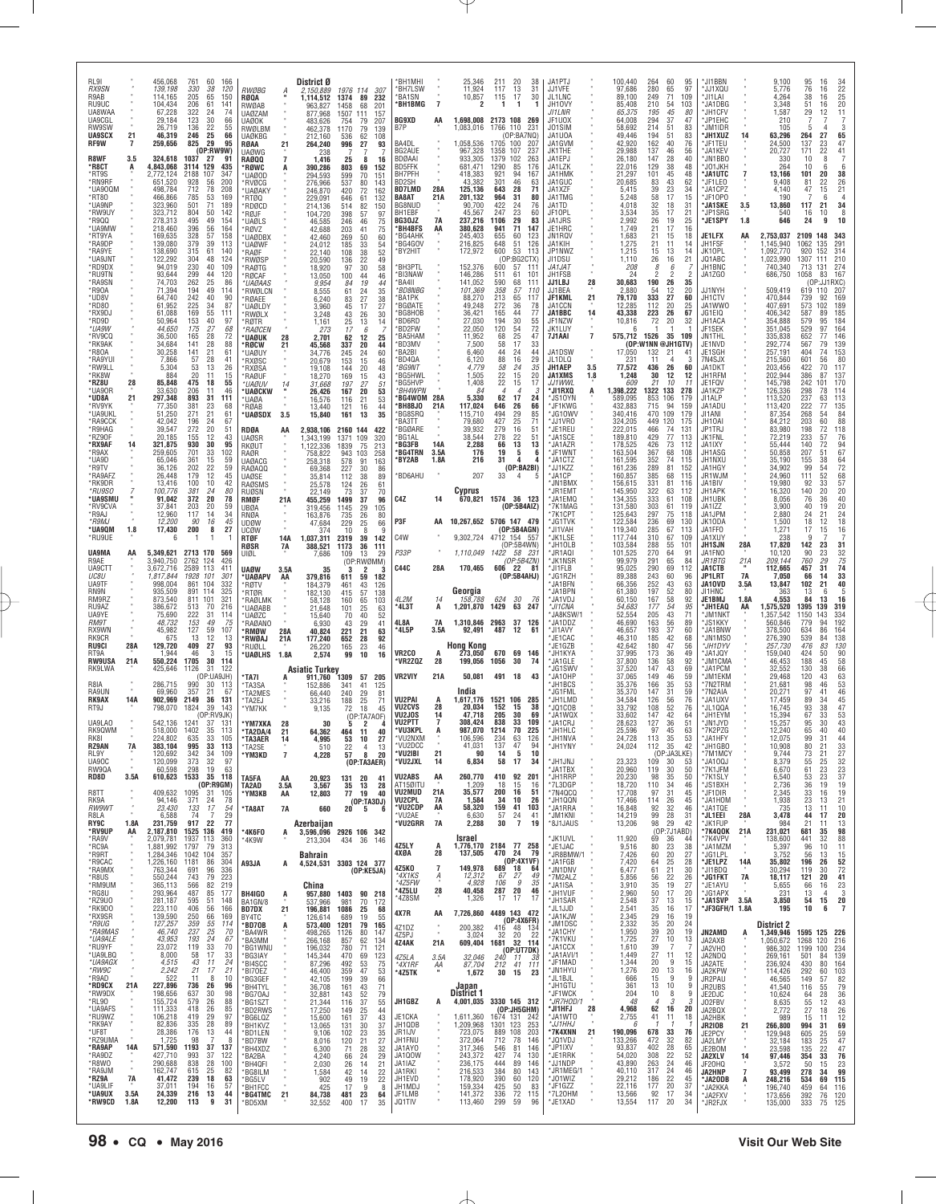| Call | Cat | Score | QSOs | Zones | Countries |
|---|---|---|---|---|---|
| RL9I | * | 456,068 | 761 | 60 | 166 |
| RX9SN | * | 139,198 | 330 | 38 | 120 |
| R9AB | * | 114,165 | 205 | 65 | 150 |
| RU9UC | * | 104,434 | 206 | 61 | 141 |
| UA8WAA | * | 67,228 | 322 | 24 | 74 |
| UA9CGL | * | 29,184 | 123 | 30 | 66 |
| RW9SW | * | 26,719 | 136 | 22 | 55 |
| UA9SCX | 21 | 46,319 | 246 | 25 | 66 |
| RF9W | 7 | 259,656 | 825 | 29 | 95 |
| (OP:RW9W) | | | | | |
| R8WF | 3.5 | 324,618 | 1037 | 27 | 91 |
| *R8CT | A | 4,843,068 | 3114 | 129 | 435 |
| *RT9S | * | 2,772,124 | 2188 | 107 | 347 |
| *RN9RF | * | 651,520 | 928 | 56 | 200 |
| *UA9OQM | * | 498,784 | 712 | 78 | 208 |
| *RT8O | * | 466,866 | 785 | 53 | 169 |
| *UA9NP | * | 323,960 | 501 | 71 | 189 |
| *RW9UY | * | 323,712 | 804 | 50 | 142 |
| *R9QQ | * | 278,313 | 495 | 49 | 154 |
| *UA9MW | * | 218,460 | 396 | 56 | 164 |
| *RT9YA | * | 169,635 | 328 | 57 | 158 |
| *RA9DP | * | 139,080 | 379 | 39 | 113 |
| *RA9YE | * | 138,690 | 315 | 61 | 140 |
| *UA9JNT | * | 122,292 | 304 | 48 | 124 |
| *RD9DX | * | 94,019 | 230 | 40 | 109 |
| *RU9TN | * | 93,644 | 299 | 44 | 120 |
| *RA9SN | * | 74,703 | 262 | 25 | 86 |
| *R9OA | * | 71,394 | 194 | 49 | 114 |
| *UD8V | * | 64,740 | 242 | 40 | 90 |
| *RD8O | * | 61,952 | 225 | 34 | 87 |
| *RX9DJ | * | 61,088 | 169 | 55 | 111 |
| *RD9D | * | 50,964 | 153 | 40 | 97 |
| *UA9W | * | 44,650 | 175 | 27 | 68 |
| *RV9CQ | * | 36,500 | 165 | 28 | 72 |
| *RK9AK | * | 34,684 | 141 | 28 | 88 |
| *R8OA | * | 30,258 | 141 | 21 | 61 |
| *RA9YUI | * | 7,866 | 57 | 28 | 41 |
| *RW9LL | * | 5,304 | 53 | 13 | 26 |
| *RK8W | * | 884 | 20 | 11 | 15 |
| *RZ8U | 28 | 85,848 | 475 | 18 | 55 |
| *UA9OR | * | 33,630 | 206 | 11 | 46 |
| *UD8A | 21 | 297,348 | 893 | 31 | 111 |
| *RV9YK | * | 77,350 | 381 | 23 | 68 |
| *UA9UKL | * | 51,250 | 271 | 21 | 61 |
| *RA9CCK | * | 42,042 | 196 | 24 | 67 |
| *R9HAG | * | 39,547 | 272 | 20 | 51 |
| *RZ9OF | * | 20,185 | 155 | 12 | 43 |
| *RX9AF | 14 | 321,875 | 930 | 30 | 95 |
| *R9AX | * | 259,605 | 701 | 33 | 102 |
| *UA9D | * | 65,046 | 361 | 15 | 59 |
| *R9TV | * | 36,126 | 202 | 22 | 59 |
| *RA9AFZ | * | 26,448 | 179 | 12 | 45 |
| *RK9DR | * | 13,416 | 100 | 10 | 42 |
| *RU9SO | 7 | 100,776 | 381 | 24 | 80 |
| *UA9SMU | * | 91,042 | 372 | 20 | 78 |
| *RV9CVA | * | 37,841 | 203 | 20 | 59 |
| *R9AJ | * | 12,960 | 117 | 14 | 34 |
| *R9MJ | * | 12,200 | 90 | 18 | 45 |
| *UA9QM | 1.8 | 17,430 | 200 | 8 | 27 |
| *RU9UE | * | 6 | 1 | 1 | 1 |
| UA9MA | AA | 5,349,621 | 2713 | 170 | 569 |
| R9AE | * | 3,940,750 | 2762 | 124 | 426 |
| UA9CTT | * | 3,672,716 | 2589 | 113 | 411 |
| UC8U | * | 1,817,844 | 1928 | 101 | 301 |
| UA9TF | * | 998,004 | 861 | 104 | 322 |
| RN9N | * | 935,509 | 891 | 114 | 325 |
| RM9RZ | * | 873,540 | 811 | 101 | 321 |
| RU9AZ | * | 386,672 | 513 | 70 | 216 |
| UA9YE | * | 75,690 | 222 | 31 | 114 |
| RM9T | * | 48,732 | 153 | 49 | 75 |
| RX9WN | * | 45,982 | 127 | 59 | 107 |
| RK9CR | * | 675 | 13 | 12 | 13 |
| RU9CI | 28A | 129,720 | 409 | 27 | 93 |
| RT9A | * | 1,944 | 46 | 3 | 15 |
| RW9UA | 21A | 550,224 | 1705 | 30 | 114 |
| RK9LWA | * | 425,646 | 1126 | 31 | 122 |
| (OP:UA9JH) | | | | | |
| R8IA | * | 286,715 | 990 | 30 | 113 |
| RA9UN | * | 69,960 | 357 | 21 | 67 |
| RK9AX | 14A | 902,969 | 2149 | 36 | 131 |
| RT9J | * | 798,070 | 1824 | 39 | 143 |
| (OP:RV9JK) | | | | | |
| UA9LAO | * | 542,136 | 1241 | 37 | 131 |
| RK9QWM | * | 518,000 | 1402 | 35 | 113 |
| RK8I | * | 224,802 | 635 | 33 | 105 |
| RZ9AN | 7A | 383,104 | 995 | 33 | 113 |
| RL9Y | * | 120,692 | 342 | 34 | 109 |
| UA9OC | * | 120,099 | 373 | 32 | 97 |
| RW9QA | * | 60,598 | 298 | 19 | 63 |
| RD8D | 3.5A | 610,623 | 1533 | 35 | 118 |
| (OP:R9GM) | | | | | |
| R8TT | * | 409,632 | 1095 | 31 | 105 |
| RK9A | * | 94,146 | 371 | 24 | 78 |
| RW9WT | * | 23,430 | 133 | 17 | 54 |
| R8LA | * | 6,588 | 74 | 7 | 29 |
| RY9C | 1.8A | 231,759 | 917 | 22 | 77 |
| *RW9UP | AA | 2,187,810 | 1525 | 136 | 419 |
| *RA9V | * | 2,079,781 | 1937 | 113 | 360 |
| *RC9A | * | 1,881,992 | 1797 | 79 | 313 |
| *R9RT | * | 1,284,346 | 1042 | 104 | 357 |
| *R9CAC | * | 1,226,160 | 1181 | 86 | 304 |
| *RA9MX | * | 763,344 | 691 | 96 | 336 |
| *R8US | * | 550,244 | 743 | 79 | 223 |
| *RM9UM | * | 365,113 | 566 | 82 | 219 |
| *RG8U | * | 293,964 | 487 | 85 | 177 |
| *RZ9UO | * | 281,187 | 595 | 51 | 148 |
| *RK9DO | * | 223,110 | 406 | 56 | 166 |
| *RX9SR | * | 139,590 | 250 | 66 | 169 |
| *R9UG | * | 127,257 | 359 | 55 | 114 |
| *RA9MAS | * | 46,740 | 237 | 25 | 70 |
| *UA8ALE | * | 43,953 | 193 | 24 | 67 |
| *RU9YF | * | 23,072 | 119 | 33 | 70 |
| *UA9LBQ | * | 8,000 | 58 | 17 | 33 |
| *UA9AGX | * | 4,515 | 43 | 11 | 24 |
| *RW9C | * | 2,242 | 21 | 17 | 21 |
| *R9AD | * | 522 | 11 | 8 | 10 |
| *RD9CX | 21A | 227,896 | 736 | 26 | 96 |
| *RW9DX | * | 198,656 | 637 | 30 | 98 |
| *RL9O | * | 155,724 | 579 | 26 | 88 |
| *RA9AFS | * | 111,333 | 418 | 26 | 85 |
| *RU9WZ | * | 106,218 | 419 | 29 | 97 |
| *RK9AY | * | 82,836 | 335 | 28 | 89 |
| *UF8T | * | 28,386 | 176 | 13 | 44 |
| *RZ9UMA | * | 1,725 | 98 | 7 | 8 |
| *RA9AP | 14A | 571,590 | 1193 | 37 | 137 |
| *RA9DZ | * | 427,710 | 993 | 37 | 122 |
| *R8WO | * | 290,688 | 838 | 28 | 100 |
| *RA9JM | * | 162,747 | 615 | 25 | 82 |
| *RZ9A | 7A | 41,472 | 239 | 18 | 63 |
| *UA9LIF | * | 37,011 | 194 | 16 | 57 |
| *UA9UX | 3.5A | 24,339 | 216 | 13 | 44 |
| *RW9CD | 1.8A | 12,200 | 113 | 9 | 31 |

### District Ø

| Call | Cat | Score | QSOs | Zones | Countries |
|---|---|---|---|---|---|
| RWØBG | A | 2,150,889 | 1976 | 114 | 307 |
| RØQA | * | 1,114,512 | 1374 | 89 | 232 |
| RWØAB | * | 963,827 | 1458 | 68 | 201 |
| UAØZAM | * | 877,968 | 1507 | 111 | 157 |
| UAØOK | * | 483,626 | 754 | 79 | 207 |
| RWØLBM | * | 462,378 | 1170 | 79 | 139 |
| UAØKBG | * | 212,160 | 536 | 62 | 108 |
| RØAA | 21 | 264,240 | 996 | 27 | 93 |
| UAØWG | * | 238 | 7 | 7 | 7 |
| RAØQQ | 7 | 1,416 | 25 | 8 | 16 |
| *RØWC | A | 390,286 | 803 | 69 | 152 |
| *UAØOD | * | 294,593 | 599 | 70 | 151 |
| *RVØCG | * | 276,966 | 537 | 80 | 143 |
| *UAØAKY | * | 246,870 | 420 | 72 | 162 |
| *RTØQ | * | 229,091 | 646 | 61 | 132 |
| *RDØCD | * | 214,136 | 514 | 82 | 150 |
| *RØJF | * | 104,720 | 398 | 57 | 97 |
| *UAØLS | * | 46,585 | 246 | 46 | 75 |
| *RØVZ | * | 42,688 | 203 | 41 | 75 |
| *UAØDBX | * | 42,460 | 269 | 50 | 60 |
| *UAØWF | * | 24,012 | 185 | 33 | 54 |
| *RAØF | * | 22,140 | 108 | 38 | 52 |
| *RWØSP | * | 20,590 | 136 | 22 | 49 |
| *RAØTG | * | 18,920 | 97 | 30 | 58 |
| *RØCAF | * | 13,050 | 100 | 44 | 46 |
| *UAØAAS | * | 8,954 | 84 | 19 | 44 |
| *RWØLCN | * | 8,555 | 61 | 24 | 35 |
| *RØAEE | * | 6,240 | 83 | 27 | 38 |
| *UAØLDY | * | 3,960 | 45 | 17 | 27 |
| *RWØLX | * | 3,248 | 43 | 26 | 30 |
| *RØTR | * | 1,161 | 25 | 13 | 14 |
| *RAØCEN | * | 273 | 17 | 6 | 7 |
| *UAØUK | 28 | 2,701 | 62 | 12 | 25 |
| *RØCW | 21 | 45,568 | 337 | 20 | 44 |
| *UAØUY | * | 34,776 | 245 | 24 | 60 |
| *RXØSC | * | 20,679 | 153 | 15 | 46 |
| *RXØSA | * | 19,108 | 144 | 20 | 48 |
| *RAØUF | * | 18,270 | 169 | 15 | 43 |
| *UAØUV | 14 | 31,668 | 197 | 27 | 51 |
| *UAØCKW | * | 26,426 | 167 | 20 | 53 |
| *UAØA | * | 16,576 | 116 | 21 | 53 |
| *RØAB | * | 13,440 | 121 | 16 | 44 |
| *UAØSDX | 3.5 | 15,840 | 161 | 13 | 35 |
| RDØA | AA | 2,938,106 | 2160 | 144 | 422 |
| UAØSR | * | 1,343,199 | 1371 | 109 | 320 |
| RKØUT | * | 1,122,336 | 1839 | 75 | 213 |
| RAØR | * | 758,822 | 943 | 103 | 258 |
| UAØACG | * | 258,318 | 578 | 91 | 163 |
| RAØAOQ | * | 69,368 | 227 | 30 | 86 |
| UAØSE | * | 35,814 | 112 | 38 | 89 |
| RAØSMS | * | 25,578 | 124 | 26 | 61 |
| RUØSN | * | 22,149 | 73 | 37 | 70 |
| RMØF | 21A | 455,259 | 1499 | 37 | 96 |
| UBØA | * | 319,456 | 1145 | 29 | 105 |
| RNØA | * | 163,876 | 735 | 26 | 80 |
| UDØW | * | 47,684 | 229 | 25 | 66 |
| UCØW | * | 374 | 10 | 8 | 9 |
| RTØF | 14A | 1,037,311 | 2319 | 39 | 142 |
| RØSR | 7A | 388,521 | 1173 | 36 | 111 |
| (OP:RWØMM) | | | | | |
| UIØL | * | 7,686 | 109 | 13 | 29 |
| UAØW | 3.5A | 35 | 3 | 2 | 3 |
| *UAØAPV | AA | 379,816 | 611 | 59 | 182 |
| *RØTV | * | 184,379 | 461 | 43 | 126 |
| *RTØR | * | 182,130 | 415 | 57 | 138 |
| *RAØLMK | * | 58,128 | 160 | 65 | 103 |
| *UAØABB | * | 21,648 | 101 | 25 | 63 |
| *UAØZC | * | 15,640 | 70 | 40 | 52 |
| *RAØANO | * | 6,930 | 43 | 29 | 41 |
| *RMØW | 28A | 40,824 | 221 | 21 | 63 |
| *RWØAJ | 21A | 177,240 | 652 | 28 | 92 |
| *RUØLL | * | 26,220 | 165 | 23 | 46 |
| *UAØLHS | 1.8A | 2,574 | 99 | 10 | 16 |

### Asiatic Turkey

| Call | Cat | Score | QSOs | Zones | Countries |
|---|---|---|---|---|---|
| *TA7I | A | 911,760 | 1309 | 57 | 205 |
| *TA3SA | * | 152,886 | 341 | 41 | 125 |
| *TA2MES | * | 66,440 | 240 | 29 | 81 |
| *TA2EJ | * | 33,216 | 188 | 25 | 71 |
| *YM7KK | * | 9,135 | 72 | 18 | 45 |
| (OP:TA7AOF) | | | | | |
| *YM7XKA | 28 | 30 | 5 | 2 | 3 |
| *TA2DA/4 | 21 | 64,362 | 464 | 11 | 40 |
| *TA3AER | 14 | 4,995 | 53 | 10 | 27 |
| *TA2SE | * | 510 | 22 | 4 | 13 |
| *YM3KD | 7 | 4,228 | 57 | 8 | 20 |
| (OP:TA3AER) | | | | | |
| TA5FA | AA | 20,923 | 131 | 20 | 41 |
| TA2AD | 3.5A | 3,567 | 35 | 13 | 28 |
| *YM3KB | AA | 12,803 | 77 | 19 | 40 |
| (OP:TA3DJ) | | | | | |
| *TA8AT | 7A | 660 | 20 | 5 | 6 |

### Azerbaijan

| Call | Cat | Score | QSOs | Zones | Countries |
|---|---|---|---|---|---|
| *4K6FO | A | 3,596,096 | 2926 | 106 | 342 |
| *4K9W | * | 213,304 | 434 | 36 | 146 |

### Bahrain

| Call | Cat | Score | QSOs | Zones | Countries |
|---|---|---|---|---|---|
| A93JA | A | 4,524,531 | 3303 | 124 | 377 |
| (OP:KE5JA) | | | | | |

### China

| Call | Cat | Score | QSOs | Zones | Countries |
|---|---|---|---|---|---|
| BH4IGO | A | 957,880 | 1403 | 90 | 218 |
| BA1GN/8 | * | 537,966 | 981 | 70 | 172 |
| BD7DX | 21 | 196,881 | 1086 | 25 | 68 |
| BY4TC | * | 126,614 | 689 | 19 | 55 |
| *BD7OB | A | 573,400 | 1201 | 79 | 165 |
| *BA4WR | * | 498,265 | 1126 | 80 | 147 |
| *BA3MM | * | 266,168 | 857 | 62 | 134 |
| *BG1WNU | * | 196,032 | 780 | 71 | 121 |
| *BG3IAY | * | 145,344 | 470 | 69 | 123 |
| *BI4SCC | * | 87,296 | 492 | 53 | 75 |
| *BI7OEZ | * | 46,400 | 359 | 47 | 53 |
| *BG3GEF | * | 42,105 | 199 | 39 | 66 |
| *BH4TYL | * | 36,708 | 161 | 43 | 65 |
| *BG7OAJ | * | 32,881 | 143 | 52 | 79 |
| *BG1SZT | * | 21,344 | 116 | 37 | 55 |
| *BD2RWS | * | 17,250 | 149 | 25 | 44 |
| *BG6LQZ | * | 15,600 | 161 | 37 | 43 |
| *BH1KVZ | * | 13,065 | 131 | 30 | 37 |
| *BD7LEN | * | 9,106 | 102 | 23 | 35 |
| *BD7BW | * | 8,016 | 120 | 21 | 27 |
| *BH4XDZ | * | 6,300 | 71 | 28 | 32 |
| *BA2BA | * | 4,240 | 66 | 24 | 29 |
| *BH4QFI | * | 2,030 | 26 | 14 | 21 |
| *BG8ILM | * | 1,584 | 42 | 14 | 22 |
| *BG5LV | * | 902 | 49 | 19 | 22 |
| *BH1FCC | * | 425 | 17 | 9 | 8 |
| *BG4TMC | 21 | 84,738 | 481 | 23 | 64 |
| *BD5XM | * | 32,552 | 400 | 17 | 35 |
| *BH1MHI | * | 25,346 | 211 | 20 | 38 |
| *BH7LSW | * | 11,924 | 117 | 13 | 31 |
| *BA1SN | * | 10,857 | 115 | 17 | 30 |
| *BH1BMG | 7 | 2 | 1 | 1 | 1 |
| BG9XD | AA | 1,698,008 | 2173 | 108 | 269 |
| B7P | * | 1,083,016 | 1766 | 110 | 231 |
| (OP:BA7NQ) | | | | | |
| BA4DL | * | 1,058,536 | 1705 | 100 | 207 |
| BG2AUE | * | 967,328 | 1358 | 107 | 237 |
| BDØAAI | * | 933,305 | 1379 | 102 | 263 |
| BD5FFK | * | 681,471 | 1290 | 85 | 176 |
| BH7PFH | * | 418,383 | 921 | 94 | 167 |
| BD2SH | * | 43,382 | 301 | 46 | 63 |
| BD7LMD | 28A | 125,136 | 643 | 28 | 71 |
| BA8AT | 21A | 201,132 | 964 | 31 | 80 |
| BG8NUD | * | 90,700 | 422 | 24 | 76 |
| BH1EBF | * | 45,567 | 247 | 23 | 60 |
| BG3OJZ | 7A | 237,216 | 1106 | 29 | 83 |
| *BH4BFS | AA | 380,628 | 941 | 71 | 147 |
| *BG4AHK | * | 245,403 | 655 | 60 | 123 |
| *BG4GOV | * | 216,825 | 648 | 51 | 126 |
| *BY2HIT | * | 172,972 | 600 | 53 | 113 |
| (OP:BG2CTX) | | | | | |
| *BH3PTL | * | 152,376 | 600 | 57 | 111 |
| *BI3NAW | * | 146,286 | 511 | 61 | 101 |
| *BA4II | * | 141,052 | 590 | 68 | 111 |
| *BD8NBG | * | 101,369 | 358 | 57 | 110 |
| *BA1PK | * | 88,270 | 213 | 65 | 117 |
| *BG8ATE | * | 49,248 | 272 | 36 | 78 |
| *BG8HOB | * | 36,421 | 165 | 44 | 77 |
| *BD6RD | * | 27,030 | 194 | 30 | 55 |
| *BD2FW | * | 22,050 | 120 | 54 | 72 |
| *BA5HAM | * | 11,952 | 68 | 25 | 47 |
| *BD3MV | * | 7,500 | 58 | 17 | 33 |
| *BA2BI | * | 6,460 | 44 | 24 | 44 |
| *BD4QA | * | 6,120 | 88 | 16 | 29 |
| *BG9NT | * | 4,779 | 58 | 24 | 35 |
| *BG5HWL | * | 1,505 | 22 | 15 | 20 |
| *BG5HVP | * | 1,408 | 22 | 15 | 17 |
| *BH4WPW | * | 84 | 4 | 4 | 3 |
| *BG4WOM | 28A | 5,330 | 62 | 17 | 24 |
| *BH8BJO | 21A | 117,024 | 646 | 26 | 66 |
| *BG8SRO | * | 115,710 | 494 | 29 | 85 |
| *BA3TT | * | 79,680 | 427 | 25 | 71 |
| *BGØARE | * | 39,932 | 279 | 16 | 51 |
| *BG1AL | * | 38,544 | 278 | 22 | 51 |
| *BG3FB | 14A | 2,288 | 66 | 13 | 13 |
| *BG4TRN | 3.5A | 176 | 19 | 5 | 6 |
| *BY2AB | 1.8A | 216 | 31 | 4 | 4 |
| (OP:BA2BI) | | | | | |
| *BD6AHU | * | 207 | 33 | 4 | 5 |

### Cyprus

| Call | Cat | Score | QSOs | Zones | Countries |
|---|---|---|---|---|---|
| C4Z | 14 | 670,821 | 1574 | 36 | 123 |
| (OP:5B4AIZ) | | | | | |
| P3F | AA | 10,267,652 | 5706 | 147 | 479 |
| (OP:5B4AGN) | | | | | |
| C4W | * | 9,302,724 | 4712 | 154 | 557 |
| (OP:5B4WN) | | | | | |
| P33P | * | 1,110,049 | 1422 | 58 | 231 |
| (OP:5B4ZN) | | | | | |
| C44C | 28A | 170,465 | 606 | 22 | 81 |
| (OP:5B4AHJ) | | | | | |

### Georgia

| Call | Cat | Score | QSOs | Zones | Countries |
|---|---|---|---|---|---|
| 4L2M | 14 | 158,788 | 624 | 30 | 76 |
| *4L3T | A | 1,201,870 | 1429 | 63 | 247 |
| 4L8A | 7A | 1,310,846 | 2963 | 37 | 126 |
| *4L5P | 3.5A | 92,491 | 487 | 12 | 61 |

### Hong Kong

| Call | Cat | Score | QSOs | Zones | Countries |
|---|---|---|---|---|---|
| VR2CO | A | 273,050 | 670 | 69 | 146 |
| *VR2ZQZ | 28 | 199,056 | 1056 | 30 | 74 |
| VR2VIY | 21A | 50,081 | 491 | 18 | 43 |

### India

| Call | Cat | Score | QSOs | Zones | Countries |
|---|---|---|---|---|---|
| VU2PAI | A | 1,617,176 | 1521 | 106 | 285 |
| VU2CVS | 28 | 20,034 | 152 | 15 | 38 |
| VU2JOS | 14 | 47,718 | 205 | 30 | 69 |
| VU2PTT | 7 | 308,424 | 838 | 33 | 109 |
| *VU3KPL | A | 987,070 | 1214 | 70 | 225 |
| *VU2NXM | * | 106,596 | 234 | 63 | 126 |
| *VU2DCC | * | 41,031 | 137 | 47 | 94 |
| *VU2IBI | 21 | 90 | 14 | 5 | 10 |
| *VU2JXL | 14 | 6,834 | 58 | 17 | 34 |
| VU2ABS | AA | 260,770 | 410 | 92 | 201 |
| AT150ITU | * | 1,209 | 18 | 15 | 16 |
| VU2MUD | 21A | 35,577 | 200 | 16 | 51 |
| VU2CPL | 7A | 1,584 | 34 | 10 | 26 |
| *VU2CDP | AA | 58,320 | 159 | 41 | 103 |
| *VU2AE | * | 6,630 | 57 | 24 | 41 |
| *VU2GRR | 7A | 2,288 | 30 | 7 | 19 |

### Israel

| Call | Cat | Score | QSOs | Zones | Countries |
|---|---|---|---|---|---|
| 4Z5LY | A | 1,776,170 | 2184 | 77 | 258 |
| 4XØA | 28 | 137,505 | 470 | 24 | 79 |
| (OP:4X1VF) | | | | | |
| 4Z5KO | 7 | 149,978 | 689 | 18 | 64 |
| *4X1KS | A | 12,312 | 67 | 27 | 49 |
| *4Z5FW | * | 4,928 | 106 | 9 | 35 |
| *4Z5LU | 28 | 40,458 | 287 | 20 | 46 |
| *4Z8SM | * | 1,326 | 17 | 17 | 17 |
| 4X7R | AA | 7,726,860 | 4489 | 143 | 472 |
| (OP:4X6FR) | | | | | |
| 4Z1DZ | * | 200,382 | 416 | 48 | 134 |
| 4Z5PJ | * | 3,024 | 32 | 20 | 22 |
| 4Z4AK | 21A | 609,404 | 1681 | 32 | 114 |
| (OP:UT7DK) | | | | | |
| 4Z5LA | 3.5A | 32,046 | 240 | 11 | 38 |
| *4X1RF | AA | 87,704 | 212 | 41 | 111 |
| *4Z5TK | * | 1,672 | 30 | 15 | 23 |

### Japan

#### District 1

| Call | Cat | Score | QSOs | Zones | Countries |
|---|---|---|---|---|---|
| JH1GBZ | A | 4,001,035 | 3330 | 145 | 312 |
| JE1CKA | * | 1,611,360 | 1674 | 131 | 242 |
| JH1QDB | * | 1,209,968 | 1301 | 123 | 253 |
| JR1IJV | * | 723,075 | 889 | 108 | 203 |
| JH1FNU | * | 372,064 | 712 | 78 | 146 |
| JA1AYO | * | 317,346 | 546 | 81 | 146 |
| JA1OOW | * | 243,672 | 424 | 86 | 130 |
| JA1IAZ | * | 236,175 | 444 | 89 | 136 |
| JA1RKI | * | 216,533 | 384 | 80 | 143 |
| JH1EVD | * | 178,920 | 390 | 60 | 120 |
| JH1MDJ | * | 159,334 | 425 | 50 | 113 |
| JF1LMB | * | 113,460 | 290 | 62 | 118 |
| JQ1TIV | * | 113,460 | 299 | 59 | 96 |
| JA1PTJ | * | 100,440 | 264 | 60 | 95 |
| JJ1VFE | * | 97,686 | 280 | 65 | 97 |
| JL1LNC | * | 89,100 | 249 | 71 | 109 |
| JH1OVY | * | 85,408 | 210 | 54 | 103 |
| JI1LNR | * | 65,375 | 195 | 45 | 80 |
| JF1UOX | * | 64,008 | 294 | 37 | 47 |
| JO1SIM | * | 58,692 | 214 | 51 | 83 |
| JA1UOA | * | 49,446 | 194 | 51 | 83 |
| JA1GVM | * | 42,920 | 162 | 40 | 76 |
| JK1THE | * | 29,988 | 137 | 46 | 56 |
| JA1EPJ | * | 26,180 | 147 | 28 | 40 |
| JA1LZK | * | 22,016 | 129 | 38 | 48 |
| JA1HMK | * | 21,297 | 101 | 45 | 48 |
| JA1GUC | * | 20,685 | 83 | 43 | 62 |
| JA1XZF | * | 5,415 | 39 | 23 | 34 |
| JA1TMG | * | 5,248 | 58 | 17 | 15 |
| JA1TD | * | 4,018 | 32 | 18 | 31 |
| JF1OPL | * | 3,534 | 35 | 17 | 21 |
| JA1JRS | * | 2,992 | 26 | 19 | 25 |
| JE1HRC | * | 1,749 | 21 | 17 | 16 |
| JN1ROV | * | 1,683 | 21 | 15 | 18 |
| JA1KIH | * | 1,275 | 21 | 11 | 14 |
| JP1NWZ | * | 1,215 | 15 | 13 | 14 |
| JI1DSU | * | 1,110 | 26 | 16 | 21 |
| JA1JAT | * | 208 | 8 | 6 | 7 |
| JH1FSB | * | 24 | 2 | 2 | 2 |
| JJ1LBJ | 28 | 30,683 | 190 | 26 | 35 |
| JJ1BEA | * | 2,880 | 54 | 12 | 20 |
| JF1KML | 21 | 79,170 | 333 | 27 | 60 |
| JA1CCN | * | 12,285 | 112 | 20 | 25 |
| JA1BBC | 14 | 43,338 | 223 | 26 | 67 |
| JF1NZW | * | 10,816 | 72 | 20 | 32 |
| JK1LUY | * | 6 | 1 | 1 | 1 |
| 7J1AAI | 7 | 575,712 | 1526 | 35 | 109 |
| (OP:W1NN @JH1GTV) | | | | | |
| JJ1DSW | * | 17,050 | 132 | 21 | 41 |
| JL1DLO | * | 231 | 11 | 4 | 3 |
| JH1AEP | 3.5 | 77,572 | 436 | 26 | 60 |
| JA1XMS | 1.8 | 1,248 | 30 | 12 | 12 |
| JJ1WWL | * | 609 | 21 | 10 | 11 |
| *JH1RXQ | A | 1,398,222 | 1322 | 133 | 278 |
| *JS1OYN | * | 589,095 | 853 | 106 | 179 |
| *JF1KWG | * | 432,883 | 715 | 94 | 159 |
| *JG1OWV | * | 340,416 | 410 | 109 | 179 |
| *JJ1VRO | * | 324,205 | 449 | 120 | 175 |
| *JE1REU | * | 222,015 | 466 | 74 | 131 |
| *JA1SCE | * | 189,810 | 429 | 77 | 113 |
| *JA1AZR | * | 178,525 | 426 | 73 | 112 |
| *JF1WNT | * | 163,504 | 367 | 68 | 108 |
| *JA1CTZ | * | 161,595 | 352 | 74 | 115 |
| *JJ1KZZ | * | 161,236 | 289 | 81 | 152 |
| *JA1CP | * | 160,857 | 385 | 68 | 115 |
| *JN1BMX | * | 156,615 | 331 | 81 | 116 |
| *JH1EMT | * | 145,950 | 322 | 63 | 112 |
| *JA1EMQ | * | 134,355 | 333 | 61 | 108 |
| *7K1MAG | * | 131,580 | 303 | 61 | 119 |
| *7K1CPT | * | 125,643 | 297 | 75 | 118 |
| *JG1TVK | * | 122,584 | 236 | 69 | 130 |
| *JI1VAH | * | 119,340 | 285 | 67 | 113 |
| *JK1LSE | * | 117,744 | 310 | 67 | 109 |
| *JH1OLB | * | 103,584 | 288 | 55 | 101 |
| *JR1AQI | * | 101,525 | 270 | 64 | 91 |
| *JK1NSR | * | 99,979 | 291 | 65 | 84 |
| *JI1FLB | * | 95,025 | 290 | 69 | 112 |
| *JG1RZH | * | 89,388 | 243 | 60 | 96 |
| *JA1BFN | * | 66,356 | 252 | 43 | 63 |
| *JA1BPN | * | 61,380 | 197 | 52 | 80 |
| *JA1VDJ | * | 60,150 | 167 | 58 | 92 |
| *JI1CNA | * | 54,683 | 177 | 54 | 95 |
| *JA8KSW/1 | * | 52,554 | 205 | 43 | 71 |
| *JA1DDZ | * | 46,690 | 163 | 56 | 89 |
| *JI1AVY | * | 46,657 | 193 | 37 | 60 |
| *JE1CAC | * | 46,310 | 185 | 42 | 68 |
| *JE1GZB | * | 42,642 | 180 | 47 | 56 |
| *JH1KYA | * | 37,995 | 173 | 36 | 49 |
| *JA1GLE | * | 37,800 | 136 | 58 | 92 |
| *JG1SWV | * | 37,520 | 147 | 43 | 69 |
| *JA1OHP | * | 37,065 | 149 | 46 | 59 |
| *JH1BCS | * | 35,376 | 166 | 35 | 53 |
| *JG1FML | * | 35,370 | 147 | 31 | 59 |
| *JH1LMD | * | 34,584 | 126 | 56 | 76 |
| *JA1UXV | * | 33,792 | 108 | 52 | 76 |
| *JA1WQX | * | 33,602 | 147 | 42 | 64 |
| *JA1CRJ | * | 28,623 | 127 | 36 | 51 |
| *JH1HLC | * | 25,596 | 97 | 45 | 63 |
| *JH1NVA | * | 24,728 | 113 | 35 | 53 |
| *JH1YNY | * | 24,024 | 112 | 35 | 42 |
| (OP:JA3LKE) | | | | | |
| *JH1JNJ | * | 23,323 | 109 | 30 | 53 |
| *JA1TBX | * | 20,960 | 119 | 30 | 50 |
| *JH1RRP | * | 20,230 | 98 | 35 | 50 |
| *7L3DQP | * | 18,720 | 110 | 34 | 46 |
| *7N4QCQ | * | 17,708 | 97 | 31 | 45 |
| *JH1QQN | * | 17,466 | 114 | 26 | 45 |
| *JA1RRA | * | 16,848 | 92 | 35 | 46 |
| *JM1KNI | * | 14,219 | 99 | 28 | 31 |
| *8J1JAUS | * | 13,206 | 98 | 29 | 42 |
| (OP:7J1ABD) | | | | | |
| *JK1UVL | * | 11,920 | 69 | 36 | 44 |
| *JE1JAC | * | 9,516 | 80 | 23 | 38 |
| *JR8BMW/1 | * | 7,426 | 60 | 27 | 31 |
| *JA1FGB | * | 7,420 | 64 | 25 | 28 |
| *JN1DNV | * | 6,477 | 61 | 21 | 30 |
| *7M2ALZ | * | 5,856 | 56 | 22 | 26 |
| *JA1ISA | * | 3,910 | 35 | 19 | 27 |
| *JH1VUF | * | 2,960 | 50 | 17 | 20 |
| *JH1SAR | * | 2,548 | 37 | 13 | 15 |
| *JL1JJD | * | 2,541 | 36 | 13 | 20 |
| *JA1KJW | * | 2,345 | 29 | 16 | 19 |
| *JM1DSC | * | 2,332 | 35 | 20 | 24 |
| *JA1CHY | * | 1,950 | 39 | 20 | 19 |
| *7K1VKU | * | 1,725 | 27 | 10 | 13 |
| *JA1CCX | * | 1,610 | 39 | 7 | 16 |
| *JA1AVI/1 | * | 1,449 | 27 | 11 | 12 |
| *JF1MAD | * | 1,344 | 20 | 9 | 16 |
| *JL1BJL | * | 666 | 15 | 9 | 9 |
| *JH1GTU | * | 361 | 13 | 9 | 10 |
| *JF1WCK | * | 204 | 10 | 8 | 4 |
| *JR7HOD/1 | * | 48 | 4 | 3 | 3 |
| *JI1HFJ | 28 | 4,968 | 62 | 16 | 20 |
| *JA1WTO | * | 2,755 | 41 | 11 | 18 |
| *JJ1HHJ | * | 6 | 1 | 1 | 1 |
| *7K4XNN | 21 | 190,096 | 678 | 33 | 76 |
| *JQ1VDJ | * | 133,266 | 472 | 32 | 82 |
| *JA1NZD | * | 93,837 | 402 | 28 | 65 |
| *JE1KNH | * | 54,020 | 308 | 22 | 52 |
| *JL1NDP | * | 43,890 | 240 | 26 | 51 |
| *JR1MEG/1 | * | 40,110 | 317 | 24 | 46 |
| *JO1WIZ | * | 29,212 | 186 | 22 | 46 |
| *JF1GZZ | * | 22,116 | 177 | 20 | 37 |
| *7L2OHM | * | 13,566 | 92 | 17 | 34 |
| *JE1XAD | * | 13,554 | 117 | 20 | 34 |
| *JJ1BBN | * | 9,100 | 95 | 16 | 34 |
| *JJ1XQU | * | 5,776 | 76 | 16 | 22 |
| *JI1LAI | * | 4,264 | 38 | 16 | 25 |
| *JA1DBG | * | 3,348 | 51 | 16 | 20 |
| *JH1CFV | * | 1,587 | 29 | 12 | 11 |
| *JP1EHC | * | 210 | 7 | 7 | 7 |
| *JM1IDR | * | 105 | 5 | 4 | 3 |
| *JH1XUZ | 14 | 63,296 | 264 | 27 | 65 |
| *JF1TEU | * | 24,500 | 137 | 23 | 47 |
| *JA1KEV | * | 20,727 | 171 | 22 | 41 |
| *JN1BBO | * | 330 | 10 | 8 | 7 |
| *JO1JKH | * | 264 | 10 | 6 | 6 |
| *JA1UTC | 7 | 13,166 | 101 | 20 | 38 |
| *JF1LEO | * | 9,408 | 81 | 22 | 26 |
| *JA1CPZ | * | 4,140 | 47 | 15 | 21 |
| *JF1OPO | * | 190 | 7 | 6 | 4 |
| *JA1SKE | 3.5 | 13,860 | 117 | 21 | 34 |
| *JP1SRG | * | 540 | 16 | 10 | 8 |
| *JE1SPY | 1.8 | 646 | 24 | 9 | 10 |
| JE1LFX | AA | 2,753,037 | 2109 | 148 | 343 |
| JH1FSF | * | 1,145,940 | 1062 | 135 | 291 |
| JK1OPL | * | 1,092,770 | 920 | 152 | 314 |
| JO1ABC | * | 1,023,990 | 1307 | 111 | 210 |
| JH1BNC | * | 740,340 | 713 | 131 | 274 |
| JA1ZGO | * | 686,750 | 1058 | 83 | 167 |
| (OP:JJ1RXC) | | | | | |
| JJ1NYH | * | 509,419 | 619 | 110 | 207 |
| JH1CTV | * | 470,844 | 739 | 92 | 169 |
| JA1WWO | * | 407,691 | 573 | 102 | 189 |
| JG1EIQ | * | 406,342 | 587 | 89 | 185 |
| JA1ACA | * | 354,888 | 579 | 95 | 184 |
| JF1SEK | * | 351,045 | 529 | 97 | 164 |
| JN1THL | * | 335,838 | 652 | 77 | 146 |
| JE1NVD | * | 292,774 | 567 | 79 | 139 |
| JE1SGH | * | 257,191 | 404 | 74 | 153 |
| 7N4SJX | * | 215,560 | 601 | 56 | 80 |
| JA1DKT | * | 203,456 | 422 | 70 | 117 |
| JH1RFM | * | 202,944 | 386 | 87 | 137 |
| JE1FQV | * | 145,798 | 242 | 101 | 170 |
| JA1KZP | * | 126,336 | 298 | 78 | 114 |
| JI1ALP | * | 113,520 | 237 | 63 | 113 |
| JA1ADU | * | 113,420 | 222 | 77 | 135 |
| JI1ANI | * | 87,354 | 268 | 54 | 84 |
| JH1OAI | * | 84,212 | 203 | 60 | 88 |
| JP1TRJ | * | 83,980 | 198 | 72 | 118 |
| JK1FNL | * | 72,219 | 233 | 57 | 76 |
| JA1IXY | * | 55,444 | 140 | 72 | 94 |
| JH1ASG | * | 50,858 | 207 | 51 | 67 |
| JH1NXU | * | 35,190 | 155 | 38 | 64 |
| JA1HGY | * | 34,902 | 99 | 54 | 72 |
| JR1WJM | * | 24,960 | 111 | 52 | 68 |
| JA1BIV | * | 19,980 | 92 | 33 | 57 |
| JH1APK | * | 16,320 | 140 | 20 | 20 |
| JH1UBK | * | 8,056 | 76 | 36 | 40 |
| JA1IZZ | * | 3,900 | 40 | 19 | 20 |
| JA1JPM | * | 2,880 | 24 | 21 | 24 |
| JK1ODA | * | 1,500 | 18 | 12 | 18 |
| JA1FFO | * | 1,271 | 17 | 15 | 16 |
| JA1XUY | * | 238 | 9 | 7 | 7 |
| JH1JSN | 28A | 17,820 | 142 | 23 | 31 |
| JA1FNO | * | 10,120 | 90 | 23 | 32 |
| JR1BTG | 21A | 209,144 | 760 | 29 | 75 |
| JA1CTB | * | 112,665 | 457 | 31 | 74 |
| JP1LRT | 7A | 7,050 | 66 | 14 | 33 |
| JA1DVD | 3.5A | 13,847 | 102 | 21 | 40 |
| JI1HNC | * | 363 | 13 | 6 | 5 |
| JE1BMJ | 1.8A | 4,553 | 84 | 13 | 16 |
| *JH1EAQ | AA | 1,575,520 | 1395 | 139 | 319 |
| *JM1NKT | * | 1,357,542 | 1145 | 143 | 334 |
| *JS1KKY | * | 560,846 | 779 | 94 | 192 |
| *JA1BNW | * | 378,500 | 634 | 86 | 164 |
| *JN1MSO | * | 276,390 | 539 | 84 | 138 |
| *JH1DYV | * | 257,730 | 476 | 83 | 130 |
| *JA1JQY | * | 159,040 | 424 | 50 | 90 |
| *JM1CMA | * | 46,453 | 188 | 45 | 58 |
| *JA1PCM | * | 32,552 | 130 | 38 | 66 |
| *JM1EKM | * | 29,468 | 120 | 43 | 63 |
| *7N2TRM | * | 21,681 | 98 | 46 | 53 |
| *7N2AIA | * | 20,271 | 97 | 41 | 46 |
| *JA1UXV | * | 17,459 | 89 | 34 | 45 |
| *JL1QOA | * | 16,745 | 93 | 38 | 47 |
| *JH1EYM | * | 15,394 | 67 | 33 | 53 |
| *JN1JYD | * | 15,257 | 95 | 30 | 43 |
| *7K2PZG | * | 12,240 | 65 | 40 | 40 |
| *JA1HFY | * | 12,075 | 99 | 31 | 44 |
| *JH1GBO | * | 10,908 | 80 | 21 | 33 |
| *7M1MCY | * | 9,744 | 73 | 21 | 27 |
| *JA1OQJ | * | 8,379 | 55 | 25 | 32 |
| *7K1JFM | * | 6,670 | 61 | 23 | 23 |
| *7K1SLY | * | 6,540 | 53 | 23 | 37 |
| *JS1BXH | * | 2,736 | 36 | 19 | 19 |
| *JF1DIR | * | 2,345 | 33 | 16 | 19 |
| *JA1HOM | * | 1,938 | 23 | 13 | 21 |
| *JA1TQE | * | 735 | 13 | 11 | 10 |
| *JL1EEI | 28A | 3,478 | 44 | 17 | 20 |
| *JK1FUP | * | 984 | 21 | 11 | 13 |
| *7K4QOK | 21A | 231,821 | 681 | 35 | 98 |
| *JA1BFN | * | 138,600 | 441 | 32 | 88 |
| *JA1MZM | * | 5,397 | 96 | 10 | 11 |
| *JG1LPL | * | 3,752 | 56 | 13 | 15 |
| *JE1LPZ | 14A | 35,802 | 196 | 26 | 52 |
| *JJ1BDQ | * | 30,294 | 119 | 30 | 72 |
| *JG1FKT | 7A | 18,117 | 121 | 20 | 41 |
| *JE1AYU | * | 5,655 | 66 | 16 | 23 |
| *JG1APX | * | 231 | 13 | 4 | 3 |
| *JA1SVP | 3.5A | 3,850 | 54 | 15 | 20 |
| *JF3GFH/1 | 1.8A | 195 | 10 | 6 | 7 |

#### District 2

| Call | Cat | Score | QSOs | Zones | Countries |
|---|---|---|---|---|---|
| JN2AMD | A | 1,349,946 | 1595 | 125 | 226 |
| JA2AXB | * | 1,050,672 | 1268 | 120 | 216 |
| JA2VHO | * | 986,302 | 1199 | 100 | 234 |
| JA2NDQ | * | 269,161 | 501 | 84 | 139 |
| JA2ATE | * | 236,924 | 430 | 80 | 164 |
| JA2KPW | * | 114,426 | 292 | 60 | 103 |
| JR2PAU | * | 46,565 | 149 | 57 | 88 |
| JR2UBS | * | 41,540 | 116 | 55 | 79 |
| JE2EDA | * | 10,624 | 64 | 28 | 36 |
| JO2FBV | * | 8,635 | 55 | 12 | 43 |
| JA2BQX | * | 2,772 | 27 | 18 | 26 |
| JA2HBK | * | 989 | 15 | 11 | 12 |
| JR2IOB | 21 | 266,800 | 994 | 31 | 69 |
| JE2PCY | * | 129,948 | 605 | 25 | 59 |
| JA2LMY | * | 32,184 | 183 | 25 | 47 |
| JE2BOM | * | 23,598 | 135 | 22 | 47 |
| JA2KLV | 14 | 97,446 | 354 | 33 | 76 |
| JF2OHQ | * | 43,890 | 199 | 25 | 52 |
| JA2HNP | 7 | 93,499 | 278 | 34 | 99 |
| *JA2ODB | A | 248,216 | 534 | 69 | 115 |
| *JA2KKA | * | 196,740 | 459 | 64 | 116 |
| *JA2FXV | * | 173,656 | 392 | 76 | 120 |
| *JR2FJX | * | 135,000 | 333 | 75 | 125 |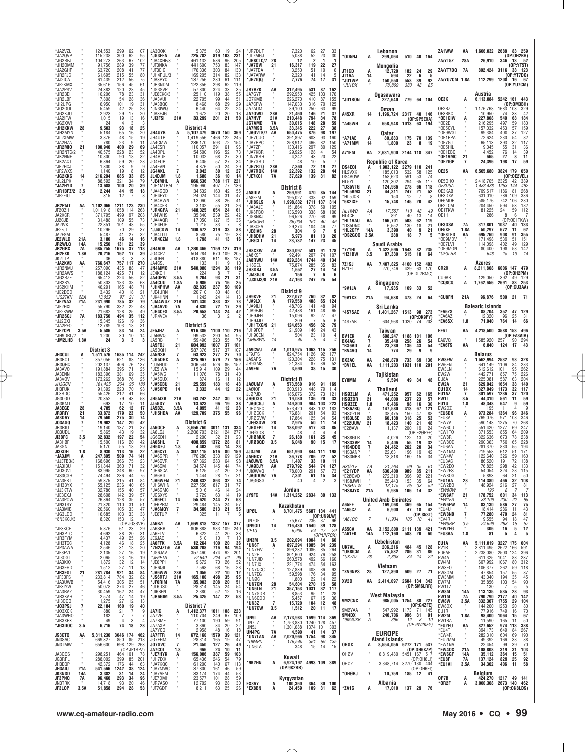| Call | Band | Score | QSOs | Zones | Countries |
|---|---|---|---|---|---|
| *JA2VZL | | 124,553 | 299 | 62 | 107 |
| *JA2OVP | | 115,238 | 300 | 62 | 95 |
| *JG2RFJ | | 104,273 | 263 | 67 | 102 |
| *JH2OMM | | 91,756 | 289 | 39 | 77 |
| *JA2GHP | | 63,720 | 208 | 41 | 77 |
| *JR2FJC | | 61,695 | 215 | 55 | 80 |
| *JJ2ICA | | 61,439 | 212 | 56 | 75 |
| *JF2KMX | | 35,616 | 156 | 45 | 61 |
| *JA2PSV | | 24,382 | 120 | 28 | 45 |
| *JR2BEI | | 10,206 | 78 | 23 | 31 |
| *JR2LBF | | 7,808 | 54 | 28 | 36 |
| *JI2UPG | | 6,950 | 101 | 19 | 31 |
| *JQ2OUL | | 5,459 | 42 | 25 | 28 |
| *JG2KJU | | 2,923 | 29 | 17 | 20 |
| *JA2IFW | | 1,015 | 19 | 13 | 16 |
| *JG2XWH | | 24 | 4 | 3 | 3 |
| *JH2KKW | 28 | 9,503 | 93 | 18 | 25 |
| *JH2MYN | | 5,184 | 65 | 16 | 20 |
| *JL2XMW | | 3,876 | 48 | 15 | 19 |
| *JA2HZA | | 780 | 23 | 9 | 11 |
| *JR2MIO | 21 | 100,940 | 400 | 29 | 69 |
| *JR2NTC/2 | | 40,575 | 228 | 23 | 52 |
| *JK2NNF | | 10,800 | 90 | 18 | 32 |
| *JK2AQT | | 6,864 | 59 | 20 | 28 |
| *JE2HCJ | | 1,800 | 38 | 9 | 16 |
| *JF2WXS | | 1,140 | 19 | 8 | 12 |
| *JG2KKG | 14 | 216,294 | 685 | 33 | 85 |
| *JL2LPX | | 88,592 | 321 | 34 | 79 |
| *JA2HYD | 7 | 13,688 | 100 | 20 | 39 |
| *JR1BFZ/2 | 3.5 | 2,244 | 44 | 15 | 18 |
| *JF2FIU | | 315 | 12 | 7 | 8 |
| JR2PMT | AA | 1,102,066 | 1211 | 123 | 230 |
| JF2OZH | | 1,011,918 | 1058 | 114 | 268 |
| JA2XCR | | 371,795 | 499 | 97 | 208 |
| JJ2CJB | | 31,488 | 109 | 55 | 73 |
| JA2IVK | | 22,351 | 101 | 48 | 55 |
| JE2FJI | | 10,296 | 70 | 29 | 37 |
| JA2FSM | | 5,487 | 41 | 27 | 32 |
| JE2WLD | 21A | 3,180 | 46 | 14 | 16 |
| JR2WLQ | 14A | 15,250 | 131 | 22 | 39 |
| JR2GRX | 7A | 685,255 | 1675 | 37 | 118 |
| JH2FXK | 1.8A | 20,216 | 162 | 17 | 39 |
| JK2TTP | | 36 | 3 | 3 | 3 |
| *JA2KVB | AA | 766,647 | 757 | 117 | 270 |
| *JR2NMJ | | 257,090 | 435 | 88 | 147 |
| *JR2AWS | | 188,124 | 425 | 71 | 112 |
| *JG2RZF | | 65,412 | 224 | 56 | 82 |
| *JR2BYJ | | 50,803 | 183 | 38 | 63 |
| *JS2KHM | | 46,291 | 165 | 48 | 71 |
| *JE2DOD | | 3,432 | 40 | 18 | 21 |
| *JG2TKH | 28A | 13,052 | 97 | 21 | 31 |
| *JF2VAX | 21A | 231,990 | 785 | 32 | 79 |
| *JE2HXL | | 55,790 | 332 | 22 | 48 |
| *JF2KWM | | 21,682 | 128 | 25 | 49 |
| *JR2SCJ | 7A | 183,750 | 494 | 35 | 112 |
| *JJ2QXI | | 15,345 | 126 | 19 | 36 |
| *JA2PFO | | 12,789 | 103 | 18 | 31 |
| *JE2CPI | 3.5A | 5,586 | 83 | 14 | 24 |
| *JH9DRL/2 | | 1,200 | 30 | 10 | 14 |
| *JM2LHB | 1.8A | 24 | 3 | 3 | 3 |

### District 3

| Call | Band | Score | QSOs | Zones | Countries |
|---|---|---|---|---|---|
| JH3CUL | A | 1,511,576 | 1685 | 114 | 242 |
| JR3BOT | | 357,056 | 621 | 88 | 136 |
| JR3QHQ | | 202,137 | 406 | 76 | 137 |
| JA3AVO | | 191,884 | 395 | 71 | 125 |
| JA3ENN | | 183,396 | 381 | 69 | 135 |
| JA3VOV | | 173,262 | 368 | 76 | 125 |
| JH3GCN | | 161,425 | 264 | 95 | 180 |
| JH3FUK | | 91,392 | 220 | 70 | 98 |
| JL3RDC | | 55,426 | 212 | 41 | 66 |
| JG3LGD | | 20,352 | 79 | 43 | 53 |
| JG3KMT | | 693 | 17 | 10 | 11 |
| JA3EGE | 28 | 4,785 | 62 | 12 | 17 |
| JR3RIY | 21 | 33,872 | 179 | 23 | 50 |
| JA3DAY | 14 | 79,560 | 275 | 30 | 74 |
| JO3AGQ | 7 | 19,902 | 147 | 20 | 42 |
| JR3RIU | | 19,140 | 137 | 21 | 37 |
| JO3UDL | | 5,865 | 43 | 19 | 32 |
| JI3BFC | 3.5 | 32,832 | 197 | 22 | 54 |
| JA3HBF | | 15,500 | 116 | 20 | 42 |
| JA3GN | | 5,170 | 55 | 18 | 29 |
| JI3KDH | 1.8 | 8,930 | 113 | 16 | 22 |
| *JA3JM | A | 247,895 | 509 | 74 | 141 |
| *JJ3TBB/3 | | 168,696 | 366 | 75 | 123 |
| *JA3IBU | | 151,840 | 360 | 71 | 132 |
| *JO3QVT | | 83,995 | 248 | 60 | 97 |
| *JS3CGH | | 74,494 | 236 | 44 | 75 |
| *JA3EBT | | 59,375 | 215 | 41 | 84 |
| *JH3BYX | | 55,125 | 236 | 40 | 65 |
| *JJ3KTW | | 32,786 | 155 | 40 | 57 |
| *JE3CXJ | | 28,608 | 142 | 39 | 57 |
| *JA3POW | | 26,864 | 128 | 35 | 57 |
| *JN3TSY | | 21,320 | 110 | 31 | 51 |
| *JA3MIB | | 20,560 | 105 | 33 | 47 |
| *JG3LDD | | 16,685 | 103 | 33 | 38 |
| *8N3KCJ/3 (OP:JG3SVP) | | 8,320 | 153 | 12 | 9 |
| *JF3KCH | | 5,876 | 61 | 23 | 29 |
| *JH3PTC | | 4,692 | 38 | 20 | 31 |
| *JF3FYM | | 4,437 | 49 | 25 | 26 |
| *JH3TCC | | 4,128 | 46 | 18 | 25 |
| *JF3AWA | | 2,546 | 31 | 18 | 20 |
| *JE3EVI | | 2,135 | 27 | 16 | 19 |
| *JI3OGI | | 2,065 | 23 | 16 | 19 |
| *JA3KIO | | 1,872 | 32 | 12 | 14 |
| *JG3EHD | | 1,512 | 27 | 11 | 13 |
| *JR3EOI | 21 | 281,784 | 921 | 34 | 84 |
| *JF3BFS | | 233,814 | 784 | 32 | 82 |
| *JA3UWB | | 54,416 | 305 | 25 | 51 |
| *JF3IYW | | 50,078 | 274 | 27 | 46 |
| *JA3RAZ | | 30,459 | 162 | 24 | 47 |
| *JR3KAH | | 2,574 | 47 | 14 | 19 |
| *JI3OOO | | 1,275 | 27 | 12 | 13 |
| *JO3PSJ | 7 | 22,184 | 160 | 19 | 40 |
| *JO3XCK | | 880 | 21 | 7 | 9 |
| *JA3WHO | | 182 | 7 | 7 | 7 |
| *JR3XEX | | 49 | 4 | 3 | 4 |
| *JG3DOC | 3.5 | 6,716 | 74 | 18 | 28 |
| JS3CTQ | AA | 5,311,236 | 3046 | 174 | 462 |
| JN3SAC | | 669,327 | 850 | 85 | 218 |
| JN3TMW (OP:JF1RPZ) | | 656,600 | 698 | 129 | 263 |
| JA3QOS | | 298,251 | 464 | 101 | 178 |
| JG3RPL | | 288,002 | 399 | 85 | 201 |
| JH3EQP | | 42,372 | 176 | 44 | 63 |
| JH3AIU | 21A | 541,566 | 1242 | 38 | 124 |
| JK3NSD | 14A | 3,382 | 31 | 14 | 20 |
| JF3PNQ | 7A | 96,460 | 293 | 34 | 96 |
| JN3TRK | | 14,718 | 93 | 20 | 46 |
| JF3LOP | 3.5A | 51,858 | 294 | 28 | 58 |
| JA3OOK | | 5,375 | 60 | 19 | 24 |
| *JG3FEA | AA | 725,782 | 819 | 103 | 231 |
| *JA4XHF/3 | | 461,132 | 586 | 96 | 205 |
| *JF3NKA | | 441,600 | 753 | 83 | 147 |
| *JF3EIG | | 176,336 | 303 | 84 | 130 |
| *JH4PUL/3 | | 169,205 | 314 | 82 | 133 |
| *JA3PYC | | 137,256 | 280 | 61 | 111 |
| *JR3NDM | | 122,356 | 298 | 62 | 119 |
| *JG3SVP | | 57,800 | 324 | 33 | 35 |
| *JE6EKC/3 | | 25,110 | 119 | 38 | 55 |
| *JA3VUI | | 22,705 | 99 | 44 | 51 |
| *JA3BQC | | 8,468 | 68 | 29 | 29 |
| *JN3IWQ | | 6,440 | 64 | 22 | 24 |
| *JA3EJG | | 1,672 | 20 | 20 | 18 |
| *JI3FSI | 21A | 33,299 | 201 | 21 | 50 |

### District 4

| Call | Band | Score | QSOs | Zones | Countries |
|---|---|---|---|---|---|
| JH4UYB | A | 5,107,479 | 3670 | 150 | 369 |
| JH4UTP | | 1,419,556 | 1466 | 122 | 245 |
| JA4CMW | | 236,170 | 593 | 72 | 154 |
| JA4ESR | | 110,057 | 291 | 61 | 96 |
| JA4DPL | | 54,500 | 196 | 52 | 73 |
| JH4RUF | | 10,032 | 68 | 27 | 30 |
| JO4EUP | | 6,405 | 57 | 27 | 34 |
| JA4EVN | | 4,876 | 50 | 24 | 29 |
| JG4AKL | 7 | 3,042 | 30 | 12 | 27 |
| JL4DJM | 1.8 | 1,680 | 36 | 10 | 14 |
| *JE4MHL | A | 666,536 | 788 | 117 | 221 |
| *JH1MTR/4 | | 195,960 | 407 | 77 | 136 |
| *JA4GQD | | 34,532 | 160 | 42 | 55 |
| *JH4EYD | | 24,024 | 144 | 31 | 47 |
| *JA4RWN | | 12,060 | 88 | 26 | 41 |
| *JA4CES | | 3,102 | 55 | 21 | 26 |
| *JR4GPA | 21 | 148,325 | 654 | 24 | 61 |
| *JI4WHS | | 35,840 | 239 | 22 | 42 |
| *JA4AQR | | 17,050 | 127 | 15 | 35 |
| *JH4FUF | | 1,215 | 33 | 7 | 8 |
| *JJ4CDW | 14 | 100,672 | 319 | 33 | 88 |
| *JA4TUJ | | 8,580 | 75 | 19 | 33 |
| *JR4CZM | 1.8 | 1,798 | 41 | 13 | 16 |
| JH4ADK | AA | 1,280,466 | 1159 | 127 | 319 |
| JO4CFV | | 504,284 | 670 | 109 | 205 |
| JJ4UEN | | 418,380 | 611 | 98 | 187 |
| JA4CSJ | | 133 | 11 | 9 | 10 |
| JN4MMO | 21A | 540,080 | 1294 | 38 | 119 |
| JE4KQH | | 224 | 8 | 7 | 7 |
| JA4OPW | 3.5A | 9,204 | 93 | 21 | 31 |
| JA4CUU | 1.8A | 5,986 | 75 | 16 | 25 |
| *JH4PMW | AA | 82,839 | 237 | 50 | 109 |
| *JE4URN | | 20,710 | 80 | 48 | 61 |
| *JE4HNN | | 1,242 | 24 | 14 | 13 |
| *JM4WUZ | 21A | 101,430 | 383 | 32 | 73 |
| *JA4AVO | 7A | 4,830 | 72 | 17 | 19 |
| *JH4CES | 3.5A | 20,658 | 143 | 24 | 42 |
| *JR4VEV | | 36 | 3 | 2 | 2 |

### District 5

| Call | Band | Score | QSOs | Zones | Countries |
|---|---|---|---|---|---|
| JE5JHZ | A | 916,386 | 1100 | 110 | 216 |
| JI5NWO | | 99,532 | 290 | 54 | 95 |
| JA5RB | | 59,496 | 220 | 55 | 79 |
| JA5FDJ | 21 | 604,992 | 1607 | 37 | 101 |
| JA5DQH | | 587,376 | 1517 | 37 | 107 |
| JA5NSR | 7 | 63,923 | 277 | 27 | 70 |
| *JG5DHX | A | 325,967 | 579 | 77 | 156 |
| *JJ5HUD | | 306,544 | 526 | 86 | 152 |
| *JE5IWA | | 15,914 | 109 | 29 | 44 |
| *JA5IVG | | 11,076 | 78 | 31 | 40 |
| *JA5CUX | | 874 | 16 | 11 | 12 |
| *JA5CBU | 21 | 25,559 | 183 | 18 | 43 |
| *JA5XPD | 14 | 3,332 | 44 | 12 | 22 |
| JH5MXB | 21A | 63,242 | 242 | 30 | 73 |
| JJ5GSY | 7A | 13,623 | 96 | 19 | 38 |
| JA5BZL | 3.5A | 4,095 | 41 | 12 | 23 |
| *JH5HDA | AA | 129,709 | 375 | 55 | 96 |

### District 6

| Call | Band | Score | QSOs | Zones | Countries |
|---|---|---|---|---|---|
| JA6GCE | A | 3,656,760 | 3011 | 131 | 334 |
| JA6LCJ | | 2,206,703 | 2121 | 124 | 277 |
| JG6CDH | | 2,200 | 32 | 21 | 23 |
| JA6SHL | 7 | 408,859 | 1372 | 28 | 81 |
| JH6QFJ | 1.8 | 4,403 | 63 | 14 | 23 |
| *JA6CYL | A | 307,115 | 516 | 80 | 159 |
| *JA6CPR | | 170,280 | 333 | 69 | 129 |
| *JA6CVR | | 97,362 | 283 | 64 | 98 |
| *JA6CM | | 34,574 | 145 | 44 | 74 |
| *JH6SCA | | 6,125 | 51 | 20 | 29 |
| *JA6RIL | | 1,444 | 28 | 17 | 21 |
| *JA6WFM | 21 | 240,832 | 863 | 32 | 74 |
| *JH6WHN | | 227,556 | 817 | 31 | 77 |
| *JA6GMC | | 5,016 | 46 | 14 | 24 |
| *JG6XYS | | 3,729 | 63 | 14 | 19 |
| *JA6FCL | 14 | 55,620 | 244 | 27 | 63 |
| *JE6PRM | | 29,484 | 145 | 24 | 57 |
| *JA6MQY | 7 | 34,580 | 213 | 21 | 55 |
| *JE6TUP | | 325 | 11 | 7 | 6 |
| JA6BZI | AA | 1,669,818 | 1337 | 157 | 377 |
| JA6SRB | | 806,888 | 933 | 109 | 240 |
| JA6ELV | | 6,322 | 41 | 20 | 38 |
| JE6JAO | | 510 | 10 | 7 | 10 |
| JA6FFK | 3.5A | 12,264 | 100 | 20 | 36 |
| *7N2JZT/6 | AA | 530,208 | 716 | 94 | 194 |
| *JG6JAV | | 357,460 | 474 | 92 | 201 |
| *JE6ETN | | 72,640 | 224 | 62 | 98 |
| *JE6PPI | | 9,672 | 70 | 26 | 52 |
| *JH6QIL | | 7,568 | 68 | 16 | 28 |
| *JA6WW | 28A | 1,056 | 22 | 10 | 12 |
| *JS6RTJ | 21A | 165,100 | 498 | 35 | 95 |
| *JF6RIM | 7A | 35,003 | 208 | 20 | 51 |
| *JL6USD | | 28,314 | 145 | 24 | 54 |
| *JI6BEN | | 2,380 | 52 | 12 | 16 |
| *JR6GIM | 3.5A | 25,425 | 147 | 22 | 33 |

### District 7

| Call | Band | Score | QSOs | Zones | Countries |
|---|---|---|---|---|---|
| JA7IC | A | 1,412,377 | 1611 | 108 | 223 |
| JA7VEI | | 110,704 | 249 | 67 | 109 |
| JA7BME | | 77,100 | 190 | 59 | 91 |
| JA7AXP | | 3,360 | 34 | 20 | 22 |
| JA7YCQ | | 2,958 | 48 | 16 | 18 |
| JA7FTR | 14 | 672,160 | 1579 | 39 | 121 |
| JG7EHM | | 28,314 | 165 | 19 | 47 |
| JA7GYP | | 21,450 | 127 | 26 | 49 |
| JA7COI | 1.8 | 966 | 24 | 10 | 11 |
| *JE7HYK | A | 156,006 | 307 | 59 | 103 |
| *JH7IXX | | 65,436 | 246 | 54 | 79 |
| *JA7KQC | | 61,200 | 140 | 67 | 113 |
| *JA7MWC | | 37,800 | 161 | 46 | 59 |
| *JA7ASH | | 33,174 | 174 | 44 | 53 |
| *JE7DMH | | 23,571 | 101 | 28 | 59 |
| *JR7ASO | | 12,702 | 93 | 28 | 30 |
| *JF7GBO | | 8,211 | 63 | 25 | 36 |
| *JR7DUT | | 7,320 | 62 | 27 | 33 |
| *JL7MGJ | | 5,088 | 52 | 23 | 30 |
| *JH8CLC/7 | 28 | 12 | 2 | 1 | 1 |
| *JA7QVI | 21 | 16,317 | 119 | 22 | 27 |
| *JA7FDA | | 3,250 | 51 | 10 | 16 |
| *JA7ARW | | 2,320 | 41 | 14 | 15 |
| *JH7IQQ | 7 | 7,776 | 74 | 17 | 31 |
| JR7RZK | AA | 312,495 | 531 | 87 | 162 |
| JA7GYP | | 292,950 | 425 | 103 | 176 |
| JO7KMB | | 226,270 | 410 | 87 | 155 |
| JA7CPW | | 147,030 | 316 | 70 | 125 |
| JA7AUM | | 89,100 | 250 | 63 | 99 |
| JA7OWD | 28A | 21,460 | 146 | 21 | 37 |
| JA7NVF | 21A | 210,448 | 794 | 34 | 78 |
| JG7AMD | 7A | 30,015 | 148 | 28 | 59 |
| JA7MSQ | 3.5A | 33,345 | 222 | 27 | 38 |
| *JA8VTK/7 | AA | 650,475 | 876 | 98 | 197 |
| *JH7CUO | | 391,897 | 603 | 93 | 160 |
| *JA7RPC | | 258,912 | 466 | 82 | 150 |
| *JA7ZP | | 130,416 | 297 | 80 | 129 |
| *JA7KBR | | 29,925 | 128 | 41 | 54 |
| *JN7KRH | | 4,242 | 43 | 20 | 22 |
| *JP7GRU | | 48 | 10 | 5 | 7 |
| *JH7RTQ | 28A | 7,360 | 72 | 19 | 27 |
| *JA7RQK | 14A | 22,392 | 132 | 28 | 44 |
| *JE7KCI | 7A | 37,629 | 139 | 31 | 82 |

### District 8

| Call | Band | Score | QSOs | Zones | Countries |
|---|---|---|---|---|---|
| JA8DIV | A | 269,991 | 470 | 85 | 144 |
| JA8FFM | | 195,027 | 338 | 92 | 159 |
| *JH8SLS | A | 1,998,832 | 1711 | 137 | 314 |
| *JA8AJE | | 151,864 | 378 | 59 | 105 |
| *JK8PBO | | 136,590 | 338 | 68 | 106 |
| *JG8NKJ | | 96,526 | 270 | 68 | 99 |
| *JR8QFG | | 36,034 | 161 | 40 | 46 |
| *JA8CEA | | 29,274 | 104 | 46 | 77 |
| *JE8IAS | 28 | 304 | 9 | 7 | 9 |
| *JH8DHV | 21 | 5,973 | 81 | 13 | 20 |
| *JE8CLT | 14 | 23,732 | 147 | 23 | 45 |
| JH8CXW | AA | 380,097 | 581 | 91 | 178 |
| JA8KSF | | 92,491 | 207 | 74 | 107 |
| JA8RWU | 14A | 829,284 | 1744 | 40 | 134 |
| JH8GEU | | 75,874 | 285 | 35 | 83 |
| JH8DBJ | 3.5A | 1,652 | 27 | 14 | 14 |
| *JM8GJB | AA | 156 | 7 | 6 | 6 |
| *JJ3DJS/8 | 21A | 47,163 | 247 | 25 | 54 |

### District 9

| Call | Band | Score | QSOs | Zones | Countries |
|---|---|---|---|---|---|
| JH9KVF | 21 | 222,072 | 760 | 32 | 82 |
| *JA9LX | A | 179,550 | 408 | 65 | 124 |
| *JA9ILH | | 48,706 | 141 | 48 | 94 |
| *JA9EJG | | 42,488 | 161 | 48 | 65 |
| *JH9JFH | | 15,096 | 92 | 27 | 47 |
| *JH9JJD | | 209 | 7 | 5 | 6 |
| *JH1TXG/9 | 21 | 124,653 | 456 | 32 | 79 |
| *JH9FCP | | 21,909 | 146 | 24 | 43 |
| *JH9CEN | | 504 | 23 | 10 | 14 |
| *JH9BWC | 14 | 40 | 5 | 4 | 4 |
| JA9CWJ | AA | 1,010,975 | 1063 | 115 | 256 |
| JF9JTS | | 824,754 | 1126 | 92 | 177 |
| JA9APS | | 120,304 | 228 | 75 | 131 |
| JR9GMS | | 21,384 | 87 | 36 | 52 |
| JA9FAI | 7A | 3,690 | 38 | 15 | 30 |

### District 0

| Call | Band | Score | QSOs | Zones | Countries |
|---|---|---|---|---|---|
| JA0UMV | A | 57,530 | 916 | 91 | 169 |
| JA0IOF | | 200,913 | 448 | 79 | 114 |
| JJ0PJO | | 185,076 | 372 | 73 | 121 |
| JH0DXS | 21 | 19,080 | 136 | 20 | 33 |
| *JA0CGJ | A | 749,800 | 904 | 103 | 223 |
| *JH0NEC | | 573,420 | 843 | 102 | 183 |
| *JH0CCK | | 76,881 | 201 | 54 | 93 |
| *JR0GVW | | 17,864 | 125 | 34 | 54 |
| *JF0SGW | 28 | 2,925 | 50 | 11 | 14 |
| *JH0EPI | 14 | 188,092 | 617 | 33 | 85 |
| *JF0GDS | | 48 | 4 | 4 | 4 |
| *JH0MUC | 7 | 26,180 | 161 | 25 | 45 |
| *JR0BQD | 3.5 | 6,048 | 90 | 15 | 17 |
| JJ0JML | AA | 651,990 | 844 | 111 | 198 |
| JA0GCY | 21A | 36,778 | 206 | 22 | 52 |
| JA0JWO | 3.5A | 1,407 | 33 | 10 | 11 |
| *JA0BJY | AA | 279,792 | 544 | 74 | 127 |
| *JI0WVQ | | 78,000 | 291 | 57 | 73 |
| *JA0DDW | 7A | 7,301 | 61 | 15 | 34 |
| *JA0GSG | | 40 | 4 | 2 | 3 |

### Jordan

| Call | Band | Score | QSOs | Zones | Countries |
|---|---|---|---|---|---|
| JY9FC | 14A | 1,314,252 | 2834 | 39 | 133 |

### Kazakhstan

| Call | Band | Score | QSOs | Zones | Countries |
|---|---|---|---|---|---|
| UP0L (OP:UN9LW) | A | 8,701,475 | 5687 | 134 | 441 |
| UN7QF | | 75,677 | 236 | 37 | 96 |
| UN9GD | 14 | 716,430 | 1640 | 39 | 128 |
| UP1G (OP:UN7QX) | | 6,900 | 64 | 17 | 29 |
| UN3M | 3.5 | 202,094 | 1004 | 14 | 60 |
| *UN6T | A | 897,294 | 1085 | 84 | 239 |
| *UN7FW | | 896,232 | 1086 | 85 | 264 |
| *UN2E | | 801,600 | 924 | 76 | 258 |
| *UN7JID | | 260,578 | 492 | 66 | 160 |
| *UN7JX | | 221,074 | 474 | 54 | 163 |
| *UN7QCC | | 127,839 | 408 | 36 | 93 |
| *UN7EG | | 59,598 | 176 | 34 | 90 |
| *UN0C | | 1,800 | 22 | 14 | 22 |
| *UN7CN | 28 | 54,604 | 270 | 15 | 58 |
| *UN6LN | 21 | 357,153 | 1031 | 32 | 117 |
| *UN7GDR | | 8,853 | 95 | 11 | 28 |
| *UN6QDD | | 5,457 | 67 | 15 | 36 |
| *UN3Z | 7 | 15,720 | 104 | 12 | 48 |
| *UN7CW | 3.5 | 1,512 | 20 | 11 | 17 |
| UN9L | AA | 2,173,983 | 1699 | 114 | 369 |
| UN7LZ | | 1,753,830 | 1240 | 128 | 457 |
| UN5J | | 1,301,688 | 1374 | 101 | 303 |
| UN4PG | 7A | 4,590 | 41 | 14 | 37 |
| *UN7LAN | AA | 2,020,966 | 1754 | 98 | 345 |
| *UN4PD | | 176,540 | 361 | 59 | 135 |
| *UN6TA | | 348 | 15 | 14 | 15 |

### Kuwait

| Call | Band | Score | QSOs | Zones | Countries |
|---|---|---|---|---|---|
| *9K2HN (OP:9K2RR) | A | 6,924,192 | 4993 | 109 | 389 |

### Kyrgyzstan

| Call | Band | Score | QSOs | Zones | Countries |
|---|---|---|---|---|---|
| EX8AY | A | 100,360 | 364 | 30 | 100 |
| *EX8BN | A | 24,459 | 109 | 31 | 62 |

### Lebanon

| Call | Band | Score | QSOs | Zones | Countries |
|---|---|---|---|---|---|
| *OD5NJ | A | 299,054 | 510 | 40 | 164 |

### Mongolia

| Call | Band | Score | QSOs | Zones | Countries |
|---|---|---|---|---|---|
| JT1CD | A | 12,720 | 182 | 24 | 29 |
| JT1AA | 14 | 594 | 22 | 6 | 5 |
| *JU1WP | A | 150,650 | 558 | 39 | 92 |
| *JU1DX | | 78,869 | 383 | 48 | 85 |

### Ogasawara

| Call | Band | Score | QSOs | Zones | Countries |
|---|---|---|---|---|---|
| *JD1BON | A | 227,640 | 779 | 64 | 104 |

### Oman

| Call | Band | Score | QSOs | Zones | Countries |
|---|---|---|---|---|---|
| A45XR (OP:SP5EXA) | 14 | 1,196,724 | 2317 | 40 | 146 |
| *A45WH | A | 658,948 | 1013 | 63 | 194 |

### Qatar

| Call | Band | Score | QSOs | Zones | Countries |
|---|---|---|---|---|---|
| *A71AE | A | 80,883 | 175 | 70 | 139 |
| *A71MM | 14 | 1,809 | 23 | 8 | 19 |
| A71EM | AA | 2,631,900 | 2144 | 118 | 347 |

### Republic of Korea

| Call | Band | Score | QSOs | Zones | Countries |
|---|---|---|---|---|---|
| DS4EOI | A | 1,903,122 | 2279 | 110 | 241 |
| HL2VXK | | 185,013 | 532 | 58 | 125 |
| DS4AOW | | 158,623 | 591 | 53 | 74 |
| HL5YI | | 120,302 | 294 | 65 | 117 |
| *DS5VTG | A | 124,936 | 278 | 66 | 118 |
| *HL5BMX | 21 | 44,311 | 247 | 21 | 52 |
| *HL5JCB | | 150 | 12 | 7 | 8 |
| *6K2IXF | 7 | 15,748 | 145 | 20 | 42 |
| HL1IWD | AA | 17,557 | 110 | 48 | 49 |
| HL4CEL | | 891 | 40 | 13 | 14 |
| *HL1VAU | AA | 166,701 | 508 | 62 | 119 |
| *DS5DNO | | 6,552 | 130 | 18 | 21 |
| *HL2CFY | 14A | 3,390 | 40 | 9 | 21 |
| *DS2GOO | 3.5A | 288 | 18 | 7 | 5 |

### Saudi Arabia

| Call | Band | Score | QSOs | Zones | Countries |
|---|---|---|---|---|---|
| *7Z1HL | A | 1,422,696 | 1643 | 82 | 235 |
| *HZ1BW | 3.5 | 87,330 | 515 | 18 | 64 |
| 7Z1SJ | AA | 7,407,825 | 4160 | 152 | 493 |
| HZ1FI (OP:DL2RMC) | | 270,746 | 429 | 63 | 170 |

### Singapore

| Call | Band | Score | QSOs | Zones | Countries |
|---|---|---|---|---|---|
| *9V1JA | A | 17,935 | 109 | 33 | 52 |
| *9V1XX | 21A | 94,688 | 478 | 24 | 64 |

### Sri Lanka

| Call | Band | Score | QSOs | Zones | Countries |
|---|---|---|---|---|---|
| *4S7SAE (OP:DK9PY) | A | 1,401,267 | 1513 | 98 | 273 |
| *4S7AB | | 604,968 | 1020 | 74 | 203 |

### Taiwan

| Call | Band | Score | QSOs | Zones | Countries |
|---|---|---|---|---|---|
| BV1EK | A | 698,247 | 1188 | 101 | 196 |
| BX4AG | 7 | 35,440 | 258 | 26 | 54 |
| *BX6AD | A | 23,280 | 136 | 43 | 54 |
| *BV4VQ | 14 | 774 | 29 | 9 | 9 |
| BX3AC | AA | 248,870 | 733 | 69 | 136 |
| *BV1EL | AA | 1,111,203 | 1931 | 110 | 201 |

### Tajikistan

| Call | Band | Score | QSOs | Zones | Countries |
|---|---|---|---|---|---|
| EY8MM | A | 9,594 | 49 | 34 | 48 |

### Thailand

| Call | Band | Score | QSOs | Zones | Countries |
|---|---|---|---|---|---|
| HS0ZLM | A | 471,252 | 957 | 62 | 165 |
| HS0ZDR | 21 | 44,000 | 237 | 23 | 57 |
| HS0ZEE | 1.8 | 6,486 | 98 | 16 | 30 |
| *HS6ZBO | A | 147,580 | 413 | 67 | 121 |
| *HS0ZLN | | 38,475 | 150 | 47 | 88 |
| *HS3LSE | 28 | 60,138 | 318 | 25 | 53 |
| *E22UUW | 21 | 18,423 | 140 | 21 | 48 |
| *E20AW (OP:E20PFE) | | 11,137 | 200 | 19 | 24 |
| *HS8GLR | A | 4,026 | 122 | 13 | 20 |
| *HS3XVP | 14 | 5,406 | 55 | 19 | 32 |
| *E20QVD | 7 | 24,462 | 262 | 20 | 34 |
| *HS3ANP | | 22,631 | 196 | 19 | 42 |
| *HS3NBR | | 13,818 | 160 | 15 | 34 |
| HS0ZLE | AA | 21,504 | 99 | 35 | 61 |
| *E21YDP | AA | 636,400 | 989 | 85 | 211 |
| *E20QVD | | 272,310 | 396 | 92 | 221 |
| *HS8JWH | | 25,443 | 153 | 35 | 64 |
| *HS0ZLW | | 13,175 | 65 | 33 | 52 |
| *HS8JYX | 21A | 9,936 | 106 | 14 | 32 |

### United Arab Emirates

| Call | Band | Score | QSOs | Zones | Countries |
|---|---|---|---|---|---|
| A65EE | A | 169,068 | 369 | 65 | 154 |
| *A65CZ (OP:S53T) | A | 6,900 | 47 | 18 | 42 |
| *A61QQ | 7 | 11,934 | 106 | 10 | 41 |
| A65CA | AA | 3,152,800 | 2111 | 139 | 421 |
| *A61EK | 14A | 112,160 | 588 | 20 | 60 |

### Uzbekistan

| Call | Band | Score | QSOs | Zones | Countries |
|---|---|---|---|---|---|
| UK7AL | A | 206,216 | 484 | 45 | 128 |
| *UK8ICM | A | 75,582 | 286 | 31 | 86 |
| *UK7AZ | 28 | 2,808 | 34 | 14 | 22 |

### Vietnam

| Call | Band | Score | QSOs | Zones | Countries |
|---|---|---|---|---|---|
| *XV9NPS | 28 | 127,890 | 609 | 27 | 71 |
| XV2D (OP:SM6LRR) | AA | 2,414,097 | 2604 | 134 | 343 |

### West Malaysia

| Call | Band | Score | QSOs | Zones | Countries |
|---|---|---|---|---|---|
| 9M2CNC (OP:G4ZFE) | A | 985,005 | 1254 | 88 | 227 |
| 9M2YAA | | 547,992 | 1173 | 71 | 145 |
| 9M4DX | 7 | 240,706 | 996 | 31 | 91 |
| *9M4CKB (OP:9W2KEY) | A | 396 | 12 | 8 | 10 |

## EUROPE

### Aland Islands

| Call | Band | Score | QSOs | Zones | Countries |
|---|---|---|---|---|---|
| OH0X (OP:OH6KZP) | A | 8,554,056 | 6272 | 171 | 537 |
| OH0V (OP:OH6LI) | | 6,819,480 | 5451 | 167 | 517 |
| OH0Z (OP:OH6EI) | | 3,348,714 | 3270 | 130 | 404 |
| *OH0RJ | 7 | 10,759 | 185 | 12 | 41 |

### Albania

| Call | Band | Score | QSOs | Zones | Countries |
|---|---|---|---|---|---|
| *ZA1G | A | 17,010 | 137 | 29 | 76 |
| ZA1WW (OP:DH2BH) | AA | 1,606,032 | 2688 | 83 | 259 |
| ZA/YT5Z (OP:YT5T) | 28A | 26,910 | 346 | 13 | 52 |
| ZA/YT7DQ (OP:YT7DQ) | 7A | 802,424 | 3116 | 38 | 123 |
| ZA/YU7CM (OP:YU7CM) | 1.8A | 112,299 | 1208 | 16 | 67 |

### Austria

| Call | Band | Score | QSOs | Zones | Countries |
|---|---|---|---|---|---|
| OE3K (OP:OM3BH) | A | 6,113,084 | 5242 | 161 | 443 |
| OE2BZL | | 1,176,768 | 1683 | 103 | 329 |
| OE3BKC | | 10,950 | 74 | 33 | 42 |
| *OE1CIW | A | 227,808 | 549 | 68 | 184 |
| *OE2E | | 216,295 | 497 | 59 | 180 |
| *OE5CYL | | 157,032 | 453 | 57 | 159 |
| *OE9WGI | | 99,384 | 400 | 37 | 127 |
| *OE1PPA | | 72,624 | 230 | 54 | 82 |
| *OE7GJ | | 65,113 | 393 | 32 | 117 |
| *OE5HIL | | 9,045 | 55 | 31 | 36 |
| *OE1EBC | | 4,452 | 76 | 14 | 39 |
| *OE1VMC | 21 | 665 | 27 | 8 | 11 |
| *OE2IGP | 7 | 24,396 | 198 | 17 | 59 |
| OE2S (OP:OE2VEL) | AA | 6,565,680 | 3824 | 179 | 650 |
| OE5OHO | | 2,418,705 | 2325 | 142 | 389 |
| OE3DSA | | 1,483,488 | 1253 | 144 | 462 |
| OE3KAB | | 709,517 | 1186 | 81 | 268 |
| OE3DXA | | 631,010 | 786 | 109 | 336 |
| OE6MDF | | 585,176 | 742 | 106 | 280 |
| OE2LCM | | 204,450 | 594 | 53 | 182 |
| OE1TKW | | 81,225 | 241 | 59 | 112 |
| OE1H (OP:OE1TKW) | | 286 | 8 | 6 | 7 |
| OE3GSA | 7A | 317,801 | 1037 | 40 | 133 |
| OE5KE | 1.8A | 50,297 | 672 | 11 | 62 |
| *OE8TED | AA | 695,760 | 908 | 91 | 355 |
| *OE9MDV | | 171,498 | 539 | 51 | 151 |
| *OE7LVI | | 114,098 | 402 | 49 | 129 |
| *OE9MON | | 80,400 | 198 | 58 | 142 |
| *OE3LHB | | 648 | 15 | 10 | 14 |

### Azores

| Call | Band | Score | QSOs | Zones | Countries |
|---|---|---|---|---|---|
| CR2X (OP:OH2PM) | A | 8,211,868 | 6006 | 147 | 479 |
| CU9AB | | 129,050 | 392 | 49 | 129 |
| *CQ8CQ (OP:CU3AA) | A | 1,762,656 | 2691 | 83 | 253 |
| *CU8FN | 21A | 96,876 | 500 | 21 | 71 |

### Balearic Islands

| Call | Band | Score | QSOs | Zones | Countries |
|---|---|---|---|---|---|
| *EA6ZS | A | 88,704 | 352 | 47 | 129 |
| *EA6AZ | | 12,320 | 96 | 25 | 31 |
| *EA6SX | 1.8 | 71,040 | 764 | 14 | 66 |
| EF6T (OP:EA3AIR) | AA | 4,218,500 | 3588 | 153 | 496 |
| EA6VQ | | 1,585,920 | 2571 | 90 | 294 |
| *EA6TS | AA | 6,840 | 124 | 17 | 43 |

### Belarus

| Call | Band | Score | QSOs | Zones | Countries |
|---|---|---|---|---|---|
| EW8EW | A | 1,562,994 | 2532 | 98 | 328 |
| EW6EN | | 641,149 | 1106 | 84 | 283 |
| EW3LN | | 612,612 | 1011 | 95 | 262 |
| EW2W | | 442,771 | 857 | 75 | 226 |
| EU8A | | 225,081 | 587 | 63 | 204 |
| EW2A | 21 | 629,942 | 1654 | 38 | 140 |
| EU1DX | 14 | 327,949 | 1173 | 32 | 117 |
| EU1AZ | 7 | 301,597 | 1236 | 37 | 120 |
| EW1I | 3.5 | 44,310 | 561 | 11 | 59 |
| EU1U | 1.8 | 48,348 | 647 | 9 | 59 |
| EW2DZ | | 195 | 11 | 4 | 9 |
| *EU6DX | A | 973,284 | 1364 | 96 | 346 |
| *EU3A | | 769,076 | 971 | 108 | 346 |
| *EW7A | | 590,148 | 1275 | 70 | 268 |
| *EW6CU | | 551,420 | 1277 | 69 | 247 |
| *EW1TO | | 371,553 | 855 | 64 | 209 |
| *EW8R | | 322,636 | 673 | 78 | 238 |
| *EW8OD | | 290,363 | 750 | 65 | 228 |
| *EU6AA | | 281,370 | 830 | 55 | 194 |
| *EW1NM | | 219,558 | 612 | 51 | 171 |
| *EW4W | | 122,640 | 326 | 59 | 160 |
| *EU3AC | | 86,520 | 191 | 72 | 138 |
| *EW2EO | | 76,825 | 298 | 42 | 133 |
| *EW2ES | | 54,054 | 324 | 28 | 115 |
| *EW8OG | | 5,893 | 64 | 21 | 50 |
| *EU1AA | 28 | 114,380 | 466 | 32 | 108 |
| *EW2BO | | 48,924 | 216 | 27 | 81 |
| *EW8OW | | 196 | 8 | 7 | 7 |
| *EW6AF | 21 | 178,752 | 601 | 34 | 113 |
| *EW1EA | | 38,106 | 230 | 22 | 65 |
| *EW6EW | 14 | 83,130 | 586 | 27 | 75 |
| *EU4U | | 18,414 | 286 | 11 | 43 |
| *EW8NB | 7 | 77,280 | 470 | 24 | 81 |
| *EV4R | | 9,555 | 94 | 18 | 47 |
| *EW8RR | 3.5 | 24,696 | 298 | 15 | 57 |
| *EW2EG | " | 306 | 16 | 5 | 12 |
| *EU3AA | 1.8 | 81 | 5 | 4 | 5 |
| EU1A | AA | 5,111,019 | 3227 | 175 | 604 |
| EV1R | | 3,811,495 | 2622 | 166 | 591 |
| EU6AF | | 2,238,080 | 2500 | 124 | 396 |
| EW4A | | 611,325 | 1041 | 88 | 237 |
| EW4M | | 607,992 | 1067 | 80 | 312 |
| EW3EO | | 106,377 | 262 | 59 | 118 |
| EW1MW | | 47,854 | 157 | 55 | 87 |
| EW3MM | | 43,040 | 194 | 35 | 45 |
| EW7M | | 35,856 | 103 | 54 | 90 |
| EW1TZ | | 130 | 7 | 5 | 5 |
| EW8M | 14A | 113,135 | 535 | 28 | 93 |
| EW1M | 7A | 790,790 | 2177 | 40 | 142 |
| EW8W | 3.5A | 332,367 | 1755 | 29 | 104 |
| EW8DX | | 144,020 | 1253 | 20 | 80 |
| EU1R | | 77,916 | 749 | 16 | 70 |
| EW2M | 1.8A | 98,400 | 1064 | 15 | 67 |
| EW1BA | | 11,590 | 165 | 11 | 50 |
| *EU2EU | AA | 827,652 | 974 | 113 | 388 |
| *EU4T | | 394,173 | 649 | 84 | 267 |
| *EW4R | | 282,310 | 606 | 69 | 190 |
| *EU2MM | | 49,392 | 166 | 38 | 88 |
| *EW1NA | | 22,454 | 99 | 39 | 70 |
| *EW4DX | 21A | 108,808 | 319 | 31 | 103 |
| *EW6GF | 14A | 35,152 | 364 | 15 | 51 |
| *EU8F | 7A | 137,124 | 829 | 25 | 92 |
| *EU1AI | 3.5A | 34,362 | 406 | 11 | 58 |

### Belgium

| Call | Band | Score | QSOs | Zones | Countries |
|---|---|---|---|---|---|
| OP7B | A | 424,270 | 1217 | 49 | 141 |
| *OR2F (OP:ON8LDS) | A | 3,000,368 | 2673 | 140 | 462 |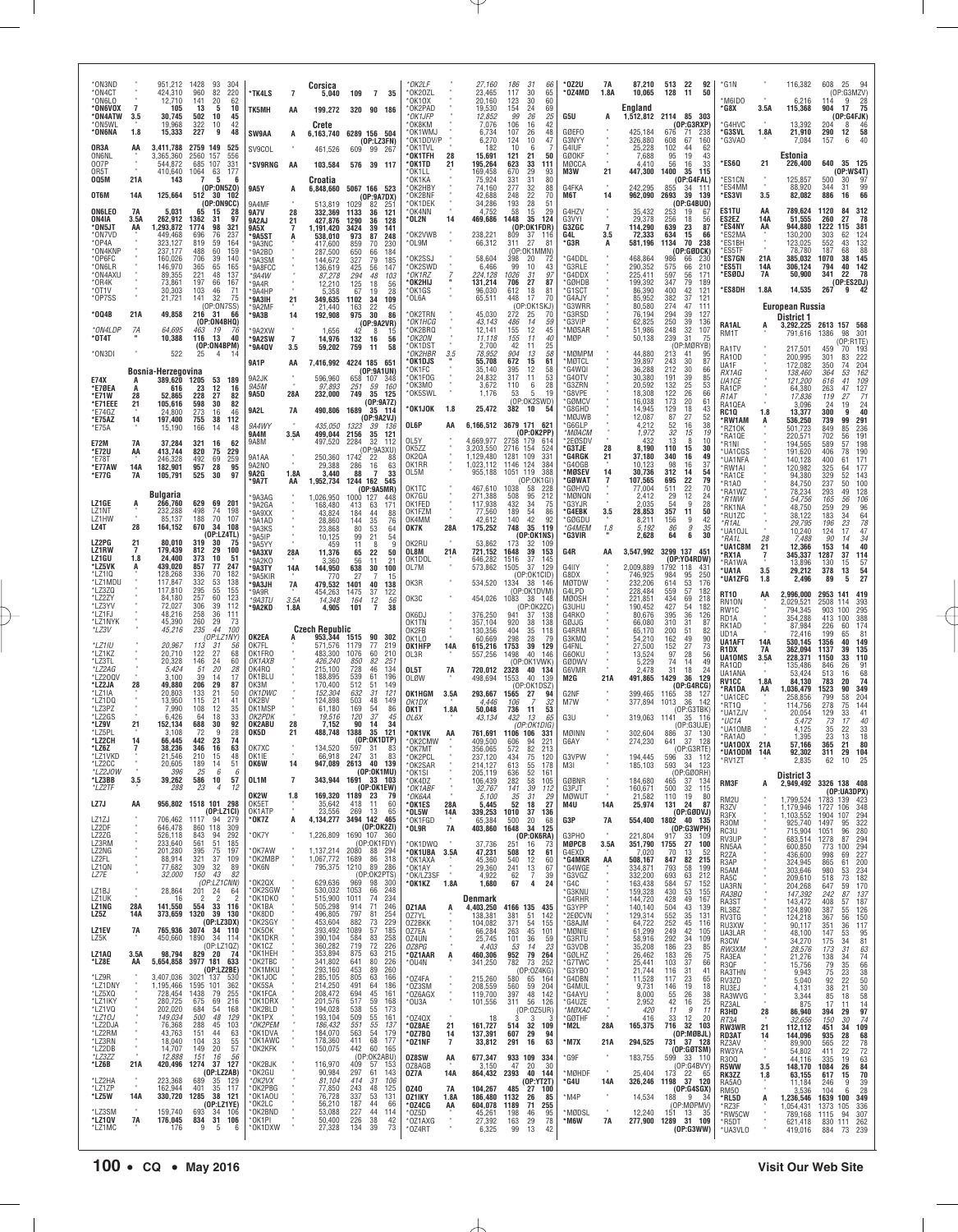*ON3ND " 951,212 1428 93 304
*ON4CT " 424,310 960 82 220
*ON6LO " 12,710 141 20 62
*ON6VOX 7 105 13 5 10
*ON4ATW 3.5 30,745 502 10 45
*ON5WL " 19,968 322 10 42
*ON6NA 1.8 15,333 227 9 48
OR3A AA 3,411,788 2759 149 525
ON6NL " 3,365,360 2560 157 556
OO7P " 544,872 685 107 331
OR5T " 410,640 1064 63 177
OQ5M 21A 143 7 5 6
(OP:ON5ZO)
OT6M 14A 125,664 512 30 102
(OP:ON9CC)
ON6LEO 7A 5,031 65 15 28
ON4IA 3.5A 262,912 1362 31 97
*ON5JT AA 1,293,872 1774 98 321
*ON7VD " 449,468 696 76 237
*OP4A " 323,127 819 59 164
*ON4KNP " 237,177 488 60 159
*OP6FC " 160,026 706 39 140
*ON6LR " 146,970 365 65 165
*ON4AXU " 89,355 221 48 137
*OR4K " 73,861 197 66 167
*OT1V " 30,303 103 46 71
*OP7SS " 21,721 141 32 75
(OP:ON7SS)
*OQ4B 21A 49,858 216 31 66
(OP:ON4BHQ)
*ON4LDP 7A 64,695 463 19 76
*OT4T " 10,388 116 13 40
(OP:ON4BPM)
*ON3DI " 522 25 4 14

## Bosnia-Herzegovina
E74X A 389,620 1205 53 189
*E70EA A 616 23 12 16
*E71W 28 52,865 228 27 82
*E71EEE 21 105,616 598 30 82
*E74GZ " 24,800 273 16 46
*E75AZ 14 197,400 755 38 112
*E75A " 15,190 166 14 48
E72M 7A 37,284 321 16 62
*E72U AA 413,744 820 75 229
*E78T " 246,328 492 69 259
*E77AW 14A 182,901 957 28 95
*E77G 7A 105,791 525 30 97

## Bulgaria
LZ1GE A 266,760 629 69 201
LZ1NT " 232,288 498 74 198
LZ1HW " 85,137 188 70 107
LZ4T 28 164,152 670 34 108
(OP:LZ4TL)
LZ2PG 21 80,010 319 30 75
LZ1RW 7 179,439 812 29 100
LZ1GU 1.8 24,400 373 10 51
*LZ5VK A 439,020 857 77 247
*LZ1IQ " 128,268 336 70 182
*LZ1MDU " 117,847 332 53 138
*LZ3ZQ " 117,810 295 55 155
*LZ2ZY " 84,180 257 60 123
*LZ5YV " 72,027 306 39 112
*LZ1FJ " 48,216 258 36 111
*LZ1NYK " 45,390 260 29 73
*LZ3V " 45,216 235 44 100
(OP:LZ1NY)
*LZ1IU " 20,967 113 31 56
*LZ1KZ " 20,710 122 27 68
*LZ3TL " 20,328 146 24 60
*LZ2AG " 5,424 51 20 28
*LZ2ODV " 3,100 39 14 17
*LZ2JA 28 49,880 206 29 87
*LZ1IA " 20,803 133 21 50
*LZ1DQ " 13,950 115 21 41
*LZ3PZ " 7,990 108 12 35
*LZ2GS " 6,426 64 18 33
*LZ9V 21 152,134 688 30 92
*LZ5PL " 3,108 72 9 28
*LZ2CH 14 66,445 442 23 74
*LZ6Z 7 38,236 346 16 63
*LZ1VKD " 21,546 210 15 48
*LZ2CC " 20,605 189 14 51
*LZ2JOW " 396 25 6 6
*LZ3BB 3.5 39,262 586 10 57
*LZ2TF " 288 23 4 12
LZ7J AA 956,802 1518 101 298
(OP:LZ1CI)
LZ1ZJ " 706,462 1117 94 279
LZ2DF " 646,478 860 118 309
LZ2SG " 526,118 843 94 292
LZ3RM " 233,640 561 51 185
LZ2NG " 201,280 395 75 197
LZ2FL " 88,914 321 37 109
LZ1QN " 77,682 309 32 89
LZ7E " 32,000 150 43 82
(OP:LZ1CNN)
LZ1BJ " 28,864 201 24 64
LZ1UK " 16 2 2 2
LZ1NG 28A 141,550 554 33 116
LZ5Z 14A 373,659 1320 39 130
(OP:LZ3DX)
LZ1EV 7A 765,936 3074 34 118
LZ5K " 450,660 1890 34 114
(OP:LZ1OZ)
LZ1AQ 3.5A 98,794 829 20 74
*LZ8E AA 5,654,858 3977 181 633
(OP:LZ2BE)
*LZ9R " 3,407,036 3021 137 530
*LZ1DNY " 1,195,466 1595 101 362
*LZ5XQ " 728,454 1438 79 255
*LZ1KY " 280,725 675 69 216
*LZ1VQ " 202,020 684 54 168
*LZ1OJ " 149,034 500 48 129
*LZ2DJA " 76,368 288 45 103
*LZ2RM " 43,763 151 44 63
*LZ3RN " 18,040 104 33 55
*LZ2DB " 14,707 149 20 57
*LZ3ZZ " 12,888 151 16 56
*LZ6B 21A 420,496 1274 37 127
(OP:LZ2AB)
*LZ2HA " 223,368 689 35 129
*LZ1ZP " 162,944 401 35 117
*LZ5W 14A 330,720 1285 38 121
(OP:LZ1YE)
*LZ3SM " 159,740 693 34 106
*LZ1OV 7A 176,045 834 31 106
*LZ1MC " 176 9 5 6

## Corsica
*TK4LS 7 5,040 109 7 35
TK5MH AA 199,272 320 90 186

## Crete
SW9AA A 6,163,740 6289 156 504
(OP:LZ3FN)
SV9COL " 461,526 609 99 267
*SV9RNG AA 103,584 576 39 117

## Croatia
9A5Y A 6,848,660 5067 166 523
(OP:9A7DX)
9A4MF " 513,819 1029 82 251
9A7V 28 332,369 1133 36 121
9A2AJ 21 427,876 1290 36 128
9A5X 7 1,191,420 3424 39 141
*9A5ST A 538,010 973 87 248
*9A3NC " 417,600 859 70 230
*9A2BD " 287,500 650 66 184
*9A3SM " 144,672 327 79 185
*9A8FCC " 136,619 425 56 147
*9A4W " 87,278 294 48 103
*9A4R " 12,210 125 18 56
*9A4HP " 5,358 67 19 28
*9A3IH 21 349,635 1102 34 109
*9A2MF " 21,440 163 22 45
*9A3B 14 192,908 975 30 86
(OP:9A2VR)
*9A2XW " 1,656 42 8 15
*9A2SW 7 14,976 132 16 56
*9A4QV 3.5 59,202 759 11 58
9A1P AA 7,416,992 4224 185 651
(OP:9A1UN)
9A2JK " 596,960 658 107 348
9A5M " 97,893 251 59 160
9A5D 28A 232,000 749 35 125
(OP:9A7Z)
9A2L 7A 490,806 1689 35 114
(OP:9A2VJ)
9A4WY " 435,050 1323 39 136
9A4M 3.5A 499,044 2156 35 121
9A8M " 497,520 2284 32 112
(OP:9A3XU)
9A1AA " 250,360 1742 22 88
9A2NO " 29,388 286 16 63
9A2G 1.8A 3,440 88 7 33
*9A7T AA 1,952,734 1244 162 545
(OP:9A5MR)
*9A3AG " 1,026,950 1000 127 448
*9A2GA " 168,480 413 63 171
*9A9XX " 43,824 184 44 88
*9A1AD " 28,860 144 35 76
*9A3KS " 23,868 80 53 64
*9A5IP " 10,125 99 21 54
*9A5YY " 459 11 8 9
*9A3XV 28A 11,376 65 22 50
*9A2KO " 3,360 56 11 21
*9A3TY 14A 144,950 638 30 100
*9A5KIR " 770 27 7 15
*9A3JH 7A 479,532 1401 40 138
*9A9R " 454,263 1475 37 122
*9A3TU 3.5A 14,348 164 12 56
*9A2KD 1.8A 4,905 101 7 38

## Czech Republic
OK2EA A 953,344 1515 90 302
OK7FL " 571,576 1179 77 219
OK1FRO " 483,300 1076 60 210
OK1AXB " 426,240 850 82 251
OK4RQ " 215,100 728 46 134
OK1BLU " 188,895 539 61 196
OK3M " 170,400 512 51 149
OK1DWC " 152,304 632 31 121
OK2BV " 124,898 503 48 149
OK1MSP " 61,180 169 54 86
OK2PDK " 19,516 120 37 45
OK2ABU " 7,152 90 14 34
OK5D 21 488,748 1388 35 121
(OP:OK1DTP)
OK7XC " 134,520 597 31 83
OK1IE " 66,918 247 31 83
OK6W 14 947,089 2613 40 139
(OP:OK1MU)
OL1M 7 343,944 1691 33 103
(OP:OK1EW)
OK2W 1.8 169,320 1189 23 79
OK5ET " 35,642 418 11 60
OK1ATP " 23,556 269 13 65
*OK7Z A 4,134,277 3494 142 465
(OP:OK7ZF)
*OK7Y " 1,226,809 1690 107 360
(OP:OK1FDY)
*OK7AW " 1,137,214 2080 88 294
*OK2MBP " 1,067,772 1689 86 318
*OK6N " 795,375 1210 89 286
(OP:OK2PTS)
*OK2QX " 629,636 969 98 300
*OK2SGW " 530,032 1053 66 248
*OK1DKO " 515,900 1011 74 234
*OK1BA " 505,298 914 71 246
*OK8DD " 496,805 797 81 254
*OK2SGY " 453,604 882 73 229
*OK5OK " 393,492 1089 57 185
*OK1DKR " 390,104 584 83 258
*OK1CZ " 360,282 719 72 226
*OK1HEH " 353,694 875 63 215
*OK2TBC " 341,802 641 80 226
*OK1MKU " 293,160 453 89 260
*OK1JOC " 285,105 805 63 166
*OK1DVA " 184,070 563 54 179
*OK1AWC " 178,360 411 68 177
*OK2KFK " 150,075 442 60 165
*OK2BJK " 116,970 409 57 153
*OK2GU " 90,984 297 61 143
*OK2VX " 81,104 414 31 106
*OK2PBG " 77,850 243 48 125
*OK1AOU " 76,728 337 53 131
*OK2CL " 56,210 187 44 66
*OK2BND " 53,088 227 44 114
*OK1PI " 50,400 226 38 82
*OK1DVW " 27,328 134 39 73
*OK2LF " 27,160 186 31 66
*OK2OZL " 23,465 117 30 65
*OK1OX " 20,160 123 30 60
*OK2PAD " 19,530 154 24 69
*OK1JFP " 12,852 99 26 25
*OK8KM " 7,076 106 16 42
*OK1WMJ " 6,734 107 26 48
*OK1DDV/P " 6,270 124 10 47
*OK1TVL " 182 10 6 7
*OK1TFH 28 15,691 121 21 50
*OK1TD 21 195,264 623 33 111
*OK1LL " 169,458 670 29 93
*OK1KA " 75,924 331 31 80
*OK2HBY " 74,160 277 32 88
*OK2BNF " 42,688 248 22 70
*OK1DEK " 34,286 193 28 51
*OK4NN " 4,752 58 15 29
*OL2N 14 469,686 1448 35 124
(OP:OK1FDR)
*OK2VWB " 238,221 809 37 116
*OL9M " 66,312 311 27 81
(OP:OK1MMN)
*OK2SSJ " 58,604 398 20 72
*OK2SWD " 6,466 99 10 43
*OK1RZ 7 224,128 1026 31 97
*OK2HIJ " 131,214 706 27 87
*OK1GS " 96,030 612 18 81
*OL6A " 65,511 448 17 70
(OP:OK1SKJ)
*OK2TRN " 45,030 272 25 70
*OK1HCG " 43,143 486 14 59
*OK2BRQ " 12,141 155 12 45
*OK2ON " 11,118 155 11 40
*OK1DST " 2,700 42 11 25
*OK2HBR 3.5 78,952 904 13 58
*OK1DJS " 55,708 672 15 61
*OK1FC " 35,140 395 12 58
*OK1FOG " 24,832 317 11 53
*OK3MO " 3,672 110 6 28
*OK5SWL " 1,176 53 5 19
(OP:OK2SWD)
*OK1JOK 1.8 25,472 382 10 54
OL6P AA 6,166,512 3679 171 621
(OP:OK2PP)
OL5Y " 4,669,977 2758 179 614
OK5ZZ " 3,203,550 2716 154 524
OK2QA " 1,129,480 1281 109 331
OK1RR " 1,023,112 1146 124 384
OL5M " 955,188 1051 119 388
(OP:OK1GI)
OK1TC " 467,610 1038 58 228
OK7GU " 271,388 508 95 212
OK1FED " 117,938 432 44 75
OK1FZM " 77,560 189 54 86
OK4MM " 42,612 140 42 92
OK7K 28A 175,252 748 35 119
(OP:OK1NS)
OK2RU " 53,862 173 32 109
OL8M 21A 721,152 1648 39 153
OK1DOL " 646,282 1516 37 145
OL7M " 573,862 1505 37 129
(OP:OK1CID)
OK3R " 534,520 1334 38 146
(OP:OK1DVM)
OK3C " 454,026 1083 38 148
(OP:OK2ZC)
OK6DJ " 376,250 941 37 138
OK1TN " 357,104 920 38 138
OK2FB " 130,356 404 35 118
OK1LO " 60,669 298 28 79
OK1HFP 14A 615,216 1753 39 129
OL3R " 557,256 1498 40 146
(OP:OK1VWK)
OL5T 7A 720,012 2328 40 134
OLØW " 498,694 1553 40 139
(OP:OK1DSZ)
OK1HGM 3.5A 293,667 1565 27 94
OK1DX " 4,446 106 7 32
OK1T 1.8A 50,048 736 11 53
OL6X " 43,134 432 13 65
(OP:OK1DIG)
*OK1VK AA 761,691 1106 106 331
*OK2CMW " 409,500 606 94 221
*OK7MT " 356,065 572 82 213
*OK1GO " 237,120 455 75 120
*OK2SAR " 214,127 613 55 178
*OK1SI " 205,119 636 52 161
*OK4DZ " 106,439 282 58 105
*OK1ABF " 32,767 141 39 112
*OK6AA " 5,100 35 31 29
*OK1ES 28A 5,445 52 18 27
*OL5W 14A 339,253 1010 37 136
*OK1FGD " 65,384 500 20 68
*OL9R 7A 403,860 1648 34 125
(OP:OK6RA)
*OK1DWQ " 37,736 251 16 73
*OK1UBA 3.5A 47,231 508 12 61
*OK1AXA " 45,360 540 12 60
*OK1AY " 29,360 241 13 67
*OK/LZ3SF " 4,922 62 7 39
*OK1KZ 1.8A 1,680 67 4 24

## Denmark
OZ1AA A 4,480,250 4166 135 435
OZ7YL " 138,381 381 51 142
OZ2BKK " 104,082 371 54 155
OZ7EA " 66,284 263 45 101
OZ4UN " 25,075 101 36 59
OZ8PG " 4,403 53 14 23
*OZ1AAR A 460,796 952 79 264
*OU4N " 341,250 782 73 252
(OP:OZ4KG)
*OZ4FA " 215,260 580 65 164
*OZ3SM " 208,559 560 59 204
*OZ6AGX " 119,700 397 48 142
*OU3A " 101,556 311 56 126
(OP:OZ3PZ)
*OZ4QX " 18 3 3 3
*OZ8AE 21 161,727 514 32 109
*OZ7BQ 14 137,391 607 29 94
*OZ1NF 7 33,812 291 16 63
OZ8SW AA 677,347 933 109 334
OZ8AGB " 3,150 47 20 30
OZ7A 14A 864,432 2393 40 144
(OP:OZ1T)
OZ4O 7A 104,267 485 27 100
OZ1IKY 1.8A 186,480 1132 26 85
*OZ4CG AA 604,078 1189 71 255
*OZ5D " 45,261 198 46 95
*OZ1AXG " 27,392 163 29 78
*OZ4RT " 6,325 99 13 42
*OZ2U 7A 87,210 513 22 92
*OZ4MD 1.8A 10,065 128 11 50

## England
G5U A 1,512,812 2114 85 303
(OP:G3RXP)
GØEFO " 425,184 676 71 238
G3NYY " 326,880 608 67 160
G4IUF " 25,228 102 44 62
GØOKF " 7,688 95 19 43
MØCCA " 4,410 56 16 33
M3W 21 447,300 1400 35 115
(OP:G4FAL)
G4FKA " 242,295 855 34 111
M6T 14 962,090 2693 39 139
(OP:G4BUO)
G4HZV " 35,432 253 19 67
G3VYI " 29,378 256 18 56
G3ZGC 7 114,290 639 23 87
G4L 3.5 72,333 634 15 66
*G3R A 581,196 1134 70 238
(OP:GØDCK)
*G4DDL " 468,864 986 66 230
*G3RLE " 290,352 575 66 210
*G4DDX " 225,411 597 56 171
*GØHDB " 199,392 347 79 189
*G1SCT " 86,390 400 42 121
*G4AJY " 85,962 382 37 121
*G3WRR " 80,580 274 47 111
*G3RSD " 76,194 294 39 127
*G3VIP " 62,865 250 39 136
*MØSAR " 51,986 248 32 107
*MØP " 50,138 239 31 75
(OP:MØRYB)
*MØMPM " 44,880 213 41 95
*MØTCL " 39,897 243 30 87
*G4WQI " 36,288 212 30 66
*G4OTV " 30,380 191 39 85
*G3ZRN " 20,592 132 25 53
*G8VPE " 18,308 122 26 66
*GØMCV " 16,038 173 20 61
*G8GHD " 14,945 129 18 43
*MØUWB " 12,087 87 27 52
*G6GLP " 4,212 52 16 38
*MØACM " 1,972 32 15 19
*2EØSDV " 432 13 8 10
*G3TJE 28 8,190 110 15 30
*G4RGK 21 37,180 340 16 49
*G4OGB " 10,123 98 16 37
*MØSEV 14 30,736 312 14 54
*GØWAT 7 107,565 695 22 79
*G4HVQ " 77,004 511 22 70
*MØNQN " 2,412 29 12 24
*G3YJR " 2,035 54 9 28
*G4EBK 3.5 28,853 357 11 50
*GØODU " 8,211 156 9 42
*G4MEM 1.8 5,192 86 9 35
*G3VIR " 2,628 64 6 30
G4R AA 3,547,992 3299 137 451
(OP:YO4RDW)
G4IIY " 2,009,889 1792 118 431
GØDX " 746,925 984 95 250
GØTDW " 232,206 614 53 176
G4LPD " 228,484 559 57 182
MØOSH " 221,851 434 69 218
G3UHU " 190,452 427 54 182
G4RKO " 80,676 395 36 126
GØJJG " 66,080 310 31 87
G4RRM " 65,170 200 51 82
G3KMQ " 54,210 162 49 90
G4FNL " 27,500 152 27 73
GØOKU " 13,524 97 28 56
GØDWV " 5,229 74 14 49
G4KFK " 2,478 31 18 24
M2G 21A 491,865 1429 36 129
(OP:G4RCG)
G2NF " 399,465 1165 38 127
M7W " 377,894 1013 36 142
(OP:G3TBK)
G3U 14A 319,063 1141 35 116
(OP:G3UJE)
MØINN " 302,604 886 37 130
G6AY " 274,230 641 37 128
(OP:G3RTE)
G3VPW " 194,445 596 33 112
M3I " 185,103 593 34 123
(OP:GØORH)
GØBNR " 184,680 465 37 134
G3PJT " 160,671 500 32 115
MØWUT " 21,582 110 19 80
M4U 14A 25,974 131 24 87
(OP:GØDVJ)
G3P 7A 554,400 1802 40 135
(OP:G3WPH)
G3PHO " 221,804 917 33 109
MØPCB 3.5A 351,790 1755 27 100
G4EXD " 7,020 70 13 52
*G4MKR AA 508,167 847 82 215
*G4WGE " 334,871 793 58 199
*G3VGZ " 332,200 693 63 212
*G4C " 163,438 584 57 152
*G3KNU " 159,228 430 53 155
*G4RHR " 144,720 428 49 167
*G3YPP " 140,140 504 43 139
*2EØCVN " 129,314 552 35 131
*G8AJM " 64,722 252 45 116
*MØNIE " 61,299 249 42 105
*G3RTU " 58,916 292 34 109
*G3VDB " 35,208 186 23 85
*GØLHZ " 26,462 183 26 75
*G7TWC " 25,441 103 37 66
*G3YBO " 21,744 116 31 41
*G4DBN " 11,528 117 23 65
*G4HCL " 9,731 146 19 78
*G4AYU " 8,000 55 26 38
*G4UZE " 2,952 42 16 25
*MØXAC " 420 11 9 11
*GØTHF " 416 33 12 20
*M2L 28A 165,375 716 32 103
(OP:MØBJL)
*M7X 21A 294,525 731 37 128
(OP:GØTSM)
*G9F " 183,755 599 33 110
(OP:G4BVY)
*MØHDF " 25,404 173 22 65
*G4U 14A 326,246 1198 37 120
(OP:G4SGX)
*M4P " 14,534 188 9 34
(OP:MØPMV)
*MØDSL " 12,240 151 13 35
*M6W 7A 277,900 1289 31 109
(OP:G3WW)
*G1N " 116,382 608 25 94
(OP:G3MZV)
*M6IDO " 6,216 114 9 28
*G8X 3.5A 115,368 904 17 75
(OP:G4FJK)
*G4HVC " 13,392 204 8 46
*G3SVL 1.8A 21,910 290 12 58
*G3VAO " 7,084 157 6 40

## Estonia
*ES6Q 21 226,400 640 35 125
(OP:ES4T)
*ES1CN " 125,857 500 30 97
*ES4MM " 88,920 344 31 99
*ES3VI 3.5 82,082 886 16 66
ES1TU AA 789,624 1120 84 312
ES2EZ 14A 51,555 260 27 78
*ES4NY AA 944,880 1222 115 381
*ES2MA " 130,200 303 62 124
*ES1BH " 123,025 552 43 132
*ES5TF " 78,780 187 68 88
*ES7GN 21A 385,032 1070 38 145
*ES5TI 14A 306,124 794 40 142
*ES8DJ 7A 50,900 341 22 78
(OP:ES2DJ)
*ES8DH 1.8A 14,535 267 9 42

## European Russia

### District 1
RA1AL A 3,292,225 2613 157 568
RM1T " 791,616 1386 98 301
(OP:R1TE)
RA1TV " 217,501 459 70 193
RA1OD " 200,995 301 83 222
UA1F " 172,082 350 74 204
RX1AG " 138,460 364 53 162
UA1CE " 121,200 616 41 109
RA1CP " 64,380 263 47 127
R1AT " 17,836 119 27 71
RA1QEA " 3,096 24 19 24
RC1Q 1.8 13,377 300 9 40
*RW1AM A 536,250 739 99 291
*RX1OK " 501,723 849 85 236
*RA1QE " 220,571 702 56 191
*R1NI " 194,565 589 57 198
*UA1CGS " 191,620 406 78 190
*UA1NFA " 140,128 400 61 171
*RW1AI " 120,982 325 64 177
*RA1CE " 94,380 329 52 143
*R1AO " 84,750 237 50 100
*RA1WZ " 78,234 293 49 128
*R1NW " 54,756 165 56 106
*RK1NA " 48,750 259 29 96
*RU1ZC " 38,122 183 34 64
*R1AL " 29,795 196 23 78
*UA1OJL " 10,240 124 17 47
*RA1L 28 7,488 90 14 34
*UA1CBM 21 12,366 153 14 40
*RX1A 7 345,327 1287 37 114
*RA1WA " 13,896 130 15 57
*UA1A 3.5 29,212 378 13 54
*UA1ZFG 1.8 2,496 89 5 27
RT1O AA 2,996,000 2953 141 419
RN1ON " 2,029,521 2508 114 393
RW1C " 794,345 903 100 295
RD1A " 354,288 413 100 388
RK1AD " 87,984 226 60 174
UD1A " 72,416 199 65 81
UA1AFT 14A 530,145 1356 40 149
R1DX 7A 362,094 1137 39 135
UA1OMS 3.5A 228,317 1150 33 110
RA1QD " 135,486 846 26 91
UA1ANA " 53,424 513 16 68
RV1CC 1.8A 84,130 783 20 74
*RA1DA AA 1,036,479 1523 90 349
*UA1CEC " 258,856 799 58 204
*RT1Q " 114,756 278 75 144
*UA1ZJV " 20,054 129 33 41
*UC1A " 5,472 73 17 40
*UA1OMB " 4,125 35 22 33
*RA1AO " 1,395 23 13 18
*UA1OOX 21A 57,166 365 21 80
*UA1ODM 14A 92,302 311 29 104
*RV1ZT " 2,835 62 10 25

### District 3
RM3F A 2,949,492 3326 138 408
(OP:UA3DPX)
RM2U " 1,799,524 1783 139 423
R3ZV " 1,179,946 1727 106 348
R3FX " 1,103,552 1904 107 294
R3OM " 925,740 1497 95 322
RC3U " 715,904 1051 96 280
RV3UP " 683,514 1278 87 294
RN5AA " 600,850 773 100 294
R2ZA " 436,600 998 69 227
R3AP " 324,945 865 61 200
R5AM " 303,646 980 53 234
RA5C " 209,610 518 73 182
UA3RN " 204,268 647 59 170
RA3BQ " 147,392 242 87 137
RA3ST " 143,472 408 57 187
RL3BZ " 124,890 387 55 126
RV3TG " 124,218 387 56 150
RU3XW " 90,117 351 36 117
UA3LAR " 48,100 147 53 95
R3CW " 34,270 175 34 81
RW3XM " 28,576 173 31 63
RA3EA " 21,276 138 34 74
R3QF " 15,756 79 35 56
RA3THN " 9,943 75 23 38
RV3ZD " 5,040 92 22 50
RU3EJ " 4,131 38 21 30
RA3WVG " 3,344 85 18 58
RZ3AL " 875 11 7 18
R3HD 28 86,940 394 29 97
RT3A " 32,656 150 30 74
RW3WR 21 112,112 451 34 109
RD3AT 14 144,096 935 28 68
RZ3AV " 89,900 565 22 78
RW3YA " 54,802 411 22 72
R3QQ " 44,116 335 19 63
R5WW 3.5 148,170 1084 26 84
RK3ZZ 1.8 63,155 617 15 70
RA3DA " 11,184 246 9 39
RM5O " 3,536 104 6 28
*RL5D A 1,236,546 1639 100 349
*RZ3F " 1,054,431 1373 105 336
*RW5CW " 789,168 1115 94 308
*R5DT " 621,418 830 111 262
*UA3VLO " 419,016 884 73 239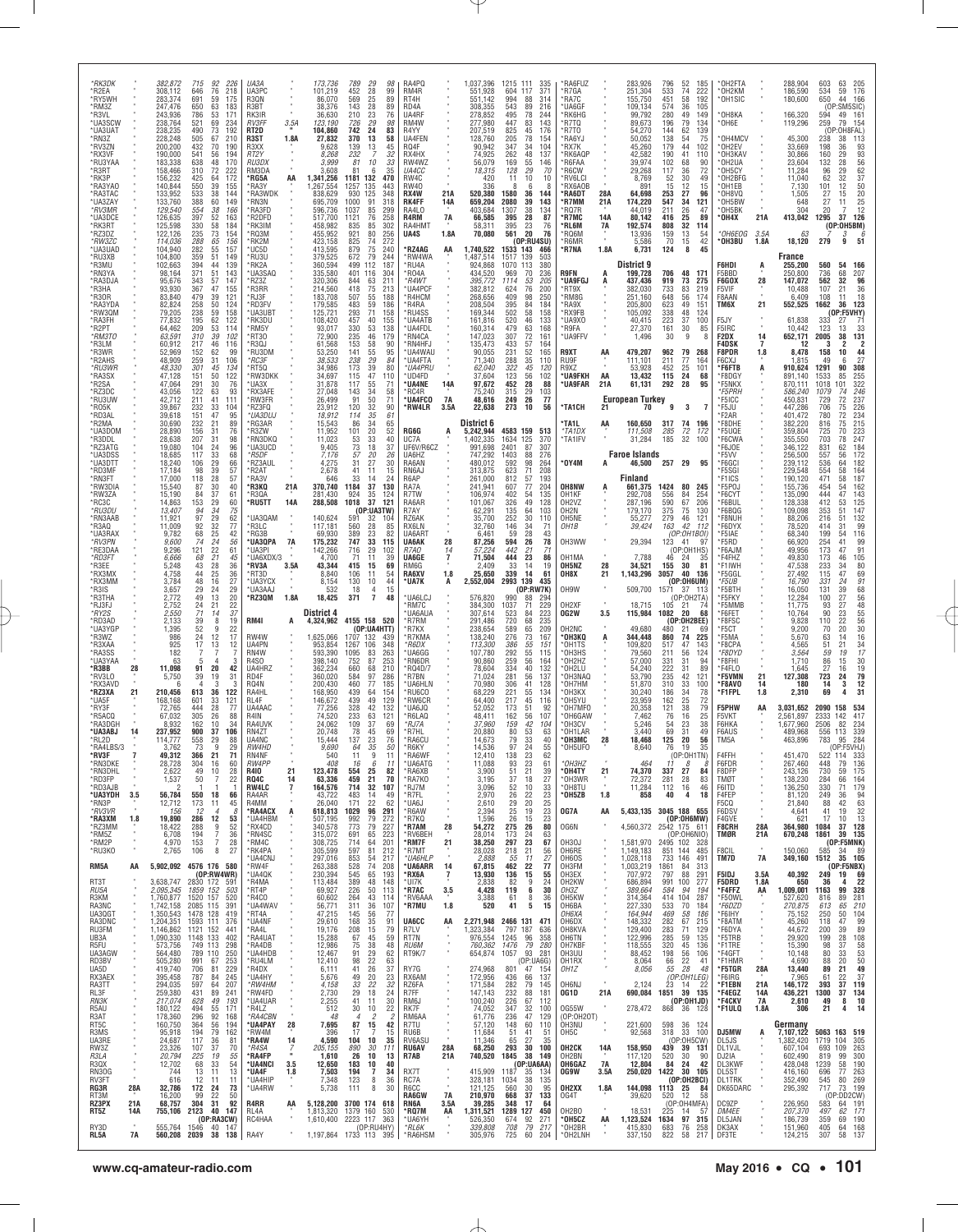*RK3DK 382,872 715 92 226
*R2EA 308,112 646 76 218
*RY5WH 283,374 691 59 175
*RM3Z 247,476 650 63 183
*R3VL 243,936 786 53 171
*UA3SCW 238,764 521 69 234
*UA3UAT 238,235 490 73 192
*RN3Z 228,248 505 67 210
*RV3ZN 200,200 432 70 190
*RX3VF 190,000 541 56 194
*RU3YAA 183,338 638 48 170
*R3RT 158,466 310 72 222
*RK3P 156,232 425 64 172
*RA3YAO 140,844 550 39 155
*RA3TAC 133,952 533 38 144
*UA3ZAY 133,760 388 60 149
*RV3MR 129,540 554 38 166
*UA3DCE 126,635 397 52 163
*RK3RT 125,598 330 58 184
*RZ3DZ 122,126 235 73 154
*RW3ZC 114,036 288 65 156
*UA3UAD 104,940 282 55 157
*RU3XB 104,800 359 51 149
*R3MU 102,663 394 44 139
*RN3YA 98,164 371 51 143
*RA3DJA 95,676 343 57 147
*R3HA 93,930 367 47 155
*R3OR 83,840 479 39 121
*RA3YDA 82,824 258 50 124
*RW3QM 79,205 238 59 158
*RA3FH 77,832 195 62 122
*R2PT 64,482 209 53 114
*RM3TO 63,591 310 39 102
*R3LM 60,912 217 46 116
*R3WR 52,969 152 62 99
*R2AHS 48,909 259 31 106
*RU3WR 48,330 301 45 134
*RA3SX 47,128 151 50 122
*R2SA 47,064 291 30 76
*RZ3DC 43,056 122 63 93
*RU3UW 42,712 211 41 111
*RO5K 39,867 232 33 104
*RD3AL 39,618 151 47 95
*R2MA 30,690 232 21 89
*UA3DOM 28,890 156 31 76
*R3DDL 28,638 207 31 98
*RZ3ATG 19,080 104 24 96
*UA3DSS 18,685 117 33 68
*UA3DTT 18,240 106 29 66
*RD3MF 17,184 98 39 57
*RN3FT 17,000 118 28 57
*RW3DIA 15,540 87 30 40
*RW3ZA 15,190 84 37 61
*RC3C 14,863 153 29 60
*RU3DU 13,407 94 34 75
*RN3AAB 11,921 97 29 62
*R3AQ 11,009 92 32 77
*UA3RAX 9,782 68 25 42
*RV3PN 9,600 74 24 56
*RE3DAA 9,296 121 22 61
*RD3FT 6,666 68 21 45
*R3EE 5,248 43 28 36
*RX3MX 4,758 44 25 36
*RX3MM 3,784 48 16 27
*R3IS 3,657 29 24 29
*R3THA 2,772 49 13 20
*RJ3FJ 2,752 24 21 22
*RY2S 2,550 71 14 37
*RD3AD 2,133 39 8 19
*UA3YGP 1,395 52 9 22
*R3WZ 986 24 12 17
*R3XAA 925 17 13 12
*RA3SS 182 7 7 7
*UA3YAA 63 5 4 3
**\*R3BB 28 11,098 91 20 42**
*RV3LO 5,750 39 19 31
*RX3AVD 6 4 3 3
**\*RZ3XA 21 210,456 613 36 122**
*UA5F 168,168 601 33 121
*RY3F 72,765 444 28 77
*R5ACQ 67,032 305 26 88
*RA3DGH 8,932 162 10 34
**\*UA3ABJ 14 237,952 900 37 106**
*RL2D 114,777 558 29 88
*RA4LBS/3 3,762 73 9 29
**\*RV3F 7 49,312 366 21 71**
*RN3DKE 28,728 304 16 60
*RN3DHL 2,622 49 10 28
*RD3FP 1,537 50 7 22
*RD3AJB 2 1 1 1
**\*UA3YDH 3.5 56,784 550 18 66**
*RN3P 12,712 173 11 45
*RV3VR 156 12 4 8
**\*RA3XM 1.8 19,890 286 12 53**
*RZ3MM 18,422 288 9 52
*RM5Z 6,708 194 7 36
*RM2P 4,970 153 7 28
*RU3KO 2,765 106 8 27

**RM5A AA 5,902,092 4576 176 580**
(OP:RW4WR)
RT3T 3,638,747 2830 172 597
RU5A 2,095,345 1859 152 503
R3KM 1,760,877 1520 157 520
RA3NC 1,742,158 2085 115 391
UA3QGT 1,350,543 1478 128 419
RA3DNC 1,204,351 1593 111 376
RU3FM 1,146,862 1121 152 441
UB3A 1,090,330 1148 133 402
R5FU 573,756 749 113 298
UA3AGW 564,480 789 110 250
RD3BV 505,280 991 67 253
UA5D 419,740 706 81 229
RX3AEX 395,458 787 84 245
RA3TT 294,035 597 84 207
RL3F 259,380 431 89 241
RN3K 217,074 628 49 193
R5AU 180,122 494 51 171
R3AT 178,360 296 92 168
RT5C 160,750 364 56 194
R3MS 95,918 194 79 162
UA3RE 24,687 117 36 81
RW3Z 23,326 107 37 70
R3LA 20,794 225 19 55
R3QX 12,702 68 33 54
RN3OG 744 13 11 13
RY3T 616 12 11 11
**RG3R 28A 32,786 172 24 73**
RT3M 16,200 99 22 50
**RZ3PX 21A 68,757 304 31 92**
**RT5Z 14A 755,106 2123 40 147**
(OP:RA3CW)
RY3D 555,764 1546 40 147
**RL5A 7A 560,208 2039 38 138**
UA3A 173,736 789 29 98
UA3PC 101,219 452 28 99
R3QN 86,070 569 25 89
R3BT 38,376 143 28 89
RK3IR 36,630 210 23 76
**RV3FF 3.5A 123,190 726 29 98**
RT2D 104,860 742 24 83
**R3ST 1.8A 27,832 370 13 58**
R3XX 9,628 139 13 45
RT2Y 8,268 232 7 32
RU3DX 3,999 81 10 33
RM3DA 3,608 81 6 35
**\*RG5A AA 1,341,256 1181 132 470**
*RA3V 1,267,554 1257 135 443
*RA3WDK 838,629 930 125 348
*RN3N 695,709 1000 91 318
*RA3FD 596,736 1037 85 299
*R2DFD 517,700 1121 76 258
*RK3IM 458,982 835 85 302
*RQ3M 455,952 921 80 256
*RK2M 423,158 825 74 272
*UC5D 413,595 879 75 240
*RU3U 379,525 672 79 244
*RK2A 360,594 499 112 187
*UA3SAQ 335,580 401 116 304
*RZ3Z 320,306 844 63 211
*R3RR 214,560 418 75 213
*RJ3F 183,708 507 55 188
*RD3FV 179,585 483 59 186
*UA3UBT 125,721 293 71 158
*RK3DU 108,420 457 40 155
*RM5Y 93,017 330 53 138
*RT3O 72,900 235 46 179
*R3QJ 61,568 153 58 90
*RU3DM 53,250 141 55 95
*RC3F 38,533 238 29 84
*RT5Q 34,986 173 39 80
*RW3DKK 34,697 115 47 110
*UA3X 31,878 117 55 71
*RX3AFE 27,048 143 34 58
*RW3FR 26,499 91 50 71
*RZ3FQ 23,912 120 32 90
*UA3DUJ 18,912 114 35 61
*RG3AR 15,543 86 34 65
*R3ZW 11,952 101 20 52
*RN3DKQ 11,023 53 33 40
*UA3UCD 9,405 73 18 37
*R5DF 7,176 57 20 26
*RZ3AUL 4,275 31 27 30
*R2AT 2,678 41 11 15
*RA3V 646 33 14 24
**\*R3KO 21A 370,740 1184 37 130**
*R3QA 281,430 924 35 124
**\*RU5TT 14A 288,308 1018 37 121**
(OP:UA3TW)
*UA3QAM 140,624 591 32 104
*R3LC 117,181 560 28 85
*RG3B 69,930 389 23 82
**\*UA3QPA 7A 175,232 747 33 115**
*UA3PI 142,266 716 29 102
*UA6XDX/3 4,700 71 11 39
**\*RV3A 3.5A 43,344 415 15 69**
*RT3D 8,840 106 11 54
*UA3YCX 8,154 130 10 44
*UA3AAJ 532 18 4 15
**\*RZ3QM 1.8A 18,425 371 7 48**

### District 4

**RM4I A 4,324,962 4155 158 520**
(OP:UA4HTT)
RW4W 1,625,066 1707 132 439
UA4PN 953,854 1267 106 348
RN4W 593,390 1095 83 263
R4SO 398,140 752 87 253
UA4HRZ 362,234 660 68 210
RG4W 360,020 584 97 286
RQ4N 200,430 460 77 185
RA4HL 168,950 439 64 154
RL4F 146,672 439 49 129
UA4AAC 77,256 328 42 132
R4IN 74,520 233 63 121
RA4UVK 24,062 109 37 69
RN4ZT 20,748 78 45 69
RA4L 15,444 137 23 76
UA4NC 8,690 64 35 50
RW4HD 540 11 9 11
RN4NE 540 11 9 11
RW4PP 28 3 2 2
**R4IO 21 123,478 554 25 82**
**R4AC 14 63,336 459 21 70**
**RW4LC 7 164,576 714 32 107**
RA4AR 43,722 483 14 49
R4MM 26,040 171 22 62
**\*RA4ACX A 618,813 1029 96 291**
*UA4HBM 507,195 992 79 272
*RX4CD 340,578 773 79 227
*RN4SC 315,072 691 65 223
*RM4C 308,725 714 64 201
*RK4PA 305,599 587 81 212
*UA4CNJ 297,016 863 54 217
*RW4F 263,388 528 74 208
*UA4QK 230,394 545 65 193
*R4MA 113,484 389 48 148
*RT4P 69,927 226 50 113
*R4CO 60,602 264 43 114
*UA4WAV 56,771 311 36 107
*RT4A 47,215 145 56 77
*UA4NF 29,610 168 35 91
*UA4NDX 19,176 208 15 79
*RA4UAT 15,288 67 45 59
*RA4DB 12,986 75 38 48
*UA4HDB 12,467 91 29 62
*RU4LM 12,410 98 22 63
*R4DX 6,111 41 26 37
*UA4HY 5,676 49 20 23
*RW4HM 4,158 33 22 32
*RW4FD 2,730 29 18 24
*UA4UAR 2,255 41 11 30
*R4LZ 512 30 10 22
*RA4CBN 48 4 2 2
**\*UA4PAY 28 7,695 87 15 42**
*RW4M 396 17 7 15
**\*RA4W 14 4,590 104 10 35**
**\*R4SA 7 205,155 890 30 111**
*RA4FP 1,610 26 10 13
**\*UA4NCI 3.5 12,650 183 10 40**
**\*UA4F 1.8 7,503 194 7 34**
*UA4RW 5,738 111 8 30
**R4RR AA 5,128,200 3700 174 618**
RL4A 1,813,320 1789 160 530
RC4HAA 1,610,400 2223 117 363
(OP:RU4HY)
RA4Y 1,197,864 1733 113 396
RA4PQ 1,037,396 1215 111 335
RM4R 551,928 604 117 371
RT4H 551,142 994 88 314
RD4A 308,355 543 89 216
UA4RF 278,852 495 78 244
RM4W 277,980 447 83 143
R4YY 207,519 825 45 176
UA4FEN 128,760 205 78 154
RD4F 90,942 347 34 104
RX4HX 74,925 262 48 137
RW4WZ 56,079 169 55 146
UA4CC 18,315 128 29 70
RW4C 420 11 10 10
RW4O 336 8 8 8
**RX4W 21A 520,380 1580 36 144**
**RK4FF 14A 659,204 2080 39 143**
RA4LO 403,684 1307 38 134
**R4RM 7A 66,585 395 28 87**
RA4HMT 58,311 395 23 76
**UA4S 1.8A 70,080 561 20 76**
(OP:RU4SU)
**\*RZ4AG AA 1,740,522 1533 143 466**
*RW4WA 1,487,514 1517 139 503
*RU4A 924,868 1070 113 380
*RO4A 434,520 969 70 236
*R4WT 395,772 1114 53 205
*UA4PCF 382,812 624 76 200
*R4HCM 268,524 409 98 250
*R4RA 208,504 395 84 184
*RU4SS 169,344 502 58 158
*UA4ATB 161,816 520 46 133
*UA4FDL 160,314 479 63 168
*RN4CA 147,023 307 72 161
*RN4HFJ 135,473 433 57 164
*UA4WAU 90,055 231 52 165
*UA4FTA 71,340 288 35 110
*UA4PRU 62,040 322 45 120
*RX4HZ 37,604 123 56 102
**\*UA4NE 14A 97,672 452 28 88**
*RC4R 75,240 315 29 103
**\*UA4FCO 7A 48,616 249 26 77**
**\*RW4LR 3.5A 22,638 273 10 56**

### District 6

**RG6G A 5,242,944 4583 159 513**
UC7A 1,402,335 1634 170 370
UF6V/R6CZ 991,698 2401 87 307
UA6HZ 747,292 1403 88 276
RA6AN 480,012 592 98 264
RN6AJ 313,875 623 71 208
R6AP 261,000 812 57 193
RA7A 241,941 607 77 204
R7TW 106,974 402 54 125
RA6AR 101,067 326 49 128
R7AY 62,291 135 64 103
RZ6AK 35,700 252 30 110
RX6LN 32,760 146 34 71
UA6ART 6,461 59 28 43
**UA6AK 28 87,256 594 26 78**
R7AO 57,224 442 21 71
**UA6GE 7 71,504 444 23 86**
RM6G 2,409 33 14 19
**RA6XV 1.8 25,650 339 14 61**
**\*UA7K A 2,552,004 2993 139 435**
(OP:RW7K)
*UA6LCJ 576,820 990 88 294
*RM7C 384,300 1037 71 229
*UA6AUA 307,614 523 84 223
*R7RM 291,486 720 68 235
*R7KX 238,654 629 65 209
*R7KMA 138,240 276 73 167
*R6DX 113,300 388 55 151
*UA6GG 107,780 292 55 115
*RN6DR 90,860 259 56 164
*RQ4D/7 78,604 334 40 132
*R7BN 71,024 281 56 137
*UA6HLN 70,980 306 41 128
*RU6CO 68,229 221 55 134
*RW6CR 64,400 217 45 116
*UA6JQ 52,052 173 51 92
*R6LAQ 48,411 162 56 107
*RJ7A 37,960 159 42 104
*R7HL 20,880 80 53 63
*RA6CU 14,673 79 33 40
*R6KY 14,536 97 24 55
*RA6WF 12,410 138 23 62
*UA6ATG 11,088 93 23 61
*RA6XB 3,900 51 21 29
*RA7KO 3,195 37 18 27
*RJ7M 3,096 52 10 33
*R7FL 2,970 26 22 23
*R7KU 2,610 29 25 20
*RA6W 2,394 25 19 23
*R7KQ 1,596 26 15 23
**\*RA7AM 28 54,272 275 26 80**
*RV6BEH 28,014 173 24 63
**\*RM7F 21 38,250 297 23 67**
*R7MT 28,028 218 21 56
*UA6HLP 2,888 55 11 27
**\*UA6ARR 14 67,815 462 22 77**
**\*RX6A 7 13,930 136 15 55**
*UI7K 2,838 82 9 24
**\*R7AC 3.5 4,428 119 6 30**
*RV6AAA 3,388 61 8 36
**\*R7MU 1.8 520 41 5 15**
**UA6CC AA 2,271,948 2466 131 471**
R7LV 1,323,384 1797 157 636
RT7A 976,554 1245 96 358
RU6M 760,362 1476 79 280
RT9K/7 654,874 1057 93 281
(OP:UA6G)
RY7G 274,968 801 47 154
RK6AM 172,956 436 66 137
RZ6FA 171,584 282 79 145
R7FF 147,143 232 88 181
RM6J 100,240 226 67 112
RC7A 74,052 347 32 100
RM6AA 61,776 236 47 129
R7TU 57,120 148 60 110
RU6B 11,684 51 41 51
RV6ASU 11,346 65 27 35
**RU6AV 28A 68,250 293 30 100**
**R7AB 21A 740,520 1845 38 149**
(OP:UA6AAN)
RX7T 415,909 1187 35 134
RC7A 328,181 1034 38 135
R6CC 121,250 560 30 95
**RA6GW 7A 270,970 668 37 133**
**RN6A 3.5A 39,285 348 17 64**
**\*RQ7M AA 1,311,521 1289 127 450**
*UA6YH 526,350 674 92 271
*RL6K 339,808 708 79 217
*RA6HSM 305,976 725 60 204
*RA6FUZ 283,926 796 52 185
*R7GA 251,304 533 74 222
*RA7C 155,750 451 58 192
*UA6GF 109,134 574 36 105
*RK6HG 99,792 280 49 149
*R7TQ 89,673 196 79 134
*R7TO 54,270 144 62 139
*RA6YJ 50,052 138 54 75
*RX7K 45,260 179 44 102
*RK6AQP 42,582 190 41 110
*R6FAA 39,974 102 68 90
*RC6OH 29,268 117 36 72
*RV6LCI 8,769 52 30 49
*RX6AOB 891 15 12 15
**\*RA6DT 28A 64,698 253 27 96**
*R7MC 66,585 395 28 87
**\*R7MM 21A 174,220 547 34 121**
*RQ7R 44,019 211 26 47
**\*R7MC 14A 80,142 416 25 89**
**\*RL6M 7A 192,574 808 32 114**
*RQ6M 13,936 159 13 54
*RK6MR 5,586 70 15 42
**\*R7NA 1.8A 6,731 124 8 45**

### District 9

**R9FN A 199,728 706 48 171**
**\*UA9FGJ A 437,436 919 73 275**
*RT9X 382,030 733 83 219
*RM8G 251,160 648 56 174
*RA9X 205,800 623 49 151
*RX9FB 105,092 338 48 124
*UA9XO 40,415 223 37 100
*R9FA 27,370 161 30 85
*UA9FFV 1,496 30 9 8
**R9XT AA 479,207 962 79 268**
RU9F 111,101 211 77 164
R9XZ 53,928 452 25 101
**\*UA9FKH AA 13,432 115 24 68**
**\*UA9FAR 21A 61,131 292 28 95**

### European Turkey

**\*TA1CH 21 70 9 3 7**
**\*TA1L AA 160,650 317 74 196**
*TA1DX 111,508 285 72 172
*TA1FV 31,284 185 32 100

### Faroe Islands

**\*OY4M A 46,500 257 29 96**

### Finland

**OH8NW A 661,375 1424 80 245**
OH1KF 292,708 556 84 254
OH2VZ 287,196 590 67 206
OH2N 179,170 375 75 130
OH5NE 55,277 279 46 121
OH1B 39,424 163 42 112
(OP:OH1BOI)
OH3WW 29,294 123 41 97
(OP:OH1HS)
OH1MA 7,788 46 24 35
**OH5NZ 28 34,521 155 30 81**
**OH8X 21 1,143,296 3057 40 136**
(OP:OH6UM)
OH9W 509,700 1571 37 113
(OP:OH2TA)
OH2XF 18,715 105 21 74
**OG2W 3.5 115,984 1082 20 68**
(OP:OH2BEE)
OH2NC 49,680 480 21 69
**\*OH3KQ A 344,448 860 74 225**
*OH1TS 109,820 517 47 143
*OH3NS 79,560 211 56 124
*OH2HZ 57,000 331 31 94
*OH2LU 54,240 222 31 89
*OH3NAQ 53,790 235 42 121
*OH7HM 51,870 310 33 100
*OH3KX 30,240 186 34 78
*OH5YU 23,959 162 25 72
*OH7MFO 20,358 121 38 79
*OH6GAW 7,462 76 25 20
*OH3CV 5,246 54 23 38
*OH1LAR 5,440 69 31 49
**\*OH3MC 28 18,468 125 20 56**
*OH5UFO 8,640 76 19 35
(OP:OH1TN)
*OH3HZ 464 11 8 8
**\*OH4TY 21 74,370 337 27 84**
*OH3WR 72,372 281 28 83
*OH8TU 11,284 112 16 46
**\*OH5ZB 1.8 858 40 4 18**
**OG7A AA 5,433,135 3045 188 655**
(OP:OH6MW)
OG6N 4,560,372 2542 175 611
(OP:OH6NIO)
OH3OJ 1,581,970 2495 102 328
OH6RE 1,149,183 851 144 485
OH3FM 1,003,219 1861 84 313
OH3EX 707,972 797 88 291
OH2KW 686,894 991 100 277
OH5TS 314,364 414 104 287
OH6BA 227,330 533 70 184
OH3XA 164,944 469 58 186
OH5KIZ 148,332 282 67 215
OH8KVA 129,400 283 71 129
OH6TN 122,996 285 59 135
OH7KBF 118,555 320 45 136
OH6TU 88,452 198 56 106
OH1RX 8,064 66 22 41
OH1Z 8,056 55 28 48
(OP:OH1LEG)
OH6NJ 2,124 23 14 22
**OG1D 21A 690,084 1851 39 135**
(OP:OH1JD)
OG55W 278,472 868 36 128
(OP:OH2OT)
OH3NU 221,600 598 36 124
OH5C 92,568 318 33 100
(OP:OH5CW)
**OH2CK 14A 158,950 439 39 131**
OH2BN 117,120 520 30 90
**OH6GAZ 7A 12,804 84 24 42**
**OG9W 3.5A 250,020 1422 30 105**
(OP:OH2BCI)
**OH2XX 1.8A 144,098 1113 25 84**
OG4T 39,620 520 12 58
(OP:OH4MFA)
OH2BO 18,531 225 14 57
OH2BH 9,486 208 7 27
*OH2LNH AA 337,150 822 58 217
*OH2FTA 288,904 603 63 205
*OH2KM 186,590 534 59 176
*OH1SIC 180,600 650 44 166
(OP:SM5SIC)
*OH8KA 166,320 594 49 161
*OH6E 119,296 259 79 154
(OP:OH8FAL)
*OH4MCV 45,300 238 38 113
*OH2EV 33,669 198 36 93
*OH3KAV 30,866 160 29 93
*OH2UA 23,604 132 28 56
*OH5CY 11,284 96 29 62
*OH2BFG 11,040 62 32 37
*OH1EB 7,130 101 12 50
*OH8VQ 1,505 27 15 20
*OH5BW 648 27 11 25
*OH5BK 304 20 7 12
**\*OH4X 21A 413,042 1295 37 126**
(OP:OH5BM)
*OH6EOG 3.5A 63 7 3 6
**\*OH3BU 1.8A 18,120 279 9 51**

### France

**F6HDI A 255,200 560 54 166**
F5BBD 250,800 736 68 207
**F6GOX 28 147,072 562 32 96**
F5VIF 10,488 107 21 36
F8AAN 6,409 108 11 18
**TM6X 21 552,525 1662 36 123**
(OP:F5VHY)
F5JY 61,838 333 27 71
F5IRC 10,442 123 13 33
**F2DX 14 652,171 2005 38 131**
**F4DSK 7 12 3 2 2**
**F8PDR 1.8 8,478 158 10 44**
F6CXJ 1,815 49 6 27
**\*F6FTB A 910,624 1291 90 308**
*F8DGY 891,140 1533 85 255
*F5NKX 870,111 1018 101 322
*F5PRH 586,240 1079 74 246
*F5ICC 450,631 729 72 237
*F5JU 447,286 706 75 226
*F2AR 401,472 780 72 234
*F8DHE 382,220 816 75 215
*F5UQE 359,804 725 70 223
*F6CWA 355,550 703 78 247
*F6JOE 346,122 831 62 184
*F5VV 256,500 557 56 172
*F6GCI 239,112 536 64 182
*F5SGI 229,548 554 58 164
*F1ICS 190,120 471 58 187
*F5POJ 155,736 454 54 162
*F6CYT 135,090 444 47 143
*F6BUL 128,338 412 53 125
*F6BGG 109,098 353 51 147
*F8NUH 88,206 216 51 132
*F6DYX 78,520 414 31 99
*F5IAE 68,340 199 54 116
*F5RD 66,920 254 41 99
*F6AJM 49,956 173 47 91
*F4FHZ 49,830 173 46 105
*F1IWH 47,538 233 34 80
*F5GGL 27,492 115 47 69
*F5UB 16,790 331 24 91
*F5BTH 16,050 131 39 68
*F5FKY 12,284 100 27 56
*F5MMB 11,775 93 27 48
*F6FET 10,764 90 23 55
*F8FSC 9,828 110 22 56
*F5CT 9,200 70 20 30
*F5MA 5,670 63 14 16
*F8CPA 4,565 51 21 34
*F8DYD 3,564 59 19 17
*F8FHI 1,710 86 15 30
*F4FLO 1,645 27 16 19
**\*F5VMN 21 127,308 723 24 79**
**\*F8AVO 14 180 14 3 12**
**\*F1FPL 1.8 2,310 69 4 31**
**F5PHW AA 3,031,652 2090 158 534**
F5VKT 2,561,897 2333 142 417
F6HKA 1,677,960 2506 82 294
F6AUS 489,968 556 113 339
TM5A 463,896 783 95 284
(OP:F5VHJ)
F4FFH 451,470 522 114 333
F6FDR 267,460 448 79 136
F8DFP 243,126 730 59 175
TM0T 138,220 284 66 164
F5EHS 136,250 330 71 179
F4FEP 81,120 249 36 94
F5CQ 21,840 88 42 63
F6DSV 4,641 41 19 32
F4GVE 621 17 10 13
**F8CRH 28A 364,980 1084 37 128**
**TM0R 21A 670,648 1861 39 135**
(OP:F5MNK)
F8CIL 150,060 585 34 89
**TM7D 7A 349,160 1512 35 105**
(OP:F5NBX)
**F5IDJ 3.5A 40,392 249 19 69**
**F5DRD 1.8A 650 36 4 22**
**\*F4FFZ AA 1,009,001 1163 99 328**
*F5OWL 527,620 816 89 281
*F6DZD 270,875 613 65 210
*F6IHY 75,152 250 50 104
*F8ATM 45,260 118 47 99
*F6DYA 44,672 200 39 89
*F5TRB 29,920 199 28 108
*F1RHE 15,390 98 37 58
*F4GFT 10,148 80 33 53
*F1HMR 4,690 88 20 50
**\*F5TGR 28A 13,440 89 21 49**
*F6IRG 7,965 61 22 37
**\*F1EBN 21A 146,172 393 37 119**
**\*F4EGZ 14A 436,221 1300 37 134**
**\*F4CKV 7A 2,610 49 8 10**
**\*F1ULQ 1.8A 306 21 4 14**

### Germany

**DJ5MW A 7,107,122 5063 163 519**
DL5JS 1,382,420 1719 104 305
DL1VJL 607,104 693 109 263
DJ2IA 602,490 819 99 300
DL3KWF 428,048 1239 58 190
DL5ST 416,160 696 77 263
DL1TRK 352,490 545 80 209
DK6DAC 295,392 717 73 199
(OP:DD2CW)
DC9ZP 226,950 583 64 191
DM4EE 207,370 497 62 171
DL5JAN 186,739 359 69 190
DK3AX 151,960 405 64 168
DF3TE 124,215 307 58 137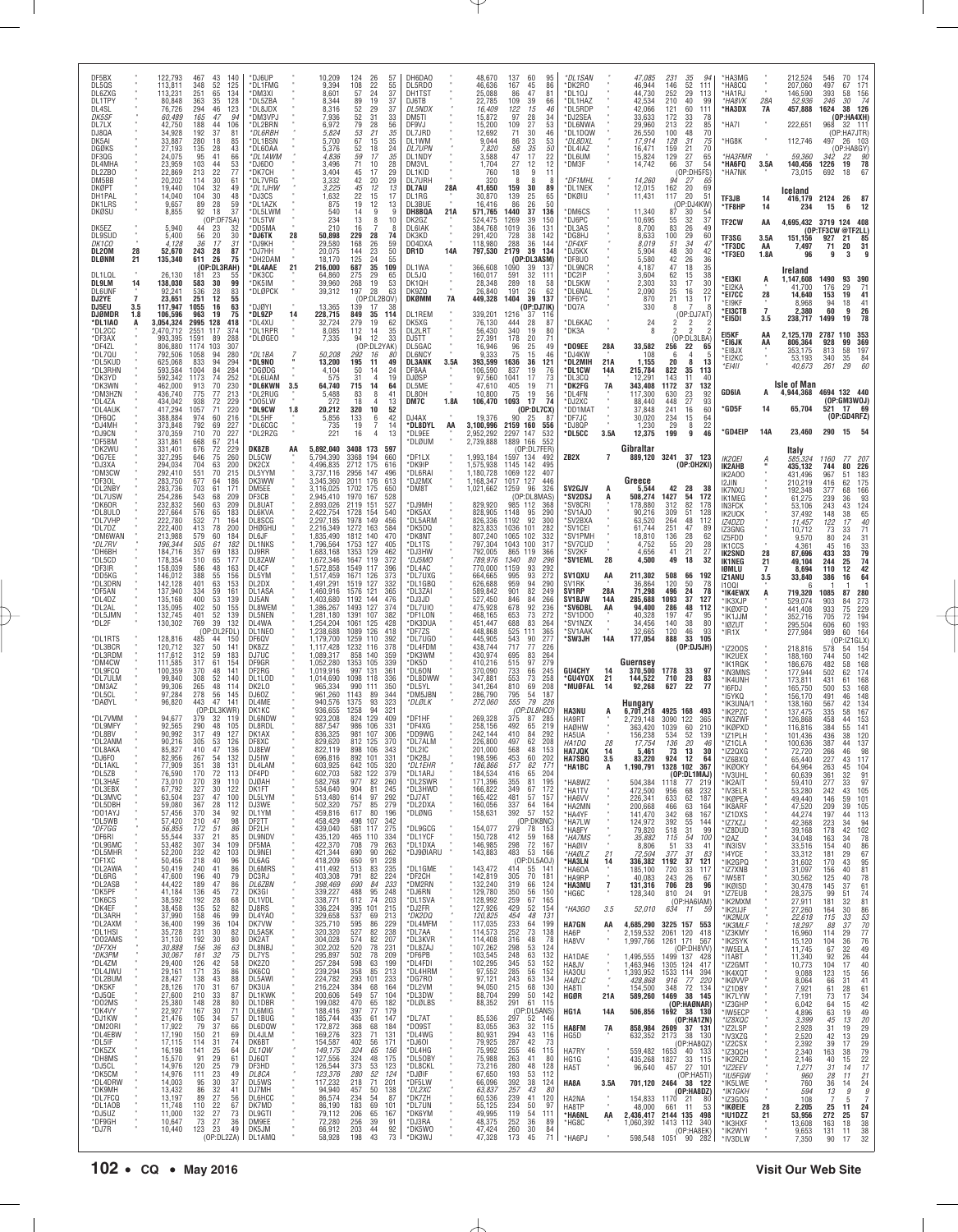DF5BX 122,793 467 43 140
DL5QS 113,811 348 52 125
DL6ZXG 113,231 251 65 134
DL1TPY 80,848 363 35 128
DL4SL 76,726 294 46 123
*DK5SF* 60,489 165 47 94
DL7LX 42,750 188 44 106
DJ8QA 34,928 192 37 81
DK5AI 33,887 280 18 85
DG0KS 27,193 135 28 43
DF3QG 24,075 95 41 66
DL4MHA 23,959 103 44 53
DL2ZBO 22,869 213 22 77
DM5BB 20,202 114 30 61
DK0PT 19,440 104 32 49
DH1PAL 14,040 104 30 48
DK1LRS 9,657 89 28 59
DK0SU 8,855 92 18 37
(OP:DF7SA)
DK5EZ 5,940 44 23 32
DL9SUD 5,400 56 20 30
*DK1CO* 4,128 36 17 31
DL2OM 28 52,670 243 28 87
DL0NM 21 135,340 611 26 75
(OP:DL3RAH)
DL1LOL 26,130 181 23 55
DL9LM 14 138,030 583 30 99
DL6UNF 92,241 536 28 83
DJ2YE 7 23,651 251 12 55
DJ5EU 3.5 117,947 1055 16 63
DJ0MDR 1.8 106,596 963 19 75
*DL1IAO A 3,054,324 2995 128 418
*DL2CC 2,470,712 2551 117 374
*DF3AX 993,395 1591 89 288
*DF4ZL 806,880 1174 103 307
*DL7QU 792,506 1058 94 280
*DL5KUD 625,068 833 94 294
*DL3RHN 593,584 1004 84 284
*DK3YD 592,342 1173 74 252
*DK3WN 462,000 913 70 230
*DM3HZN 436,740 775 77 213
*DL2ZA 434,042 938 72 229
*DL4AUK 417,294 1057 71 220
*DF6QC 388,884 974 60 216
*DJ4MH 373,848 792 69 227
*DJ9CN 370,359 710 70 227
*DF5BM 331,861 668 67 214
*DK2WU 331,401 676 72 229
*DG7EE 327,295 646 75 260
*DJ3XA 294,034 704 63 200
*DM3CW 292,410 551 70 215
*DF3OL 283,750 677 64 186
*DL2NBY 283,736 703 61 171
*DL7USW 254,286 543 68 209
*DK6OR 232,832 560 63 209
*DL8ULO 227,664 576 65 183
*DL7VHP 222,780 532 71 164
*DL7DZ 222,400 413 78 200
*DM6WAN 213,988 579 60 184
*DL7RV 186,344 505 61 182
*DH6BH 184,716 357 69 183
*DL5CD 178,354 510 65 177
*DF3IR 158,039 586 48 163
*DD5KG 146,012 388 55 156
*DL3DRN 142,128 401 63 153
*DF5AN 137,940 334 59 161
*DL4DZ 135,168 400 53 139
*DL2AL 135,095 402 50 155
*DL5JMN 132,745 401 52 139
*DL2F 130,302 769 39 132
(OP:DL2FDL)
*DL1RTS 128,816 485 44 150
*DL3BCR 120,712 327 50 141
*DL3RDM 117,612 312 59 183
*DM4CW 111,585 317 61 154
*DL9FCQ 100,359 370 48 141
*DL7ULM 99,840 308 52 140
*DM3AZ 99,306 265 48 114
*DL5CL 97,284 278 56 145
*DA0YL 96,820 443 47 141
(OP:DL3KWR)
*DL7VMM 94,677 379 32 119
*DL9MFY 92,565 290 48 105
*DL8BV 90,992 317 49 127
*DL2ANM 90,216 305 53 126
*DL8AKA 85,827 410 47 136
*DJ6FO 82,956 267 54 132
*DL1AKL 77,909 351 38 131
*DL5ZB 76,590 170 72 113
*DL3HAE 73,010 270 39 110
*DL3EBX 67,792 327 42 122
*DL3MVC 63,504 237 47 100
*DL5DBH 59,080 367 28 112
*DO1AYJ 57,456 370 34 92
*DL5WB 57,420 210 47 98
*DF7GG 56,855 172 51 86
*DF6RI 55,544 337 21 85
*DL9GMC 53,482 307 34 109
*DL5MHR 52,200 232 42 103
*DF1XC 50,456 218 40 96
*DL2AWA 50,419 240 41 86
*DL8RG 47,600 196 40 79
*DL2ASB 44,422 189 47 86
*DK5PF 41,184 136 45 72
*DK6CS 38,592 192 28 68
*DK4EF 38,458 135 52 82
*DL3ARH 37,990 158 46 99
*DL2AXM 36,400 199 36 104
*DL1HSI 35,728 231 30 82
*DO2AMS 31,130 192 30 80
*DF7XH 30,888 156 36 63
*DK3PM 30,067 161 32 75
*DL4ZM 29,400 126 42 58
*DL4JWU 29,161 171 35 86
*DL2BUM 28,427 138 43 88
*DK5KF 28,126 170 31 67
*DJ5QE 27,600 210 33 87
*DO2MS 25,380 148 28 80
*DK4VY 22,977 167 30 51
*DJ1KW 21,476 105 34 57
*DM2ORI 17,922 79 37 66
*DL4EBW 17,190 150 21 69
*DL5IF 17,115 114 31 74
*DK5ZX 16,198 141 25 64
*DH8MS 15,570 91 29 61
*DJ5CL 14,976 120 25 79
*DK5CM 14,976 111 23 49
*DL4DRW 14,003 95 30 37
*DK9MH 13,432 86 32 41
*DL7FCQ 13,197 89 27 56
*DL1AOB 11,748 110 22 67
*DJ5UZ 11,000 132 27 73
*DF9GH 10,647 73 27 36
*DJ7R 10,440 123 23 49
(OP:DL2ZA)

*DJ6UP 10,209 124 26 57
*DL1FMG 9,394 108 22 55
*DM3XI 8,601 57 24 37
*DL5ZBA 8,344 89 19 37
*DL8JDX 8,316 52 29 37
*DM3VPJ 7,936 52 31 33
*DL2BRN 6,972 79 28 56
*DL6RBH 5,824 53 21 35
*DL1BSN 5,700 67 15 35
*DL6DAA 5,376 52 18 24
*DL1AWM 4,836 59 17 35
*DJ6DO 3,496 71 10 28
*DK7CH 3,400 45 17 29
*DL7VRG 3,332 42 20 29
*DL1JHW 3,225 45 12 13
*DJ3CS 1,632 22 15 17
*DL1AZK 875 19 12 13
*DL5LWM 540 14 9 9
*DL5TW 234 13 8 10
*DD5MA 210 16 7 8
*DJ6TK 28 50,898 229 28 74
*DJ9KH 29,580 168 26 59
*DJ7HH 20,075 144 23 50
*DH2DAM 18,170 125 24 55
*DL4AAE 21 216,000 687 35 109
*DK3CC 64,860 275 29 65
*DK5IM 39,960 268 19 53
*DL0PCK 39,312 197 28 63
(OP:DL2BQV)
*DJ0YI 13,365 139 17 38
*DL9ZP 14 228,715 849 35 114
*DL4XU 32,724 279 19 62
*DL1RPR 8,085 112 14 35
*DL0GEO 7,335 94 12 33
(OP:DL2YAK)
*DL1BA 7 50,208 292 16 80
*DL9NO 13,200 195 11 49
*DG0DG 4,104 50 14 24
*DL6UAM 575 31 4 19
*DL6KWN 3.5 64,740 715 14 64
*DL2RUG 5,488 83 8 41
*DO5LW 272 18 4 13
*DL9CW 1.8 20,212 320 10 52
*DL5HF 5,856 133 6 42
*DL5CCC 735 19 7 14
*DL2RZG 221 16 4 13
DK8ZB AA 5,892,040 3408 173 597
DL5CW 5,794,390 3368 194 660
DK2CX 4,496,835 2712 175 616
DL5YYM 3,737,116 2956 147 496
DK3WW 3,345,360 2011 176 613
DM5EE 3,116,025 1702 175 650
DF3CB 2,945,410 1970 167 528
DL8UAT 2,893,026 2119 151 527
DL6KVA 2,422,754 1728 154 540
DL8SCG 2,297,185 1978 149 456
DH0GHU 2,216,349 1272 163 584
DL6JF 1,835,490 1812 140 470
DL1NKS 1,796,564 1753 127 405
DJ9RR 1,683,168 1353 129 462
DL8ZAW 1,672,346 1647 119 372
DL4CF 1,572,858 1549 117 396
DL5YM 1,517,459 1671 126 373
DL2DX 1,491,291 1519 127 392
DL1ASA 1,460,916 1576 121 365
DJ5AN 1,403,680 1192 144 476
DL8WEM 1,386,267 1493 127 374
DL5NEN 1,281,180 1391 107 382
DL4WA 1,254,204 1061 125 428
DL1NEO 1,238,688 1089 126 418
DF6QV 1,179,700 1259 110 392
DK8ZZ 1,117,428 1232 116 378
DJ7UC 1,089,317 858 140 359
DF9GR 1,052,280 1353 105 339
DF2RG 1,019,916 997 131 361
DL1DD 1,014,690 1098 118 336
DK2LO 965,334 990 111 350
DJ6OZ 961,260 1143 89 344
DL4ME 940,576 1375 93 323
DK1KC 936,655 1258 94 321
DL6NDW 923,208 824 129 409
DL8RDL 887,547 986 106 331
DK1AX 836,325 981 107 306
DF8XC 829,620 812 125 370
DL8EW 822,119 898 106 343
DJ5IW 696,816 892 101 331
DL4LAM 603,925 642 105 320
DF4PD 602,703 582 122 379
DJ0AH 582,768 977 82 260
DK1FT 534,640 904 81 245
DL5LYM 513,480 614 97 292
DJ3WE 502,320 757 85 279
DL1YM 459,816 617 80 196
DF2TT 458,429 498 107 342
DF2LH 439,040 581 117 275
DL9NDV 435,120 465 110 334
DF5MA 422,370 708 79 263
DL9NEI 421,344 690 90 262
DL4ABB 418,209 650 91 228
DL6MRS 411,492 513 83 235
DG3RJ 403,308 791 82 224
*DL6ZBN* 398,469 690 84 233
DK3GI 339,227 488 95 248
DL1VDL 338,771 612 74 203
DJ8RS 336,294 395 101 215
DL1YAO 329,658 537 69 213
DK7VW 325,710 595 86 229
DL5ASK 320,320 527 82 238
DK2AT 304,028 574 82 207
DL8NBJ 302,202 520 78 231
DL7YS 295,897 502 78 209
DK2ZO 257,894 368 96 238
DK6CQ 239,294 358 85 213
DL5AWI 224,782 293 101 233
DK3UA 216,204 384 68 164
DL1KWK 200,606 549 57 140
DL1DBR 199,082 470 65 182
DL6MIG 188,416 397 77 179
DL1BUG 185,744 435 61 147
DL6DQW 172,872 368 68 184
DL4JLM 169,276 323 71 131
DK6BT 154,587 402 56 171
*DL1QW* 149,175 324 65 156
DJ6QT 127,556 324 48 175
DL2HYH 126,544 373 53 123
*DL8CA* 123,376 280 52 124
DL5WS 117,232 218 71 201
DJ7MH 94,940 457 50 138
DL6HCC 86,574 234 54 87
DK7MD 86,190 183 69 102
DL6MHW 79,112 206 65 81
DM9EE 72,280 256 39 91
DK5JM 66,912 203 44 92
DL1AMQ 58,928 198 43 73

DH6DAO 48,670 137 60 95
DL5RDO 46,636 167 45 86
DH1TST 25,088 86 47 65
DJ6TB 22,785 109 39 66
*DL5NDX* 16,409 122 15 46
DM5TI 15,872 97 28 34
DF9VJ 15,200 109 27 53
DL7JRD 12,692 71 30 46
DL1WM 9,044 86 23 53
*DL7UPN* 7,820 58 35 50
DL1NDY 3,588 47 17 22
DM3VL 1,704 27 12 12
DL1KID 760 18 9 11
DL7URH 320 8 8 8
DL7AU 28A 41,650 159 30 89
DL1RG 30,870 139 25 65
DL3BUE 16,416 86 26 50
DH8BQA 21A 571,765 1440 37 136
DK2GZ 524,475 1269 39 150
DL6IAK 384,768 1019 36 131
DK3KD 291,420 728 38 142
DO4DXA 118,980 288 36 144
DR1D 14A 797,530 2179 39 134
(OP:DL3ASM)
DL1WA 366,608 1090 39 137
DL5JQ 160,017 591 32 111
DK1QH 28,348 289 18 58
DK9ZQ 26,840 191 26 62
DK0MM 7A 449,328 1404 39 137
(OP:DJ7IK)
DL1REM 339,201 1216 37 116
DK5XG 76,130 444 28 87
DL2LRT 56,430 340 19 80
DJ5TT 27,391 178 20 71
DL5GAC 16,946 96 25 49
DL6NCY 9,333 75 15 46
DL3ANK 3.5A 393,599 1636 36 121
DF8AA 106,590 837 19 76
DJ0SP 97,650 1041 17 73
DL5ME 47,610 405 19 71
DL8OH 10,800 75 19 56
DM7C 1.8A 106,470 1093 17 74
(OP:DL7CX)
DJ4AX 19,376 90 25 87
DL8DYL AA 3,100,996 2159 160 556
DL6EE 2,952,292 2297 147 532
*DL0UM* 2,739,888 1889 166 552
(OP:DL7FER)
*DF1LX 1,993,184 1597 134 492
*DK9IP 1,575,938 1145 142 495
*DL6RAI 1,180,728 1069 122 407
*DL2MX 1,168,347 1017 127 446
*DM8T 1,021,662 1259 96 326
(OP:DL8MAS)
*DJ9MH 829,920 985 112 368
*DK5AX 828,905 1148 95 290
*DL5ARM 826,336 1192 92 300
*DK5DQ 823,853 1036 101 282
*DK8NT 807,240 1065 102 332
*DL1TS 797,304 1043 100 317
*DJ3HW 792,005 865 119 366
*DJ5MO* 789,976 1340 80 296
*DL4AC 770,000 1159 93 292
*DL7UXG 664,665 995 93 272
*DL1GBQ 626,688 959 94 290
*DL3ZAI 589,842 901 82 249
*DJ3JD 527,450 846 84 266
*DL7UIO 475,928 678 92 236
*DF1LON 468,165 653 73 272
*DK3DUA 451,447 688 83 264
*DF7ZS 448,868 525 111 365
*DL9AHZ 445,905 543 90 277
*DL4FDM 438,744 717 77 226
*DK3WM 430,974 695 83 264
*DK5D 410,216 515 97 279
*DL6ON 370,090 733 66 245
*DL8DWW 347,881 553 73 258
*DL5YL 341,264 810 69 208
*DM5JBN 286,790 795 54 187
*DL0LK* 272,060 555 79 226
(OP:DL6HCO)
*DF1HF 269,328 375 87 285
*DF4XG 258,156 492 65 219
*DL4VAN 242,144 410 84 292
*DL7ALM 226,800 492 62 208
*DL2IC 201,000 568 48 153
*DK2BJ 198,596 453 60 202
*DL1EHR* 186,866 517 62 171
*DL1ARJ 184,534 416 65 204
*DL2SWR 171,396 355 81 195
*DL3HWD 166,822 349 67 179
*DJ7AT 165,422 481 57 157
*DL2DXA 160,065 337 64 164
*DL0NG 158,631 392 57 152
(OP:DK8NC)
*DL9GCG 154,077 278 78 153
*DL1YCF 150,728 412 59 168
*DL1DXA 146,985 298 72 167
*DJ9DIARU 143,883 483 53 166
(OP:DL5AOJ)
*DL1GME 143,472 414 55 141
*DF2OH 142,819 305 70 181
*DM2RN 132,240 319 56 124
*DJ6RN 129,780 350 56 150
*DL1SVA 128,992 259 67 165
*DJ2FR 127,926 429 52 154
*DK2DQ 120,825 454 48 131
*DL4MFM 117,035 233 64 199
*DL7AA 114,573 252 73 138
*DL3KVR 114,408 316 48 78
*DL8ZAJ 107,262 298 53 124
*DF6PB 103,545 248 63 132
*DL4FDI 102,295 345 53 152
*DL4HRM 97,555 285 56 152
*DG7RO 97,121 243 63 134
*DL2YM 94,050 215 68 130
*DL3DW 88,709 299 50 142
*DL0LBS 88,352 291 61 115
(OP:DL5ANS)
*DL7AT 85,536 297 52 146
*DD9ST 83,055 363 32 115
*DL4WG 80,931 294 43 116
*DJ6OI 79,925 287 42 73
*DL4HG 75,992 255 46 115
*DL5OBY 75,988 263 41 80
*DL8CKL 73,216 280 48 128
*DJ0IF 67,650 193 53 112
*DF5LW 66,092 392 42 124
*DL2XC* 63,837 257 43 80
*DK7ZH 60,536 239 41 120
*DL7UN 55,125 234 57 90
*DK6YM 49,995 119 54 111
*DJ3RA 48,375 252 36 89
*DK5WO 47,424 260 30 84
*DK3WJ 47,328 173 45 71

*DL1SAN* 47,085 231 35 94
*DK2RO 46,944 146 52 111
*DL1OJ 44,730 252 29 113
*DL1HAZ 42,534 210 40 99
*DL5RDP 42,066 121 60 111
*DJ2SEA 33,633 172 33 78
*DL6NWA 29,960 213 22 85
*DL1DQW 26,550 100 48 70
*DL8DXL* 17,914 128 31 75
*DL4LAZ 16,471 159 21 70
*DL6UM 15,824 129 27 65
*DM3F 14,742 66 37 54
(OP:DH5FS)
*DF1MHL* 14,260 94 27 65
*DL1NEK 12,015 162 20 69
*DK0IU 11,431 117 20 51
(OP:DJ4KW)
*DM6CS 11,340 87 30 54
*DJ6PC 10,695 55 32 37
*DL3AS 8,700 83 26 49
*DG8HJ 8,633 100 29 60
*DF4XF* 8,019 51 34 47
*DJ5KX 5,904 48 30 42
*DF8UO 5,580 42 26 36
*DL9NCR 4,187 47 18 35
*DC2IP 3,604 62 15 38
*DL5KW 2,303 33 17 30
*DL6NAL 2,090 25 16 22
*DF6YC 870 21 13 17
*DG7A 330 8 7 8
(OP:DJ7AT)
*DL6KAC 24 2 2 2
*DK3A 8 2 2 2
(OP:DL3LBA)
*DO9EE 28A 33,582 256 22 65
*DJ4KW 108 6 4 5
*DL2MIH 21A 1,155 20 8 13
*DL1CW 14A 215,784 822 35 113
*DL3CQ 12,291 143 11 40
*DK2FG 7A 343,408 1172 37 132
*DL4FN 117,300 630 23 92
*DJ2XC 88,440 448 27 93
*DD1MAT 37,848 241 16 60
*DF7JC 30,020 234 15 64
*DJ8QP 1,230 29 8 22
*DL5CC 3.5A 12,375 199 9 46

**Gibraltar**
ZB2X 7 889,120 3241 37 123
(OP:OH2KI)

**Greece**
SV2GJV A 5,544 42 28 38
*SV2DSJ A 508,274 1427 54 172
*SV8CRI 178,880 312 82 178
*SV1AJO 90,216 309 51 128
*SV2BXA 63,520 264 48 112
*SV1CEI 61,744 251 47 89
*SV1PMH 18,810 136 28 62
*SV7CUD 4,752 55 20 28
*SV2KF 4,656 41 21 27
*SV1EML 28 4,500 49 18 32
SV1QXU AA 211,302 508 66 192
SV1RK 36,864 120 50 78
SV1RP 28A 71,298 496 24 78
SV1BJW 14A 285,688 1093 37 127
*SV6DBL AA 94,400 286 48 112
*SV1DOO 40,328 197 47 95
*SV1NZX 34,454 140 38 80
*SV1AAK 32,665 120 46 93
*SW3JH 14A 177,054 888 33 105
(OP:DJ5JH)

**Guernsey**
GU4CHY 14 370,500 1778 33 97
*GU4YOX 21 144,522 710 28 83
*MU0FAL 14 92,268 627 22 77

**Hungary**
HA3NU A 6,701,218 4925 168 493
HA9RT 2,729,148 3090 122 365
HA0HW 363,420 1039 60 210
HA5UA 156,238 534 52 139
*HA1DQ* 28 17,754 136 20 46
HA7JQK 14 5,461 73 13 30
HA7SBO 3.5 83,220 924 12 64
*HA1BC A 1,190,791 1328 102 367
(OP:DL1MAJ)
*HA8WZ 504,384 1118 77 219
*HA1TV 472,500 956 68 232
*HA6VV 226,341 633 62 187
*HA2MN 200,668 466 63 164
*HA4YF 141,470 342 68 167
*HA7LW 124,972 392 55 144
*HA8FY 79,820 518 31 99
*HA7MS* 35,882 115 54 100
*HA0IV 8,806 51 33 41
*HA0LZ* 21 72,504 377 31 83
*HA3LN 14 336,382 1192 37 121
*HA6OA 185,100 720 33 117
*HA9PP 40,083 243 26 67
*HA3MU 7 131,316 706 28 96
*HG6C 128,340 810 24 91
(OP:HA6IAM)
*HA3GO 3.5 52,010 634 11 59
HA7GN AA 4,685,290 3225 157 553
HA6P 2,159,532 2061 120 418
HA8VV 1,997,766 1261 171 567
(OP:DH8VV)
HA1DAE 1,495,555 1499 137 428
HA8JV 1,463,946 1305 124 417
HA3OU 1,393,952 1533 114 362
*HA8LC* 428,868 916 77 220
HA8TI 154,500 348 72 134
HG0R 21A 589,260 1469 38 145
(OP:HA0NAR)
HG1A 14A 506,856 1692 38 130
(OP:HA1ZH)
HA8FM 7A 858,984 2609 37 131
HG5D 632,352 2173 38 130
(OP:HA8QZ)
HA7RY 559,482 1653 40 133
HG1G 435,268 1827 33 115
HA5T 96,640 457 27 101
(OP:HA5TI)
HA8A 3.5A 701,120 2464 38 122
(OP:HA8DZ)
HA2NA 154,833 1170 21 80
HA8TP 48,000 661 11 53
*HA6NL AA 2,436,417 2144 135 498
*HG8C 1,060,392 1413 112 340
(OP:HA8EK)
*HA6PJ 598,548 1051 90 282

*HA3MG 212,524 546 70 174
*HA8CQ 207,060 497 67 171
*HA1RJ 146,590 393 58 156
*HA8VK* 28A 52,936 246 30 74
*HA3DX 7A 457,888 1624 38 126
(OP:HA4XH)
*HA7I 222,651 968 32 111
(OP:HA7JTR)
*HG8K 112,746 497 26 103
(OP:HA8GY)
*HA3FMR* 59,360 342 22 90
*HA6FQ 3.5A 140,456 1226 19 78
*HA7NK 73,015 692 18 67

**Iceland**
TF3JB 14 416,179 2124 26 87
*TF8HP 14 234 15 6 12
TF2CW AA 4,695,432 3719 124 408
(OP:TF3CW @TF2LL)
TF3SG 3.5A 151,156 927 21 85
*TF3DC AA 7,497 71 20 31
*TF3EO 1.8A 96 9 3 9

**Ireland**
*EI3KI A 1,147,608 1490 93 390
*EI2KA 41,700 176 29 71
*EI7CC 28 14,640 153 19 41
*EI9KF 8,968 94 18 41
*EI3CTB 7 2,380 60 9 26
*EI5DI 3.5 238,717 1499 19 78
EI5KF AA 2,125,170 2787 110 353
*EI6JK AA 806,364 928 99 369
*EI8JX 353,175 813 58 197
*EI2KC 53,193 340 35 84
*EI4II* 40,673 261 29 60

**Isle of Man**
GD6IA A 4,944,368 4694 132 440
(OP:GM3WOJ)
*GD5F 14 65,704 521 17 69
(OP:GD4RFZ)
*GD4EIP 14A 23,460 290 15 54

**Italy**
*IK2QEI* A 585,324 1160 77 207
IK2AHB 435,132 744 80 226
IK2AOO 431,496 967 51 183
I2JIN 210,219 416 62 175
IK7NXU 192,348 377 68 166
IK1MEG 61,275 239 36 93
IN3FCK 53,106 243 43 124
IK2UCK 37,492 148 38 65
*IZ4DZD* 11,457 122 17 40
IZ3GNG 10,712 73 33 71
IZ5FDD 9,570 80 24 31
IK1CCS 4,361 45 16 33
IK2SND 28 87,696 433 33 79
IK1NEG 21 49,104 244 25 74
I0MLU 7 8,694 110 12 42
IZ1ANU 3.5 33,840 386 16 64
*I1OQI 6 1 1 1
*IK4EWX A 719,320 1085 87 280
*IK3XJP 529,074 903 84 273
*IK0XFD 441,408 933 75 229
*IK1JJM 352,716 705 72 194
*I0ZUT 295,504 606 60 193
*IR1X 277,984 989 60 164
(OP:IZ1GLX)
*IZ2OOS 218,816 578 54 154
*IK2UEX 188,160 744 50 142
*IK1RGK 186,676 482 58 168
*IN3MNS 177,944 502 62 174
*IK4UNH 173,811 431 61 168
*I6FDJ 165,750 500 53 168
*I5YKQ 156,170 491 46 148
*IK3UNA/1 138,160 567 42 134
*IK2PZC 137,475 335 58 167
*IN3ZWF 126,868 458 44 153
*IK0PXD 116,816 384 55 141
*IZ1PLH 101,436 436 38 120
*IZ1CLA 100,636 387 44 137
*IZ2QXG 72,720 266 46 98
*IZ6BXQ 65,440 227 43 117
*IK0OKY 64,964 263 45 104
*IV3UHL 60,639 361 32 91
*IN3ZNR 59,410 277 33 97
*IV3ELR 53,280 242 43 105
*IK0PEA 49,440 146 59 101
*IK8ARF 47,520 209 39 105
*IZ1DXS 44,224 197 44 113
*IZ7XZJ 42,368 223 34 94
*IZ8DUD 39,168 178 42 102
*I2AZ 34,048 163 34 78
*IN3ISV 33,516 154 40 86
*I4YCE 33,312 181 29 67
*IK2GPQ 31,600 170 43 85
*IZ7XNB 31,097 156 40 81
*IW5BT 30,562 125 40 78
*IK0ISD 30,478 145 37 61
*IZ7EUB 28,375 99 51 74
*IK2MXM 27,911 181 32 81
*IK2UJF 27,260 164 30 86
*IK2NUX* 22,618 115 33 53
*IK3MLF* 18,297 88 37 70
*IZ3KMY 16,960 114 29 77
*IK2SYK 15,120 104 36 76
*IW5ELA 11,745 67 32 49
*I1ABT 11,340 92 26 44
*IZ2GMT 10,773 106 17 40
*IK4XQT 9,088 123 15 56
*IZ1DBY 8,064 66 31 41
*IK7LVW 7,921 61 28 61
*IZ3GHP 7,191 73 37 34
*IW5ECP 6,042 64 15 42
*IZ8XQC* 4,896 63 19 49
*IZ2LSP 3,399 45 13 20
*IV3XZG 2,928 31 19 29
*IZ2UDG 2,520 42 13 29
*IZ3QCH 2,392 39 17 29
*IK2RZD 2,340 163 38 79
*IZ2EEV 2,146 40 15 22
*IU5FGW* 1,271 31 14 17
*IK5LWE 960 21 11 21
*IK1GKH 760 14 9 11
*IZ3GOG 594 13 9 9
*IK0EIE 28 108 7 5 7
*IU1DZZ 21 2,205 25 11 24
*IK3HXF 53,956 272 25 57
*IK3RWJ 13,608 163 15 57
*IV3DLW 9,653 131 11 38
7,350 90 17 32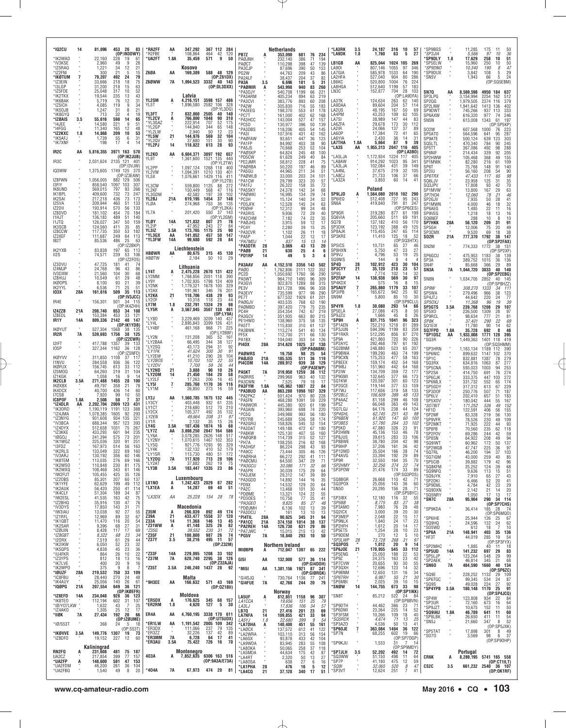*IQ2CU 14 81,096 453 26 83
(OP:IN3OWY)
*IK2WAD " 22,160 228 19 61
*IV3KSE " 2,960 49 9 28
*IZ5RAQ " 1,221 34 12 21
*IZ2FNI " 300 21 5 15
*IK0TUM 7 79,207 492 24 79
*IZ3EIN " 33,666 218 18 75
*I3LGP " 31,200 218 15 63
*IZ5FDE " 25,048 317 10 52
*IK2TKX " 19,544 235 13 43
*IK6BAK " 5,719 76 12 31
*IZ5ICH " 4,085 119 9 34
*IK5OJB " 1,247 31 8 21
*IK8GYQ " 713 32 4 19
*IZ0AIS 3.5 55,616 598 14 65
*I4JEE " 14,580 221 9 51
*I4FGG " 11,340 165 12 48
*IZ2KXC 1.8 14,868 209 10 53
*IK5AFJ " 1,739 55 6 31
*IK7XNF " 198 17 4 14

IR2C AA 5,816,355 3971 163 570
(OP:IK2JUB)
IR3C " 2,031,624 2135 121 401
(OP:I3VJW)
IQ3WW " 1,375,605 1749 125 370
(OP:IZ3EAW)
IZ8FWN " 1,056,005 882 129 506
I3FIY " 858,540 1097 103 307
IK8UND " 569,015 797 93 266
IK1BPL " 409,600 732 73 247
IK2SAI " 217,218 436 73 173
I2SVA " 209,944 460 51 133
IZ2DII " 193,914 570 56 133
IZ8DVD " 181,102 454 70 184
I1HJT " 136,183 489 51 140
I1JTQ " 126,027 347 50 159
IK3SCB " 124,560 411 35 85
IZ8CCW " 117,735 350 53 182
IZ3XEF " 111,687 249 64 113
IB2T " 85,536 486 25 63
(OP:IZ2BKP)
IK2YXB " 83,838 197 65 113
II2S " 74,571 239 53 106
(OP:IZ2FOS)
IZ3DVU " 47,725 181 41 74
IZ4MJP " 24,768 96 43 86
IV3DXW " 21,560 104 30 68
IZ8HUJ " 10,549 61 29 48
IK0OPS " 8,100 93 21 39
IK2YYL " 6,536 71 25 18
IO3X 28A 161,616 509 35 113
(OP:IV3JCC)
IR4E " 156,301 501 34 115
(OP:IK4ZHH)
IZ4ZZB 21A 208,740 653 34 108
IZ8EDL " 153,384 453 33 121
IR1Y 14A 809,336 2142 40 147
(OP:IK1YDB)
IK0YUT " 527,304 1568 38 135
IR2R 7A 539,693 1756 38 125
(OP:IZ2EWM)
I2IFT " 417,788 1357 39 133
IO5P " 327,344 1162 36 128
(OP:IZ5NFD)
IK0YVV " 311,850 1108 37 117
I1NVU " 284,558 936 36 122
IK0FUX " 156,745 613 33 112
IZ5MOQ " 64,260 219 31 104
IZ1KGK " 1,058 16 9 14
IK2CLB 3.5A 271,488 1455 28 100
IK0XBX " 49,797 358 21 78
IK4DCX " 40,700 436 14 60
I7CSB " 7,920 99 10 50
IK2POF 1.8A 2,508 50 7 37
*IZ4DLR AA 2,202,704 2009 123 431
*IK3ORD " 1,190,119 1191 123 388
*IZ4JMA " 1,078,385 1605 92 293
*IZ3NYG " 931,608 934 135 321
*IV3BCA " 688,344 957 123 393
*IZ4DYX " 512,658 1031 75 267
*IZ3KKE " 433,293 601 94 235
*I0GOJ " 241,394 575 73 201
*IK1WGZ " 225,036 320 91 251
*I3FDZ " 167,973 514 56 163
*IK2RLS " 133,049 322 69 160
*IV3ARJ " 130,192 356 60 146
*IK8TEM " 113,035 276 69 166
*IK2WSO " 110,848 230 81 175
*IK2WXQ " 108,468 343 61 146
*IK2PUT " 105,455 425 35 126
*IZ2OBS " 85,201 207 60 137
*IK1YFE " 62,629 199 49 112
*IK2AUK " 56,420 250 41 114
*IK4CLF " 51,304 189 34 87
*IW2ESL " 41,535 163 42 75
*IZ2BHQ " 35,916 130 47 76
*IV3DYS " 17,850 143 17 71
*IW3IAU " 13,038 92 27 55
*IZ1RFL " 12,969 89 32 67
*IK1QBT " 11,470 116 20 54
*IK2SAR " 9,396 68 27 31
*IZ0UIN " 8,428 117 17 69
*IZ8GBT " 8,322 68 23 34
*I2ORX " 7,519 61 29 44
*IK2IKW " 6,050 52 23 32
*IK5QPS " 4,838 45 23 36
*IU4FKR " 864 26 10 22
*IZ3YPS " 812 18 13 16
*IK7LVE " 400 20 9 16
*IK2WPO " 375 9 8 7
*I0UZF 28A 219,532 750 33 109
*IC8FBU " 28,440 270 14 36
*IK4AUY " 25,056 140 26 61
*IQ0PG 21A 207,554 649 36 121
(OP:IK0EFR)
*IZ8EFD 14A 234,048 928 36 123
*IK8TEO " 112,194 602 31 107
*IØ/YO7LKW " 1,632 43 7 25
*IZ4AKO " 1,305 25 12 17
*II0K 7A 27,434 192 20 66
(OP:IZ0UME)
*IØ/S53T " 368 24 5 18
(OP:S53T)
*IK0VVE 3.5A 149,776 1307 19 73
*IZ8DFO " 19,152 227 12 60

### Kaliningrad
RN2FQ A 231,608 481 75 187
UA2CZ " 217,854 399 77 157
*UA2FP A 148,600 581 47 153
*UA2FDM " 46,200 261 36 104
*UA2FBQ " 1,540 49 8 20
*RA2FF AA 347,292 367 112 284
*R2FBE " 108,864 464 42 120
*UA2FT 1.8A 35,459 571 9 50

### Kosovo
Z6ØA AA 169,389 588 48 129
(OP:Z61DX)
Z6ØWW 7A 1,094,523 3332 40 143
(OP:DL3DXX)

### Latvia
YL2SM A 4,216,151 3598 157 486
YL5T " 1,896,580 2582 106 328
(OP:YL3DQ)
YL3FT 7 832,860 2505 40 140
*YL2CV A 766,800 1048 90 310
*YL3GAZ " 222,914 707 52 175
*YL2GP " 144,840 344 65 148
*YL2LW " 2,940 50 12 23
*YL5W 21 144,976 569 32 104
*YL2DV " 37,680 151 30 90
*YL2PJ 14 118,822 613 28 93

YL2KO AA 6,604,371 3897 192 657
YL9T " 1,361,600 1521 135 440
(OP:YL2TW)
YL2PP " 1,097,124 1268 118 400
YL2VW " 1,094,391 1210 130 401
YL5X " 1,076,661 1429 116 411
(OP:YL2TB)
YL3CW " 559,800 1125 88 272
YL2KF " 150,449 568 47 116
YL3GDM " 42,582 197 39 102
YL2BJ 21A 619,195 1454 37 148
YLØA " 274,968 753 36 135
(OP:YL2KA)
YL7A " 201,420 550 37 143
(OP:YL2GM)
YLØY 14A 121,832 807 21 76
YL2IP " 47,952 243 27 84
YL3IZ 3.5A 173,765 1175 25 90
*YL3GX AA 141,052 457 50 147
*YL3FW 14A 99,680 592 28 84

### Liechtenstein
HBØWR AA 80,675 315 45 130
HBØTW " 2,184 50 10 29

### Lithuania
LY4T A 2,475,228 2670 131 422
LY2MM " 1,768,856 2051 118 390
LY9Y " 1,702,935 1798 124 409
LY2NK " 1,179,321 1678 100 329
LY2AX " 191,961 346 76 201
LY2KA 21 118,706 438 29 93
LY2OF " 10,318 118 23 44
LY7M 1.8 232,791 1324 29 98
*LY5R A 3,567,045 3567 138 461
(OP:LY9A)
*LY8O " 3,229,469 3209 140 437
*LY4L " 2,895,843 3399 126 431
*LY4F " 461,168 968 71 225
(OP:LY2BBF)
*LY2N " 131,208 365 52 161
*LY2BAA " 66,495 344 38 127
*LY2SQ " 43,173 294 31 92
*LY1FK " 41,624 300 30 91
*LY2EW " 41,210 290 26 104
*LY2BOS " 10,703 102 22 55
*LY2DV " 7,700 59 26 44
*LY2ND 21 3,888 90 10 26
*LY2OM 14 21,450 184 20 58
*LY2LF " 17,263 206 16 45
*LY5I 7 285,760 1170 36 116
*LY1M " 26,850 273 16 59

LY2J AA 1,560,785 1675 132 445
LY3CY " 403,448 932 61 235
LY1CT " 218,680 512 70 210
LY2CX " 105,357 492 35 132
LY2EN " 49,664 208 31 97
LY1R " 2,132 35 15 26
LY4G 3.5A 107,436 1074 16 68
*LY7Z AA 3,698,250 2847 164 586
*LY6A " 3,078,285 2626 148 517
*LY2NY " 1,070,615 1467 102 353
*LY5Q " 921,776 1293 95 329
*LY4K " 132,132 410 52 179
*LY1SR " 113,730 480 51 172
*LY2OU 7A 117,920 713 28 106
*LY2AT " 37,882 262 19 75
*LY3B 3.5A 183,447 1335 23 86

### Luxembourg
LX1NO A 1,242,423 2029 87 282
*LX1EA A 14,287 69 40 51
*LX3DX AA 25,228 154 28 78

### Macedonia
Z35M A 266,039 892 49 174
Z39A 21 433,477 1558 37 120
Z33A 14 11,368 146 13 45
*Z31WW A 41,148 325 26 82
*Z35G " 39,532 230 31 72
*Z35F 21 180,800 987 26 74
*Z37Y 3.5 38,216 495 11 57
(OP:Z32M)
*Z33F 14A 229,095 1208 33 102
*Z37M 7A 620,740 2295 38 126
(OP:Z32AJA)
*Z35T 3.5A 246,240 1437 28 92

### Malta
*9H3EE AA 166,632 571 43 169
(OP:OZ1BII)

### Moldova
*ER5DX A 176,625 345 68 157
*ER2RM 1.8 4,620 127 5 30

ER4A AA 4,760,195 3338 170 611
(OP:UT5UDX)
*ER1LW AA 1,191,542 2005 109 342
*ER3DX " 111,066 237 79 135
*ER3ZZ " 32,226 137 42 89
*ER3MM 7A 6,728 64 17 41
*ER3AU 3.5A 75,422 726 16 70

### Montenegro
4O3A A 7,852,635 6306 163 516
(OP:9A3A/E73A)
*4O4A 7A 67,973 474 20 81

### Netherlands
PB7Z A 353,090 681 76 234
PAØJNH " 232,140 386 71 194
PAØCT " 110,298 398 47 139
PA3CJP " 87,696 390 50 153
PG2W " 44,763 209 43 86
PA2ALF " 38,437 204 37 82
PA3A 3.5 6,696 181 5 31
*PAØMIR A 543,998 940 83 260
*PA3DJY " 540,708 1199 66 221
*PA3ARM " 405,234 894 63 219
*PA3CVI " 383,776 893 60 208
*PA2W " 305,830 716 55 183
*PA3EEG " 198,370 553 61 178
*PC2T " 161,000 402 62 168
*PA3HCC " 143,004 527 47 157
*PC5D " 130,977 396 50 139
*PA3DBS " 118,206 405 54 145
*PA3I " 107,916 431 42 162
*PAØFAW " 93,651 447 36 123
*PA1FP " 84,992 403 38 90
*PA5JS " 70,668 253 52 104
*PAØSKP " 64,824 245 48 100
*PD5CW " 61,628 249 40 84
*PE2JMR " 58,812 228 41 75
*PAØRBA " 50,220 197 46 89
*PA5GU " 44,965 211 34 51
*PAØWLB " 33,000 203 24 101
*PA1CW " 29,799 323 20 57
*PA1FJ " 26,322 158 35 72
*PA5SKY " 24,378 142 34 68
*PAØWKI " 16,995 134 29 74
*PC3H " 15,124 140 24 52
*PD5JFK " 12,528 145 24 63
*PDØHF " 12,312 99 24 48
*PA3RIS " 9,936 72 29 40
*PA2CHM " 7,182 74 22 35
*PAØJHS " 3,915 59 12 17
*PC4Y " 2,280 39 15 25
*PA3CVR " 1,102 26 11 18
*PA5P " 1,044 22 12 17
*PA7MDJ " 837 15 13 14
*PA3DTR 28 3,069 43 13 20
*PAØB 21 630 25 4 6
*PD1RP 14 49 5 3 4

PA3AAV AA 4,152,510 3356 143 502
PAØO " 1,762,806 2111 122 352
PC2D " 1,050,692 1760 96 290
PA5WT " 964,710 1495 96 309
PA3GVI " 922,870 1289 88 315
PE3V " 831,728 996 96 358
PA3EVY " 735,599 977 99 290
PE7T " 677,532 1929 61 201
PAØGJV " 403,535 768 63 190
PAØMBD " 397,420 779 75 235
PC4H " 354,354 727 67 219
PA3GCV " 351,935 663 80 215
PE1HWO " 138,960 375 58 135
PA5TT " 115,830 310 61 137
PA3BWK " 113,274 541 40 134
PF5X " 112,700 211 66 130
PA1BX " 104,040 303 54 126
PI4DX 28A 314,628 1025 37 130
(OP:PAØABM)
PAØWRS " 19,750 98 25 54
PAØJED 21A 185,535 511 36 119
PI4COM 14A 289,912 939 38 129
(OP:PA3EWP)
PA5KT 7A 319,950 1259 38 112
PAØRRS " 299,968 963 40 132
PA3CWN " 7,525 79 18 17
PA3FYM 1.8A 145,962 1007 22 84
*PA3BUD AA 863,280 1098 107 329
*PA2PKZ " 501,424 970 80 228
*PA5FN " 468,288 1091 59 229
*PA9WOR " 445,380 920 61 199
*PA3AIN " 393,960 698 74 220
*PC5Q " 349,988 993 56 180
*PD7RB " 245,688 536 58 174
*PA2GRU " 158,826 545 52 154
*PA3DAT " 149,188 472 67 180
*PA8KW " 125,130 407 55 160
*PAØGRB " 114,390 315 52 127
*PH7A " 108,250 216 82 168
*PA3HGF " 86,224 298 43 96
*PA9CC " 73,444 305 46 126
*PAØRHA " 66,272 292 41 111
*PAØCMU " 64,500 347 29 71
*PA3GCU " 30,086 171 32 66
*PA5PR " 30,039 175 29 64
*PA3JEM " 29,312 147 39 89
*PA3GDD " 14,892 144 16 35
*PD9X " 14,532 129 20 64
*PA2C " 13,468 101 30 64
*PDØME " 13,321 124 22 55
*PD3OES " 10,758 77 25 41
*PA3GEO " 9,825 85 27 48
*PDØJMH " 6,136 102 13 39
*PA3DCU " 161 13 10 13
*PI4TIL 28A 90,625 345 31 94
*PA1CC 21A 374,150 1014 38 137
*PA2REH 14A 126,730 631 29 86
*PA7JWC " 15,015 215 13 42
*PG5V 7A 18,840 293 10 50

### Northern Ireland
MIØBPB A 712,047 1397 65 222
GI5I AA 132,000 577 36 114
(OP:GI4DOH)
*MI5I AA 1,381,156 1921 87 341
(OP:GIØRQK)
*GI4SJQ " 730,764 1136 77 241
*GI4FUE 7A 42,768 244 20 79

### Norway
LA5UF A 812,851 1158 96 307
LA1CCA " 19,656 151 25 79
LA3LJ " 17,836 106 34 57
LB7Q 21 27,416 201 23 69
LA7NFA 14 109,855 421 33 94
LA5YJ 1.8 22,680 399 9 54
*LA7DHA A 140,400 451 55 161
*LAØCX " 137,572 612 41 122
*LA2WRA " 103,110 313 56 154
*LA6GX " 93,878 433 42 104
*LA9WDA " 83,945 283 55 108
*LA8OKA " 50,065 258 37 118
*LA5MDA " 44,634 175 42 87
*LA4RT " 2,520 30 13 27
*LA8OSA " 638 27 6 16
*LA1PHA 28 476 16 5 12
*LA4CQ 21 37,128 340 17 51
*LA3RK 3.5 24,187 316 10 57
*LA9DK 1.8 1,760 63 5 27

LB1GB AA 825,044 1024 105 269
LA9OI " 807,146 1055 97 346
LA7GIA " 585,978 1533 64 190
LA2HFA " 527,040 904 80 286
LB6KC " 520,800 1004 76 224
LA8HGA " 512,640 1199 57 183
LN3C " 152,877 704 28 103
(OP:LA9DFA)
LA3TK " 124,634 263 62 140
LA9DAA " 89,604 204 57 114
LA2US " 48,195 167 50 69
LA4PM " 43,253 109 62 105
LA7SI " 38,989 147 44 83
LA6ZFA " 29,678 173 30 112
LA2IR " 24,066 137 37 89
LA6OP " 17,384 72 41 65
LA6YIA " 2,430 36 14 31
LA7THA 1.8A 5,664 87 9 39
*LA3S AA 1,955,313 2047 116 405
(OP:LA3BO)
*LA5LJA " 1,172,934 1224 117 405
*LA8AW " 914,292 1023 95 341
*LA3LJA " 102,084 431 39 149
*LA4NL " 37,675 219 32 105
*LA8CJ " 21,733 106 37 66
*LA3ZA " 3,850 60 14 41

### Poland
SP9LJD A 1,564,080 2018 102 290
SP6IEQ " 512,408 727 95 243
SN6A " 419,840 791 81 247
(OP:SP6CES)
SP9GR " 319,280 877 61 199
SQ6VIA " 205,660 511 69 191
SQ7B " 137,182 410 56 170
SP3DIK " 123,192 388 49 125
SP8AJK " 115,425 247 65 114
SP3KRE " 11,410 125 18 52
(OP:SQ3HTX)
SP5ICS " 10,731 65 27 46
SP8HXN " 5,750 47 23 27
SP9VJ " 4,796 53 19 25
SQ9NIS " 144 8 4 4
SP4D 28 102,912 423 30 104
SP3CYY 21 35,120 218 23 57
SP9S " 7,774 102 14 32
SP2FAP 14 138,938 569 30 97
SP4KDX " 575 16 8 15
SP5AUY 7 265,860 1179 33 107
SP3IPB " 165,672 942 25 92
SN9M " 5,800 85 10 30
(OP:SP9CLU)
SP4YR 1.8 30,080 293 14 66
SP5ELA " 27,086 475 8 50
SP9JZU " 1,666 45 8 26
*SP9H A 831,715 1041 96 323
*SP1AEN " 752,210 1218 81 289
*SP3JUN " 594,396 1199 83 259
*SP1RKR " 512,295 856 87 270
*SP9A " 421,860 720 90 226
*SP2AYC " 292,468 797 61 192
*SQ2BNM " 248,880 523 65 207
*SP9BWA " 199,290 463 74 199
*SP9CXN " 175,253 477 58 163
*SP8EEX " 159,174 452 54 168
*SP9IBJ " 151,960 442 64 168
*SP2IW " 134,709 359 72 177
*SP9GMI " 132,645 377 66 173
*SQ1KW " 120,597 301 60 123
*SP2GCE " 119,144 377 53 159
*SP7WJ " 117,656 319 58 133
*SP2BLC " 106,609 389 48 133
*SP9NLX " 81,158 299 46 108
*SP5Z " 66,048 363 49 143
*SQ7LQJ " 64,176 238 44 124
*SP4GHL " 62,745 251 43 98
*SP6BEN " 61,920 147 60 100
*SP3BES " 57,780 264 33 102
*SP5KD " 47,880 326 21 93
*SP2HMN " 45,136 153 46 78
*SP8JUS " 39,615 283 33 106
*SP8BWE " 38,780 204 42 98
*SP9IHP " 37,206 161 36 42
*SP1DMD " 35,604 166 38 74
*SP4AVG " 33,394 192 29 89
*SP9R " 32,550 164 35 70
*SP2HMY " 32,256 274 22 74
*SP3POW " 31,476 174 33 89
*SQ8BGR " 26,668 110 42 71
*SQ3POX " 25,056 143 36 60
*SN5O " 20,295 156 28 71
(OP:SP5BYC)
*SP3IBX " 12,180 116 32 55
*SP5BB " 8,772 83 27 38
*SP3AMO " 7,980 76 28 48
*SQ2ICX " 3,000 39 20 30
*SP3MEP " 2,048 22 15 17
*SP9NLK " 1,840 24 17 23
*SP2HFH " 1,612 20 14 17
*SP5ETS " 1,254 28 10 23
*SP9DEM " 270 15 5 13
*SP3LWP 28 73,728 268 31 97
*SQ3POS " 1,012 20 9 14
*SP6JOE 21 170,955 545 33 112
*SP5ENG " 25,050 188 22 53
*SP9Z " 24,375 163 23 42
*SP7DVW " 20,655 99 30 55
*SP3GXH " 12,696 123 14 32
*SP9BNM " 12,650 131 16 34
*SP5TRH " 6,987 55 21 30
*SP5MBI " 2,025 38 10 15
*SN9W 14 144,755 673 33 98
(OP:SP1IKK)
*SN8T " 85,212 522 24 84
(OP:SP8BVN)
*SP9DTH " 44,462 366 23 71
*SP6DMI " 23,364 225 14 52
*SP3FSM " 10,266 109 18 40
*SQ5RDX " 4,674 71 13 25
*SP3AZO " 4,536 50 13 41
*SP6OJE 7 363,084 1404 36 122
*SP7N " 68,255 602 19 66
(OP:SP7OGP)
*SP9KJU " 1,533 31 7 14
(OP:SP9MDY)
*SP7JLH 3.5 52,202 492 14 72
*SQ3WW " 51,150 498 11 64
*SP7P " 41,180 475 12 59
*SQ9I " 32,065 520 8 47
*SP3VT " 12,624 251 7 41
*SP9BGS " 11,285 175 11 50
*SP3JIA " 5,566 97 10 36
*SP9DLY 1.8 17,629 258 10 51
*SP5ELW " 15,960 250 10 50
*SP9DNO " 10,340 190 8 47
*SP9DUX " 3,842 108 5 29
*SN5V " 1,943 66 5 24
(OP:SQ5EBM)

SN7Q AA 8,569,598 4950 184 637
SP3LPG " 3,154,994 2254 162 512
SP2QG " 1,979,505 2374 116 379
SP2LNW " 1,941,642 1413 136 402
SP9DWT " 745,266 937 113 333
SP6AXW " 616,320 977 74 246
SN5N " 613,008 1343 61 197
(OP:SP5KP)
SO2W " 607,568 1000 76 223
SP5ATO " 564,596 641 95 287
SP9ATE " 500,124 639 123 303
SQ5LTL " 470,340 784 90 245
SP5TT " 367,086 492 98 288
SP6NIF " 214,434 339 92 205
SP2HWW " 105,468 368 49 155
SP1MWK " 82,280 216 61 109
SP6T " 75,768 148 91 140
SP2IU " 56,160 208 54 90
SP6TRX " 47,433 117 65 98
SQ6LJV " 23,958 125 31 35
SQ3JPV " 17,808 93 42 70
SP1MVW " 13,800 167 29 63
SP7HOA " 12,060 78 21 46
SP2GJV " 7,935 50 28 41
SP1MWN " 4,000 46 18 32
SP6AEG " 1,485 22 11 16
SP9VEG " 1,218 18 13 16
SQ6NEF " 288 10 8 10
SP7HKK 28A 56,120 290 22 70
SP5GH " 12,006 75 20 49
SP3CMX " 9,520 69 18 38
SO2R 21A 777,370 1792 38 147
(OP:SP2FAX)
SN2M " 774,333 1772 38 151
(OP:SP2XF)
SP6GCU " 475,953 1183 38 139
SP3A " 389,752 1015 36 136
SN4F " 85,668 366 29 89
SN3A 7A 1,044,720 3033 40 140
(OP:SP2EBG)
SN8N " 1,034,705 2852 40 145
(OP:SP8HZZ)
SP9W " 308,270 1333 34 111
SP5WA " 279,496 966 38 123
SP4JTJ " 44,642 220 24 77
SP5OXJ " 11,368 96 19 39
SP3GTS 3.5A 239,768 1208 29 107
SP5XO " 225,500 1309 28 97
SP9RCL " 98,634 777 21 81
SP8K " 37,401 290 22 69
SO1EIX " 11,780 90 14 62
SQ7FPD 1.8A 35,728 692 8 48
*SP1DSZ AA 1,933,008 1771 128 395
*SQ3R " 1,449,363 1401 118 419
(OP:SQ3HMM)
*SP3HRN " 1,163,134 1189 112 390
*SP6NIC " 899,632 1147 102 370
*SP1C " 832,881 1387 78 279
*SQ3RX " 634,816 1063 87 277
*SP5CNA " 593,023 1003 94 253
*SP2SA " 414,750 691 76 274
*SP6CJK " 333,375 447 103 272
*SP6MLX " 331,732 552 65 174
*SP5GDY " 317,512 613 67 229
*SP3DOF " 250,776 507 71 187
*SP6LV " 202,410 657 51 183
*SP5XOV " 180,042 444 55 167
*SO7BIT " 171,252 526 49 152
*HF1D " 122,591 406 56 155
*SP2MF " 83,328 219 56 130
*SP9VFR " 78,526 230 49 109
*SP2MKT " 71,925 222 44 93
*SP8FB " 70,560 235 62 118
*SP2FOV " 69,286 244 42 59
*SP8SN " 64,922 208 49 94
*SQ9IWT " 60,962 172 50 137
*SP2WGB " 47,747 225 36 97
*SQ7RL " 46,200 194 37 103
*SQ7IQM " 43,000 259 40 85
*SP5CIB " 39,882 179 42 96
*SQ8KFM " 25,252 124 39 68
*SQ9NFQ " 9,636 113 15 51
*SQ9JYK " 7,910 65 27 43
*SP2DKI " 6,466 52 20 41
*SP9EML " 4,784 42 23 29
*SQ9DXN " 2,142 21 14 20
*SQ5NRY " 1,050 17 13 17
*SN7C 28A 95,904 290 34 114
(OP:SP7CHS)
*SP9KDA " 36,414 185 28 74
(OP:SP6MQO)
*SP6IHE " 25,944 126 25 67
*SQ9HQ " 24,596 132 24 62
*SO5WD " 612 18 7 10
*SP6A 21A 148,941 403 35 136
*HF3T " 44,019 285 19 54
(OP:SP3FYX)
*SP2MHC " 1,885 40 11 18
*SP5UD 14A 141,232 697 29 83
*SP5LJP " 123,264 548 29 99
*SP2AEK " 46,814 345 21 68
*SN6O 7A 484,590 1660 40 134
(OP:SP6CZ)
*SQ9E " 228,252 1133 29 109
*SP6TGC " 99,345 534 24 87
*SQ9S " 49,028 224 27 92
*SP4YPB 3.5A 180,148 1170 25 91
(OP:SP4JCQ)
*SP4W " 123,808 934 22 84
*SP3UR " 72,160 673 16 64
*SP9JZT " 10,675 152 11 50
*SQ9IAU 1.8A 46,789 641 11 60
*SP8LBK " 26,650 411 11 54
*SN5J " 21,660 347 8 52
(OP:SP5JXK)
*SP5TAT " 17,898 301 8 49
*SO7O " 3,569 98 6 37
(OP:SP9OHP)

### Portugal
CR6K A 8,289,195 5741 165 558
(OP:CT1ILT)
CS2C 3.5 661,232 2540 36 107
(OP:OK1RF)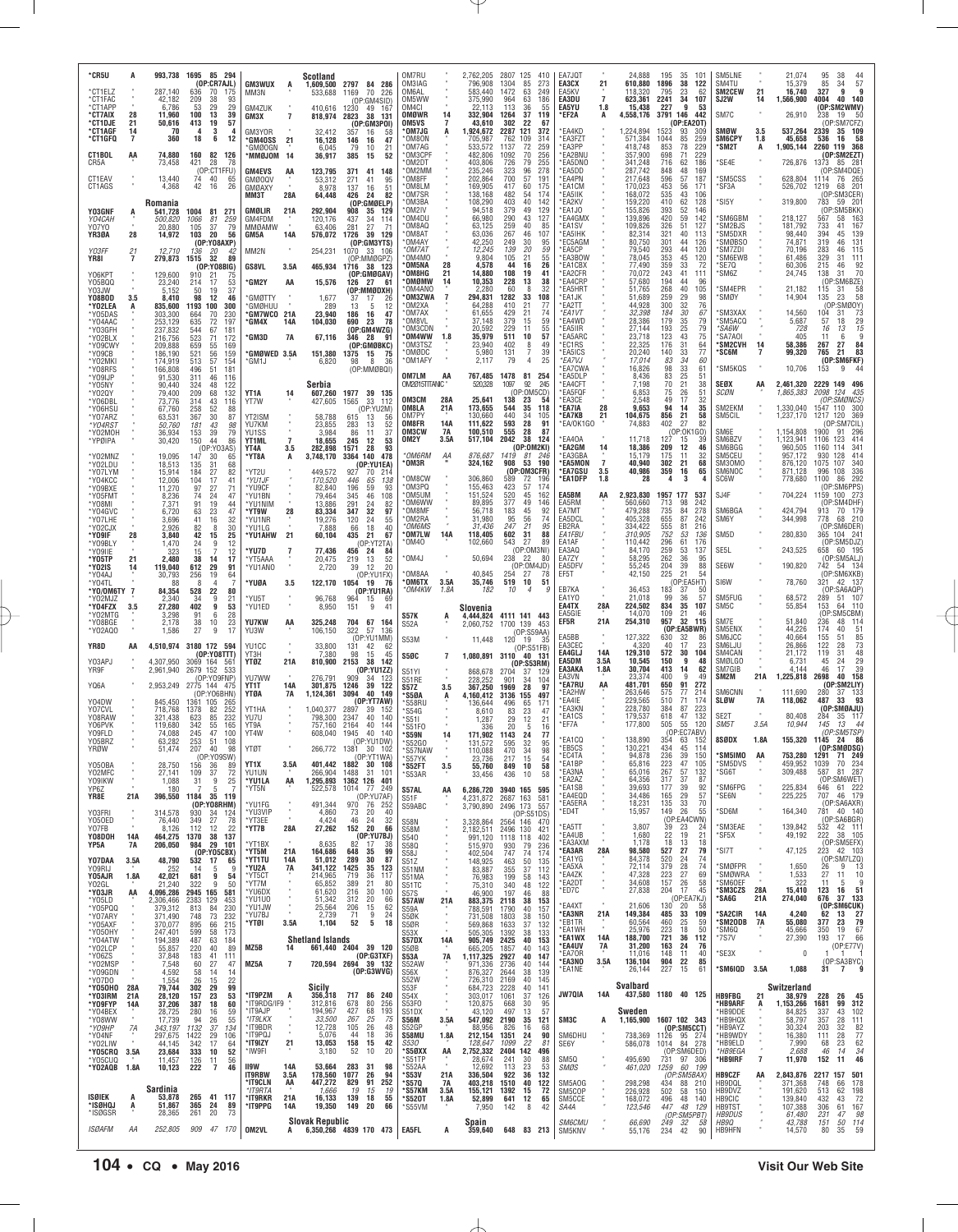*CR5U A 993,738 1695 85 294 (OP:CR7AJL)
*CT1ELZ " 287,140 636 70 175
*CT1FAC " 42,182 209 38 93
*CT1APP " 6,786 53 29 29
*CT7AIX 28 11,960 100 13 39
*CT1DJE 21 50,616 413 19 57
*CT1AGF 14 70 4 3 4
*CT1GFQ 7 360 18 6 12

CT1BOL AA 74,880 160 82 126
CR5A " 73,458 421 28 78 (OP:CT1FFU)
CT1EAV " 13,440 74 40 65
CT1AGS " 4,368 42 16 26

## Romania

YO3GNF A 541,728 1004 81 271
YO4CAH " 500,820 1066 81 259
YO7YO " 20,880 105 37 79
YR3BA 28 14,972 103 20 56 (OP:YO8AXP)
YO3FF 21 12,710 136 20 42
YR8I 7 279,873 1515 32 89 (OP:YO8BIG)
YO6KPT " 129,600 910 21 75
YO5BQQ " 23,240 214 17 53
YO3JW " 5,152 50 19 37
YO8BOD 3.5 8,410 98 12 46
*YO2LEA A 835,600 1193 100 300
*YO5DAS " 303,300 664 70 230
*YO4AAC " 253,129 635 72 197
*YO3GFH " 237,832 544 67 181
*YO2BLX " 216,756 523 71 172
*YO9CWY " 209,888 659 55 169
*YO9CB " 186,190 521 56 159
*YO2MKI " 174,919 513 57 154
*YO8RFS " 166,808 496 51 181
*YO9JP " 91,530 311 46 116
*YO5NY " 90,440 324 48 122
*YO2QY " 79,400 209 68 132
*YO6DBL " 73,776 314 43 116
*YO6HSU " 67,760 258 52 88
*YO7ARZ " 63,531 367 30 87
*YO4RST " 50,760 181 43 98
*YO2MOH " 36,934 153 39 79
*YP0IPA " 30,420 150 44 86 (OP:YO3ASJ)
*YO2MNZ " 19,095 147 30 65
*YO2LDU " 18,513 135 31 68
*YO7LYM " 15,914 184 27 82
*YO4KCC " 12,006 104 17 41
*YO9BXE " 11,270 97 27 71
*YO5FMT " 8,236 74 24 47
*YO8MI " 7,371 91 19 44
*YO4GVC " 6,720 63 23 47
*YO7LHE " 3,696 41 16 32
*YO2CJX " 2,926 80 8 30
*YO9IF 28 3,840 42 15 25
*YO9BLY " 1,470 24 9 12
*YO2IE " 323 15 7 12
*YO5TP 21 2,480 38 14 17
*YO2IS 14 119,040 612 29 91
*YO4AJ " 30,793 256 19 64
*YO4TL " 88 8 4 7
*YO/OM6TY 7 84,354 528 22 80
*YO2MJZ " 2,340 34 9 21
*YO4FZX 3.5 27,280 402 9 53
*YO2MTG " 3,298 91 6 28
*YO8BGE " 2,178 38 10 23
*YO2AQO " 1,586 27 9 17

YR8D AA 4,510,974 3180 172 594 (OP:YO8TTT)
YO3APJ " 4,307,950 3069 164 561
YR9F " 2,961,940 2679 152 532 (OP:YO9FNP)
YQ6A " 2,953,249 2775 144 475 (OP:YO6BHN)
YO4DW " 845,450 1361 105 265
YO7CVL " 718,768 1378 82 252
YO8RAW " 321,438 623 85 232
YO6PVK " 119,680 342 55 165
YO9FLD " 74,088 245 47 100
YO5BRZ " 63,282 253 51 108
YR0W " 51,474 207 40 98 (OP:YO9SW)
YO5OBA " 28,750 156 36 89
YO2MFC " 27,141 109 37 72
YO9IKW " 1,088 31 9 25
YP6Z " 180 7 5 7
YR8E 21A 396,550 1184 35 119 (OP:YO8RHM)
YO3FRI " 314,578 930 34 124
YO5OED " 76,440 349 27 78
YO7FB " 8,126 112 12 22
YO8DOH 14A 464,275 1370 38 137
YP5A 7A 206,050 984 29 101 (OP:YO5CBX)
YO7DAA 3.5A 48,790 532 17 65
YO9RJJ " 252 14 5 9
YO5AJR 1.8A 42,021 681 9 54
YO2GL " 21,240 322 9 50
*YO3JR AA 4,096,286 2945 165 581
*YO5LD " 2,306,466 2383 129 453
*YO5PQQ " 379,312 813 84 230
*YO7ARY " 371,490 748 73 232
*YO5AXF " 370,077 895 66 215
*YO5OHY " 247,401 599 58 173
*YO4ATW " 194,389 487 63 184
*YO2LCP " 55,857 220 40 89
*YO6ZS " 37,848 183 41 111
*YO2MSP " 7,548 60 27 47
*YO9GDN " 4,592 58 14 14
*YO7DO " 1,554 26 15 22
*YO5OHO 28A 79,744 302 29 99
*YO3IRM 21A 28,120 157 23 53
*YO9FYP 14A 37,206 387 18 60
*YO4BEX " 28,725 280 16 59
*YO8WW " 17,739 94 26 55
*YO9HP 7A 343,197 1132 37 134
*YO4NF " 297,675 1422 29 106
*YO2LIW " 44,145 342 17 64
*YO5CRQ 3.5A 23,684 333 10 52
*YO5CUQ " 11,457 126 11 56
*YO2AQB 1.8A 10,123 222 7 46

## Sardinia

ISØIEK A 53,878 265 41 117
*ISØHQJ A 51,867 365 24 89
*ISØGSR " 28,365 261 20 73

ISØAFM AA 252,805 909 47 170

## Scotland

GM3WUX A 1,609,500 2797 84 286
MM3N " 533,688 1169 70 226 (OP:GM4SID)
GM4ZUK " 410,616 1230 49 167
GM3X 7 818,974 2823 38 131 (OP:GM3POI)
GM3YOR " 32,412 357 16 58
*GM4OSS 21 16,128 146 16 47
*GMØOGN " 6,045 79 10 21
*MMØJOM 14 36,917 385 15 52

GM4EVS AA 123,795 371 41 148
GMØOQV " 53,312 271 41 95
GMØAXY " 8,978 137 16 51
MM3T 28A 64,448 426 24 82 (OP:GMØELP)
GMØLIR 21A 292,904 908 35 129
GM4FDM " 120,176 437 34 114
MMØAMW " 63,406 281 27 71
GM5A 14A 576,072 1726 39 129 (OP:GM3YTS)
MM2N " 254,231 1070 33 106 (OP:MMØGPZ)
GS8VL 3.5A 465,934 1716 38 123 (OP:GMØGAV)
*GM2Y AA 15,576 126 27 61 (OP:MMØDXH)
*GMØTTY " 1,677 37 17 26
*GMØHUU " 289 13 5 12
*GM7WCO 21A 23,940 186 16 47
*GM4X 14A 104,030 690 23 78 (OP:GM4WZG)
*GM3D 7A 67,116 346 28 91 (OP:GMØBKC)
*GMØWED 3.5A 151,380 1375 15 75
*GM1J " 6,820 98 8 36 (OP:MMØBQI)

## Serbia

YT1A 14 607,260 1977 39 135
YT7W " 427,605 1565 33 112 (OP:YU2M)
YT2ISM " 58,788 615 13 56
YU7KM " 23,855 283 13 52
YU1SS " 3,984 86 11 37
YT1ML 7 18,655 245 12 53
YT4A 3.5 282,898 1571 28 93
*YT8A A 3,748,170 3364 140 478 (OP:YU1EA)
*YT2U " 449,572 927 70 214
*YU1JF " 170,520 446 65 138
*YU9CF " 82,840 196 59 93
*YU1BN " 79,464 345 46 108
*YU1NIM " 13,886 291 24 82
*YT9W 28 83,334 347 32 97
*YU7NR " 19,276 120 24 55
*YU1LG " 7,888 66 18 40
*YU1AHW 21 60,104 435 21 67 (OP:YT2TA)
*YU7D 7 77,436 456 24 84
*YT5AAA " 20,475 219 13 52
*YU1ANO " 2,720 39 12 20 (OP:YU1FX)
*YUØA 3.5 122,170 1054 19 76 (OP:YU1RA)
*YU5T " 96,768 964 15 69
*YU1ED " 8,950 151 9 41

YU7KW AA 325,248 704 67 164
YU3W " 106,150 322 57 136 (OP:YU1MM)
YU1CC " 33,800 131 42 62
YT3H " 7,380 98 15 45
YTØZ 21A 810,900 2153 38 142 (OP:YU1ZZ)
YU7WW " 276,791 909 34 123
YT1T 14A 301,875 1246 39 122
YTØA 7A 1,124,361 3094 40 149 (OP:YT7AW)
YT1HA " 1,040,377 2897 39 152
YU7U " 798,300 2347 40 140
YT9A " 757,160 2164 40 144
YT4W " 608,040 1945 40 140 (OP:YU1DW)
YTØT " 266,772 1381 30 102 (OP:YT1WA)
YT1X 3.5A 401,442 1882 30 108
YU1UN " 266,904 1488 31 101
*YU1LA AA 1,295,893 1362 126 401
*YT5N " 522,578 1014 77 249 (OP:YU7AF)
*YU1FG " 491,344 970 76 252
*YU3VIP " 4,860 73 20 40
*YT3EE " 4,424 46 24 32
*YT7B 28A 27,262 152 20 66 (OP:YU7BJ)
*YT1BX " 8,635 82 17 38
*YT5M 21A 164,688 648 35 99
*YT1TU 14A 51,012 299 30 87
*YU2A 7A 341,122 1425 35 123
*YT5CT " 214,965 719 36 117
*YT7M " 65,652 389 21 80
*YU6DX " 61,620 216 30 100
*YU1UO " 51,342 312 20 66
*YU1JW " 25,556 206 15 62
*YU7BJ " 2,739 71 9 24
*YTØI 3.5A 1,104 52 5 18

## Shetland Islands

MZ5B 14 661,440 2404 39 120 (OP:G3TXF)
MZ5A 7 720,594 2694 39 132 (OP:G3WVG)

## Sicily

*IT9PZM A 356,318 717 86 240
*IT9RDG/IF9 " 312,816 678 80 256
*IT9AJP " 194,967 427 68 193
*IT9LKX " 33,500 267 25 75
*IT9BDR " 12,728 105 26 48
*IT9PQJ " 5,076 44 18 36
*IT9IZY 21 13,053 158 15 42
*IW9FI " 3,180 52 10 20

II9W AA 53,664 283 31 98
IT9RBW 3.5A 178,560 1077 26 94
*IT9CLN AA 447,272 829 91 252
*IT9RTA " 1,666 19 15 19
*IT9RKR 21A 16,133 139 18 55
*IT9PPG 14A 19,350 149 20 66

## Slovak Republic

OM2VL A 6,350,268 4839 170 473

OM7RU " 2,762,205 2807 125 410
OM3IAG " 796,908 1304 85 273
OM6AL " 583,440 1472 63 249
OM5WW " 375,990 964 63 186
OM4CI " 22,113 113 36 55
OMØWR 14 332,904 1264 37 119
OM5VS 7 43,610 302 22 67
*OM7JG A 1,924,672 2287 121 372
*OM8ON " 705,987 762 109 314
*OM7AG " 533,572 1137 72 259
*OM3CPF " 482,806 1092 70 256
*OM2DT " 403,806 726 79 255
*OM2MM " 235,246 323 96 278
*OM8FF " 202,864 700 57 191
*OM8LM " 169,905 417 60 175
*OM7SR " 138,168 482 54 174
*OM3BA " 108,290 403 40 142
*OM2IV " 94,518 379 49 129
*OM4DU " 66,980 290 43 127
*OM8AQ " 63,125 259 40 85
*OM8AT " 63,036 267 46 107
*OM4AY " 42,250 249 30 95
*OM7AT " 12,245 139 20 59
*OM4MO " 9,804 105 21 55
*OM5NA 28 4,578 44 16 26
*OM8HG 21 14,880 108 19 41
*OMØMW 14 10,353 128 13 38
*OM4ANO " 2,280 60 8 32
*OM3ZWA 7 294,831 1282 33 108
*OM2XA " 64,288 410 21 77
*OM7AX " 61,655 429 21 74
*OM8VL " 37,148 379 15 59
*OM3CDN " 20,592 229 11 55
*OM4WW 1.8 35,979 511 10 57
*OM3TSZ " 23,940 402 8 49
*OMØDC " 5,980 131 7 39
*OM1AFY " 2,117 79 4 25

OM7LM AA 767,485 1478 81 254
OM2015TITANIC " 520,328 1097 92 245 (OP:OM5CD)
OM3CM 28A 25,641 138 23 54
OM8LA 21A 173,655 544 35 118
OM7PY " 130,660 440 34 105
OM8FR 14A 131,168 593 28 91
OM3CW 7A 100,510 555 28 87
OM2Y 3.5A 517,104 2042 38 124 (OP:OM2KI)
*OM6RM AA 876,687 1419 81 246
*OM3R " 324,162 908 53 190 (OP:OM3CFR)
*OM8CW " 306,860 589 72 196
*OM3PQ " 155,463 423 57 174
*OM5UM " 151,524 520 45 162
*OM6WW " 89,856 377 49 146
*OM8MF " 56,718 183 45 92
*OM2RA " 31,980 95 56 74
*OM6MS " 31,436 247 21 95
*OM7LW 14A 118,405 602 31 88
*OM4O " 102,660 543 27 89 (OP:OM3NI)
*OM4J " 50,694 238 22 80 (OP:OM4JD)
*OM8AA " 40,845 254 27 78
*OM6TX 3.5A 35,746 519 10 51
*OM4KW 1.8A 182 10 4 9

## Slovenia

S57K A 4,444,824 4111 141 443
S52A " 2,060,752 1700 139 453 (OP:S59AA)
S53M " 11,448 120 19 35 (OP:S51FB)
S50C 7 1,080,891 3110 40 131 (OP:S53RM)
S51YI " 868,678 2704 37 129
S51RE " 228,252 901 34 104
S57Z 3.5 367,250 1969 28 97
*S5ØA A 4,160,412 3136 155 497
*S58RU " 136,644 496 65 171
*S54G " 8,610 83 23 47
*S51I " 1,287 29 12 21
*S51FO " 336 20 5 16
*S59N 14 171,902 1143 24 77
*S52GO " 131,572 595 32 95
*S57NAW " 110,088 470 34 98
*S57YK " 23,736 217 15 54
*S52T 3.5 55,760 849 10 58
*S53AR " 33,456 436 10 58

S57AL AA 6,286,720 3940 165 595
S51F " 4,231,872 2687 163 581
S59ABC " 3,790,890 2496 173 557 (OP:S51DS)
S58N " 3,328,864 2564 146 470
S58M " 2,182,511 2496 130 421
S54O " 991,120 1118 118 402
S58Q " 515,970 930 79 236
S58J " 402,504 747 74 174
S51Z " 148,925 463 50 135
S51NM " 83,887 355 37 112
S51MA " 76,983 199 58 143
S57TC " 75,310 340 48 122
S57S " 46,900 197 46 88
S57AW 21A 883,375 2118 38 153
S59A " 788,591 1790 40 157
S56X " 731,508 1803 38 150
S58R " 569,868 1633 37 132
S53X " 505,305 1392 38 133
S57DX 14A 905,749 2425 40 153
S50B " 665,205 1857 40 143
S53A 7A 1,117,325 2927 40 147
S52AW " 971,336 2736 40 144
S56X " 876,327 2644 38 139
S52W " 726,310 2169 40 145
S53F " 684,723 2228 40 141
S54X " 303,017 1061 37 126
S53FO " 120,875 668 30 95
S51DX " 43,120 497 13 57
S56M 3.5A 547,092 2190 35 121
S52GP " 88,956 826 16 68
S58MU 1.8A 212,134 1351 24 90
S53O " 128,647 1099 22 81
*S5ØXX AA 2,752,332 2404 142 496
*S51TP " 28,674 241 30 88
*S52AA " 12,692 113 23 53
*S53V 21A 336,504 922 36 132
*S57Q 7A 403,218 1510 40 122
*S57KM 3.5A 155,121 1392 15 72
*S52OT 1.8A 52,899 641 12 65
*S55NW " 7,950 142 8 42

## Spain

EA5FL A 359,640 648 83 213
EA7JQT " 24,888 195 35 101
EA3CX 21 610,880 1896 38 122
EA5KV " 118,320 795 23 62
EA3DU 7 623,361 2241 34 107
EA5YU 1.8 15,438 227 9 53
*EF2A A 4,558,176 3791 146 442 (OP:EA2OT)
*EA4KD " 1,224,894 1523 93 309
*EA3FZT " 571,584 1044 85 259
*EA3PP " 418,748 853 78 229
*EA2BNU " 357,900 698 71 229
*EA5DNO " 341,248 716 62 186
*EA5DD " 287,742 848 48 169
*EA4PN " 217,648 596 57 187
*EA1CM " 170,023 453 56 171
*EA5IIK " 168,072 535 43 106
*EA2KV " 159,220 410 62 128
*EA1JO " 155,826 393 52 146
*EA4GMX " 139,896 420 59 142
*EA1SV " 109,826 326 51 127
*EA5IHK " 82,314 321 40 113
*EC5AGM " 80,750 301 44 126
*EA5CP " 79,540 293 44 120
*EA3BOW " 78,045 353 45 120
*EA1CBX " 77,490 359 33 72
*EA2CFR " 70,072 243 41 111
*EA4CRP " 57,680 194 44 96
*EA5HRT " 51,765 268 40 105
*EA1JK " 51,689 259 29 98
*EA2TT " 44,928 300 32 76
*EA1VT " 32,398 184 30 67
*EA4WD " 28,386 179 35 79
*EA5IIR " 27,144 193 25 79
*EA5ARC " 23,718 123 43 75
*EC1RS " 22,325 176 31 64
*EA5ICS " 20,240 140 33 77
*EA7VJ " 17,014 83 34 60
*EA7CWA " 16,826 98 33 61
*EA5DLP " 8,436 83 25 51
*EA4CFT " 7,198 70 21 38
*EA5FQF " 6,853 75 26 51
*EA3CE " 2,548 49 17 32
*EA7IA 28 9,653 94 14 35
*EA7KB 21 104,675 856 21 58
*EA/OK1GO " 74,883 402 27 82 (OP:OK1GO)
*EA4OA " 11,718 127 15 39
*EA2GM 14 18,386 209 12 46
*EA3GBA " 15,179 175 11 32
*EA5MON 7 40,940 302 21 68
*EA7GSU 3.5 40,986 359 16 65
*EA1DFP 1.8 28 4 3 4

EA5BM AA 2,923,830 1957 177 537
EA5RM " 560,660 713 98 242
EA7MT " 479,288 735 84 278
EA5DCL " 405,328 655 87 242
EB2RA " 334,422 555 81 216
EA1FBU " 310,905 752 53 136
EA1AF " 110,442 296 61 176
EA3AQ " 84,170 259 53 137
EA7ZY " 58,295 262 36 95
EA5DFV " 55,245 204 39 88
EF5T " 42,150 225 21 54 (OP:EA5HT)
EB7KA " 36,453 183 37 50
EA1YO " 21,018 99 36 57
EA4TX 28A 224,502 834 35 107
EA5GIE " 14,070 109 21 46
EF5R 21A 254,310 957 32 115 (OP:EA5BWR)
EA5BB " 127,322 630 32 86
EA3CEC " 4,320 40 17 23
EA4GLJ 14A 129,310 572 30 104
EA5DM 3.5A 10,545 150 9 48
EA3AKA 1.8A 30,704 413 14 62
EA3VN " 23,374 400 9 49
*EA7RU AA 481,701 650 91 272
*EA2HW " 263,646 575 77 214
*EA4IE " 229,565 510 71 174
*EA3KN " 228,780 384 87 223
*EA1CS " 179,537 618 47 132
*EF7A " 177,800 505 55 120 (OP:EC7ABV)
*EA1CQ " 138,890 354 63 152
*EB5CS " 130,221 434 45 114
*EC4TA " 94,878 236 39 150
*EA1BP " 65,816 223 47 105
*EA3NA " 65,016 267 57 132
*EA2AZ " 64,356 317 37 87
*EA1SB " 39,693 177 39 92
*EA4EQD " 34,466 165 29 57
*EA5ERA " 18,231 135 33 70
*ED4T " 15,957 149 26 55 (OP:EA4CWN)
*EA5TT " 3,807 39 23 24
*EA4UB " 1,680 22 19 21
*EA3AXM " 1,178 18 13 18
*EA3AR 28A 98,580 527 27 79
*EA1YG " 84,378 520 24 74
*EA5XA " 72,114 379 28 74
*EA4ZK " 47,328 223 27 69
*EA2DT " 34,608 157 26 58
*ED7C " 27,838 204 17 45 (OP:EA7KJ)
*EA4XT " 21,606 130 20 58
*EA3NR 21A 149,384 485 33 109
*EB1TR " 60,564 460 25 59
*EA1WH " 25,976 223 18 50
*EA1WX 14A 188,700 721 36 112
*EA4UV 7A 31,200 163 24 76
*EA7OR " 11,016 148 11 40
*EA3NO 3.5A 136,104 904 22 85
*EA1NE " 26,144 227 15 61

## Svalbard

JW7QIA 14A 437,580 1180 40 125

## Sweden

SM3C A 1,165,900 1607 102 343 (OP:SM5CCT)
SM6DHU " 738,369 1126 95 274
SE6Y " 586,078 1014 84 278 (OP:SM6DED)
SMØS " 495,690 731 97 306
SM2O " 461,020 1259 60 199 (OP:SM5BAX)
SM5AOG " 298,298 434 88 210
SM5CCP " 226,928 502 58 150
SM5CEE " 168,072 496 48 140
SA4A " 123,546 447 48 129 (OP:SM5PBT)
SM6CMU " 66,690 249 32 58
SM5KNV " 55,176 234 42 90
SM5LNE " 21,074 95 38 44
SM4TU " 15,379 85 34 57
SM2CEW 21 16,740 327 9 9
SJ2W 14 1,566,900 4004 40 140 (OP:SM2WMV)
SM7C " 26,910 238 19 50 (OP:SM7CFZ)
SMØW 3.5 537,264 2339 35 109
SM6CPY 1.8 45,658 536 16 58
*SM2T A 1,905,144 2260 119 368 (OP:SM2EZT)
*SE4E " 726,876 1373 85 281 (OP:SM4DQE)
*SM5CSS " 628,804 1114 76 265
*SF3A " 526,702 1219 68 201 (OP:SM3CER)
*SI5Y " 319,800 783 59 201 (OP:SM5BKK)
*SM6GBM " 218,127 567 58 163
*SM2BJS " 181,792 733 41 167
*SM5DXR " 98,440 394 45 139
*SMØBSO " 74,871 319 46 131
*SM7ZDI " 70,196 283 46 115
*SM6EWB " 61,486 329 31 111
*SE7Q " 60,306 215 46 92
*SM6Z " 24,745 138 31 70 (OP:SM6BZE)
*SM4EPR " 21,182 115 31 58
*SMØY " 14,904 135 23 58 (OP:SMØOY)
*SM3XAX " 14,560 104 31 73
*SM5ACQ " 5,687 57 18 29
*SA6W " 728 16 13 15
*SA7AOI " 405 11 6 9
*SM2CVH 14 58,386 267 27 84
*SC6M 7 99,320 765 21 83 (OP:SM6FKF)
*SM5KQS " 10,706 153 9 44

SEØX AA 2,461,320 2229 149 496
SCØN " 1,865,383 2098 124 435 (OP:SMØNCS)
SM2EKM " 1,330,040 1547 110 300
SM5CIL " 1,237,170 1217 120 369 (OP:SM7CIL)
SM6E " 1,154,808 1900 91 296
SM6BZV " 1,123,941 1106 123 414
SM6BGG " 960,505 1160 114 341
SM5CEU " 957,172 930 128 414
SM3OMO " 876,120 1075 107 340
SM6NOC " 871,128 996 108 336
SC6W " 778,680 1100 86 292 (OP:SM6PPS)
SJ4F " 704,224 1159 100 273 (OP:SM4DHF)
SM6BGA " 424,794 913 70 179
SM6Y " 344,998 778 68 210 (OP:SM6DER)
SM5D " 280,830 365 104 241 (OP:SM5DJZ)
SE5L " 243,525 658 60 195 (OP:SM5ALJ)
SE6W " 190,820 742 54 134 (OP:SM6XKB)
SI6W " 78,760 321 42 137 (OP:SA6AQP)
SM5FUG " 68,572 289 51 107
SM5C " 55,854 153 64 110 (OP:SM5CBM)
SM7E " 51,840 236 48 114
SM5ENX " 44,226 174 40 51
SM6JCC " 40,664 155 51 85
SM6LJU " 26,866 122 28 73
SM4CAN " 21,172 119 31 48
SMØLGO " 6,731 45 24 29
SM7GIB " 4,144 46 17 39
SM2M 21A 1,225,818 2698 40 158 (OP:SM2LIY)
SM6CNN " 111,690 280 37 133
SLØW 7A 118,062 487 33 93 (OP:SMØAJU)
SE2T " 80,408 284 35 117
SM5T 3.5A 10,944 145 13 44 (OP:SM5TSP)
8SØDX 1.8A 155,320 1145 24 86 (OP:SMØDSG)
*SM5IMO AA 753,280 1291 71 249
*SM5DVS " 459,952 1039 70 234
*SG6T " 309,488 587 81 287 (OP:SM6WET)
*SM6FPG " 225,834 646 61 222
*SE6N " 225,225 707 46 179 (OP:SA6AXR)
*SD6M " 164,340 781 40 140 (OP:SA6BGR)
*SM3EAE " 139,842 532 42 111
*SF5X " 49,192 222 38 105 (OP:SM5EFX)
*SI7T " 47,125 223 42 103 (OP:SM7LZQ)
*SMØFPR " 1,650 26 9 13
*SMØWRA " 1,533 27 11 10
*SM6DEF " 532 11 5 9
*SM3CZS 28A 15,410 123 16 51
*SA6G 21A 274,040 676 37 133 (OP:SM6CUK)
*SA2CIR 14A 4,240 62 13 27
*SM2ODB 7A 55,080 377 23 79
*SM6Q " 45,666 350 19 67
*7S7V " 27,390 193 17 66 (OP:E77V)
*SE3X " 0 1 1 1 (OP:SA3BYC)
*SM6IQD 3.5A 1,088 31 7 9

## Switzerland

HB9FBG 21 38,979 228 26 45
*HB9ARF A 1,153,266 1681 99 312
*HB9DDE " 84,825 337 43 102
*HB9DQX " 58,797 357 28 111
*HB9AYZ " 30,324 203 32 82
*HB9WDY " 16,380 111 28 77
*HB9ELD " 7,990 68 23 62
*HB9EGA " 2,688 46 14 34
*HB9IRF 7 11,970 152 11 46

HB9CZF AA 2,843,876 2217 157 501
HB9AMC " 371,368 748 66 178
HB9DVZ " 191,620 513 62 198
HB9CIC " 139,840 432 43 72
HB9TST " 107,388 306 61 167
HB9DUS " 61,490 231 47 98
HB9Q " 43,788 151 50 114
HB9HFN " 14,570 80 35 59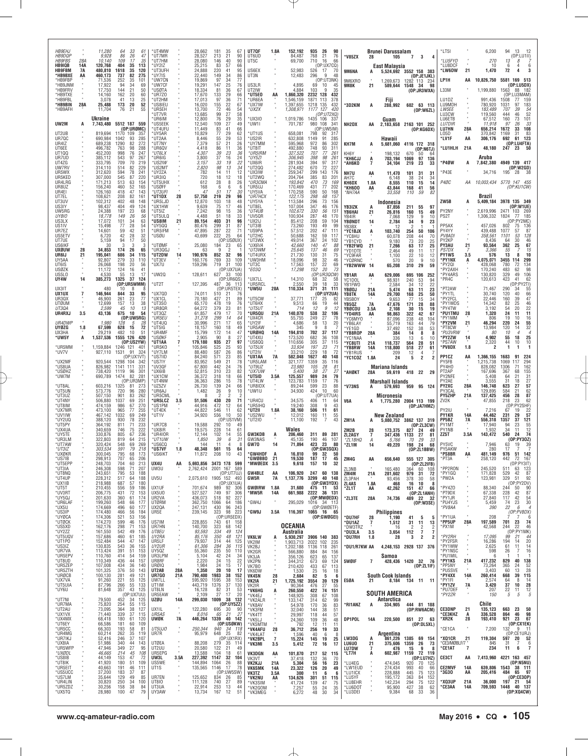HB9EHJ * 11,280 64 33 61
HB9DQP * 9,928 86 26 47
HB9FBS 28A 10,150 109 17 35
HB9IQB 14A 120,768 404 35 113
HB9FBM 7A 480,810 1618 35 120
*HB9BXE AA 460,173 737 82 275
*HB9FBP * 71,536 252 35 101
*HB9JNM * 17,922 94 34 69
*HB9FRV * 17,750 144 21 50
*HB9TXE * 14,160 162 20 60
*HB9FBL * 3,078 41 13 25
*HB9BIN 28A 25,488 173 20 52
*HB9AFH * 11,704 76 21 55

## Ukraine

UW2M A 7,743,480 5512 187 559 (OP:UR0MC)
UT2UB * 819,694 1170 109 357
UR7QC * 690,984 1042 93 285
UR4IZ * 689,238 1290 82 272
UT6EE * 496,782 763 98 288
UT1QQ * 452,200 998 76 247
UR7UD * 385,112 543 97 267
UT4ZG * 333,795 709 70 219
UW7RV * 314,110 514 82 229
UR5WX * 312,620 594 78 241
UR5KED * 307,000 545 87 220
UR4LRG * 171,213 513 63 154
UR8UZ * 156,240 460 52 165
UR4EI * 126,160 418 47 143
UT7EL * 108,621 208 82 161
UT3UV * 102,312 402 48 148
US3IY * 98,437 404 49 124
UW5RG * 24,388 197 23 68
UY8IO * 18,778 149 26 56
US3LX * 17,072 101 34 63
US1IV * 15,498 77 28 54
UR7EZ * 14,601 59 42 51
US5ETV * 6,720 42 28 32
UT7UE * 5,159 94 17 50
US6IKF * 30 3 3 3
UX0UW 28 34,853 174 26 65
UR6IJ 21 195,041 686 34 115
UY5AA * 92,807 279 33 110
UT6IS * 26,068 198 20 56
US0ZK * 11,172 124 16 41
US5LO * 4,530 55 13 17
UY4W 14 385,273 1325 37 124 (OP:UR5WMM)
UX3IT * 480 10 8 8
UX1UX 7 146,944 844 33 95
UR3QX * 46,900 261 23 77
UT0UM * 12,699 157 13 38
UT3QA * 2,599 45 10 13
UR4RXJ 3.5 43,136 675 10 54 (OP:UW5RG)
UR4DWP * 1,980 128 5 28
UY0ZG 1.8 67,599 628 15 72
UX3HA * 29,219 482 10 51
*UW5Y A 1,537,536 1555 126 420 (OP:US2YW)
*UR5MM * 1,159,884 1246 121 401
*UV7V * 927,110 1531 91 324 (OP:UX1VT)
*UX2MF * 920,544 1298 104 342
*US8UA * 826,982 1141 111 331
*US0HZ * 738,420 1119 96 301
*UW7M * 690,789 1474 82 281 (OP:UR3MP)
*UT8AL * 603,216 1325 81 273
*UT5UN * 573,776 720 96 280
*UT3UZ * 507,150 901 83 262
*UT4NY * 506,880 1037 69 251
*UT8IM * 474,159 986 67 270
*UX7MR * 473,100 965 77 255
*UV1IW * 467,142 1032 69 249
*UY2UQ * 388,120 930 78 232
*UT5PY * 364,192 811 71 233
*UX4UA * 340,659 746 75 222
*UY5TE * 330,876 805 67 236
*UR3LM * 322,803 819 64 215
*UT7AW * 320,424 548 69 269
*UT3IZ * 303,534 591 79 218
*UX0KR * 300,045 795 68 173
*US7IB * 298,913 707 65 206
*UT5EPP * 248,703 704 60 213
*UT3IA * 246,308 598 71 207
*UT8NQ * 243,651 795 53 188
*UT4UP * 228,312 517 64 188
*UX1IB * 218,988 687 57 180
*UT5T * 210,455 556 59 186
*UV3RT * 206,775 431 72 153
*US5QL * 201,630 360 61 174
*UR6LAF * 199,260 548 66 177
*UX5U * 174,669 496 60 177
*US3IP * 174,480 466 56 184
*UY0CA * 174,306 521 53 156
*UT0CK * 174,270 599 46 158
*US5XD * 162,176 298 71 153
*UY2ZZ * 161,550 542 49 176
*UT5UQV * 157,686 460 61 185
*UT1PO * 152,484 544 47 145
*US3IZ * 130,835 543 36 155
*UR7VA * 113,424 391 51 153
*UR5EPV * 110,760 414 54 159
*UT8UD * 110,349 436 44 157
*UR5ZEP * 107,028 434 36 140
*UR5ZTH * 101,325 376 50 143
*UR0CB * 100,130 281 49 121
*UX7VA * 91,260 221 55 125
*US3IA * 87,796 266 55 133
*UY6U * 81,648 357 43 125 (OP:UX7UU)
*UT7NI * 79,500 452 34 125
*UR7MA * 75,820 254 55 115
*UT2AU * 73,095 364 38 127
*UX1VX * 71,440 339 37 115
*UX4MX * 68,418 180 61 110
*UT6EY * 66,586 181 60 109
*UR5CC * 66,303 193 58 81
*UR4MG * 60,214 262 35 119
*UR7IKJ * 52,416 246 37 107
*UX8IA * 51,986 340 44 143
*UR5WFP * 47,946 349 27 95
*UX0UL * 46,665 214 45 108
*US8IB * 44,159 153 47 72
*UT8IK * 41,920 180 51 109
*UR5EIT * 40,653 191 46 111
*US5UCC * 37,200 183 37 87
*US7LM * 35,644 129 49 88
*UR4LIN * 30,820 250 34 100
*UR5ZDZ * 30,256 158 38 84
*UX5TQ * 28,980 100 47 79
*UT4MW * 28,662 181 35 67
*UT7MR * 28,527 213 21 90
*UT7HM * 28,080 146 40 90
*UY2IZ * 25,215 83 57 66
*UT3UFH * 24,888 220 41 95
*UY7IS * 22,440 149 34 86
*UW7CN * 19,869 97 34 77
*UW7CF * 19,291 147 25 76
*US0TA * 18,324 81 36 67
*UR7ZO * 17,670 133 29 66
*UT2HM * 17,013 97 36 71
*US8IEU * 16,020 155 22 67
*UR5EH * 13,700 72 46 54
*UT7VR * 13,685 99 27 58
*UR6IM * 12,800 76 29 35
*US5EEK * 12,540 109 27 49
*UT4UFU * 11,449 83 41 66
*UY5AR * 10,829 77 29 62
*UT2AA * 8,446 55 29 53
*UT7NY * 7,379 57 21 26
*UR6QV * 4,418 86 11 36
*UT6LX * 4,307 39 23 36
*UR6IG * 3,800 37 16 24
*US2IW * 3,157 33 19 22
*US2MT * 2,820 98 13 34
*UY2ZA * 782 14 11 12
*UR3IQ * 720 18 12 18
*UT5UHX * 612 28 8 26
*US0FF * 168 6 6 6
*UT3UFI * 47 51 17 30
*UT1DX 28 57,750 219 29 96
*UR5LJD * 12,870 103 18 48
*UX1HW * 9,639 75 17 46
*UT5IZ * 7,242 98 15 36
*UT5ULQ * 4,488 51 18 33
*US8IM 21 89,154 403 31 96
*UY5QQ * 80,476 299 31 87
*UR5IFM * 47,895 287 22 71
*US0U * 43,699 222 25 64 (OP:US0UX)
*UT0MF * 25,080 184 23 65
*UR3QGJ * 63 9 2 7
*UT2DW 14 190,976 852 32 96
*UT3EV * 160,176 769 33 109
*UX7U * 159,296 719 31 100 (OP:UX7UA)
*UW2Q * 128,611 627 33 100 (OP:UR6QS)
*UT2T * 127,395 487 36 113 (OP:UR5TEX)
*UX7QD * 74,011 510 21 76
*UX1CL * 70,180 427 21 89
*UT3SO * 65,170 478 19 76
*UR8QR * 64,272 379 23 81
*UT3QZ * 61,857 479 17 70
*UR5EU * 31,278 299 14 64
*UT4UQ * 30,996 271 17 65
*UT5IG * 18,157 160 18 49
*UR4MF * 15,799 172 14 47
*US0KF * 2,905 90 8 27
*UT1AA 7 179,180 935 27 97
*UR5KO * 105,846 525 25 93
*UY7LM * 88,480 587 26 86
*US7IID * 84,240 571 23 85
*US7IY * 83,952 549 21 78
*UR3QF * 67,800 442 24 76
*UR6IJ * 52,815 210 22 83
*UX1CW * 36,372 318 18 66
*UT7NW * 36,363 286 15 78
*UZ5ZV * 26,730 139 24 66
*UR6AJ * 1,482 26 9 10
*UR5CML * 8 2 2 2
*UR5LCZ 3.5 51,506 430 20 71
*US1PM * 44,916 472 12 64
*UT4EK * 44,822 546 11 62
*UT1V * 34,920 556 10 50 (OP:US1VM)
*UR7CB * 19,588 292 10 49
*UX8IR * 19,575 228 14 61
*UR4IOR * 12,144 102 14 55
*UT1UW * 1,850 39 6 31
*US6CQ * 144 11 4 8
*US7VF 1.8 48,348 561 15 64
*US6IKT * 11,872 208 10 43
UX4U AA 5,693,856 3473 178 599 (OP:UT5UJO)
UW3U * 2,762,424 2001 167 589 (OP:UT7UJ)
UV5U * 2,075,610 1905 152 493 (OP:UX1UA)
UX1UF * 701,674 989 92 306
UX5UO * 527,527 749 97 306
UR2VA * 436,073 518 92 227
UT0RM * 362,750 1066 64 186
UX2QA * 247,131 430 96 243
UR5E * 239,145 323 98 223 (OP:UR5EDX)
US7IM * 228,855 743 61 158
UR7HN * 140,700 323 68 142
UT8EU * 93,593 334 49 124
UY2RA * 85,176 350 48 121
UR5LF * 79,937 314 44 125
UY2UR * 61,306 284 36 115
UY5QZ * 55,360 235 50 110
UX3IA * 5,104 42 24 34
UR8RF * 2,220 24 15 22
UR0IQ * 1,984 24 15 17
UT2AB 28A 1,350 20 10 17
UR7GO 21A 790,400 1983 38 152
UX2IJ * 595,920 1595 38 150
UW7LL * 443,719 1376 37 130
UT1IM * 16,128 82 31 53
UT8LN * 16,128 82 31 53
UR5EAW * 2,109 27 17 20
UZ0U 14A 299,030 1009 38 132 (OP:UY5ZZ)
UX1IL * 122,280 695 30 90
UR5AS * 8,016 65 21 27
UW0K 7A 446,264 1339 40 142 (OP:US0KW)
UT5UJ * 250,344 940 34 118
UR7R * 95,979 648 25 82 (OP:UX1RX)
UT0EA * 88,208 279 35 114
UT2UU * 20,580 122 21 49
UR5EPG * 13,588 104 18 61
UW3L 3.5A 227,392 1147 32 104
US5WE * 144,894 1064 26 88
UT1S * 135,565 1146 17 78 (OP:UW5SW)
UR7EN * 125,652 834 26 85
UT8IO * 111,128 740 27 69
UT3UA * 22,914 253 13 44
UY3AW * 13,734 167 12 51
UT7QF 1.8A 152,192 935 26 90
UT6UD * 84,487 768 21 76
UT5C * 69,700 710 16 66 (OP:UX7CQ)
US6EX * 52,983 526 17 70
UT3N * 12,483 296 9 48 (OP:UT3NK)
US3LR * 4,895 69 10 45
UT2IW * 4,884 103 9 35
*UT5EO AA 1,860,320 2232 128 432
*UR6EA * 1,546,159 1871 113 378
*UX7IW * 1,397,655 1218 135 432
*UX2X * 1,308,971 1177 127 420 (OP:UT2XQ)
*UX3IO * 1,019,786 1435 106 337
*UW1I * 701,787 980 108 341 (OP:UW5IM)
*UT1US * 658,081 798 92 317
*US2IR * 632,808 1149 91 285
*UY7MM * 595,968 972 86 302
*UT8IT * 492,880 748 93 311
*UR5IRM * 327,522 707 77 261
*UY5ZI * 306,945 398 98 261
*UX6IR * 281,934 394 97 317
*UT2QQ * 274,482 670 72 227
*UX3IW * 259,347 299 143 176
*UT2WQ * 204,764 385 83 201
*UR3QCM * 193,842 470 73 169
*UR5UJ * 170,469 431 77 202
*UY5VA * 170,258 590 50 168
*UR7HCX * 122,175 298 68 157
*UY5YA * 113,584 296 73 156
*UT8EL * 107,004 347 46 176
*UT4UB * 102,672 330 56 151
*UV5QR * 100,934 287 48 170
*UX2IJ * 85,412 208 59 104
*UT3IB * 73,260 193 49 99
*US9PA * 57,512 202 47 111
*UT2HC * 50,688 162 59 117
*UT3WX * 49,014 367 24 102
*UX8IA * 42,660 140 47 88
*UT3WM * 25,645 137 46 69
*UT4URX * 21,730 130 31 75
*UW3HM * 18,096 98 32 46
*UT3C * 17,563 157 22 69
*EO3Q * 17,298 152 20 73 (OP:UR3QCW)
*UX7LL * 14,310 68 32 58
*UR5RCL * 2,550 39 18 33
*UW5U 28A 110,334 371 31 111 (OP:UY2UA)
*UT5CW * 37,771 177 25 82
*UT6HX * 9,513 66 19 44
*UT5UT * 714 12 9 12
*UR5QU 21A 140,070 538 32 106
*UX4CR * 55,755 249 27 78
*UY2IF * 4,686 58 13 20
*UR5AW * 345 9 8 7
*UR0HQ 14A 194,810 702 37 117
*US4IRT * 173,520 682 36 108
*US8QQ * 110,656 305 37 115
*UT5UX * 33,934 197 23 71
*UT2IV * 33,210 229 18 72
*UX1AA 7A 587,048 1627 40 148
*UR5LAM * 321,177 1359 35 116
*UT8UZ * 23,980 105 28 81
*UX7UW * 5,400 38 27 27
*UT5ID 3.5A 125,557 989 24 79
*UT4LW * 123,783 1159 17 76
*UR8IDX * 89,244 599 23 88
*UW1U * 34,930 424 10 60 (OP:UT7UA)
*UR4CU * 34,575 406 11 64
*UR5IHQ * 19,240 308 9 43
*UT2II 1.8A 38,160 506 11 61
*US2WU * 12,012 160 11 55
*UT2IO * 11,100 192 7 43

## Wales

GW3KDB A 256,460 311 89 281
GW3NAS * 45,135 190 46 107
GW7O 14 71,894 423 23 80 (OP:GW3SQX)
*GW4HDF A 16,810 99 32 50
*GW0BBO 21 19,530 187 17 45
*MW0BEX 3.5 9,618 157 10 32
GW4BLE AA 106,920 247 60 138
GW5R 7A 1,137,776 3299 40 148 (OP:GW3YDX)
GW0IRW 1.8A 31,680 475 11 53
*MW5R 14A 661,988 2222 36 131 (OP:MW0EDX)
*GW4J * 295,029 1016 34 113 (OP:GW0ETF)
*GW9J 3.5A 116,397 1065 16 65 (OP:GW0GEI)

# OCEANIA

## Australia

VK6LW A 5,930,297 3906 140 383
VK2IM * 1,903,713 2022 102 235
VK2BJ * 1,202,188 1136 118 261
VK2GR * 566,880 884 84 156
VK3JA * 356,126 623 65 137
VK2PN * 344,312 673 69 124
VK7BO * 210,430 433 67 113
VK6DW * 1,530 25 16 18
VK4SN 28 2,684 82 5 6
VK2IA 21 1,725,192 3554 39 129
VK2IR * 90,364 476 27 55
*VK6HG A 260,550 422 74 151
*VK4EJ * 148,925 308 67 108
*VK2ALR * 133,147 314 62 99
*VK8AV * 54,978 170 36 83
*VK3FM * 32,040 144 38 51
*VK4TT * 29,997 118 44 57
*VK5LJ * 24,360 109 36 48
*VK5MTM * 792 12 11 11
*VK4AFU 28 36,712 256 19 33
*VK4LAT * 1,596 40 6 8
*VK2BPL 7 15,224 145 19 25
*VK3MI 3.5 5,412 72 16 17
VK3GGN AA 101,870 217 52 115
VK3VT * 37,418 132 36 70
VK2KJJ 21A 5,304 56 16 23
VK6SMK 14A 23,322 126 20 49
VK3TZ 3.5A 300 11 6 6
*VK2NU AA 134,626 301 51 115
*VK3SIM * 41,724 139 47 75
*VK2GOM * 7,257 55 24 35
*VK3MEG * 6,272 48 30 34

## Brunei Darussalam

*V85ZX 28 105 7 3 4

## East Malaysia

9M6NA A 5,524,692 3552 158 383 (OP:JE1JKL)
9M6XRO * 1,269,673 1282 113 234
9M8K 21 589,644 1548 34 98 (OP:JR3WXA)

## Fiji

*3D2KM A 288,992 602 63 113 (OP:W6ZL)

## Guam

NH2DX A 2,183,658 2163 101 252 (OP:KG6DX)

## Hawaii

KH7M A 5,681,060 4116 172 318 (OP:N6TJ)
KH6Y * 198,132 670 50 64
*KH6CJJ A 703,194 1069 97 136
*AH6KO 7 34,104 219 23 33
NH7U AA 11,470 101 31 31
AH7C * 6,148 38 24 34
KH6DX 1.8A 8,555 110 15 14
*KH6OO AA 43,844 168 41 56
*NH7AA * 33,558 110 59 82

## Indonesia

YB3IZK A 87,856 211 55 97
YB6HAI 21 26,816 160 15 49
YB4IR * 7,068 129 9 10
YB0NDT 14 2,784 34 9 23
YB3BX * 12 2 1 1
*YC1BJX A 103,740 254 50 106
*YC8HU * 60,078 208 44 70
*YB1CYD * 9,180 73 20 25
*YB2FWQ 21 7,266 63 17 25
*YD1DTE * 2,464 49 11 17
*YC9FAR * 1,100 22 10 12
*YC0RNC * 570 20 9 10
*YB2WWW 14 65,208 310 29 59
YB1AR AA 629,006 695 106 252
YC1DOL * 98,931 240 53 94
YB1FWO * 2,584 34 12 22
YB0DJ 21A 5,474 63 11 23
YB8TX 14A 29,700 168 25 50
YB5BOY * 9,653 77 15 34
YB5QZ 7A 47,676 171 28 88
YB0CDU 3.5A 2,108 30 15 19
*YD4IRS AA 98,863 322 42 67
*YC6MYO * 87,096 238 48 104
*YB6LAY * 55,719 163 44 79
*YE1GD * 37,492 152 38 53
*YB8ROP 28A 384 14 8 8
*YC1NAA * 336 13 6 10
*YC8UTI 21A 118,737 564 28 51
*YB8RW 14A 118,800 518 27 61
*YB1RUS * 209 12 4 7
*YC1COZ 1.8A 24 5 2 2

## Mariana Islands

*AH0KT 28A 59,619 418 22 29

## Marshall Islands

*V73NS A 579,693 959 95 124

## Micronesia

V6A A 1,775,280 2004 113 199 (OP:JA7HMZ)

## New Zealand

ZM1A A 5,080,752 3862 137 319 (OP:ZL3CW)
ZM2B 28 173,375 827 24 49
ZL2AGY 7 347,436 1133 27 81
*ZL1BHQ A 5,766 70 29 33
*ZL1M 14 49,220 198 24 68 (OP:ZL1BBW)
ZM4G AA 656,640 555 127 305 (OP:ZL2IFB)
ZL3NB * 165,480 364 60 108
ZM4M 21A 281,602 979 31 72
ZL3PAH * 93,456 378 30 58
ZL4AS 1.8A 468 16 10 8
*ZL1T AA 42,262 151 47 66 (OP:ZL1ANH)
*ZL3TE 28A 74,736 489 22 32 (OP:W3SE)

## Philippines

*DU7HF 28 1,190 41 5 5
*DU1AZ 7 1,512 31 11 13
*DW3TRZ * 16 2 2 2
*DU3LA 3.5 3,654 112 7 7
*DU7RH 1.8 28 3 2 2
*DU1/R7KW AA 4,248,153 2928 137 376

## Samoa

5W0IF 7 428,436 1420 32 76 (OP:ZL1IF)

## South Cook Islands

E50A 21 8,184 134 11 11

# SOUTH AMERICA

## Antarctica

*RI1ANZ A 334,905 444 81 188 (OP:RW6ACM)
DP1POL 14A 220,500 851 27 63 (OP:DL5XL)

## Argentina

LW3DG A 861,226 1385 69 154
LU6UO 21 375,606 1359 26 73
LU7DW 7 476 15 9 8
*LT7H A 602,987 1159 72 119 (OP:LU7HZ)
*LU4EG * 474,045 920 70 125
*LW1EUD * 274,434 993 40 66
*LU1ICX * 228,888 445 75 123
*LU5YF * 195,172 363 84 152
*LU8EHR * 142,234 294 75 122
*LU6DOT * 95,900 427 38 62
*LU3DEI * 9,384 68 33 36
*LT5I * 6,200 94 13 12 (OP:LU1II)
*LU5FYD * 270 13 8 7
*LU8DCF * 10 6 4 6
*LW6DW 21 1,470 72 4 3
LP1H AA 10,826,750 5581 169 513 (OP:LU5DX)
L33M * 1,199,880 1563 88 182 (OP:LU3MAM)
LU1DZ * 991,436 1508 77 159
LU9MDH * 780,920 1031 97 183
LW5EE * 183,489 707 39 54
LU3CW * 119,560 444 46 52
LU6ETB * 67,512 160 73 101
LU7DIR * 11,918 97 26 33
LU7HN 28A 656,214 1672 33 108
L05D * 370,842 1169 31 83
*LV1F AA 306,176 692 61 123 (OP:LU4FTA)
*LU1HLH 21A 48,180 247 23 50

## Aruba

*P40W A 7,842,380 4949 139 417 (OP:W2GD)
*P43E * 34,716 195 28 38
P40C AA 10,003,434 5770 147 455 (OP:KU1CW)

## Brazil

ZW5B A 5,409,184 3978 135 349 (OP:W1UE)
PY2NY * 2,619,996 2471 103 269
PS2T * 1,306,332 1824 77 185 (OP:PY2MC)
PP5AX * 457,026 802 75 136
PY4YY * 439,488 1077 57 87
PV8ADI * 358,561 1101 53 128
PY2KP * 8,436 64 30 46
PY3AU 21 93,564 362 25 67
PS7DX 7 3,366 55 7 15
PY1WS 3.5 576 13 8 10
*PY1NX A 4,075,071 3455 114 299
*PY2QI * 428,068 780 72 134
*PY2AXH * 170,240 483 62 98
*PY4ARS * 130,820 329 49 106
*PR4C * 120,613 423 41 62 (OP:PY2TI)
*PT2AW * 71,467 290 34 55
*PY1TL * 30,740 120 40 66
*PY2FCL * 22,446 160 39 47
*PY1WDS * 14,342 82 25 46
*PY4TW * 3,192 54 20 22
*PU1TMU 28 1,320 24 11 11
*PY1MM * 806 19 10 16
*PY2VM 21 46,294 220 24 55
*PT8CW * 13,984 120 14 32
*PU3VRW * 80 10 4 4
*PY2ZW 14 4,902 55 18 25
*PS7AW * 2,320 44 10 10
*PV8DX 1.8 2 1 1 1
PP1CZ AA 1,366,155 1683 91 224
PY5FB * 1,215,738 1069 117 294
PY4HO * 828,082 1306 71 162
PT2AP * 167,696 367 68 155
PY2NFE * 5,408 64 21 31
PY2AE * 3,555 31 18 27
PY2NC 28A 146,748 623 27 57
PY3CAL * 129,895 584 21 62
PY5ZHP 21A 137,425 456 28 87
ZV2K * 47,855 218 23 62 (OP:PY2SHF)
PY2IU * 7,216 67 19 22
PY1KR 14A 44,462 231 29 57
PP5BZ 7A 556,318 1357 37 121
PY1MT * 17,940 94 23 55
PY1NB * 1,932 34 11 12
ZZ5T 3.5A 143,472 540 24 74 (OP:PY3OZ)
PY5VC * 7,946 63 19 39
PY5AKW * 280 17 7 7
*PS8BR AA 481,149 976 51 142
*PT3A * 258,120 442 72 167 (OP:PY3IT)
*PP2RON * 245,520 511 63 123
*PY1GQ * 171,828 529 42 87
*PW2A * 123,981 329 51 92 (OP:PY2DV)
*PY4ZO * 88,340 244 50 90
*PT9DX * 67,228 228 42 87
*PY1JR * 27,840 117 42 54
*PU4YJS * 5,459 74 23 30
*PV8AA * 390 22 6 4 (OP:PV8DX)
*PY1UA * 208 7 7 6
*PP5UP 28A 197,589 701 23 74
*PX1M * 42,568 244 22 46 (OP:PY1MK)
*PY2RH * 17,095 99 21 44
*PY2FSR * 16,286 194 14 20
*PY1WW * 2,625 61 11 14
*PY1NSC * 598 26 7 16
*PU1MIL * 6 1 1 1
*PY1KS 21A 417,232 829 40 138
*PP5NY * 73,264 365 24 52
*PU5SVE * 3,403 60 13 28
*PY4XX 14A 260,414 668 39 115
*PY1FI * 2,574 64 8 14
*PY1ZV 7A 3,420 37 10 28
*PU7DEF * 207 22 11 12
*PY2ZR * 150 5 5 5

## Chile

CE3DNP 21 135,123 663 23 50
*CE3KHZ A 336,528 864 46 98
*XR2K 28 193,410 921 23 67 (OP:CX1EK)
*CE1CA * 7,200 132 9 11
*XQ1CR 21 119,304 597 20 52 (OP:CE1URJ)
*CE3/M0BLF/T * 845 31 7 6
*CE1AT 7 234 11 6 7
CE3CT AA 7,413,960 4221 163 457 (OP:N5NU)
CE2MVF 14A 639,806 1543 38 111
*3G3O AA 205,416 484 65 97 (OP:CE3OP)
*XQ3UP 21A 36,000 197 21 54
*CE3AA 14A 709,593 1448 40 137 (OP:XQ4CW)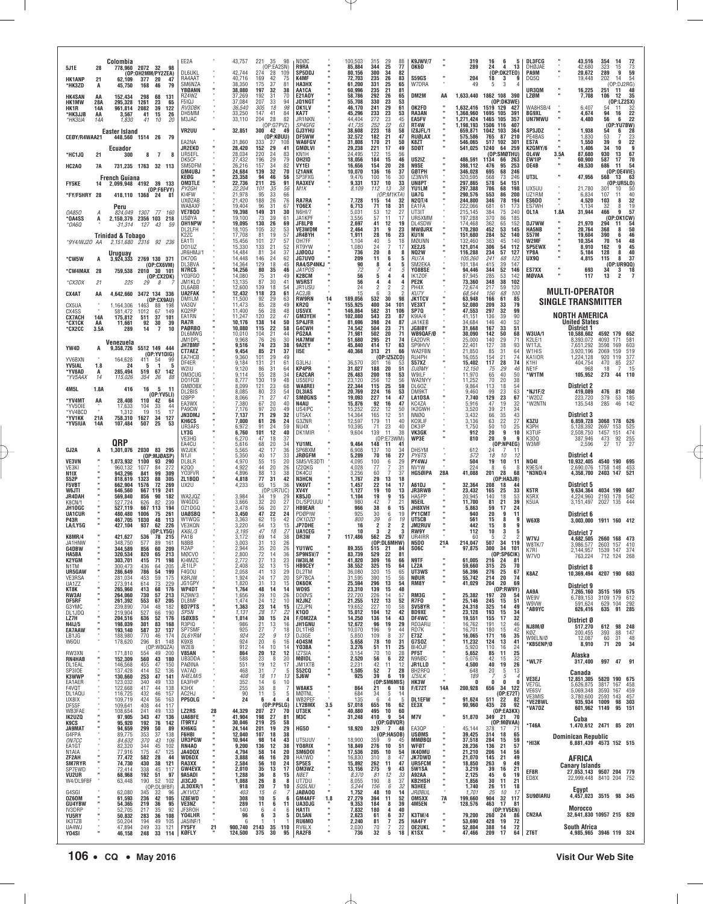| Call | Band | Score | QSOs | Zones | Countries |
|---|---|---|---|---|---|
| **Colombia** | | | | | |
| 5J1E | 28 | 778,960 | 2072 | 32 | 98 |
| (OP:OH2MM/PY2ZEA) | | | | | |
| HK1ANP | 21 | 62,109 | 377 | 20 | 47 |
| *HK3ZD | A | 45,750 | 168 | 46 | 79 |
| HK4SAN | AA | 152,434 | 298 | 68 | 131 |
| HK1MW | 28A | 295,328 | 1261 | 23 | 65 |
| HK1R | 14A | 961,814 | 2082 | 39 | 122 |
| *HK3JJB | AA | 3,567 | 41 | 15 | 26 |
| *HK3UA | 14A | 1,830 | 41 | 10 | 20 |
| **Easter Island** | | | | | |
| CEØY/R4WAA | 21 | 448,560 | 1514 | 26 | 79 |
| **Ecuador** | | | | | |
| *HC1JQ | 21 | 300 | 8 | 7 | 8 |
| HC2AO | 7A | 731,235 | 1763 | 32 | 113 |
| **French Guiana** | | | | | |
| FY5KE | 14 | 2,099,948 | 4192 | 39 | 133 |
| (OP:F6FVY) | | | | | |
| *FY/F5HRY | 28 | 418,110 | 1368 | 24 | 81 |
| **Peru** | | | | | |
| OA8SO | A | 824,049 | 1307 | 77 | 160 |
| *OA4SS | A | 2,150,379 | 2356 | 103 | 218 |
| *OA6Q | " | 31,314 | 127 | 43 | 59 |
| **Trinidad & Tobago** | | | | | |
| *9Y4/WJ2O | AA | 2,151,680 | 2316 | 92 | 236 |
| **Uruguay** | | | | | |
| *CW5W | A | 3,924,333 | 2769 | 130 | 371 |
| (OP:CX6VM) | | | | | |
| *CW4MAX | 28 | 759,538 | 2010 | 30 | 101 |
| (OP:CX2DK) | | | | | |
| *CX3DX | 21 | 225 | 29 | 8 | 7 |
| CX4AT | AA | 4,642,660 | 3472 | 134 | 336 |
| (OP:CX9AU) | | | | | |
| CX5UA | " | 1,164,306 | 1463 | 88 | 198 |
| CX4SS | " | 581,472 | 1012 | 67 | 149 |
| CX7ACH | 14A | 175,812 | 511 | 37 | 101 |
| *CX1CK | AA | 11,661 | 92 | 30 | 39 |
| *CX2CC | 3.5A | 289 | 14 | 7 | 10 |
| **Venezuela** | | | | | |
| YW4D | A | 9,358,726 | 5512 | 149 | 444 |
| (OP:YV1DIG) | | | | | |
| YV6BXN | " | 164,628 | 411 | 54 | 99 |
| YV5IAL | 1.8 | 24 | 5 | 1 | 5 |
| *YV8AD | A | 285,494 | 519 | 67 | 142 |
| *YV5AAX | 14 | 115,026 | 354 | 26 | 88 |
| 4M5L | 1.8A | 416 | 16 | 5 | 11 |
| (OP:YV5LI) | | | | | |
| *YV4MT | AA | 28,408 | 110 | 42 | 64 |
| *YV5OIE | " | 17,633 | 104 | 33 | 44 |
| *YV4BCD | " | 1,312 | 19 | 15 | 17 |
| *YV1KK | 21A | 758,310 | 1627 | 34 | 127 |
| *YV5IUA | 14A | 107,484 | 507 | 25 | 53 |
| **QRP** | | | | | |
| GJ2A | A | 1,301,076 | 2030 | 83 | 295 |
| (OP:MJØASP) | | | | | |
| VE3VN | " | 1,073,932 | 1100 | 93 | 290 |
| VE3KI | " | 960,132 | 1077 | 84 | 272 |
| N1IX | " | 943,296 | 841 | 99 | 309 |
| S52P | " | 818,619 | 1323 | 88 | 305 |
| F5VBT | " | 662,904 | 1576 | 72 | 269 |
| W6JTI | " | 646,560 | 667 | 119 | 241 |
| JR4DAH | " | 569,840 | 856 | 90 | 182 |
| K8CN/1 | " | 527,724 | 626 | 82 | 239 |
| JH1OGC | " | 527,119 | 667 | 113 | 194 |
| UA1CUR | " | 480,480 | 1006 | 75 | 261 |
| P43R | " | 467,705 | 1030 | 48 | 113 |
| LA/LY5G | " | 427,104 | 937 | 62 | 226 |
| (OP:LY5G) | | | | | |
| K8MR/4 | " | 421,627 | 536 | 78 | 215 |
| JA1HNW | " | 348,750 | 577 | 89 | 161 |
| G4DBW | " | 344,589 | 856 | 60 | 209 |
| HA5BA | " | 320,534 | 820 | 65 | 213 |
| K2YGM | " | 303,701 | 415 | 71 | 198 |
| N1TM | " | 300,473 | 436 | 64 | 205 |
| UR5GAW | " | 286,649 | 786 | 54 | 199 |
| VE3RSA | " | 281,034 | 453 | 59 | 175 |
| UA1ZZ | " | 273,914 | 614 | 73 | 229 |
| KT8K | " | 265,960 | 413 | 68 | 176 |
| RW3AI | " | 264,060 | 730 | 57 | 213 |
| DF5RF | " | 261,392 | 553 | 67 | 205 |
| G3YMC | " | 239,890 | 704 | 48 | 182 |
| DL1JDQ | " | 219,904 | 527 | 66 | 190 |
| LZ7H | " | 204,516 | 636 | 52 | 176 |
| M4U/5 | " | 198,039 | 301 | 83 | 168 |
| EA7AAW | " | 193,140 | 587 | 37 | 137 |
| LB1JG | " | 188,980 | 770 | 46 | 174 |
| W6QU | " | 178,620 | 296 | 81 | 148 |
| (OP:W8QZA) | | | | | |
| RW3XN | " | 171,810 | 554 | 49 | 200 |
| RN4HAB | " | 152,309 | 560 | 43 | 180 |
| DL1EAL | " | 146,568 | 455 | 47 | 150 |
| SP3IOE | " | 137,428 | 414 | 52 | 136 |
| K3WWP | " | 130,660 | 253 | 47 | 141 |
| EA1AER | " | 123,032 | 340 | 49 | 133 |
| F4VQT | " | 122,668 | 417 | 44 | 138 |
| DL1AQU | " | 116,725 | 432 | 46 | 157 |
| UX8IX | " | 109,719 | 424 | 56 | 163 |
| DF5SF | " | 109,641 | 408 | 44 | 117 |
| WB3FAE | " | 108,654 | 241 | 49 | 133 |
| IK2UZQ | " | 97,905 | 343 | 47 | 136 |
| K9CS | " | 95,920 | 192 | 76 | 142 |
| JA9MAT | " | 94,659 | 299 | 50 | 89 |
| G4FPA | " | 89,775 | 353 | 37 | 138 |
| ON7CC | " | 84,632 | 370 | 43 | 106 |
| EA1GT | " | 82,320 | 344 | 45 | 102 |
| N1AIA | " | 77,916 | 175 | 47 | 125 |
| ZF2AH | " | 77,472 | 582 | 28 | 44 |
| SM7RYR | " | 74,730 | 430 | 38 | 121 |
| SP7EWD | " | 72,414 | 338 | 45 | 117 |
| VU2UR | " | 68,968 | 192 | 51 | 97 |
| W4/DL9FBF | " | 63,448 | 190 | 52 | 102 |
| (OP:DL9FBF) | | | | | |
| G4SGI | " | 62,080 | 345 | 32 | 96 |
| OZ6OM | " | 61,593 | 236 | 42 | 105 |
| GU4YBW | " | 54,365 | 219 | 36 | 95 |
| IV3DRP | " | 52,705 | 217 | 35 | 92 |
| YU5RY | " | 50,832 | 283 | 36 | 108 |
| IK3TZB | " | 50,204 | 194 | 49 | 105 |
| UA4WJ | " | 47,894 | 249 | 33 | 121 |
| YO4SI | " | 46,158 | 248 | 33 | 114 |
| EA2A | " | 43,757 | 221 | 35 | 98 |
| (OP:EA2SN) | | | | | |
| DL6UKL | " | 42,744 | 274 | 28 | 109 |
| RA4AAT | " | 40,716 | 169 | 42 | 75 |
| SM6NZA | " | 38,350 | 175 | 37 | 81 |
| YBØANN | " | 38,080 | 197 | 32 | 38 |
| RZ4WZ | " | 37,269 | 192 | 31 | 70 |
| F5IQJ | " | 37,084 | 207 | 33 | 94 |
| RV3DBK | " | 36,540 | 305 | 18 | 98 |
| DH5MM | " | 33,250 | 147 | 41 | 84 |
| M3JAC | " | 33,110 | 204 | 28 | 82 |
| (OP:G7PVZ) | | | | | |
| VR2UU | " | 32,851 | 300 | 42 | 49 |
| (OP:KØUU) | | | | | |
| EA2NA | " | 31,860 | 333 | 27 | 108 |
| JR2EKD | " | 28,420 | 152 | 29 | 41 |
| UR5EFL | " | 28,034 | 220 | 24 | 83 |
| DK5CF | " | 27,432 | 196 | 29 | 79 |
| SM5DFM | " | 26,216 | 157 | 34 | 82 |
| GM4UBJ | " | 24,684 | 139 | 32 | 70 |
| KEØG | " | 23,358 | 94 | 46 | 56 |
| OM3TLE | " | 22,736 | 211 | 25 | 91 |
| PY2GH | " | 22,204 | 101 | 35 | 56 |
| KI4FW | " | 21,978 | 95 | 33 | 66 |
| UXØZAB | " | 21,420 | 188 | 26 | 76 |
| WA8AXF | " | 19,404 | 96 | 31 | 67 |
| VE7BQO | " | 19,398 | 149 | 31 | 30 |
| USØYA | " | 19,100 | 73 | 39 | 61 |
| OH1NPW | " | 19,095 | 130 | 26 | 69 |
| DL2LFH | " | 18,105 | 105 | 32 | 53 |
| K2ZC | " | 17,708 | 81 | 19 | 57 |
| EA1TI | " | 15,456 | 101 | 27 | 57 |
| DO1UZ | " | 15,330 | 133 | 21 | 52 |
| JH6RMJ/1 | " | 14,484 | 81 | 34 | 37 |
| DK7OG | " | 14,448 | 146 | 24 | 62 |
| DL3BVA | " | 14,364 | 129 | 18 | 45 |
| N7RCS | " | 14,256 | 80 | 35 | 46 |
| YO3FGO | " | 14,080 | 75 | 31 | 49 |
| JM1KLO | " | 13,135 | 87 | 30 | 41 |
| DL6ABB | " | 12,600 | 139 | 18 | 54 |
| UA2FAK | " | 12,432 | 118 | 23 | 61 |
| DM1LM | " | 11,500 | 92 | 29 | 63 |
| VA3QV | " | 11,473 | 85 | 28 | 49 |
| KQ2RP | " | 11,400 | 56 | 28 | 48 |
| EA1RN | " | 11,247 | 120 | 22 | 47 |
| RA7R | " | 10,176 | 138 | 14 | 50 |
| PAØRBO | " | 10,080 | 115 | 22 | 58 |
| DL6MWG | " | 10,010 | 104 | 21 | 44 |
| JM1DPL | " | 9,968 | 76 | 26 | 30 |
| JH7BMF | " | 9,516 | 74 | 23 | 38 |
| CT7AEZ | " | 9,454 | 85 | 21 | 37 |
| EA7HCB | " | 9,360 | 101 | 29 | 49 |
| DF4ER | " | 9,184 | 131 | 21 | 61 |
| W2IU | " | 9,120 | 86 | 31 | 64 |
| OM3CUG | " | 9,114 | 55 | 28 | 34 |
| DO1FCB | " | 8,777 | 130 | 19 | 48 |
| GMØOBX | " | 8,099 | 121 | 23 | 68 |
| DL2BIS | " | 8,085 | 80 | 23 | 54 |
| I2BPP | " | 8,066 | 71 | 27 | 47 |
| EA3WX | " | 7,380 | 67 | 20 | 40 |
| PA9CW | " | 7,176 | 97 | 20 | 49 |
| JN3DMJ | " | 7,137 | 71 | 29 | 32 |
| KH6CS | " | 7,000 | 61 | 26 | 24 |
| UR5AFS | " | 6,972 | 91 | 24 | 59 |
| LY3G | " | 6,760 | 101 | 12 | 40 |
| VE3HG | " | 6,270 | 47 | 18 | 37 |
| EA4CU | " | 5,616 | 68 | 20 | 34 |
| W2JEK | " | 5,565 | 42 | 17 | 36 |
| N1JI | " | 5,350 | 40 | 17 | 33 |
| DL8LR | " | 4,970 | 55 | 15 | 20 |
| K2QO | " | 4,922 | 44 | 20 | 26 |
| YO3FVR | " | 4,896 | 88 | 13 | 38 |
| ZL1BQD | " | 4,818 | 77 | 31 | 42 |
| UX2U | " | 4,233 | 65 | 15 | 36 |
| (OP:UR7UC) | | | | | |
| WA2JQZ | " | 3,984 | 34 | 19 | 29 |
| W4GDG | " | 3,666 | 32 | 20 | 27 |
| OZ1DGQ | " | 3,478 | 56 | 20 | 27 |
| UAØSBQ | " | 3,450 | 47 | 22 | 24 |
| W1WOG | " | 3,363 | 62 | 15 | 42 |
| VE3KQN | " | 3,220 | 64 | 13 | 15 |
| KK6LJ | " | 3,195 | 47 | 18 | 27 |
| PA1B | " | 3,172 | 69 | 14 | 38 |
| N8BB | " | 3,003 | 31 | 13 | 26 |
| R2AP | " | 2,944 | 35 | 20 | 26 |
| MØCVO | " | 2,800 | 72 | 14 | 36 |
| KI4MZC | " | 2,772 | 27 | 13 | 23 |
| JE1ILP | " | 2,408 | 32 | 13 | 15 |
| F4GOU | " | 2,058 | 41 | 13 | 29 |
| K8RJW | " | 1,924 | 24 | 17 | 20 |
| JG1GPY | " | 1,820 | 31 | 13 | 15 |
| WP4DT | " | 1,764 | 48 | 14 | 14 |
| RZ9W/3 | " | 1,656 | 39 | 10 | 26 |
| DL8MF | " | 1,474 | 24 | 12 | 10 |
| BD7PTS | " | 1,363 | 23 | 14 | 15 |
| SP5N | " | 1,131 | 28 | 17 | 22 |
| ISØXBS | " | 1,014 | 30 | 15 | 24 |
| R3PIQ | " | 986 | 21 | 13 | 16 |
| SP7SMF | " | 925 | 27 | 7 | 18 |
| DL6YRM | " | 924 | 22 | 9 | 13 |
| K9XB | " | 924 | 20 | 6 | 16 |
| W2EB | " | 912 | 14 | 10 | 14 |
| V85AN | " | 864 | 20 | 12 | 12 |
| UB3DDA | " | 588 | 23 | 8 | 20 |
| PAØINA | " | 551 | 19 | 12 | 17 |
| VA7AD | " | 468 | 31 | 7 | 5 |
| N4ELM/5 | " | 408 | 18 | 11 | 13 |
| EA3FHP | " | 352 | 14 | 6 | 10 |
| K3HX | " | 255 | 38 | 8 | 7 |
| AC2HJ | " | 90 | 11 | 5 | 5 |
| PP5OLG | " | 24 | 6 | 4 | 4 |
| (OP:PP5LG) | | | | | |
| LZ2RS | 28 | 44,329 | 207 | 27 | 70 |
| UA6BFE | " | 41,904 | 198 | 27 | 81 |
| IT9RYJ | " | 30,046 | 219 | 25 | 58 |
| KH6KG | " | 24,144 | 201 | 19 | 29 |
| F6HBI | " | 12,040 | 107 | 18 | 38 |
| UR3PGW | " | 10,944 | 98 | 14 | 43 |
| RN4AO | " | 9,200 | 136 | 12 | 38 |
| JA4DQX | " | 4,794 | 58 | 14 | 20 |
| WD6DX | " | 3,888 | 46 | 16 | 20 |
| RA3XX | " | 2,584 | 56 | 10 | 24 |
| GW4EVX | " | 2,010 | 35 | 13 | 17 |
| 9A5ADI | " | 1,288 | 36 | 8 | 15 |
| JI3CJO | " | 1,088 | 26 | 8 | 9 |
| JL3OXR/1 | " | 918 | 20 | 7 | 10 |
| JK1VOZ | " | 403 | 15 | 6 | 7 |
| IZ8EWD | " | 308 | 10 | 5 | 6 |
| VE3NZ | " | 289 | 11 | 6 | 11 |
| JF3RQH | " | 140 | 6 | 4 | 3 |
| VK4LDH | " | 96 | 6 | 3 | 5 |
| JA5INF/1 | " | 63 | 5 | 3 | 5 |
| FY5FY | 21 | 900,740 | 2143 | 35 | 110 |
| KØFLY | " | 124,500 | 375 | 30 | 95 |
| NDØC | " | 100,503 | 315 | 29 | 88 |
| R9RA | " | 85,884 | 344 | 25 | 77 |
| SP5DDJ | " | 80,156 | 300 | 34 | 82 |
| K4MF | " | 72,703 | 235 | 26 | 83 |
| HA3HX | " | 61,200 | 331 | 25 | 65 |
| AA1CA | " | 60,996 | 235 | 21 | 81 |
| E21AOY | " | 58,786 | 292 | 26 | 65 |
| JO1NGT | " | 55,708 | 330 | 23 | 53 |
| OK1LV | " | 46,170 | 241 | 29 | 61 |
| KA7T | " | 45,296 | 233 | 23 | 53 |
| JR1NKN | " | 44,404 | 272 | 23 | 45 |
| SP4GFG | " | 41,735 | 252 | 22 | 63 |
| GJ3YHU | " | 38,608 | 223 | 18 | 58 |
| DF5WW | " | 32,572 | 182 | 21 | 47 |
| WA6FGV | " | 31,808 | 170 | 21 | 50 |
| GMØLVI | " | 29,238 | 221 | 17 | 49 |
| KN1H | " | 24,495 | 122 | 15 | 56 |
| OH2ID | " | 18,056 | 184 | 15 | 46 |
| VY1EI | " | 16,656 | 154 | 20 | 28 |
| IZ1ANK | " | 10,070 | 136 | 16 | 37 |
| SP3FXG | " | 9,476 | 100 | 16 | 30 |
| RA3XEV | " | 9,331 | 137 | 10 | 33 |
| M1K | " | 8,109 | 112 | 13 | 38 |
| (OP:M1KTA) | | | | | |
| RA7RA | " | 7,728 | 115 | 14 | 32 |
| YO6EX | " | 6,713 | 71 | 18 | 31 |
| N6HI/7 | " | 5,031 | 53 | 12 | 27 |
| JA1KPF | " | 3,556 | 57 | 11 | 17 |
| JF8LPB | " | 2,697 | 41 | 12 | 19 |
| VE3WDM | " | 2,464 | 31 | 9 | 23 |
| JR4BYH | " | 1,911 | 28 | 16 | 23 |
| OH7FF | " | 1,104 | 40 | 5 | 18 |
| RT9YW | " | 1,080 | 24 | 7 | 17 |
| JJØOQJ | " | 736 | 20 | 8 | 8 |
| JG7UVO | " | 209 | 11 | 6 | 5 |
| RA4/SP4NKJ | " | 90 | 8 | 4 | 5 |
| JA1POS | " | 72 | 7 | 4 | 5 |
| K2BCM | " | 56 | 5 | 4 | 4 |
| W5RST | " | 56 | 4 | 4 | 4 |
| JR1USU | " | 24 | 2 | 2 | 2 |
| AC2JB | " | 15 | 6 | 3 | 2 |
| RW9RN | 14 | 189,056 | 532 | 30 | 98 |
| KR2Q | " | 155,925 | 400 | 34 | 101 |
| US5VX | " | 146,864 | 582 | 31 | 106 |
| GM3YEH | " | 102,080 | 543 | 23 | 87 |
| SP4JFR | " | 81,696 | 398 | 24 | 87 |
| G4CWH | " | 74,542 | 504 | 23 | 71 |
| PG2AA | " | 71,981 | 502 | 20 | 71 |
| HA7MW | " | 51,680 | 295 | 21 | 74 |
| 9A2EY | " | 45,840 | 414 | 17 | 63 |
| I1SE | " | 40,368 | 313 | 21 | 66 |
| (OP:IZ5ZCO) | | | | | |
| G3LHJ | " | 36,570 | 301 | 16 | 53 |
| KP4PR | " | 31,027 | 188 | 20 | 51 |
| EA2CAR | " | 26,483 | 200 | 18 | 53 |
| US5EFU | " | 23,120 | 256 | 12 | 56 |
| WA8REI | " | 22,344 | 115 | 25 | 59 |
| DL3IAS | " | 20,769 | 224 | 16 | 53 |
| SMØGNS | " | 19,093 | 227 | 14 | 47 |
| N4AU | " | 15,876 | 92 | 16 | 47 |
| US4IPC | " | 15,252 | 222 | 12 | 50 |
| UT5AX | " | 14,364 | 165 | 12 | 51 |
| G3ZNR | " | 12,597 | 179 | 11 | 40 |
| NU4X | " | 10,395 | 71 | 23 | 40 |
| DK1MIR | " | 9,604 | 139 | 11 | 38 |
| (OP:E73WM) | | | | | |
| YU1ML | " | 9,464 | 148 | 11 | 41 |
| SP6BXM | " | 6,908 | 137 | 10 | 34 |
| JRØGFM | " | 5,289 | 70 | 16 | 27 |
| SM5/VE3DTI | " | 4,090 | 106 | 6 | 29 |
| IZ2QKG | " | 4,028 | 77 | 7 | 31 |
| DK4CU | " | 3,256 | 60 | 7 | 37 |
| N3HCN | " | 1,767 | 29 | 13 | 18 |
| VK6VT | " | 1,457 | 22 | 14 | 17 |
| XV4Y | " | 1,127 | 19 | 10 | 13 |
| KB5JO | " | 1,104 | 19 | 9 | 15 |
| DL/SP2UUU | " | 980 | 42 | 7 | 21 |
| HB9EAR | " | 966 | 38 | 6 | 15 |
| PUØPIW | " | 925 | 30 | 6 | 19 |
| OK1DZD | " | 800 | 39 | 6 | 19 |
| JP7DHE | " | 16 | 2 | 2 | 2 |
| UA1CEG | " | 10 | 3 | 2 | 3 |
| DR3W | 7 | 117,486 | 562 | 25 | 97 |
| (OP:DL6MHW) | | | | | |
| YU1WC | " | 89,355 | 515 | 21 | 84 |
| SP9NSV/7 | " | 83,739 | 529 | 22 | 81 |
| IW3ILM | " | 41,820 | 309 | 16 | 66 |
| HB9CEY | " | 38,552 | 325 | 15 | 64 |
| DL2TM | " | 36,080 | 320 | 15 | 65 |
| SP7BCA | " | 31,595 | 390 | 15 | 56 |
| OK6OK | " | 25,594 | 296 | 13 | 54 |
| WO9S | " | 23,310 | 139 | 15 | 48 |
| DDØVS | " | 22,720 | 226 | 14 | 57 |
| N2JNZ | " | 21,555 | 122 | 13 | 52 |
| IZ2JPN | " | 19,652 | 227 | 11 | 58 |
| K1QO | " | 15,012 | 104 | 12 | 42 |
| F/OM2ZA | " | 14,250 | 136 | 14 | 43 |
| JH1GNU | " | 12,672 | 96 | 19 | 29 |
| DL1THB | " | 10,070 | 196 | 9 | 44 |
| DJ3GE | " | 5,850 | 109 | 8 | 37 |
| 4O4SM | " | 5,658 | 78 | 10 | 31 |
| YO3BA | " | 3,276 | 51 | 11 | 25 |
| IZ7SIA | " | 3,154 | 70 | 10 | 28 |
| MØIDL | " | 2,520 | 56 | 6 | 22 |
| UA1XTB | " | 2,231 | 42 | 11 | 12 |
| S52CQ | " | 1,505 | 52 | 7 | 28 |
| SJ6W | " | 925 | 39 | 6 | 19 |
| (OP:SM6MIS) | | | | | |
| W8AKS | " | 864 | 21 | 6 | 18 |
| MØTNL | " | 684 | 34 | 5 | 14 |
| WB2FEF | " | 135 | 6 | 4 | 5 |
| LY2BMX | 3.5 | 57,018 | 655 | 16 | 62 |
| UT3EK | " | 40,880 | 495 | 10 | 60 |
| M3C | " | 31,248 | 410 | 9 | 54 |
| (OP:GØVQR) | | | | | |
| HG50 | " | 18,920 | 329 | 7 | 48 |
| (OP:HA5OB) | | | | | |
| UT5UUV | " | 18,900 | 359 | 9 | 45 |
| YO8RIX | " | 18,849 | 276 | 10 | 51 |
| SM6DOI | " | 17,536 | 205 | 10 | 54 |
| HA1WD | " | 16,830 | 310 | 8 | 47 |
| SP5ES | " | 15,892 | 262 | 11 | 47 |
| OM3WZ | " | 13,156 | 275 | 9 | 43 |
| N8ET | " | 8,370 | 81 | 12 | 33 |
| UT7DU | " | 8,055 | 190 | 8 | 37 |
| SQ5LNU | " | 5,244 | 156 | 6 | 32 |
| JAØAOQ | " | 1,752 | 48 | 10 | 14 |
| GM4AFF | 1.8 | 27,279 | 394 | 11 | 52 |
| OK1FCA | " | 9,353 | 184 | 8 | 39 |
| HA1TI | " | 7,832 | 180 | 4 | 40 |
| DL5AN | " | 2,623 | 61 | 6 | 37 |
| RU6MO | " | 2,240 | 81 | 7 | 25 |
| RV6LX | " | 2,030 | 70 | 7 | 22 |
| RA2FB | " | 736 | 32 | 5 | 18 |
| K9JWV/7 | " | 319 | 16 | 6 | 5 |
| OK6D | " | 289 | 24 | 4 | 13 |
| (OP:OK2TEO) | | | | | |
| S59GS | " | 204 | 18 | 3 | 9 |
| W7DRA | " | 49 | 5 | 3 | 4 |
| DM2M | AA | 1,633,440 | 1862 | 108 | 390 |
| (OP:DK3WE) | | | | | |
| OK2FD | " | 1,632,416 | 1519 | 129 | 427 |
| RA3AN | " | 1,368,960 | 1695 | 105 | 391 |
| EA5FV | " | 1,271,424 | 1465 | 105 | 357 |
| RT4W | " | 1,198,193 | 1506 | 116 | 407 |
| IZ8JFL/1 | " | 659,871 | 1042 | 103 | 364 |
| RUØLAX | " | 575,586 | 765 | 87 | 210 |
| K8ZT | " | 546,065 | 517 | 102 | 301 |
| SDØT | " | 541,025 | 1240 | 64 | 259 |
| (OP:SMØTHU) | | | | | |
| US2IZ | " | 486,591 | 1134 | 66 | 263 |
| GØTPH | " | 398,112 | 476 | 95 | 253 |
| N9SE | " | 346,028 | 695 | 68 | 246 |
| IZ3NVR | " | 320,595 | 568 | 73 | 246 |
| UN8PT | " | 297,865 | 578 | 54 | 151 |
| YU1LM | " | 297,388 | 706 | 68 | 198 |
| UA7G | " | 290,576 | 553 | 86 | 200 |
| N2GT/4 | " | 244,800 | 346 | 78 | 194 |
| EA1FA | " | 222,066 | 681 | 61 | 173 |
| UT3IT | " | 215,145 | 384 | 75 | 240 |
| UR5XMM | " | 197,288 | 370 | 86 | 185 |
| DL4SDW | " | 174,468 | 362 | 65 | 152 |
| MW8JRX | " | 170,280 | 452 | 53 | 145 |
| KU1N | " | 151,680 | 284 | 52 | 140 |
| MØUNN | " | 132,460 | 383 | 45 | 140 |
| XE2JS | " | 121,014 | 306 | 54 | 112 |
| MØZW | " | 116,288 | 234 | 57 | 127 |
| RU7A | " | 105,260 | 241 | 68 | 122 |
| SM2EKA | " | 101,184 | 415 | 39 | 147 |
| YO8BSE | " | 94,446 | 344 | 52 | 146 |
| IK1ZOF | " | 87,945 | 285 | 53 | 142 |
| PE2K | " | 73,360 | 348 | 38 | 102 |
| PH4X | " | 72,674 | 217 | 59 | 120 |
| KU7Y | " | 68,544 | 156 | 68 | 100 |
| JK1TCV | " | 63,948 | 166 | 61 | 85 |
| VE3XT | " | 52,080 | 209 | 33 | 79 |
| SP7Q | " | 47,553 | 297 | 32 | 99 |
| K9IA/4 | " | 41,151 | 136 | 39 | 90 |
| JA1KEB | " | 34,684 | 146 | 40 | 52 |
| JG8IBY | " | 31,668 | 167 | 33 | 51 |
| WB9QAF/Ø | " | 30,090 | 142 | 50 | 68 |
| EA2DVR | " | 25,000 | 140 | 29 | 71 |
| SP9HVV | " | 22,401 | 127 | 38 | 93 |
| WA2FBN | " | 21,850 | 85 | 31 | 64 |
| RU4PH | " | 16,055 | 154 | 21 | 74 |
| S57XZ | " | 15,402 | 117 | 28 | 74 |
| DJØMY | " | 12,150 | 75 | 29 | 46 |
| W9ILF | " | 11,970 | 65 | 40 | 50 |
| WA2NYY | " | 11,252 | 70 | 20 | 38 |
| DL6OZ | " | 9,864 | 113 | 18 | 54 |
| DM9KT | " | 9,460 | 99 | 23 | 63 |
| LA1DSA | " | 7,740 | 129 | 23 | 67 |
| KC4ZA | " | 5,916 | 47 | 19 | 32 |
| IK2GWH | " | 3,520 | 39 | 21 | 34 |
| NNØQ | " | 3,432 | 66 | 35 | 43 |
| KC9LIF | " | 3,136 | 63 | 22 | 27 |
| DK3IP | " | 1,750 | 50 | 10 | 25 |
| VK3GK | " | 912 | 20 | 9 | 10 |
| WP3E | " | 810 | 20 | 9 | 9 |
| (OP:NP4EG) | | | | | |
| DH5YM | " | 612 | 24 | 7 | 11 |
| PY6TS | " | 572 | 18 | 10 | 12 |
| PY4WJ | " | 504 | 19 | 10 | 11 |
| NV1W | " | 224 | 8 | 6 | 8 |
| HG5ØIPA | 28A | 41,088 | 201 | 28 | 68 |
| (OP:HA3JB) | | | | | |
| A61DJ | " | 32,364 | 208 | 18 | 44 |
| JR3RWB | " | 23,432 | 165 | 25 | 33 |
| HA5PP | " | 20,945 | 140 | 18 | 53 |
| N5EIL | " | 11,700 | 81 | 21 | 39 |
| JH8XVH | " | 5,863 | 59 | 17 | 24 |
| PY1CMT | " | 940 | 20 | 9 | 11 |
| UT5CB | " | 561 | 15 | 8 | 9 |
| JM2RUV | " | 442 | 15 | 8 | 9 |
| RW9Y | " | 112 | 10 | 3 | 5 |
| UR4IRR | " | 60 | 5 | 2 | 2 |
| N5DO | 21A | 214,047 | 507 | 34 | 119 |
| SO6C | " | 97,875 | 300 | 34 | 101 |
| (OP:SP6CIK) | | | | | |
| N9TF | " | 61,005 | 216 | 24 | 81 |
| LZ2A | " | 59,660 | 315 | 25 | 70 |
| UT3WS | " | 56,396 | 276 | 25 | 67 |
| NØUR | " | 55,742 | 214 | 20 | 74 |
| RM8Y | " | 41,029 | 204 | 20 | 69 |
| (OP:RW9Y) | | | | | |
| RM3G | " | 25,382 | 197 | 20 | 54 |
| R7FO | " | 25,146 | 245 | 15 | 51 |
| SV5BYR | " | 24,318 | 325 | 14 | 49 |
| BD9XE | " | 23,128 | 193 | 15 | 34 |
| DF4WC | " | 19,551 | 155 | 17 | 32 |
| RD3ARU | " | 16,762 | 191 | 12 | 46 |
| RD7K | " | 16,761 | 180 | 15 | 42 |
| E73Z | " | 16,065 | 171 | 16 | 35 |
| G7SOZ | " | 11,232 | 124 | 13 | 41 |
| BI4OJF | " | 5,920 | 110 | 16 | 24 |
| PF5T | " | 5,652 | 85 | 11 | 25 |
| N9NBC | " | 5,076 | 42 | 15 | 32 |
| JR1LLD | " | 4,500 | 40 | 19 | 26 |
| BA7KC | " | 648 | 20 | 5 | 13 |
| IZ5ILK | " | 189 | 7 | 5 | 4 |
| HK3W | " | 0 | 0 | 0 | 0 |
| F/E72T | 14A | 200,928 | 656 | 34 | 122 |
| (OP:E72T) | | | | | |
| M7V | " | 51,870 | 349 | 21 | 70 |
| (OP:MØVAA) | | | | | |
| EA3QP | " | 45,144 | 378 | 17 | 71 |
| US3MS | " | 39,425 | 314 | 18 | 65 |
| MMØBQI | " | 37,518 | 284 | 15 | 59 |
| WFØT | " | 28,236 | 136 | 21 | 57 |
| IK4OMU | " | 21,210 | 206 | 14 | 56 |
| JR7DWD | " | 21,070 | 145 | 21 | 49 |
| UR5FCM | " | 18,850 | 263 | 9 | 49 |
| 5W1SA | " | 3,219 | 39 | 16 | 21 |
| A92AA | " | 2,125 | 45 | 6 | 19 |
| KB2HSH | " | 1,856 | 30 | 11 | 21 |
| N3HEE | " | 1,740 | 26 | 11 | 18 |
| JRØBUL | " | 1,701 | 25 | 10 | 17 |
| OM5XX | 7A | 199,660 | 904 | 32 | 117 |
| 4M5EN | " | 128,576 | 463 | 17 | 81 |
| (OP:YV5EN) | | | | | |
| K3TW/4 | " | 79,200 | 260 | 24 | 86 |
| HA4FY | " | 53,690 | 428 | 19 | 72 |
| OE2UKL | " | 52,804 | 388 | 14 | 72 |
| K1SX | " | 47,466 | 209 | 17 | 64 |
| DL3FCG | " | 43,516 | 354 | 14 | 72 |
| DHØJAE | " | 42,680 | 323 | 15 | 73 |
| PA9M | " | 20,672 | 289 | 9 | 59 |
| DQ5Q | " | 19,448 | 202 | 14 | 54 |
| (OP:DJ2RG) | | | | | |
| UR3QM | " | 16,225 | 251 | 11 | 48 |
| LZØM | " | 7,708 | 106 | 12 | 35 |
| (OP:LZ2SX) | | | | | |
| WA8HSB/4 | " | 6,407 | 54 | 11 | 32 |
| BG9XL | " | 4,674 | 94 | 16 | 22 |
| UN7MWU | " | 4,480 | 56 | 6 | 22 |
| (OP:YU7BW) | | | | | |
| SP3JDZ | " | 1,938 | 54 | 6 | 28 |
| PE4BAS | " | 1,830 | 53 | 7 | 23 |
| ES7A | " | 1,550 | 39 | 9 | 22 |
| K2GMY/6 | " | 1,406 | 34 | 10 | 9 |
| OL4W | 3.5A | 87,680 | 930 | 13 | 67 |
| EW1IP | " | 60,900 | 587 | 17 | 70 |
| OE4B | " | 49,530 | 686 | 11 | 54 |
| (OP:OE4VIE) | | | | | |
| UT3L | " | 47,956 | 568 | 13 | 63 |
| (OP:UR5LO) | | | | | |
| UX5UU | " | 21,780 | 301 | 10 | 50 |
| UZ1RM | " | 6,834 | 107 | 11 | 40 |
| ES6DO | " | 4,520 | 103 | 8 | 32 |
| ES7WH | " | 1,134 | 32 | 8 | 19 |
| OL1A | 1.8A | 31,944 | 466 | 9 | 57 |
| (OP:OK1CW) | | | | | |
| DJ7WW | " | 21,970 | 294 | 11 | 54 |
| HA5NB | " | 20,764 | 368 | 8 | 50 |
| S57M | " | 19,604 | 390 | 6 | 46 |
| W2MF | " | 10,354 | 70 | 14 | 48 |
| SP5EWX | " | 8,910 | 162 | 9 | 45 |
| YP8A | " | 5,184 | 128 | 8 | 40 |
| UX9Q | " | 4,815 | 115 | 8 | 37 |
| (OP:UR9QQ) | | | | | |
| ES7XX | " | 693 | 34 | 3 | 18 |
| MØVAA | " | 117 | 13 | 2 | 7 |

## MULTI-OPERATOR SINGLE TRANSMITTER

### NORTH AMERICA

| Call | Score | QSOs | Zones | Countries |
|---|---|---|---|---|
| **United States** | | | | |
| **District 1** | | | | |
| W3UA/1 | 10,588,602 | 4592 | 179 | 652 |
| K2LE/1 | 8,393,072 | 4093 | 171 | 581 |
| W1TJL | 7,651,292 | 3598 | 169 | 603 |
| W1HIS | 3,920,196 | 2069 | 159 | 519 |
| KA1IOR | 1,224,128 | 920 | 119 | 377 |
| K1HI | 404,754 | 470 | 85 | 237 |
| NE1F | 968 | 18 | 7 | 15 |
| *W1TM | 105,952 | 273 | 44 | 110 |
| **District 2** | | | | |
| *NJ1F/2 | 419,089 | 476 | 81 | 260 |
| *W2DZ | 223,720 | 379 | 53 | 185 |
| *W2NTN | 135,548 | 285 | 46 | 142 |
| **District 3** | | | | |
| K3ZU | 6,859,728 | 3068 | 178 | 626 |
| K3PH | 5,128,392 | 2697 | 153 | 525 |
| K3TUF | 2,508,750 | 1457 | 151 | 474 |
| K3OQ | 387,946 | 473 | 92 | 255 |
| W3MF | 2,596 | 27 | 17 | 27 |
| **District 4** | | | | |
| NQ4I | 10,932,405 | 4540 | 190 | 695 |
| K9ES/4 | 2,690,076 | 1758 | 148 | 453 |
| *N3ND/4 | 4,358,700 | 2403 | 147 | 521 |
| **District 5** | | | | |
| K5TR | 9,634,364 | 4034 | 199 | 687 |
| K5RX | 2,224,960 | 1793 | 137 | 479 |
| K5UA | 3,151,497 | 2027 | 135 | 444 |
| **District 6** | | | | |
| W6XB | 3,003,000 | 1911 | 160 | 412 |
| **District 7** | | | | |
| W7VJ | 4,682,505 | 2660 | 168 | 473 |
| W8TK/7 | 3,986,577 | 2603 | 157 | 410 |
| K7RI | 2,144,957 | 1539 | 147 | 374 |
| W7VO | 763,224 | 712 | 124 | 268 |
| **District 8** | | | | |
| K8AZ | 10,369,494 | 4207 | 190 | 683 |
| **District 9** | | | | |
| AA9A | 7,265,160 | 3515 | 169 | 575 |
| WE9V | 6,789,153 | 3109 | 179 | 612 |
| W9VW | 591,624 | 629 | 104 | 292 |
| *AB9YC | 626,416 | 635 | 91 | 285 |
| **District Ø** | | | | |
| NJ8M/Ø | 517,270 | 612 | 98 | 248 |
| KØZ | 200,455 | 393 | 88 | 147 |
| W9ELN/Ø | 12,087 | 60 | 31 | 48 |
| *KB5ENP/Ø | 8,910 | 71 | 20 | 34 |
| **Alaska** | | | | |
| *WL7F | 317,400 | 997 | 47 | 91 |
| **Canada** | | | | |
| VE3EJ | 12,851,305 | 5820 | 190 | 675 |
| VE7GL | 5,626,875 | 3817 | 167 | 458 |
| VE6SV | 5,069,348 | 3593 | 167 | 459 |
| VE3MIS | 3,780,600 | 2593 | 143 | 457 |
| *VE2BWL | 935,934 | 1009 | 98 | 303 |
| *VA7DZ | 601,962 | 1149 | 95 | 151 |
| **Cuba** | | | | |
| *T46A | 1,470,612 | 2471 | 85 | 201 |
| **Dominican Republic** | | | | |
| *HI3K | 6,881,439 | 4573 | 152 | 515 |

### AFRICA

| Call | Score | QSOs | Zones | Countries |
|---|---|---|---|---|
| **Canary Islands** | | | | |
| EF8R | 27,053,143 | 9507 | 204 | 779 |
| ED8X | 22,999,448 | 8410 | 204 | 752 |
| **Egypt** | | | | |
| SU9ØIARU | 4,457,023 | 3515 | 98 | 345 |
| **Morocco** | | | | |
| CN2AA | 32,641,830 | 10957 | 215 | 820 |
| **South Africa** | | | | |
| ZT6T | 4,985,965 | 3946 | 119 | 324 |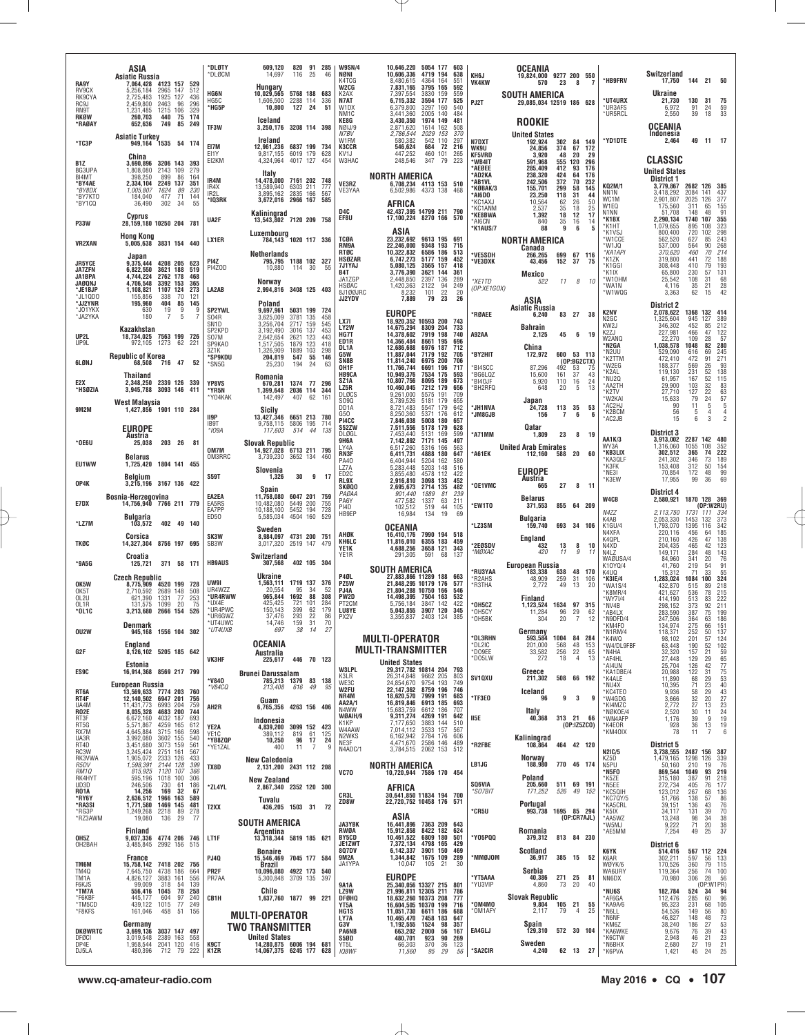## ASIA

**Asiatic Russia**

| Call | Score | QSOs | Zones | Countries |
|---|---|---|---|---|
| RA9Y | 7,064,428 | 4123 | 157 | 529 |
| RV9CX | 5,256,184 | 2965 | 147 | 512 |
| RK9CYA | 2,725,483 | 1925 | 127 | 436 |
| RC9J | 2,459,800 | 2463 | 96 | 296 |
| RN9T | 1,231,485 | 1215 | 106 | 329 |
| RKØW | 260,703 | 440 | 75 | 174 |
| *RAØAY | 652,636 | 749 | 85 | 249 |

**Asiatic Turkey**

| Call | Score | QSOs | Zones | Countries |
|---|---|---|---|---|
| *TC3P | 949,164 | 1535 | 54 | 174 |

**China**

| Call | Score | QSOs | Zones | Countries |
|---|---|---|---|---|
| B1Z | 3,690,896 | 3206 | 143 | 393 |
| BG3UPA | 1,808,080 | 2143 | 109 | 279 |
| BI4MT | 398,250 | 899 | 86 | 164 |
| *BY4AE | 2,334,104 | 2249 | 137 | 351 |
| *BY8DX | 1,005,807 | 1624 | 89 | 230 |
| *BY7KTO | 184,040 | 477 | 71 | 144 |
| *BY1CQ | 36,490 | 302 | 34 | 55 |

**Cyprus**

| Call | Score | QSOs | Zones | Countries |
|---|---|---|---|---|
| P33W | 28,159,180 | 10250 | 204 | 781 |

**Hong Kong**

| Call | Score | QSOs | Zones | Countries |
|---|---|---|---|---|
| VR2XAN | 5,005,638 | 3831 | 154 | 440 |

**Japan**

| Call | Score | QSOs | Zones | Countries |
|---|---|---|---|---|
| JR5YCE | 9,375,444 | 4208 | 205 | 623 |
| JA7ZFN | 6,822,550 | 3621 | 188 | 510 |
| JA1BPA | 4,744,224 | 2762 | 178 | 468 |
| JAØQNJ | 4,706,548 | 3392 | 153 | 365 |
| *JE1BJP | 1,108,821 | 1107 | 124 | 273 |
| *JL1QDO | 155,856 | 338 | 70 | 121 |
| *JJ2YNR | 195,960 | 404 | 85 | 145 |
| *JO1YKX | 630 | 19 | 9 | 9 |
| *JA2YKA | 180 | 7 | 5 | 7 |

**Kazakhstan**

| Call | Score | QSOs | Zones | Countries |
|---|---|---|---|---|
| UP2L | 18,734,025 | 7563 | 199 | 726 |
| UP9L | 972,105 | 1273 | 62 | 221 |

**Republic of Korea**

| Call | Score | QSOs | Zones | Countries |
|---|---|---|---|---|
| 6LØNJ | 68,508 | 716 | 47 | 52 |

**Thailand**

| Call | Score | QSOs | Zones | Countries |
|---|---|---|---|---|
| E2X | 2,348,250 | 2339 | 126 | 339 |
| *HSØZIA | 3,945,788 | 3093 | 146 | 411 |

**West Malaysia**

| Call | Score | QSOs | Zones | Countries |
|---|---|---|---|---|
| 9M2M | 1,427,856 | 1901 | 110 | 284 |

## EUROPE

**Austria**

| Call | Score | QSOs | Zones | Countries |
|---|---|---|---|---|
| *OE6U | 25,038 | 203 | 26 | 81 |

**Belarus**

| Call | Score | QSOs | Zones | Countries |
|---|---|---|---|---|
| EU1WW | 1,725,420 | 1804 | 141 | 455 |

**Belgium**

| Call | Score | QSOs | Zones | Countries |
|---|---|---|---|---|
| OP4K | 3,215,196 | 3167 | 136 | 422 |

**Bosnia-Herzegovina**

| Call | Score | QSOs | Zones | Countries |
|---|---|---|---|---|
| E7DX | 14,756,940 | 7766 | 211 | 779 |

**Bulgaria**

| Call | Score | QSOs | Zones | Countries |
|---|---|---|---|---|
| *LZ7M | 103,572 | 402 | 49 | 140 |

**Corsica**

| Call | Score | QSOs | Zones | Countries |
|---|---|---|---|---|
| TKØC | 14,327,304 | 8756 | 197 | 695 |

**Croatia**

| Call | Score | QSOs | Zones | Countries |
|---|---|---|---|---|
| *9A5G | 125,721 | 371 | 58 | 171 |

**Czech Republic**

| Call | Score | QSOs | Zones | Countries |
|---|---|---|---|---|
| OK5W | 8,775,909 | 4520 | 199 | 728 |
| OK5T | 2,710,592 | 2689 | 148 | 508 |
| OL2U | 621,390 | 1331 | 77 | 253 |
| OL1R | 131,575 | 1099 | 20 | 75 |
| *OL1C | 3,213,680 | 2666 | 154 | 526 |

**Denmark**

| Call | Score | QSOs | Zones | Countries |
|---|---|---|---|---|
| OU2W | 945,168 | 1556 | 104 | 302 |

**England**

| Call | Score | QSOs | Zones | Countries |
|---|---|---|---|---|
| G2F | 8,126,102 | 5205 | 185 | 642 |

**Estonia**

| Call | Score | QSOs | Zones | Countries |
|---|---|---|---|---|
| ES9C | 16,914,368 | 8569 | 217 | 799 |

**European Russia**

| Call | Score | QSOs | Zones | Countries |
|---|---|---|---|---|
| RT6A | 13,569,633 | 7774 | 203 | 760 |
| RT4F | 12,140,502 | 6947 | 201 | 756 |
| UA4M | 11,431,773 | 6993 | 204 | 729 |
| RO2E | 8,035,328 | 4683 | 200 | 744 |
| RT3F | 6,672,160 | 4032 | 187 | 693 |
| RT5G | 5,571,867 | 4259 | 165 | 612 |
| RX7M | 4,645,884 | 3715 | 166 | 598 |
| UA3R | 3,992,080 | 3602 | 155 | 540 |
| RT4D | 3,451,680 | 3073 | 159 | 561 |
| RC3W | 3,245,424 | 2751 | 161 | 567 |
| RK3VWA | 1,905,072 | 2333 | 126 | 433 |
| R5DV | 1,598,391 | 2144 | 128 | 399 |
| RM1Q | 815,925 | 1120 | 107 | 366 |
| RK4HYT | 595,196 | 1018 | 100 | 306 |
| UD3D | 246,506 | 730 | 61 | 186 |
| RO1A | 14,256 | 169 | 32 | 67 |
| *RY6Y | 2,636,512 | 1966 | 163 | 589 |
| *RA3SI | 1,771,580 | 1469 | 145 | 481 |
| *RG3P | 1,249,268 | 2218 | 89 | 278 |
| *RZ3AWM | 19,080 | 136 | 29 | 77 |

**Finland**

| Call | Score | QSOs | Zones | Countries |
|---|---|---|---|---|
| OH5Z | 9,037,336 | 4774 | 206 | 746 |
| OH2BAH | 3,485,845 | 2992 | 156 | 515 |

**France**

| Call | Score | QSOs | Zones | Countries |
|---|---|---|---|---|
| TM6M | 15,758,142 | 7418 | 202 | 756 |
| TM4Q | 7,645,750 | 4738 | 186 | 664 |
| TM1A | 4,826,127 | 3883 | 161 | 556 |
| F6KJS | 99,009 | 318 | 54 | 139 |
| *TM7A | 556,416 | 1045 | 78 | 258 |
| *F6KBF | 445,177 | 604 | 97 | 240 |
| *TM5CD | 439,122 | 1015 | 77 | 249 |
| *F8KFS | 161,046 | 458 | 51 | 156 |

**Germany**

| Call | Score | QSOs | Zones | Countries |
|---|---|---|---|---|
| DKØWRTC | 3,699,136 | 3037 | 147 | 497 |
| DFØCI | 3,019,548 | 2389 | 163 | 558 |
| DP4E | 1,958,544 | 2041 | 120 | 416 |
| DJ5LA | 480,396 | 712 | 79 | 222 |
| *DLØTY | 609,120 | 820 | 91 | 285 |
| *DLØCM | 14,697 | 116 | 25 | 46 |

**Hungary**

| Call | Score | QSOs | Zones | Countries |
|---|---|---|---|---|
| HG6N | 10,029,565 | 5768 | 188 | 683 |
| HG5C | 1,606,500 | 2288 | 114 | 336 |
| *HG5P | 10,800 | 127 | 24 | 51 |

**Iceland**

| Call | Score | QSOs | Zones | Countries |
|---|---|---|---|---|
| TF3W | 3,250,176 | 3208 | 114 | 398 |

**Ireland**

| Call | Score | QSOs | Zones | Countries |
|---|---|---|---|---|
| EI7M | 12,961,236 | 6837 | 199 | 734 |
| EI1Y | 9,817,155 | 6019 | 179 | 628 |
| EI2KM | 4,324,964 | 4017 | 127 | 454 |

**Italy**

| Call | Score | QSOs | Zones | Countries |
|---|---|---|---|---|
| IR4M | 14,478,000 | 7161 | 202 | 748 |
| IR4X | 13,589,940 | 6303 | 211 | 777 |
| IR2L | 3,895,162 | 2835 | 166 | 567 |
| *IQ3RK | 3,672,016 | 2966 | 167 | 585 |

**Kaliningrad**

| Call | Score | QSOs | Zones | Countries |
|---|---|---|---|---|
| UA2F | 13,543,802 | 7120 | 209 | 758 |

**Luxembourg**

| Call | Score | QSOs | Zones | Countries |
|---|---|---|---|---|
| LX1ER | 784,143 | 1020 | 117 | 336 |

**Netherlands**

| Call | Score | QSOs | Zones | Countries |
|---|---|---|---|---|
| PI4Z | 795,795 | 1188 | 102 | 327 |
| PI4ZOD | 10,880 | 114 | 30 | 55 |

**Norway**

| Call | Score | QSOs | Zones | Countries |
|---|---|---|---|---|
| LA2AB | 2,994,816 | 3408 | 125 | 403 |

**Poland**

| Call | Score | QSOs | Zones | Countries |
|---|---|---|---|---|
| SP2YWL | 9,697,961 | 5031 | 199 | 724 |
| SO4R | 3,625,009 | 3781 | 135 | 458 |
| SN1D | 3,256,704 | 2717 | 159 | 545 |
| SP2KPD | 3,192,490 | 3016 | 137 | 453 |
| SO7M | 2,642,654 | 2621 | 123 | 443 |
| SP9KAO | 1,517,505 | 1879 | 123 | 418 |
| 3Z1K | 1,326,909 | 1889 | 103 | 298 |
| *SP9KDU | 204,819 | 547 | 55 | 146 |
| *SN5G | 25,230 | 194 | 24 | 63 |

**Romania**

| Call | Score | QSOs | Zones | Countries |
|---|---|---|---|---|
| YP8VS | 670,281 | 1374 | 77 | 296 |
| *YR5N | 1,399,648 | 2036 | 114 | 344 |
| *YO4KAK | 142,497 | 407 | 62 | 161 |

**Sicily**

| Call | Score | QSOs | Zones | Countries |
|---|---|---|---|---|
| II9P | 13,427,346 | 6651 | 213 | 780 |
| IB9T | 9,758,115 | 5806 | 195 | 714 |
| *IO9A | 117,603 | 514 | 44 | 135 |

**Slovak Republic**

| Call | Score | QSOs | Zones | Countries |
|---|---|---|---|---|
| OM7M | 14,927,028 | 6713 | 211 | 795 |
| OM3RRC | 3,739,230 | 3652 | 134 | 460 |

**Slovenia**

| Call | Score | QSOs | Zones | Countries |
|---|---|---|---|---|
| S59T | 1,326 | 30 | 9 | 17 |

**Spain**

| Call | Score | QSOs | Zones | Countries |
|---|---|---|---|---|
| EA2EA | 11,758,080 | 6047 | 201 | 759 |
| EA5RS | 10,482,080 | 5449 | 200 | 755 |
| EA7PP | 10,188,100 | 5452 | 194 | 728 |
| ED5O | 5,585,034 | 4504 | 160 | 529 |

**Sweden**

| Call | Score | QSOs | Zones | Countries |
|---|---|---|---|---|
| SK3W | 8,984,097 | 4731 | 200 | 751 |
| SB3W | 3,017,320 | 2519 | 147 | 479 |

**Switzerland**

| Call | Score | QSOs | Zones | Countries |
|---|---|---|---|---|
| HB9AUS | 307,568 | 402 | 105 | 304 |

**Ukraine**

| Call | Score | QSOs | Zones | Countries |
|---|---|---|---|---|
| UW9I | 1,563,111 | 1719 | 137 | 376 |
| UR4WZZ | 20,554 | 95 | 34 | 52 |
| *UR4RWW | 965,844 | 1692 | 88 | 308 |
| *UX4E | 425,425 | 721 | 101 | 284 |
| *UR4PWC | 150,143 | 399 | 62 | 179 |
| *UR6GWZ | 37,476 | 293 | 22 | 86 |
| *UT4UWC | 14,746 | 159 | 31 | 70 |
| *UT4UXB | 697 | 38 | 14 | 27 |

## OCEANIA

**Australia**

| Call | Score | QSOs | Zones | Countries |
|---|---|---|---|---|
| VK3HF | 225,617 | 446 | 70 | 123 |

**Brunei Darussalam**

| Call | Score | QSOs | Zones | Countries |
|---|---|---|---|---|
| *V84O | 785,213 | 1379 | 83 | 138 |
| *V84CQ | 213,408 | 616 | 49 | 95 |

**Guam**

| Call | Score | QSOs | Zones | Countries |
|---|---|---|---|---|
| AH2R | 6,765,356 | 4263 | 156 | 406 |

**Indonesia**

| Call | Score | QSOs | Zones | Countries |
|---|---|---|---|---|
| YE2A | 4,839,200 | 3099 | 152 | 423 |
| YE1C | 389,112 | 819 | 61 | 125 |
| *YB8ZQP | 10,250 | 96 | 17 | 24 |
| *YE1ZAL | 400 | 11 | 7 | 9 |

**New Caledonia**

| Call | Score | QSOs | Zones | Countries |
|---|---|---|---|---|
| TX8D | 2,131,200 | 2431 | 112 | 208 |

**New Zealand**

| Call | Score | QSOs | Zones | Countries |
|---|---|---|---|---|
| *ZL4YL | 2,867,340 | 2352 | 120 | 300 |

**Tuvalu**

| Call | Score | QSOs | Zones | Countries |
|---|---|---|---|---|
| T2XX | 436,205 | 1503 | 31 | 72 |

## SOUTH AMERICA

**Argentina**

| Call | Score | QSOs | Zones | Countries |
|---|---|---|---|---|
| LT1F | 13,318,344 | 5819 | 185 | 621 |

**Bonaire**

| Call | Score | QSOs | Zones | Countries |
|---|---|---|---|---|
| PJ4Q | 15,546,469 | 7045 | 177 | 584 |

**Brazil**

| Call | Score | QSOs | Zones | Countries |
|---|---|---|---|---|
| PR2F | 10,096,080 | 4922 | 173 | 540 |
| PR7AA | 5,300,848 | 3709 | 135 | 397 |

**Chile**

| Call | Score | QSOs | Zones | Countries |
|---|---|---|---|---|
| CB1H | 1,637,760 | 1877 | 99 | 221 |

## MULTI-OPERATOR TWO TRANSMITTER

**United States**

| Call | Score | QSOs | Zones | Countries |
|---|---|---|---|---|
| K9CT | 14,280,675 | 6006 | 194 | 681 |
| K1ZR | 14,067,375 | 6245 | 177 | 628 |
| W9SN/4 | 10,646,220 | 5054 | 177 | 603 |
| NØNI | 10,606,336 | 4719 | 194 | 638 |
| K4TCG | 8,480,615 | 4364 | 164 | 551 |
| W2CG | 7,831,165 | 3795 | 165 | 592 |
| K2AX | 7,397,554 | 3830 | 159 | 559 |
| N7AT | 6,715,332 | 3594 | 177 | 525 |
| W1DX | 6,379,800 | 3297 | 160 | 540 |
| NM1C | 3,441,360 | 2005 | 140 | 484 |
| KE8G | 3,430,350 | 1974 | 149 | 481 |
| NØIJ/Ø | 2,871,620 | 1614 | 162 | 508 |
| N7BV | 2,786,544 | 2029 | 153 | 370 |
| W1FM | 580,382 | 542 | 110 | 297 |
| K3CCR | 546,624 | 684 | 72 | 216 |
| KV1J | 447,252 | 460 | 101 | 265 |
| W3HAC | 248,546 | 347 | 79 | 223 |

## NORTH AMERICA

| Call | Score | QSOs | Zones | Countries |
|---|---|---|---|---|
| VE3RZ | 6,708,234 | 4113 | 153 | 510 |
| VE3YAA | 6,502,986 | 4373 | 138 | 468 |

## AFRICA

| Call | Score | QSOs | Zones | Countries |
|---|---|---|---|---|
| D4C | 42,437,395 | 14799 | 211 | 790 |
| EF8U | 17,100,224 | 8270 | 166 | 570 |

## ASIA

| Call | Score | QSOs | Zones | Countries |
|---|---|---|---|---|
| TCØA | 23,232,692 | 9613 | 195 | 691 |
| RM9A | 22,246,000 | 9348 | 193 | 715 |
| RTØC | 10,322,832 | 6586 | 186 | 513 |
| HSØZAR | 6,747,273 | 5177 | 159 | 452 |
| 7J1YAJ | 5,080,125 | 3565 | 157 | 418 |
| B4T | 3,776,390 | 3621 | 144 | 361 |
| JA1ZGP | 2,448,850 | 2397 | 136 | 289 |
| HSØAC | 1,420,363 | 2122 | 94 | 249 |
| 8J1ØØJRC | 8,232 | 101 | 22 | 20 |
| JJ2YDV | 7,889 | 79 | 23 | 26 |

## EUROPE

| Call | Score | QSOs | Zones | Countries |
|---|---|---|---|---|
| LX7I | 18,920,352 | 10593 | 200 | 743 |
| LY2W | 14,675,294 | 8309 | 204 | 733 |
| HG7T | 14,378,602 | 7919 | 198 | 740 |
| ED1R | 14,366,484 | 8661 | 195 | 696 |
| DL1A | 12,686,688 | 6976 | 187 | 712 |
| G5W | 11,887,044 | 7179 | 192 | 705 |
| SN8B | 11,814,240 | 6975 | 200 | 706 |
| OH1F | 11,766,744 | 6691 | 196 | 717 |
| HB9CA | 10,949,376 | 7534 | 175 | 593 |
| SZ1A | 10,807,756 | 8095 | 189 | 673 |
| LZ5R | 10,460,045 | 7212 | 179 | 656 |
| DLØCS | 9,261,000 | 5575 | 191 | 709 |
| SO9Q | 8,789,526 | 5181 | 179 | 655 |
| DD1A | 8,721,483 | 5547 | 179 | 642 |
| G5O | 8,250,360 | 5371 | 176 | 612 |
| PI4CC | 7,846,038 | 5008 | 180 | 657 |
| S52ZW | 7,511,556 | 5178 | 179 | 628 |
| DLØGL | 7,453,440 | 5131 | 169 | 599 |
| 9H6A | 7,142,892 | 7171 | 145 | 497 |
| LY4A | 6,517,260 | 5316 | 166 | 563 |
| RN3F | 6,411,731 | 4888 | 180 | 647 |
| PA4O | 6,404,944 | 5204 | 162 | 580 |
| LZ7A | 5,283,448 | 5203 | 148 | 516 |
| ED2C | 3,855,480 | 4578 | 112 | 422 |
| RL9X | 2,916,810 | 3098 | 133 | 452 |
| SKØQO | 2,695,673 | 2714 | 135 | 482 |
| PAØAA | 901,440 | 1889 | 81 | 239 |
| PA6Y | 477,582 | 1337 | 63 | 211 |
| PI4D | 102,512 | 519 | 44 | 105 |
| HB9EP | 16,984 | 134 | 19 | 69 |

## OCEANIA

| Call | Score | QSOs | Zones | Countries |
|---|---|---|---|---|
| AHØK | 16,410,176 | 7990 | 194 | 518 |
| KH6LC | 11,616,010 | 6355 | 183 | 459 |
| YE1K | 4,688,256 | 3658 | 121 | 343 |
| YE1R | 291,305 | 591 | 68 | 137 |

## SOUTH AMERICA

| Call | Score | QSOs | Zones | Countries |
|---|---|---|---|---|
| P4ØL | 27,883,866 | 11289 | 188 | 663 |
| PZ5W | 21,848,295 | 10179 | 176 | 577 |
| PJ4A | 21,804,288 | 10750 | 166 | 546 |
| PW2D | 14,498,395 | 7004 | 163 | 532 |
| PT2CM | 5,756,184 | 3847 | 142 | 422 |
| LU8YE | 5,043,855 | 3907 | 120 | 345 |
| PX2V | 3,355,837 | 2403 | 124 | 385 |

## MULTI-OPERATOR MULTI-TRANSMITTER

**United States**

| Call | Score | QSOs | Zones | Countries |
|---|---|---|---|---|
| W3LPL | 29,317,782 | 10814 | 204 | 793 |
| K3LR | 26,314,848 | 9662 | 205 | 803 |
| WE3C | 24,854,670 | 9754 | 193 | 749 |
| W2FU | 22,147,362 | 8759 | 196 | 746 |
| NR4M | 18,620,570 | 7999 | 191 | 683 |
| AA2A/1 | 16,819,846 | 6913 | 185 | 693 |
| N4WW | 15,683,759 | 6612 | 186 | 707 |
| WØAIH/9 | 9,311,274 | 4269 | 191 | 642 |
| K1KP | 7,177,650 | 3883 | 144 | 510 |
| W4AAW | 7,014,112 | 3533 | 157 | 567 |
| N2WKS | 6,162,942 | 2784 | 176 | 606 |
| NE3F | 4,471,670 | 2586 | 146 | 489 |
| N4ADC/1 | 3,784,515 | 2062 | 153 | 512 |

## NORTH AMERICA

| Call | Score | QSOs | Zones | Countries |
|---|---|---|---|---|
| VC7O | 10,720,944 | 7586 | 170 | 454 |

## AFRICA

| Call | Score | QSOs | Zones | Countries |
|---|---|---|---|---|
| CR3L | 30,641,850 | 11834 | 194 | 700 |
| ZD8W | 22,720,752 | 10458 | 176 | 571 |

## ASIA

| Call | Score | QSOs | Zones | Countries |
|---|---|---|---|---|
| JA3YBK | 16,441,896 | 7363 | 209 | 643 |
| RWØA | 15,912,858 | 8422 | 182 | 624 |
| BY5CD | 10,461,522 | 6809 | 180 | 501 |
| JE1ZWT | 7,372,134 | 4798 | 165 | 429 |
| 8Q7DV | 6,142,337 | 3901 | 150 | 469 |
| 9M2A | 1,344,842 | 1675 | 109 | 289 |
| JA1YPA | 10,047 | 105 | 21 | 30 |

## EUROPE

| Call | Score | QSOs | Zones | Countries |
|---|---|---|---|---|
| 9A1A | 25,340,056 | 13327 | 215 | 801 |
| LZ9W | 21,996,811 | 12305 | 211 | 786 |
| DFØHQ | 18,632,260 | 10373 | 208 | 777 |
| YT5A | 16,604,505 | 10370 | 199 | 716 |
| HG1S | 11,051,730 | 6611 | 186 | 688 |
| LY7A | 10,465,470 | 7458 | 183 | 647 |
| G3V | 1,192,555 | 1524 | 98 | 357 |
| PA6NB | 663,202 | 2000 | 56 | 167 |
| S5ØD | 480,701 | 923 | 90 | 269 |
| YT5L | 66,303 | 370 | 36 | 123 |
| IQ8WF | 11,560 | 95 | 29 | 56 |

## OCEANIA

| Call | Score | QSOs | Zones | Countries |
|---|---|---|---|---|
| KH6J | 19,824,000 | 9277 | 200 | 550 |
| VK4KW | 570 | 23 | 8 | 7 |

## SOUTH AMERICA

| Call | Score | QSOs | Zones | Countries |
|---|---|---|---|---|
| PJ2T | 29,085,034 | 12519 | 186 | 628 |

## ROOKIE

**United States**

| Call | Score | QSOs | Zones | Countries |
|---|---|---|---|---|
| N7DXT | 192,924 | 302 | 84 | 149 |
| WK9U | 24,856 | 374 | 67 | 172 |
| KF5VRD | 3,920 | 48 | 20 | 29 |
| *WB4IT | 591,968 | 555 | 120 | 296 |
| *AEØEE | 285,409 | 412 | 93 | 176 |
| *AD2KA | 238,320 | 424 | 64 | 176 |
| *AB1VL | 242,506 | 372 | 70 | 232 |
| *KØBAK/3 | 155,701 | 299 | 58 | 145 |
| *AI6DO | 23,250 | 118 | 31 | 44 |
| *KC1AXJ | 10,564 | 62 | 26 | 50 |
| *KC1ANM | 2,537 | 35 | 18 | 25 |
| *KE8BWA | 1,392 | 18 | 12 | 17 |
| *AI6CN | 840 | 35 | 16 | 14 |
| *K1AUS/7 | 88 | 9 | 6 | 5 |

## NORTH AMERICA

**Canada**

| Call | Score | QSOs | Zones | Countries |
|---|---|---|---|---|
| *VE5SDH | 266,265 | 699 | 67 | 116 |
| *VE3DXK | 43,456 | 152 | 37 | 75 |

**Mexico**

| Call | Score | QSOs | Zones | Countries |
|---|---|---|---|---|
| *XE1TD (OP:XE1GOX) | 522 | 11 | 8 | 10 |

## ASIA

**Asiatic Russia**

| Call | Score | QSOs | Zones | Countries |
|---|---|---|---|---|
| *RØAEE | 6,240 | 83 | 27 | 38 |

**Bahrain**

| Call | Score | QSOs | Zones | Countries |
|---|---|---|---|---|
| A92AA | 2,125 | 45 | 6 | 19 |

**China**

| Call | Score | QSOs | Zones | Countries |
|---|---|---|---|---|
| *BY2HIT (OP:BG2CTX) | 172,972 | 600 | 53 | 113 |
| *BI4SCC | 87,296 | 492 | 53 | 75 |
| *BG6LQZ | 15,600 | 161 | 37 | 43 |
| *BI4QJF | 5,920 | 110 | 16 | 24 |
| *BH2RFQ | 648 | 20 | 5 | 13 |

**Japan**

| Call | Score | QSOs | Zones | Countries |
|---|---|---|---|---|
| *JH1NVA | 24,728 | 113 | 35 | 53 |
| *JM8GJB | 156 | 7 | 6 | 6 |

**Qatar**

| Call | Score | QSOs | Zones | Countries |
|---|---|---|---|---|
| *A71MM | 1,809 | 23 | 8 | 19 |

**United Arab Emirates**

| Call | Score | QSOs | Zones | Countries |
|---|---|---|---|---|
| *A61EK | 112,160 | 588 | 20 | 60 |

## EUROPE

**Austria**

| Call | Score | QSOs | Zones | Countries |
|---|---|---|---|---|
| *OE1VMC | 665 | 27 | 8 | 11 |

**Belarus**

| Call | Score | QSOs | Zones | Countries |
|---|---|---|---|---|
| *EW1TO | 371,553 | 855 | 64 | 209 |

**Bulgaria**

| Call | Score | QSOs | Zones | Countries |
|---|---|---|---|---|
| *LZ3SM | 159,740 | 693 | 34 | 106 |

**England**

| Call | Score | QSOs | Zones | Countries |
|---|---|---|---|---|
| *2EØSDV | 432 | 13 | 8 | 10 |
| *MØXAC | 420 | 11 | 9 | 11 |

**European Russia**

| Call | Score | QSOs | Zones | Countries |
|---|---|---|---|---|
| *RU3YAA | 183,338 | 638 | 48 | 170 |
| *R2AHS | 48,909 | 259 | 31 | 106 |
| *R3THA | 2,772 | 49 | 13 | 20 |

**Finland**

| Call | Score | QSOs | Zones | Countries |
|---|---|---|---|---|
| *OH5CZ | 1,123,524 | 1634 | 97 | 315 |
| *OH5CY | 11,284 | 96 | 29 | 62 |
| *OH5BK | 304 | 20 | 7 | 12 |

**Germany**

| Call | Score | QSOs | Zones | Countries |
|---|---|---|---|---|
| *DL3RHN | 593,584 | 1004 | 84 | 284 |
| *DL2IC | 201,000 | 568 | 48 | 153 |
| *DO9EE | 33,582 | 256 | 22 | 65 |
| *DO5LW | 272 | 18 | 4 | 13 |

**Greece**

| Call | Score | QSOs | Zones | Countries |
|---|---|---|---|---|
| SV1QXU | 211,302 | 508 | 66 | 192 |

**Iceland**

| Call | Score | QSOs | Zones | Countries |
|---|---|---|---|---|
| *TF3EO | 96 | 9 | 3 | 9 |

**Italy**

| Call | Score | QSOs | Zones | Countries |
|---|---|---|---|---|
| II5E (OP:IZ5ZCO) | 40,368 | 313 | 21 | 66 |

**Kaliningrad**

| Call | Score | QSOs | Zones | Countries |
|---|---|---|---|---|
| *R2FBE | 108,864 | 464 | 42 | 120 |

**Norway**

| Call | Score | QSOs | Zones | Countries |
|---|---|---|---|---|
| LB1JG | 188,980 | 770 | 46 | 174 |

**Poland**

| Call | Score | QSOs | Zones | Countries |
|---|---|---|---|---|
| SQ6VIA | 205,660 | 511 | 69 | 191 |
| *SO7BIT | 171,252 | 526 | 49 | 152 |

**Portugal**

| Call | Score | QSOs | Zones | Countries |
|---|---|---|---|---|
| *CR5U (OP:CR7AJL) | 993,738 | 1695 | 85 | 294 |

**Romania**

| Call | Score | QSOs | Zones | Countries |
|---|---|---|---|---|
| *YO5PQQ | 379,312 | 813 | 84 | 230 |

**Scotland**

| Call | Score | QSOs | Zones | Countries |
|---|---|---|---|---|
| *MMØJOM | 36,917 | 385 | 15 | 52 |

**Serbia**

| Call | Score | QSOs | Zones | Countries |
|---|---|---|---|---|
| *YT5AAA | 40,386 | 271 | 25 | 81 |
| *YU3VIP | 4,860 | 73 | 20 | 40 |

**Slovak Republic**

| Call | Score | QSOs | Zones | Countries |
|---|---|---|---|---|
| *OM4MO | 9,804 | 105 | 21 | 55 |
| *OM1AFY | 2,117 | 79 | 4 | 25 |

**Spain**

| Call | Score | QSOs | Zones | Countries |
|---|---|---|---|---|
| EA4GLJ | 129,310 | 572 | 30 | 104 |

**Sweden**

| Call | Score | QSOs | Zones | Countries |
|---|---|---|---|---|
| *SA2CIR | 4,240 | 62 | 13 | 27 |

**Switzerland**

| Call | Score | QSOs | Zones | Countries |
|---|---|---|---|---|
| *HB9FRV | 17,750 | 144 | 21 | 50 |

**Ukraine**

| Call | Score | QSOs | Zones | Countries |
|---|---|---|---|---|
| *UT4URX | 21,730 | 130 | 31 | 75 |
| *UR3AFS | 6,972 | 91 | 24 | 59 |
| *UR5RCL | 2,550 | 39 | 18 | 33 |

## OCEANIA

**Indonesia**

| Call | Score | QSOs | Zones | Countries |
|---|---|---|---|---|
| *YD1DTE | 2,464 | 49 | 11 | 17 |

## CLASSIC

**United States**

**District 1**

| Call | Score | QSOs | Zones | Countries |
|---|---|---|---|---|
| KQ2M/1 | 3,779,867 | 2682 | 126 | 385 |
| NN1N | 3,418,292 | 2084 | 141 | 437 |
| WC1M | 2,901,807 | 2025 | 126 | 377 |
| W1EQ | 175,560 | 311 | 65 | 155 |
| N1NN | 51,708 | 148 | 48 | 91 |
| *K1BX | 2,290,134 | 1740 | 107 | 355 |
| *K1HT | 1,079,655 | 895 | 108 | 323 |
| *K1VSJ | 800,400 | 720 | 102 | 298 |
| *W1CCE | 562,520 | 627 | 85 | 243 |
| *W1JQ | 537,000 | 564 | 90 | 268 |
| *KA1API | 370,620 | 460 | 70 | 214 |
| *K1ZK | 319,800 | 441 | 72 | 188 |
| *K1GGI | 308,448 | 410 | 79 | 193 |
| *K1IX | 65,800 | 230 | 57 | 131 |
| *W1OHM | 25,542 | 108 | 31 | 68 |
| *WA1N | 4,116 | 35 | 21 | 28 |
| *W1WQG | 3,363 | 62 | 15 | 42 |

**District 2**

| Call | Score | QSOs | Zones | Countries |
|---|---|---|---|---|
| K2NV | 2,078,622 | 1368 | 132 | 414 |
| N2GC | 1,325,604 | 945 | 127 | 389 |
| KW2J | 346,302 | 452 | 85 | 212 |
| K2ZJ | 227,981 | 466 | 47 | 122 |
| W2ANQ | 22,270 | 109 | 28 | 57 |
| *N2GA | 1,038,578 | 1048 | 82 | 280 |
| *N2UU | 529,090 | 616 | 69 | 245 |
| *K2TTM | 472,410 | 472 | 91 | 271 |
| *W2EG | 188,377 | 569 | 26 | 93 |
| *K2AL | 119,130 | 231 | 52 | 138 |
| *NU2Q | 61,957 | 167 | 52 | 115 |
| *AA2TH | 29,900 | 103 | 32 | 83 |
| *K2TV | 27,710 | 127 | 22 | 63 |
| *W2KAI | 15,633 | 79 | 24 | 57 |
| *AC2HJ | 90 | 11 | 5 | 5 |
| *K2BCM | 56 | 5 | 4 | 4 |
| *AC2JB | 15 | 6 | 3 | 2 |

**District 3**

| Call | Score | QSOs | Zones | Countries |
|---|---|---|---|---|
| AA1K/3 | 3,913,002 | 2287 | 142 | 480 |
| WY3A | 1,316,060 | 1055 | 108 | 352 |
| *KB3LIX | 302,512 | 365 | 74 | 222 |
| *KA3QLF | 241,302 | 346 | 73 | 189 |
| *K3FK | 153,408 | 312 | 50 | 154 |
| *NE3I | 70,854 | 172 | 48 | 99 |
| *K3EW | 17,955 | 99 | 36 | 69 |

**District 4**

| Call | Score | QSOs | Zones | Countries |
|---|---|---|---|---|
| W4CB (OP:W2RU) | 2,580,921 | 1870 | 128 | 369 |
| N4ZZ | 2,113,750 | 1731 | 111 | 334 |
| K4AB | 2,053,330 | 1453 | 132 | 373 |
| K1GU/4 | 1,793,070 | 1395 | 116 | 342 |
| N4XFA | 220,116 | 456 | 64 | 185 |
| K4QPL | 210,160 | 426 | 47 | 138 |
| N4XD | 204,435 | 465 | 42 | 123 |
| N4LZ | 149,171 | 284 | 48 | 143 |
| WAØUSA/4 | 84,960 | 341 | 20 | 76 |
| K1OYQ/4 | 41,760 | 219 | 54 | 91 |
| K4UQ | 15,312 | 71 | 33 | 55 |
| *K3IE/4 | 1,283,024 | 1084 | 100 | 324 |
| *WA1S/4 | 432,870 | 515 | 89 | 218 |
| *K8MR/4 | 421,627 | 536 | 78 | 215 |
| *WY7I/4 | 414,190 | 513 | 83 | 222 |
| *NV4B | 298,152 | 373 | 92 | 211 |
| *AB4LX | 283,590 | 387 | 75 | 199 |
| *N9DFD/4 | 247,506 | 364 | 63 | 186 |
| *KM4FO | 134,974 | 275 | 66 | 151 |
| *N1RM/4 | 118,371 | 252 | 50 | 137 |
| *K4WQ | 98,102 | 201 | 57 | 124 |
| *W4/DL9FBF | 63,448 | 190 | 52 | 102 |
| *N4HA | 32,320 | 157 | 21 | 59 |
| *AF4HL | 27,448 | 129 | 29 | 65 |
| *AI4UN | 25,704 | 126 | 42 | 77 |
| *KA1DBE/4 | 20,988 | 122 | 31 | 75 |
| *K4ALE | 11,890 | 68 | 29 | 53 |
| *NU4X | 10,395 | 71 | 23 | 40 |
| *KC4TEO | 9,936 | 58 | 29 | 43 |
| *W4GDG | 3,666 | 32 | 20 | 27 |
| *KI4MZC | 2,772 | 27 | 13 | 23 |
| *NØKOE/4 | 2,520 | 30 | 11 | 24 |
| *WN4AFP | 1,176 | 39 | 9 | 19 |
| *K4EOR | 928 | 36 | 13 | 19 |
| *KM4OIX | 78 | 11 | 7 | 6 |

**District 5**

| Call | Score | QSOs | Zones | Countries |
|---|---|---|---|---|
| N2IC/5 | 3,738,555 | 2487 | 156 | 387 |
| KZ5D | 1,479,165 | 1298 | 126 | 339 |
| N5PU | 50,160 | 210 | 19 | 76 |
| *N5FO | 869,544 | 1049 | 93 | 219 |
| *K5ZE | 315,180 | 387 | 91 | 218 |
| *N5EE | 272,734 | 405 | 76 | 177 |
| *KC5QIH | 123,012 | 267 | 68 | 136 |
| *KC7QY/5 | 51,766 | 138 | 57 | 86 |
| *KA5CRL | 39,151 | 136 | 43 | 76 |
| *K5IX | 34,117 | 131 | 39 | 70 |
| *AA5WZ | 13,248 | 98 | 34 | 38 |
| *W5MJ | 9,222 | 71 | 20 | 38 |
| *AE5MM | 7,254 | 49 | 25 | 37 |

**District 6**

| Call | Score | QSOs | Zones | Countries |
|---|---|---|---|---|
| K6YK | 514,416 | 567 | 112 | 224 |
| K6AM | 302,211 | 597 | 56 | 123 |
| WØYK/6 | 170,526 | 360 | 79 | 115 |
| WA6URY | 119,364 | 256 | 74 | 100 |
| NN6DX (OP:W1PR) | 70,980 | 306 | 28 | 56 |
| *NU6S | 182,784 | 524 | 34 | 94 |
| *AF6GA | 112,476 | 285 | 60 | 96 |
| *KA9A/6 | 95,323 | 231 | 68 | 105 |
| *N6LL | 54,536 | 149 | 56 | 80 |
| *N6NF | 46,827 | 148 | 48 | 73 |
| *KM6Z | 38,240 | 186 | 27 | 53 |
| *KA6WKE | 9,676 | 76 | 39 | 43 |
| *K6CTW | 2,948 | 46 | 21 | 23 |
| *N6BHX | 2,680 | 27 | 19 | 21 |
| *K6PVA | 1,421 | 45 | 24 | 25 |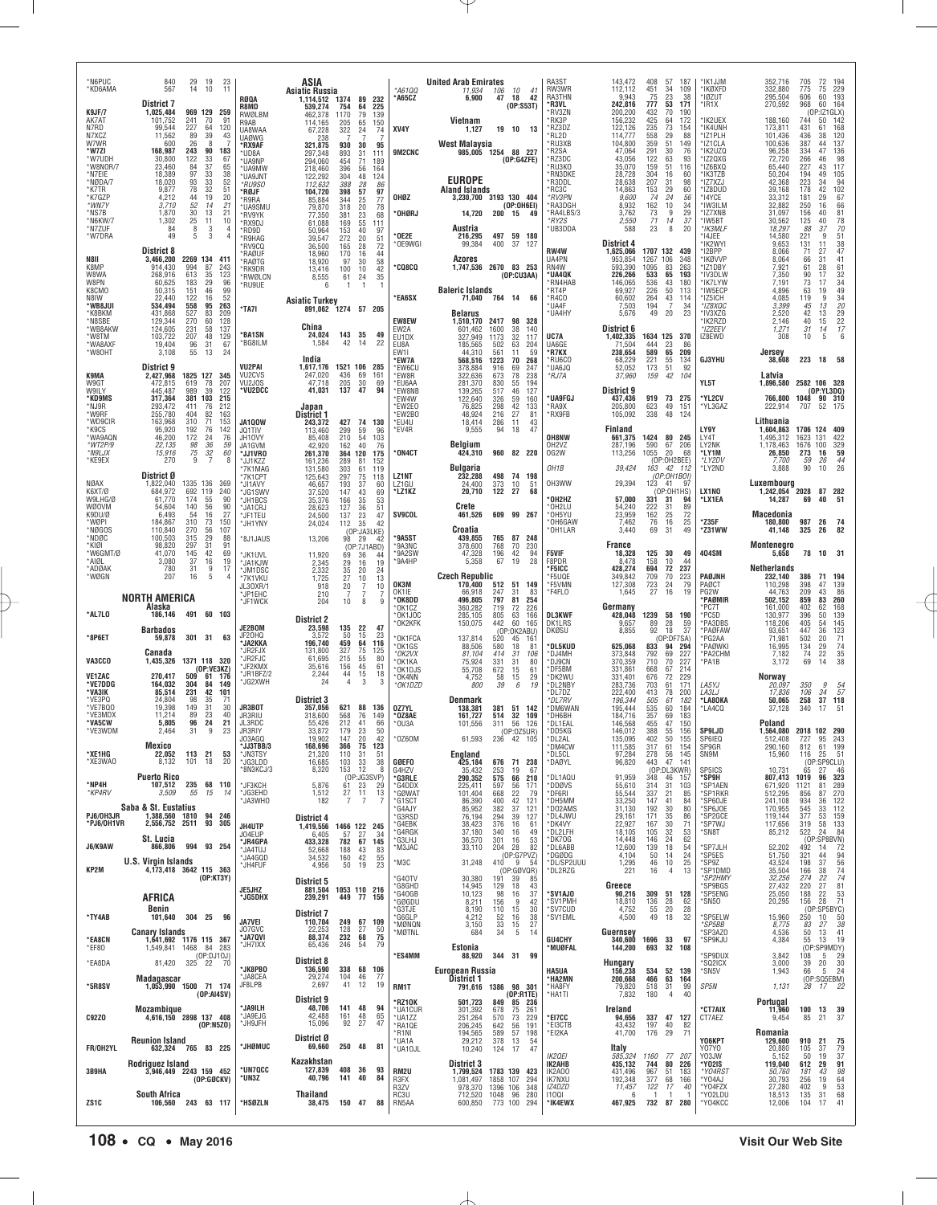*N6PUC 840 29 19 23
*KD6AMA 567 14 10 11

**District 7**
K9JF/7 1,025,484 969 129 259
AK7AT 101,752 241 70 91
N7RD 99,544 227 64 120
N7XCZ 11,562 89 39 43
W7WR 600 26 8 7
*W7ZI 168,987 243 90 183
*W7UDH 30,800 122 33 67
*W8NOR/7 23,460 84 37 65
*N7EIE 18,389 97 33 38
*NØDA/7 18,020 93 33 52
*K7TR 9,877 78 32 51
*K7GZP 4,212 44 19 20
*WN7Y 3,710 52 14 21
*NS7B 1,870 30 13 21
*N6KW/7 1,302 25 11 10
*N7ZUF 84 8 3 3
*W7DRA 49 5 3 4

**District 8**
N8II 3,466,200 2269 134 411
K8MP 914,430 994 87 243
W8WA 268,916 613 35 123
W8PN 60,625 183 29 96
K8CMO 50,315 151 46 99
N8IW 22,440 122 16 52
*WB8JUI 534,494 558 95 263
*K8BKM 431,868 527 83 209
*N8SBE 129,344 270 60 128
*WB8AKW 124,605 231 58 137
*W8TM 103,722 207 48 129
*WA8AXF 19,404 96 31 67
*W8OHT 3,108 55 13 24

**District 9**
K9MA 2,427,968 1825 127 345
W9GT 472,815 619 78 207
W9ILY 445,487 989 39 122
*KD9MS 317,364 381 103 215
*NJ9R 293,472 411 76 212
*W9RF 255,780 404 82 163
*WD9CIR 163,968 310 71 153
*K9CS 95,920 192 76 142
*WA9AQN 46,200 172 24 76
*WT2P/9 22,135 88 36 59
*N9LJX 15,916 75 32 60
*KE9EX 270 9 7 8

**District Ø**
NØAX 1,822,040 1335 136 369
K6XT/Ø 684,972 692 119 240
W9LHG/Ø 61,770 174 55 90
WØOVM 54,604 140 56 90
K9DU/Ø 6,493 54 16 27
*WØPI 184,867 310 73 150
*NØGOS 110,840 270 56 107
*NDØC 100,503 315 29 88
*KIØI 98,820 297 31 91
*W6GMT/Ø 41,070 145 42 69
*AIØL 3,080 37 16 19
*ADØAK 780 31 9 17
*WØGN 207 16 5 4

## NORTH AMERICA

**Alaska**
*AL7LO 186,146 491 60 103

**Barbados**
*8P6ET 59,878 301 31 63

**Canada**
VA3CCO 1,435,326 1371 118 320 (OP:VE3KZ)
VE1ZAC 270,417 509 61 176
*VE7DDG 164,032 304 84 149
*VA3IK 85,514 231 42 101
*VE3PQ 24,804 98 35 71
*VE7BDO 19,398 149 31 30
*VE3MDX 11,214 89 23 40
*VA5CW 5,805 96 24 21
*VE3WDM 2,464 31 9 23

**Mexico**
*XE1HG 22,052 113 21 53
*XE3WAO 8,132 101 18 20

**Puerto Rico**
*NP4H 107,512 235 68 110
*KP4RV 3,509 55 15 14

**Saba & St. Eustatius**
PJ6/OH3JR 1,388,560 1810 94 246
*PJ6/OH1VR 2,556,752 2511 93 305

**St. Lucia**
J6/K9AW 866,806 994 93 254

**U.S. Virgin Islands**
KP2M 4,173,418 3642 115 363 (OP:KT3Y)

## AFRICA

**Benin**
*TY4AB 101,640 304 25 96

**Canary Islands**
*EA8CN 1,641,692 1176 115 367
*EF8O 1,549,841 1468 84 283 (OP:DJ1OJ)
*EA8DA 81,420 325 22 70

**Madagascar**
*5R8SV 1,053,990 1500 71 174 (OP:AI4SV)

**Mozambique**
C92ZO 4,616,150 2898 137 408 (OP:N5ZO)

**Reunion Island**
FR/OH2YL 632,324 765 83 225

**Rodriguez Island**
3B9HA 3,946,449 2243 159 452 (OP:G0CKV)

**South Africa**
ZS1C 106,560 243 63 117

## ASIA

**Asiatic Russia**
RØQA 1,114,512 1374 89 232
R8MD 539,274 754 64 225
RWØLBM 462,378 1170 79 139
R9AB 114,165 205 65 150
UA8WAA 67,228 322 24 74
UAØWG 238 7 7 7
*RX9AF 321,875 930 30 95
*UD8A 297,348 893 31 111
*UA9NP 294,060 454 71 189
*UA9MW 218,460 396 56 164
*UA9JNT 122,292 304 48 124
*RU9SO 112,632 388 28 86
*RØJF 104,720 398 57 97
*R9RA 85,884 344 25 77
*UA9SMU 79,870 318 20 78
*RV9YK 77,350 381 23 68
*RX9DJ 61,088 169 55 111
*RD9D 50,964 153 40 97
*R9HAG 39,547 272 20 51
*RV9CQ 36,500 165 28 72
*RAØUF 18,960 170 16 44
*RAØTG 18,920 97 30 58
*RK9DR 13,416 100 10 42
*RWØLCN 8,555 61 24 35
*RU9UE 6 1 1 1

**Asiatic Turkey**
*TA7I 891,062 1274 57 205

**China**
*BA1SN 24,024 143 35 49
*BG8ILM 1,584 42 14 22

**India**
VU2PAI 1,617,176 1521 106 285
VU2CVS 247,020 436 69 161
VU2JOS 47,718 205 30 69
*VU2DCC 41,031 137 47 94

**Japan**

**District 1**
JA1QOW 243,372 427 74 130
JQ1TIV 113,460 299 59 96
JH1OVY 85,408 210 54 103
JA1GVM 42,920 162 40 76
*JJ1VRO 261,370 364 120 175
*JJ1KZZ 161,236 289 81 152
*7K1MAG 131,580 303 61 119
*7K1CPT 125,643 297 75 118
*JI1AVY 46,657 193 37 60
*JG1SWV 37,520 147 43 69
*JH1BCS 35,376 166 35 53
*JA1CRJ 28,623 127 36 51
*JF1TEU 24,500 137 23 47
*JH1YNY 24,024 112 35 42 (OP:JA3LKE)
*8J1JAUS 13,206 98 29 42 (OP:7J1ABD)
*JK1UVL 11,920 69 36 44
*JA1KJW 2,345 29 16 19
*JM1DSC 2,332 35 20 24
*7K1VKU 1,725 27 10 13
JL3OXR/1 918 20 7 10
*JP1EHC 210 7 7 7
*JF1WCK 204 10 8 9

**District 2**
JE2BOM 23,598 135 22 47
JF2OHQ 3,572 50 15 23
*JA2KKA 196,740 459 64 116
*JR2FJX 131,800 327 75 125
*JR2FJC 61,695 215 55 80
*JF2KMX 35,616 156 45 61
*JR1BFZ/2 2,244 44 15 18
*JG2XWH 24 4 3 3

**District 3**
JR3BOT 357,056 621 88 136
JR3RIU 318,600 568 76 149
JL3RDC 55,426 212 41 66
JR3RIY 33,872 179 23 50
JO3AGQ 19,902 147 20 42
*JJ3TBB/3 168,696 366 75 123
*JN3TSY 21,320 110 31 51
*JG3LDD 16,685 103 33 38
*8N3KCJ/3 8,320 153 12 8 (OP:JG3SVP)
*JF3KCH 5,876 61 23 29
*JG3EHD 1,512 27 11 13
*JA3WHO 182 7 7 7

**District 4**
JH4UTP 1,419,556 1466 122 245
JO4EUP 6,405 57 27 34
*JR4GPA 433,328 782 67 145
*JA4TUJ 52,668 188 43 83
*JA4GQD 34,532 160 42 55
*JH4FUF 4,956 50 19 23

**District 5**
JE5JHZ 881,504 1053 110 216
*JG5DHX 239,291 449 77 156

**District 7**
JA7VEI 110,704 249 67 109
JO7GVC 22,253 128 27 50
*JA7QVI 88,374 232 68 75
*JH7IXX 65,436 246 54 79

**District 8**
*JK8PBO 136,590 338 68 106
*JA8CEA 29,274 104 46 77
JF8LPB 2,697 41 12 19

**District 9**
*JA9ILH 48,706 141 48 94
*JA9EJG 42,488 161 48 65
*JH9JFH 15,096 92 27 47

**District Ø**
*JHØMUC 69,660 250 48 81

**Kazakhstan**
*UN7QCC 127,839 408 36 93
*UN3Z 40,796 141 40 84

**Thailand**
*HSØZLN 38,475 150 47 88

**United Arab Emirates**
*A61QQ 11,934 106 10 41
*A65CZ 6,900 47 18 42 (OP:S53T)

**Vietnam**
XV4Y 1,127 19 10 13

**West Malaysia**
9M2CNC 985,005 1254 88 227 (OP:K4ZFE)

## EUROPE

**Aland Islands**
OHØZ 3,230,700 3193 130 404 (OP:OH6EI)
*OHØRJ 14,720 200 15 49

**Austria**
*OE2E 216,295 497 59 180
*OE9WGI 99,384 400 37 127

**Azores**
*CQ8CQ 1,747,536 2670 83 253 (OP:CU3AA)

**Baleric Islands**
*EA6SX 71,040 764 14 66

**Belarus**
EW8EW 1,510,170 2417 98 328
EW2A 601,462 1600 38 140
EU1DX 327,949 1173 32 117
EU8A 185,565 502 63 204
EW1I 44,310 561 11 59
*EW7A 568,516 1223 70 268
*EW6CU 378,884 916 69 247
*EW8R 322,636 673 78 238
*EU6AA 281,370 830 55 194
*EW8NB 139,265 517 46 127
*EW4W 122,640 326 59 160
*EW2EO 76,825 298 42 133
*EW2BO 48,924 216 27 81
*EU4U 18,414 286 11 43
*EV4R 9,555 94 18 47

**Belgium**
*ON4CT 424,310 960 82 220

**Bulgaria**
LZ1NT 232,288 498 74 198
LZ1GU 24,400 373 10 51
*LZ1KZ 20,710 122 27 68

**Crete**
SV9COL 461,526 609 99 267

**Croatia**
*9A5ST 439,855 765 87 248
*9A3NC 378,600 768 70 230
*9A2SW 47,328 196 42 94
*9A4HP 5,358 67 19 28

**Czech Republic**
OK3M 170,400 512 51 149
OK1IE 66,918 247 31 83
*OK8DD 496,805 797 81 254
*OK1CZ 360,282 719 72 226
*OK1JOC 285,105 805 63 166
*OK2KFK 150,075 442 60 165 (OP:OK2ABU)
*OK1FCA 137,814 520 45 161
*OK1GS 88,506 580 18 81
*OK2VX 81,104 414 31 106
*OK1KA 75,924 331 31 80
*OK1DJS 55,708 672 15 61
*OK4NN 4,752 58 15 29
*OK1DZD 800 39 6 19

**Denmark**
OZ7YL 138,381 381 51 142
*OZ8AE 161,727 514 32 109
*OU3A 101,556 311 56 126 (OP:OZ5UR)
*OZ6OM 61,593 236 42 105

**England**
GØEFO 425,184 676 71 238
G4HZV 35,432 253 19 67
*G3RLE 290,352 575 66 210
*G4DDX 225,411 597 56 171
*GØWAT 101,404 668 22 79
*G1SCT 86,390 400 42 121
*G4AJY 85,952 382 37 121
*G3RSD 76,194 294 39 127
*G4EBK 38,423 376 16 61
*G4RGK 37,180 340 16 49
*G3LHJ 36,570 301 16 53
*M3JAC 33,110 204 28 82 (OP:G7PVZ)
*M3C 31,248 410 9 54 (OP:GØVQR)
*G4OTV 30,380 191 39 85
*G8GHD 14,945 129 18 43
*G4OGB 10,123 98 16 37
*GØGDU 8,211 156 9 42
*G3TJE 8,190 110 15 30
*G6GLP 4,212 52 16 38
*MØMQN 3,150 33 15 27
*MØTNL 684 34 5 14

**Estonia**
*ES4MM 88,920 344 31 99

**European Russia**

**District 1**
RM1T 791,616 1386 98 301 (OP:R1TE)
*RZ1OK 501,723 849 85 236
*UA1CUR 301,392 678 75 261
*UA1ZZ 251,264 570 73 229
*RA1QE 206,245 642 56 191
*R1NI 194,565 589 57 198
*UA1A 29,212 378 13 54
*UA1OJL 10,240 124 17 47

**District 3**
RM2U 1,799,524 1783 139 423
R3FX 1,081,497 1858 107 294
R3ZV 978,370 1396 108 348
RC3U 712,520 1048 96 280
RN5AA 600,850 773 100 294
RA3ST 143,472 408 57 187
RW3WR 112,112 451 34 109
RA3THN 9,943 75 23 38
*R3VL 242,816 777 53 171
*RV3ZN 200,200 432 70 190
*RK3P 156,232 425 64 172
*RZ3DZ 122,126 235 73 154
*RL2D 114,777 558 29 88
*RU3XB 104,800 359 51 149
*R2SA 47,064 291 30 76
*RZ3DC 43,056 122 63 93
*RU3KO 35,070 159 51 116
*RN3DKE 28,728 304 16 60
*R3DDL 28,638 207 31 98
*RZ3ZE 14,863 153 29 60
*RV3PN 9,600 74 24 56
*RA3DGH 8,932 162 10 34
*RA4LBS/3 3,762 73 9 29
*RY2S 2,550 71 14 37
*UB3DDA 588 23 8 20

**District 4**
RW4W 1,625,066 1707 132 439
UA4PN 953,854 1267 106 348
RN4W 593,390 1095 83 263
*UA4QK 226,266 533 65 193
*RN4HAB 146,065 536 43 180
*RT4P 69,927 226 50 113
*R4CO 60,602 264 43 114
*UA4F 7,503 194 7 34
*UA4HY 5,676 49 20 23

**District 6**
UC7A 1,402,335 1634 125 370
UA6GE 71,504 444 23 86
*R7KX 238,654 589 65 209
*RU6CO 68,229 221 55 134
*UA6JQ 52,052 173 51 92
*RJ7A 37,960 159 42 104

**District 9**
*UA9FGJ 437,436 919 73 275
*RA9X 205,800 623 49 151
*RX9FB 105,092 338 48 124

**Finland**
OH8NW 661,375 1424 80 245
OH2VZ 287,196 590 67 206
OG2W 113,256 1055 20 68 (OP:OH2BEE)
OH1B 39,424 163 42 112 (OP:OH1BOI)
OH3WW 29,294 123 41 97 (OP:OH1HS)
*OH2HZ 57,000 331 31 94
*OH2LU 54,240 222 31 89
*OH5YU 23,959 162 25 72
*OH6GAW 7,462 76 16 25
*OH1LAR 3,440 69 31 49

**France**
F5VIF 18,328 125 30 49
F8PDR 8,478 158 10 44
*F5ICC 428,274 694 72 237
*F5UQE 349,842 709 70 223
*F5VMN 127,308 723 24 79
*F4FLO 1,645 27 16 19

**Germany**
DL3KWF 428,048 1239 58 190
DK1LRS 9,657 89 28 59
DKØSU 8,855 92 18 37 (OP:DF7SA)
*DL5KUD 625,068 833 94 294
*DJ4MH 373,848 792 69 227
*DJ9CN 370,359 710 70 227
*DF5BM 331,861 668 67 214
*DK2WU 331,401 676 72 229
*DL2NBY 283,736 703 61 171
*DL7DZ 222,400 413 78 200
*DL7RV 196,344 505 61 182
*DM6WAN 195,444 535 60 184
*DH6BH 184,716 357 69 183
*DL1EAL 146,568 455 47 150
*DD5KG 146,012 388 55 156
*DL2ILM 135,095 402 50 155
*DM4CW 111,585 317 61 154
*DL5CL 97,284 278 56 145
*DAØYL 96,820 443 47 141 (OP:DL3KWR)
*DL1AQU 91,959 348 46 157
*DO8VS 55,610 314 31 103
*DF6RI 55,544 337 21 85
*DH5MM 33,250 147 41 84
*DO2AMS 31,130 192 30 80
*DL4JWU 29,161 171 35 86
*DK4VY 22,927 167 30 71
*DL2LFH 18,105 105 32 53
*DK7OG 14,448 146 24 62
*DL6ABB 12,600 139 18 54
*DGØDG 4,104 50 14 24
*DL/SP2UUU 1,295 46 10 25
*DL2RZG 221 16 4 13

**Greece**
*SV1AJO 90,216 309 51 128
*SV1PMH 18,810 136 28 62
*SV7CUD 4,752 55 20 28
*SV1EML 4,500 49 18 32

**Guernsey**
GU4CHY 340,600 1696 33 97
*MUØFAL 144,200 693 32 108

**Hungary**
HA5UA 156,238 534 52 139
*HA2MN 200,668 466 63 164
*HA8FY 79,820 518 31 99
*HA1TI 7,832 180 4 40

**Ireland**
*EI7CC 94,656 337 47 127
*EI3CTB 43,432 197 40 82
*EI2KA 41,700 176 29 71

**Italy**
IK2QEI 585,324 1160 77 207
IK2AHB 435,132 744 80 226
IK2AOO 431,496 967 51 183
IK7NXU 192,348 377 68 166
IZ4DZD 11,457 122 17 40
I1OQI 6 1 1 1
*IK4EWX 467,925 732 87 280
*IK1JJM 352,716 705 72 194
*IKØXFD 332,880 775 75 229
*IØZUT 295,504 606 60 193
*IR1X 270,592 968 60 164 (OP:IZ1GLX)
*IK2UEX 188,160 744 50 142
*IK4UNH 173,811 431 61 168
*IZ1PLH 101,436 436 38 120
*IZ1CLA 100,636 387 44 137
*IK2UZQ 96,258 334 47 136
*IZ2QXG 72,720 266 46 98
*IZ6BXQ 65,440 227 43 117
*IK3TZB 50,204 194 49 105
*IZ7KZJ 42,368 223 34 94
*IZ8DUD 39,168 178 42 102
*I4YCE 33,312 181 29 67
*IW3ILM 32,882 250 16 66
*IZ7XNB 31,097 156 40 81
*IW5BT 30,562 125 40 78
*IK3MLF 18,297 88 37 70
*I4JEE 14,580 221 9 51
*IK2WYI 9,653 131 11 38
*I2BPP 8,066 71 27 47
*IKØVVP 8,064 66 31 41
*IZ1DBY 7,921 61 28 61
*IV3DLW 7,350 90 17 32
*IK7LYW 7,191 73 17 34
*IW5ECP 4,896 63 19 49
*IZ5ICH 4,085 119 9 34
*IZ8XQC 3,399 45 13 20
*IV3XZG 2,520 42 13 29
*IK2RZD 2,146 40 15 22
*IZ2EEV 1,271 31 14 17
IZ8EWD 308 10 5 6

**Jersey**
GJ3YHU 38,608 223 18 58

**Latvia**
YL5T 1,896,580 2582 106 328 (OP:YL3DQ)
*YL2CV 766,800 1048 90 310
*YL3GAZ 222,914 707 52 175

**Lithuania**
LY9Y 1,604,863 1706 124 409
LY4T 1,495,312 1623 131 422
LY2NK 1,178,463 1676 100 329
*LY1M 26,850 273 16 59
*LY2DV 7,700 59 26 44
*LY2ND 3,888 90 10 26

**Luxembourg**
LX1NO 1,242,054 2028 87 282
*LX1EA 14,287 69 40 51

**Macedonia**
*Z35F 180,800 987 26 74
*Z31WW 41,148 325 26 82

**Montenegro**
4O4SM 5,658 78 10 31

**Netherlands**
PAØJNH 232,140 386 71 194
PAØCT 110,298 398 47 139
PG2W 44,763 209 43 86
*PAØMIR 502,152 859 83 260
*PC7T 161,000 402 62 168
*PC5D 130,977 396 50 139
*PA3DBS 118,206 405 54 145
*PAØFAW 93,651 447 36 123
*PG2AA 71,981 502 20 71
*PAØWKI 16,995 134 29 74
*PA2CHM 7,182 74 22 35
*PA1B 3,172 69 14 38

**Norway**
LA5YJ 20,097 350 9 54
LA3LJ 17,836 106 34 57
*LA8OKA 50,065 258 37 118
*LA4CQ 37,128 340 17 51

**Poland**
SP9LJD 1,564,080 2018 102 290
SP6IEQ 512,408 727 95 243
SP9GR 290,160 812 61 199
SN9M 15,960 116 25 51 (OP:SP9CLU)
SP5ICS 10,731 65 27 46
*SP9H 807,413 1019 96 323
*SP1AEN 671,920 1121 81 289
*SP1RKR 512,295 856 87 270
*SP6DJE 241,108 934 36 122
*SP6JOE 170,955 545 33 112
*SP2GCE 119,144 377 53 159
*SP7WJ 117,656 319 58 133
*SN8T 85,212 522 24 84 (OP:SP8BVN)
*SP7JLH 52,202 492 14 72
*SP5ES 51,750 321 44 94
*SP9Z 43,524 198 37 56
*SP1DMD 35,504 166 38 74
*SP2HMY 32,256 274 22 74
*SP9BGS 27,432 220 27 81
*SP5ENG 25,050 188 22 53
*SN5O 20,295 156 28 71 (OP:SP5BYC)
*SP5ELW 15,960 250 10 50
*SP5BB 8,775 83 27 38
*SP3AZO 4,536 50 13 41
*SP9KJU 4,384 55 13 19 (OP:SP9MDY)
*SP9DUX 3,842 108 5 29
*SQ2ICX 3,000 39 20 30
*SN5V 1,943 66 5 24 (OP:SQ5EBM)
SP5N 1,131 28 17 22

**Portugal**
*CT7AIX 11,960 100 13 39
CT7AEZ 9,454 85 21 37

**Romania**
YO6KPT 129,600 910 21 75
YO7YO 20,880 105 37 79
YO3JW 5,152 50 19 37
*YO2IS 119,040 612 29 91
*YO4RST 50,760 181 43 98
*YO4AJ 30,793 256 19 64
*YO4FZX 27,280 402 9 53
*YO2LDU 18,513 135 31 68
*YO4KCC 12,006 104 17 41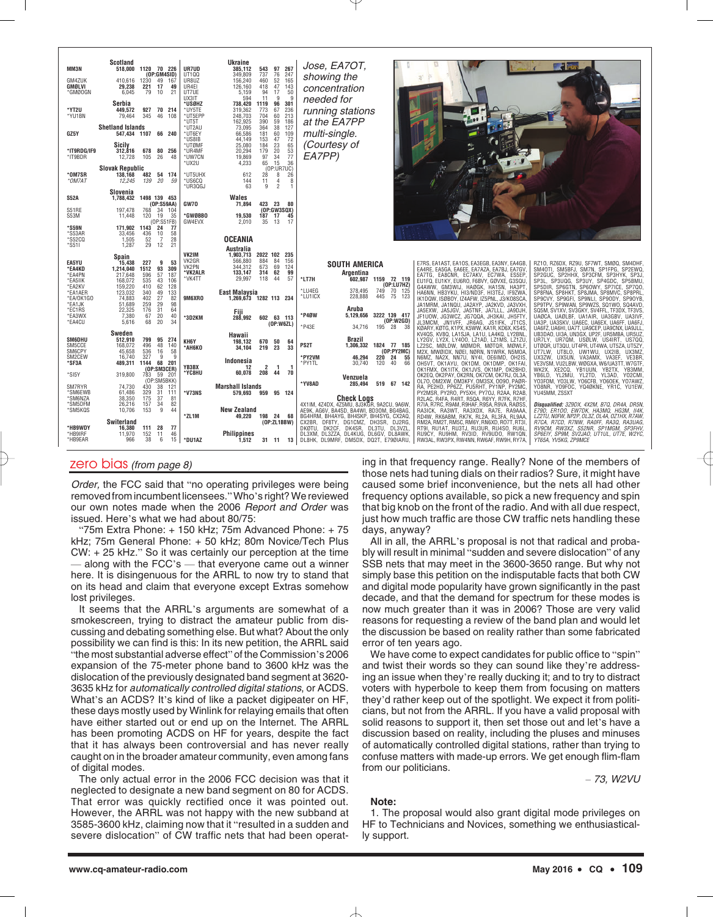| | | | | |
|---|---|---|---|---|
| **Scotland** | | | | |
| MM3N | 518,000 | 1120 | 70 | 226 |
| | (OP:GM4SID) | | | |
| GM4ZUK | 410,616 | 1230 | 49 | 167 |
| **GM0LVI** | 29,238 | 221 | 17 | 49 |
| *GM0OGN | 6,045 | 79 | 10 | 21 |
| **Serbia** | | | | |
| *YT2U | 449,572 | 927 | 70 | 214 |
| *YU1BN | 79,464 | 345 | 46 | 108 |
| **Shetland Islands** | | | | |
| GZ5Y | 547,434 | 1107 | 66 | 240 |
| **Sicily** | | | | |
| *IT9RDG/IF9 | 312,816 | 678 | 80 | 256 |
| *IT9BDR | 12,728 | 105 | 26 | 48 |
| **Slovak Republic** | | | | |
| *OM7SR | 138,168 | 482 | 54 | 174 |
| *OM7AT | 12,245 | 139 | 20 | 59 |
| **Slovenia** | | | | |
| S52A | 1,788,432 | 1498 | 139 | 453 |
| | (OP:S59AA) | | | |
| S51RE | 197,478 | 768 | 34 | 104 |
| S53M | 11,448 | 120 | 19 | 35 |
| | (OP:S51FB) | | | |
| *S59N | 171,902 | 1143 | 24 | 77 |
| *S53AR | 33,456 | 436 | 10 | 58 |
| *S52CQ | 1,505 | 52 | 7 | 28 |
| *S51I | 1,287 | 29 | 12 | 21 |
| **Spain** | | | | |
| EA5YU | 15,438 | 227 | 9 | 53 |
| *EA4KD | 1,214,040 | 1512 | 93 | 309 |
| *EA4PN | 217,648 | 596 | 57 | 187 |
| *EA5IIK | 168,072 | 535 | 43 | 106 |
| *EA2KV | 159,220 | 410 | 62 | 128 |
| *EA1AER | 123,032 | 340 | 49 | 133 |
| *EA/OK1GO | 74,883 | 402 | 27 | 82 |
| *EA1JK | 51,689 | 259 | 29 | 98 |
| *EC1RS | 22,325 | 176 | 31 | 64 |
| *EA3WX | 7,380 | 67 | 20 | 40 |
| *EA4CU | 5,616 | 68 | 20 | 34 |
| **Sweden** | | | | |
| SM6DHU | 512,910 | 799 | 95 | 274 |
| SM5CCE | 168,072 | 496 | 48 | 140 |
| SM6CPY | 45,658 | 536 | 16 | 58 |
| SM2CEW | 16,740 | 327 | 9 | 9 |
| *SF3A | 489,311 | 1144 | 68 | 201 |
| | (OP:SM3CER) | | | |
| *SI5Y | 319,800 | 783 | 59 | 201 |
| | (OP:SM5BKK) | | | |
| SM7RYR | 74,730 | 430 | 38 | 121 |
| *SM6EWB | 61,486 | 329 | 31 | 111 |
| *SM6NZA | 38,350 | 175 | 37 | 81 |
| *SM5DFM | 26,216 | 157 | 34 | 82 |
| *SM5KQS | 10,706 | 153 | 9 | 44 |
| **Switzerland** | | | | |
| *HB9WDY | 16,380 | 111 | 28 | 77 |
| *HB9IRF | 11,970 | 152 | 11 | 46 |
| *HB9EAR | 966 | 38 | 6 | 15 |

| | | | | |
|---|---|---|---|---|
| **Ukraine** | | | | |
| UR7UD | 385,112 | 543 | 97 | 267 |
| UT1QQ | 349,809 | 737 | 76 | 247 |
| UR8UZ | 156,240 | 460 | 52 | 165 |
| UR4EI | 126,160 | 418 | 47 | 143 |
| UT7UE | 5,159 | 94 | 17 | 50 |
| UX3IT | 594 | 11 | 9 | 9 |
| *US0HZ | 738,420 | 1119 | 96 | 301 |
| *UY5TE | 319,362 | 773 | 67 | 236 |
| *UT5EPP | 248,703 | 704 | 60 | 213 |
| *UT5T | 162,925 | 390 | 59 | 186 |
| *UT2AU | 73,095 | 364 | 38 | 127 |
| *UT6EY | 66,586 | 181 | 60 | 109 |
| *US8IB | 44,149 | 153 | 47 | 72 |
| *UT0MF | 25,080 | 184 | 23 | 65 |
| *UR4MF | 20,294 | 179 | 20 | 53 |
| *UW7CN | 19,869 | 97 | 34 | 77 |
| *UX2U | 4,233 | 65 | 15 | 36 |
| | (OP:UR7UC) | | | |
| *UT5UHX | 612 | 28 | 8 | 26 |
| *US6CQ | 144 | 11 | 4 | 8 |
| *UR3QGJ | 63 | 9 | 2 | 1 |
| **Wales** | | | | |
| GW7O | 71,894 | 423 | 23 | 80 |
| | (OP:GW3SQX) | | | |
| *GW0BBO | 19,530 | 187 | 17 | 45 |
| GW4EVX | 2,010 | 35 | 13 | 17 |
| **OCEANIA** | | | | |
| **Australia** | | | | |
| VK2IM | 1,903,713 | 2022 | 102 | 235 |
| VK2GR | 566,880 | 884 | 84 | 156 |
| VK2PN | 344,312 | 673 | 69 | 124 |
| *VK2ALR | 133,147 | 314 | 62 | 99 |
| *VK4TT | 29,997 | 118 | 44 | 57 |
| **East Malaysia** | | | | |
| 9M6XRO | 1,269,673 | 1282 | 113 | 234 |
| **Fiji** | | | | |
| *3D2KM | 288,992 | 602 | 63 | 113 |
| | (OP:W6ZL) | | | |
| **Hawaii** | | | | |
| KH6Y | 198,132 | 670 | 50 | 64 |
| *AH6KO | 34,104 | 219 | 23 | 33 |
| **Indonesia** | | | | |
| YB3BX | 12 | 2 | 1 | 1 |
| *YC8HU | 60,078 | 208 | 44 | 70 |
| **Marshall Islands** | | | | |
| *V73NS | 579,693 | 959 | 95 | 124 |
| **New Zealand** | | | | |
| *ZL1M | 49,220 | 198 | 24 | 68 |
| | (OP:ZL1BBW) | | | |
| **Philippines** | | | | |
| *DU1AZ | 1,512 | 31 | 11 | 13 |

Jose, EA7OT, showing the concentration needed for running stations at the EA7PP multi-single. (Courtesy of EA7PP)

| | | | | |
|---|---|---|---|---|
| **SOUTH AMERICA** | | | | |
| **Argentina** | | | | |
| *LT7H | 602,987 | 1159 | 72 | 119 |
| | (OP:LU7HZ) | | | |
| *LU4EG | 378,495 | 749 | 70 | 125 |
| *LU1ICX | 228,888 | 445 | 75 | 123 |
| **Aruba** | | | | |
| *P40W | 5,129,656 | 3222 | 139 | 417 |
| | (OP:W2GD) | | | |
| *P43E | 34,716 | 195 | 28 | 38 |
| **Brazil** | | | | |
| PS2T | 1,306,332 | 1824 | 77 | 185 |
| | (OP:PY2MC) | | | |
| *PY2VM | 46,294 | 220 | 24 | 55 |
| *PY1TL | 30,740 | 120 | 40 | 66 |
| **Venzuela** | | | | |
| *YV8AD | 285,494 | 519 | 67 | 142 |

**Check Logs**

4X1IM, 4Z4DX, 4Z5MU, 8J3KGR, 9A2CU, 9A6W, AE9K, AG6V, BA4SD, BA4WI, BD3OM, BG4BAG, BG4HRM, BH4AYG, BH4SKP, BH4SYG, CX2AQ, CX2BR, DF8TY, DG1CMZ, DH3SR, DJ2RG, DK0TU, DK2CF, DK4SR, DL3TU, DL3VZL, DL3XM, DL3ZZA, DL4KUG, DL6GV, DL8AWK, DL8HK, DL9MRF, DM5DX, DQ2T, E79ØIARU, E7RS, EA1AST, EA1OS, EA3EGB, EA3NY, EA4GB, EA4RE, EA5GA, EA6EE, EA7AZA, EA7BJ, EA7GV, EA7TG, EA8CNR, EC7AKV, EC7WA, ES5EP, EU1FQ, EU1KY, EU6RO, F6BVY, G0VXE, G3SQU, G4AWW, GM3WIJ, HA0GK, HA1SN, HA3PT, HA6NN, HB9YKU, HI3/ND3F, HI3TEJ, IF9ZWA, IK1DQW, IS0BOY, IZ4AFW, IZ5PNL, J3/K0SCA, JA1MRM, JA1NQU, JA2AYP, JA2KVD, JA3VXH, JA5EXW, JA5JGV, JA5TNF, JA7LLL, JA9DJH, JF1U0W, JG3WCZ, JG7QQA, JH3KAI, JH5FTY, JL3MCM, JN1VFF, JR6AG, JS1FIK, JT1CS, K0ARY, K0TG, K1PX, K5WW, KA1R, KD6X, KS4S, KV4QS, KV8Q, LA1SJA, LA1U, LA4KQ, LY2BNL, LY2GV, LY2X, LY4OO, LZ1AD, LZ1MS, LZ1ZU, LZ2SC, M0LDW, M0MDR, M0TQR, M0WLF, M2X, MW0IDX, N0EI, N0RN, N1WRK, N5MOA, N6MZ, NA2X, NN7U, NY4I, OE6IMD, OH2IS, OH5VT, OK1AYU, OK1DM, OK1DMP, OK1FAI, OK1FMX, OK1ITK, OK1JVS, OK1MP, OK2BHD, OK2EQ, OK2PAY, OK2RN, OK7CM, OK7RJ, OL3A, OL7O, OM2XW, OM3KFY, OM3SX, OO9O, PA0R-RA, PE2HD, PP6ZZ, PU5RHT, PY1NP, PY2MC, PY2MSR, PY2RO, PY5XH, PY7OJ, R2AA, R2AB, R2LAC, R4FA, R4RT, R5QA, R6YY, R7FK, R7HF, R7IA, R7RC, R9AM, R9HAF, R9SA, R9VA, RA0SS, RA3CK, RA3WT, RA3XDX, RA7E, RA9AAA, RD4W, RK6ABM, RK7K, RL2A, RL3FA, RL9AA, RM2A, RM7, RM5C, RM6Y, RN6XD, RO7T, RT3I, RT9I, RU1AT, RU3TJ, RU3UR, RU4SO, RU6L, RU9CY, RU9HM, RV3ID, RV9UDO, RW1QN, RW3AL, RW3PX, RW4NN, RW6AF, RW9H, RY7A, RZ1O, RZ6DX, RZ9U, SF7WT, SM0Q, SM4DHF, SM4OTI, SM5BFJ, SM7N, SP1FPG, SP2EWQ, SP2GUC, SP2HHX, SP3CFM, SP3HYK, SP3J, SP3L, SP3UGG, SP3UY, SP4GDC, SP5BMU, SP5DIR, SP6GTN, SP6OWY, SP7ICE, SP7QO, SP8FNA, SP8HKT, SP8JMA, SP8MVC, SP8PRL, SP9CVY, SP9GFI, SP9NLI, SP9ODY, SP9OYB, SP9TPV, SP9WAN, SP9WZS, SQ1WO, SQ4AVD, SQ5M, SV1XV, SV3GKY, SV6FFL, TF3DX, TF3VS, UA0CA, UA0LBF, UA1AIR, UA3GBV, UA3IVF, UA3P, UA3SKV, UA6EC, UA6EX, UA6FF, UA6FJ, UA6FZ, UA6HI, UA7T, UA9CEP, UA9CNX, UA9JLL, UB3DAO, UI3A, UN3GX, UP2F, UR5MBA, UR5UZ, UR7LY, UR7QM, US0LW, US4IRT, US7QQ, UT0QR, UT3QU, UT4PR, UT4WA, UT5ZA, UT5ZY, UT7LW, UT8LO, UW1WU, UX2IB, UX3MZ, UX3ZW, UX5UN, VA3AMX, VA3EF, VE3BR, VE3VSM, VU2LBW, W0GXA, W6/UA3TT, W7GTF, WK2X, XE2CQ, YB1UUN, YB2TX, YB3MM, YB6LD, YL2MU, YL2TD, YL3AD, YO2CMI, YO3FOM, YO3LW, YO6CFB, YO6OEK, YO7AWZ, YO8NR, YO9FOC, YO4ØKNE, YR1C, YU1EW, YU4SMM, ZS5XT

*Disqualified: 3Z9DX, 4X2M, B7Q, DR4A, DR5N, E79D, ER1OO, EW7DK, HA3MQ, HG3M, II4K, LZ2TU, N0FW, NP2P, OL3Z, OL4A, OZ1HX, R7AW, R7CA, R7CD, R7NW, RA0FF, RA3Q, RA3UAG, RV9CM, RW3XZ, S52NR, SP1MGM, SP3FHV, SP6EIY, SP9M, SV2JAO, UT1UL, UT7E, W2YC, YT65A, YV5KG, ZP9MCE*

## zero bias *(from page 8)*

*Order,* the FCC said that "no operating privileges were being removed from incumbent licensees." Who's right? We reviewed our own notes made when the 2006 *Report and Order* was issued. Here's what we had about 80/75:

"75m Extra Phone: + 150 kHz; 75m Advanced Phone: + 75 kHz; 75m General Phone: + 50 kHz; 80m Novice/Tech Plus CW: + 25 kHz." So it was certainly our perception at the time — along with the FCC's — that everyone came out a winner here. It is disingenuous for the ARRL to now try to stand that on its head and claim that everyone except Extras somehow lost privileges.

It seems that the ARRL's arguments are somewhat of a smokescreen, trying to distract the amateur public from discussing and debating something else. But what? About the only possibility we can find is this: In its new petition, the ARRL said "the most substantial adverse effect" of the Commission's 2006 expansion of the 75-meter phone band to 3600 kHz was the dislocation of the previously designated band segment at 3620-3635 kHz for *automatically controlled digital stations*, or ACDS. What's an ACDS? It's kind of like a packet digipeater on HF, these days mostly used by Winlink for relaying emails that often have either started out or end up on the Internet. The ARRL has been promoting ACDS on HF for years, despite the fact that it has always been controversial and has never really caught on in the broader amateur community, even among fans of digital modes.

The only actual error in the 2006 FCC decision was that it neglected to designate a new band segment on 80 for ACDS. That error was quickly rectified once it was pointed out. However, the ARRL was not happy with the new subband at 3585-3600 kHz, claiming now that it "resulted in a sudden and severe dislocation" of CW traffic nets that had been operating in that frequency range. Really? None of the members of those nets had tuning dials on their radios? Sure, it might have caused some brief inconvenience, but the nets all had other frequency options available, so pick a new frequency and spin that big knob on the front of the radio. And with all due respect, just how much traffic are those CW traffic nets handling these days, anyway?

All in all, the ARRL's proposal is not that radical and probably will result in minimal "sudden and severe dislocation" of any SSB nets that may meet in the 3600-3650 range. But why not simply base this petition on the indisputable facts that both CW and digital mode popularity have grown significantly in the past decade, and that the demand for spectrum for these modes is now much greater than it was in 2006? Those are very valid reasons for requesting a review of the band plan and would let the discussion be based on reality rather than some fabricated error of ten years ago.

We have come to expect candidates for public office to "spin" and twist their words so they can sound like they're addressing an issue when they're really ducking it; and to try to distract voters with hyperbole to keep them from focusing on matters they'd rather keep out of the spotlight. We expect it from politicians, but not from the ARRL. If you have a valid proposal with solid reasons to support it, then set those out and let's have a discussion based on reality, including the pluses and minuses of automatically controlled digital stations, rather than trying to confuse matters with made-up errors. We get enough flim-flam from our politicians.

*– 73, W2VU*

**Note:**

1. The proposal would also grant digital mode privileges on HF to Technicians and Novices, something we enthusiastically support.